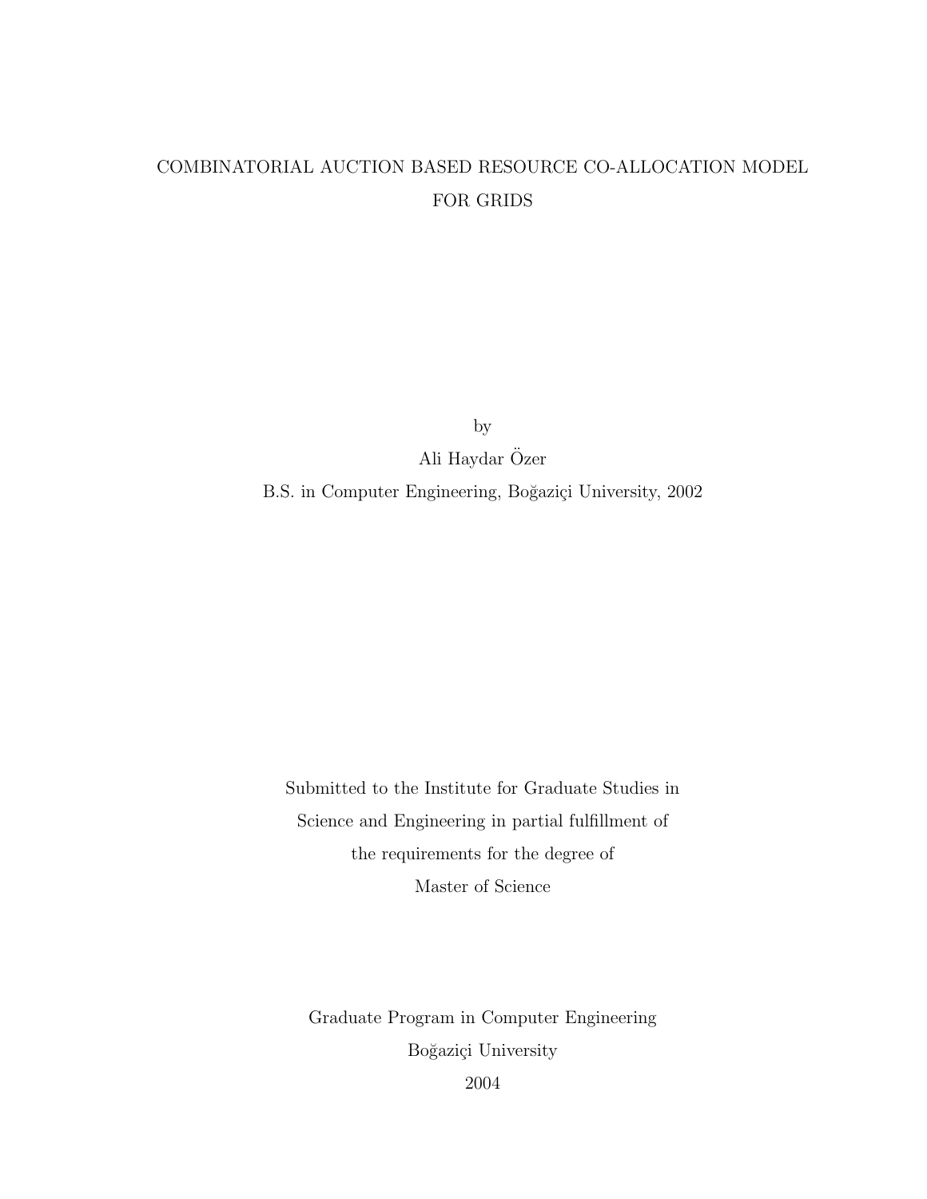# COMBINATORIAL AUCTION BASED RESOURCE CO-ALLOCATION MODEL FOR GRIDS

by

Ali Haydar Özer

B.S. in Computer Engineering, Boğaziçi University, 2002

Submitted to the Institute for Graduate Studies in
Science and Engineering in partial fulfillment of
the requirements for the degree of
Master of Science

Graduate Program in Computer Engineering
Boğaziçi University
2004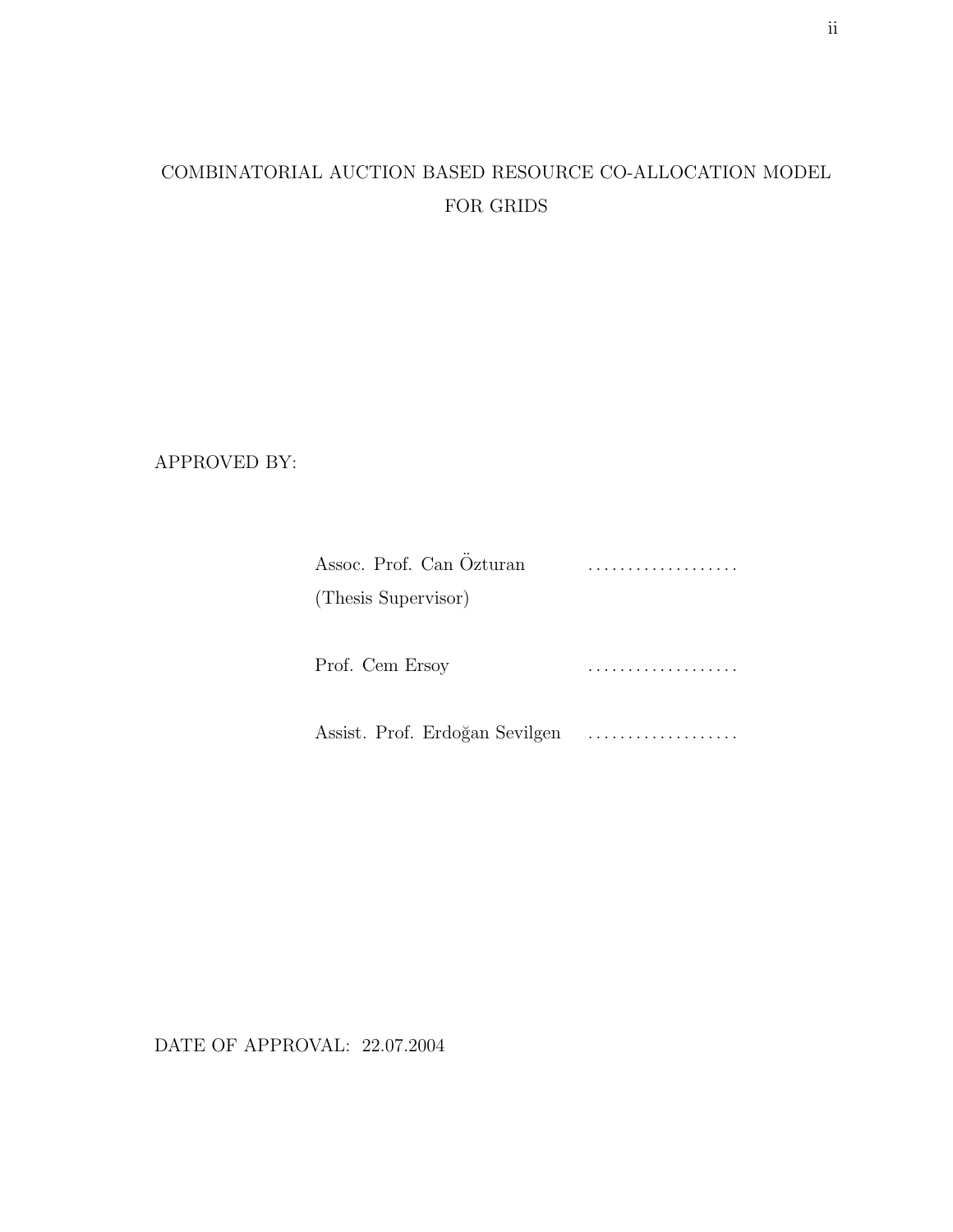COMBINATORIAL AUCTION BASED RESOURCE CO-ALLOCATION MODEL FOR GRIDS

APPROVED BY:

Assoc. Prof. Can Özturan . . . . . . . . . . . . . . . . . . .
(Thesis Supervisor)

Prof. Cem Ersoy . . . . . . . . . . . . . . . . . . .

Assist. Prof. Erdoğan Sevilgen . . . . . . . . . . . . . . . . . . .

DATE OF APPROVAL: 22.07.2004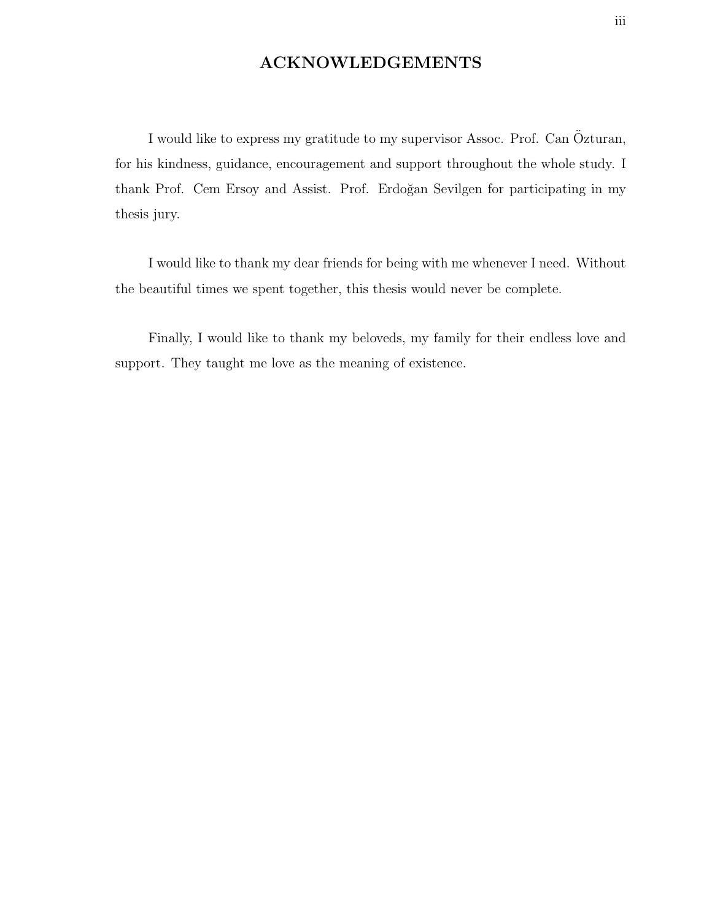# ACKNOWLEDGEMENTS

I would like to express my gratitude to my supervisor Assoc. Prof. Can Özturan, for his kindness, guidance, encouragement and support throughout the whole study. I thank Prof. Cem Ersoy and Assist. Prof. Erdoğan Sevilgen for participating in my thesis jury.

I would like to thank my dear friends for being with me whenever I need. Without the beautiful times we spent together, this thesis would never be complete.

Finally, I would like to thank my beloveds, my family for their endless love and support. They taught me love as the meaning of existence.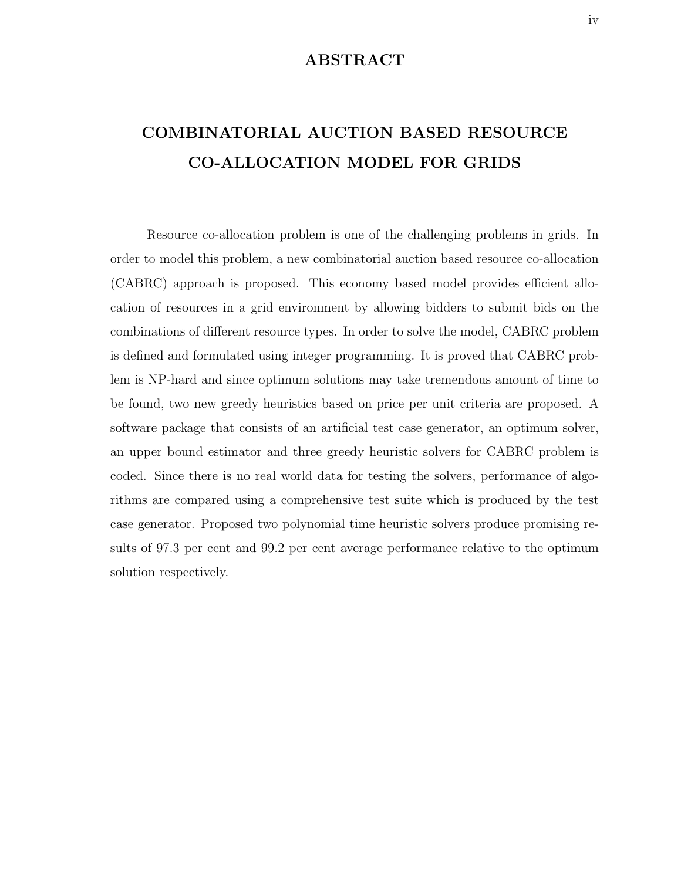# ABSTRACT

## COMBINATORIAL AUCTION BASED RESOURCE CO-ALLOCATION MODEL FOR GRIDS

Resource co-allocation problem is one of the challenging problems in grids. In order to model this problem, a new combinatorial auction based resource co-allocation (CABRC) approach is proposed. This economy based model provides efficient allocation of resources in a grid environment by allowing bidders to submit bids on the combinations of different resource types. In order to solve the model, CABRC problem is defined and formulated using integer programming. It is proved that CABRC problem is NP-hard and since optimum solutions may take tremendous amount of time to be found, two new greedy heuristics based on price per unit criteria are proposed. A software package that consists of an artificial test case generator, an optimum solver, an upper bound estimator and three greedy heuristic solvers for CABRC problem is coded. Since there is no real world data for testing the solvers, performance of algorithms are compared using a comprehensive test suite which is produced by the test case generator. Proposed two polynomial time heuristic solvers produce promising results of 97.3 per cent and 99.2 per cent average performance relative to the optimum solution respectively.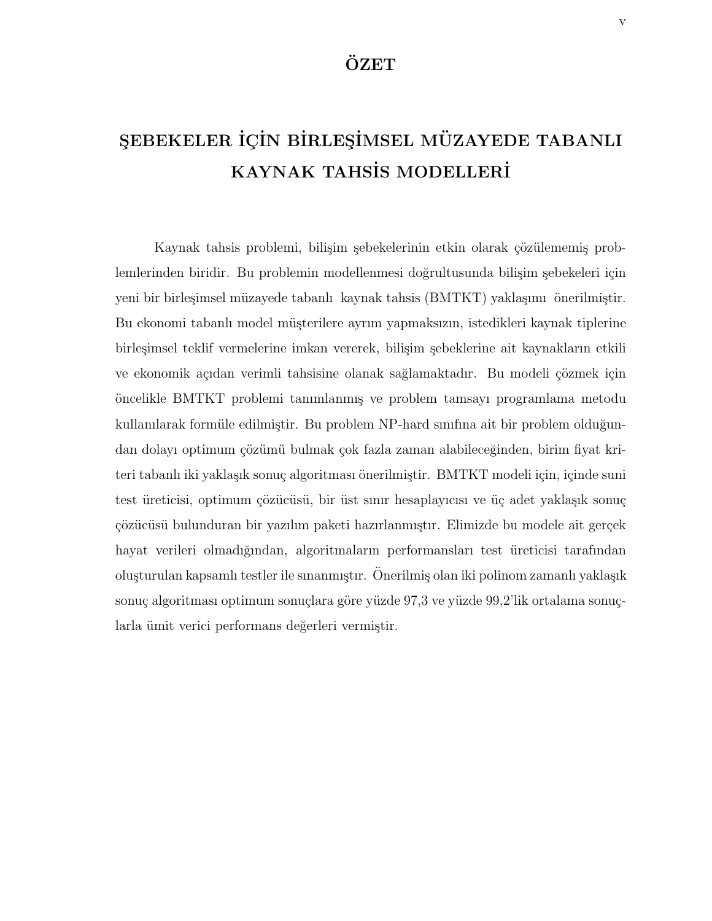# ÖZET

## ŞEBEKELER İÇİN BİRLEŞİMSEL MÜZAYEDE TABANLI KAYNAK TAHSİS MODELLERİ

Kaynak tahsis problemi, bilişim şebekelerinin etkin olarak çözülememiş problemlerinden biridir. Bu problemin modellenmesi doğrultusunda bilişim şebekeleri için yeni bir birleşimsel müzayede tabanlı kaynak tahsis (BMTKT) yaklaşımı önerilmiştir. Bu ekonomi tabanlı model müşterilere ayrım yapmaksızın, istedikleri kaynak tiplerine birleşimsel teklif vermelerine imkan vererek, bilişim şebeklerine ait kaynakların etkili ve ekonomik açıdan verimli tahsisine olanak sağlamaktadır. Bu modeli çözmek için öncelikle BMTKT problemi tanımlanmış ve problem tamsayı programlama metodu kullanılarak formüle edilmiştir. Bu problem NP-hard sınıfına ait bir problem olduğundan dolayı optimum çözümü bulmak çok fazla zaman alabileceğinden, birim fiyat kriteri tabanlı iki yaklaşık sonuç algoritması önerilmiştir. BMTKT modeli için, içinde suni test üreticisi, optimum çözücüsü, bir üst sınır hesaplayıcısı ve üç adet yaklaşık sonuç çözücüsü bulunduran bir yazılım paketi hazırlanmıştır. Elimizde bu modele ait gerçek hayat verileri olmadığından, algoritmaların performansları test üreticisi tarafından oluşturulan kapsamlı testler ile sınanmıştır. Önerilmiş olan iki polinom zamanlı yaklaşık sonuç algoritması optimum sonuçlara göre yüzde 97,3 ve yüzde 99,2'lik ortalama sonuçlarla ümit verici performans değerleri vermiştir.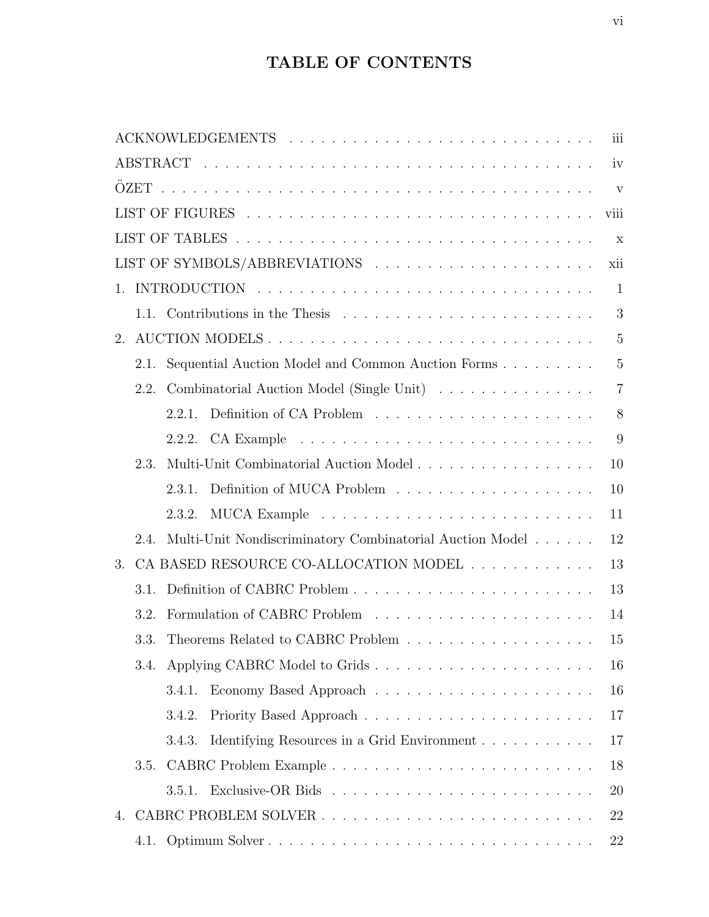# TABLE OF CONTENTS

ACKNOWLEDGEMENTS . . . iii

ABSTRACT . . . iv

ÖZET . . . v

LIST OF FIGURES . . . viii

LIST OF TABLES . . . x

LIST OF SYMBOLS/ABBREVIATIONS . . . xii

1. INTRODUCTION . . . 1
   - 1.1. Contributions in the Thesis . . . 3
2. AUCTION MODELS . . . 5
   - 2.1. Sequential Auction Model and Common Auction Forms . . . 5
   - 2.2. Combinatorial Auction Model (Single Unit) . . . 7
     - 2.2.1. Definition of CA Problem . . . 8
     - 2.2.2. CA Example . . . 9
   - 2.3. Multi-Unit Combinatorial Auction Model . . . 10
     - 2.3.1. Definition of MUCA Problem . . . 10
     - 2.3.2. MUCA Example . . . 11
   - 2.4. Multi-Unit Nondiscriminatory Combinatorial Auction Model . . . 12
3. CA BASED RESOURCE CO-ALLOCATION MODEL . . . 13
   - 3.1. Definition of CABRC Problem . . . 13
   - 3.2. Formulation of CABRC Problem . . . 14
   - 3.3. Theorems Related to CABRC Problem . . . 15
   - 3.4. Applying CABRC Model to Grids . . . 16
     - 3.4.1. Economy Based Approach . . . 16
     - 3.4.2. Priority Based Approach . . . 17
     - 3.4.3. Identifying Resources in a Grid Environment . . . 17
   - 3.5. CABRC Problem Example . . . 18
     - 3.5.1. Exclusive-OR Bids . . . 20
4. CABRC PROBLEM SOLVER . . . 22
   - 4.1. Optimum Solver . . . 22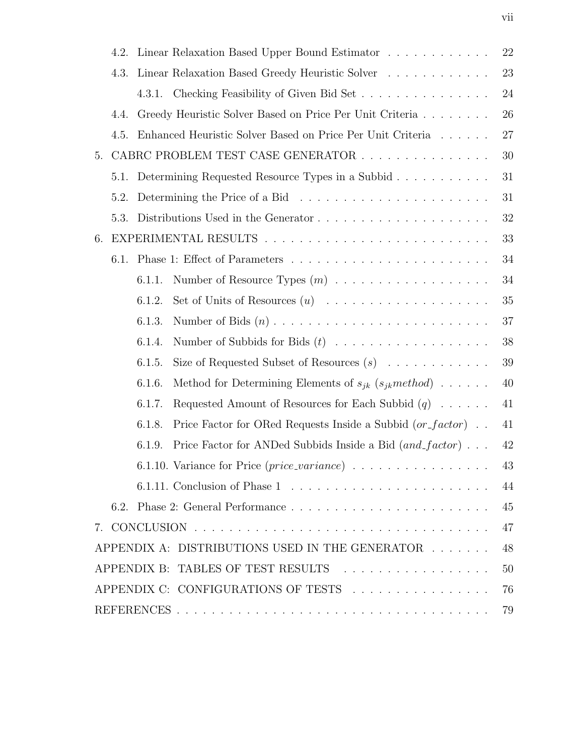4.2. Linear Relaxation Based Upper Bound Estimator . . . . . . . . . . . . 22

4.3. Linear Relaxation Based Greedy Heuristic Solver . . . . . . . . . . . . 23

4.3.1. Checking Feasibility of Given Bid Set . . . . . . . . . . . . . . . . 24

4.4. Greedy Heuristic Solver Based on Price Per Unit Criteria . . . . . . . . 26

4.5. Enhanced Heuristic Solver Based on Price Per Unit Criteria . . . . . . 27

5. CABRC PROBLEM TEST CASE GENERATOR . . . . . . . . . . . . . . . . 30

5.1. Determining Requested Resource Types in a Subbid . . . . . . . . . . . 31

5.2. Determining the Price of a Bid . . . . . . . . . . . . . . . . . . . . . . 31

5.3. Distributions Used in the Generator . . . . . . . . . . . . . . . . . . . . 32

6. EXPERIMENTAL RESULTS . . . . . . . . . . . . . . . . . . . . . . . . . . . 33

6.1. Phase 1: Effect of Parameters . . . . . . . . . . . . . . . . . . . . . . . 34

6.1.1. Number of Resource Types ($m$) . . . . . . . . . . . . . . . . . . . 34

6.1.2. Set of Units of Resources ($u$) . . . . . . . . . . . . . . . . . . . . 35

6.1.3. Number of Bids ($n$) . . . . . . . . . . . . . . . . . . . . . . . . . . 37

6.1.4. Number of Subbids for Bids ($t$) . . . . . . . . . . . . . . . . . . . 38

6.1.5. Size of Requested Subset of Resources ($s$) . . . . . . . . . . . . . 39

6.1.6. Method for Determining Elements of $s_{jk}$ ($s_{jk}method$) . . . . . . 40

6.1.7. Requested Amount of Resources for Each Subbid ($q$) . . . . . . 41

6.1.8. Price Factor for ORed Requests Inside a Subbid ($or\_factor$) . . 41

6.1.9. Price Factor for ANDed Subbids Inside a Bid ($and\_factor$) . . . 42

6.1.10. Variance for Price ($price\_variance$) . . . . . . . . . . . . . . . . 43

6.1.11. Conclusion of Phase 1 . . . . . . . . . . . . . . . . . . . . . . . . 44

6.2. Phase 2: General Performance . . . . . . . . . . . . . . . . . . . . . . . 45

7. CONCLUSION . . . . . . . . . . . . . . . . . . . . . . . . . . . . . . . . . . 47

APPENDIX A: DISTRIBUTIONS USED IN THE GENERATOR . . . . . . . 48

APPENDIX B: TABLES OF TEST RESULTS . . . . . . . . . . . . . . . . . 50

APPENDIX C: CONFIGURATIONS OF TESTS . . . . . . . . . . . . . . . 76

REFERENCES . . . . . . . . . . . . . . . . . . . . . . . . . . . . . . . . . . . 79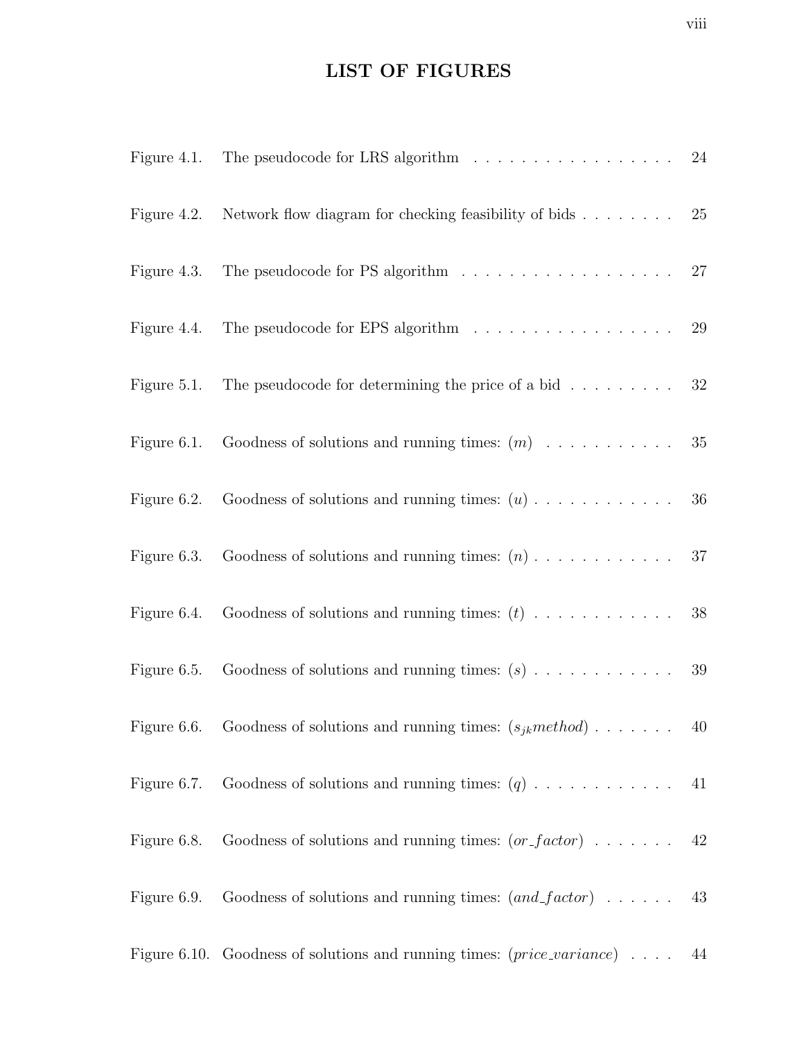# LIST OF FIGURES

Figure 4.1. The pseudocode for LRS algorithm . . . . . . . . . . . . . . . . . . 24

Figure 4.2. Network flow diagram for checking feasibility of bids . . . . . . . . 25

Figure 4.3. The pseudocode for PS algorithm . . . . . . . . . . . . . . . . . . . 27

Figure 4.4. The pseudocode for EPS algorithm . . . . . . . . . . . . . . . . . . 29

Figure 5.1. The pseudocode for determining the price of a bid . . . . . . . . . . 32

Figure 6.1. Goodness of solutions and running times: $(m)$ . . . . . . . . . . . . 35

Figure 6.2. Goodness of solutions and running times: $(u)$ . . . . . . . . . . . . 36

Figure 6.3. Goodness of solutions and running times: $(n)$ . . . . . . . . . . . . 37

Figure 6.4. Goodness of solutions and running times: $(t)$ . . . . . . . . . . . . 38

Figure 6.5. Goodness of solutions and running times: $(s)$ . . . . . . . . . . . . 39

Figure 6.6. Goodness of solutions and running times: $(s_{jk}method)$ . . . . . . . 40

Figure 6.7. Goodness of solutions and running times: $(q)$ . . . . . . . . . . . . 41

Figure 6.8. Goodness of solutions and running times: $(or\_factor)$ . . . . . . . 42

Figure 6.9. Goodness of solutions and running times: $(and\_factor)$ . . . . . . 43

Figure 6.10. Goodness of solutions and running times: $(price\_variance)$ . . . . 44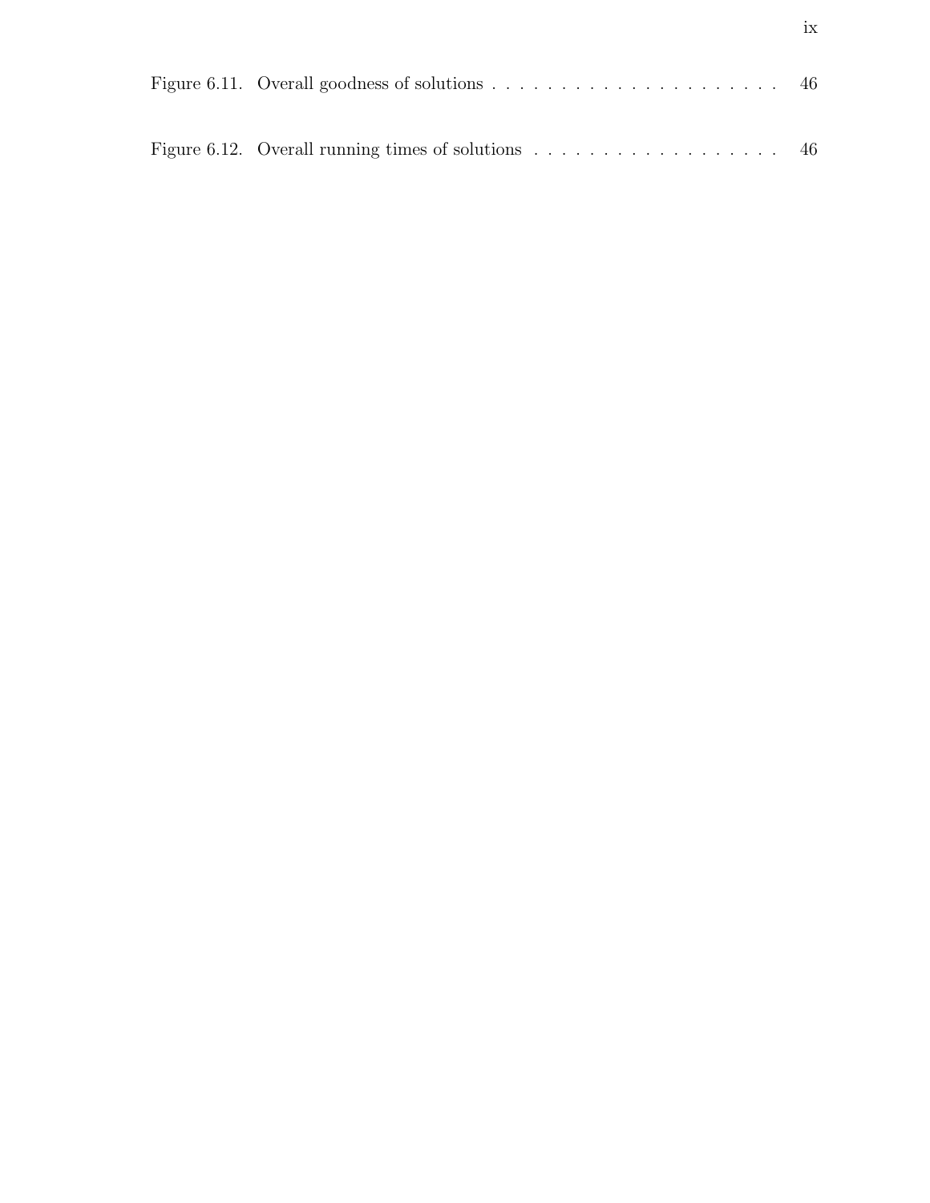Figure 6.11. Overall goodness of solutions . . . . . . . . . . . . . . . . . . . . . . 46

Figure 6.12. Overall running times of solutions . . . . . . . . . . . . . . . . . . . 46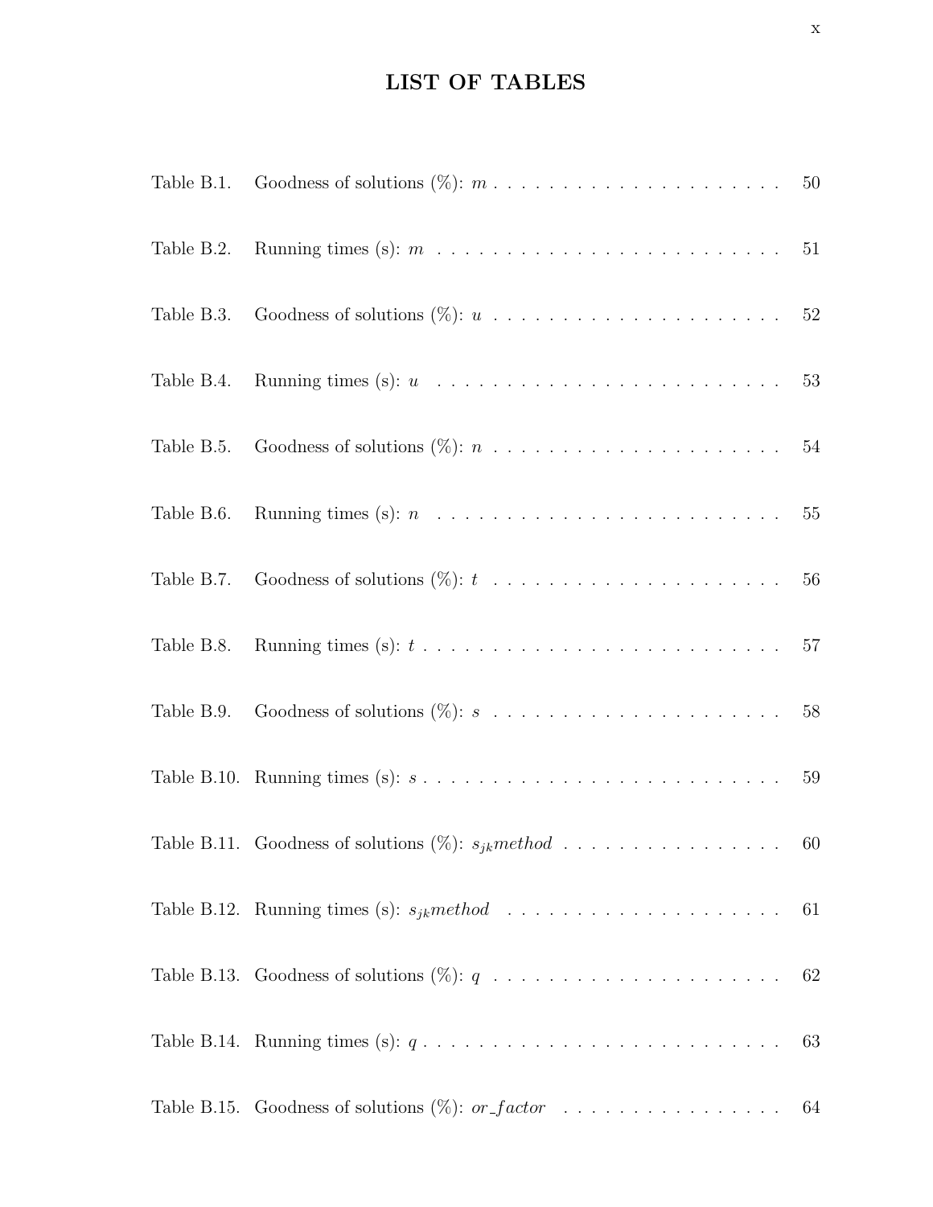# LIST OF TABLES

Table B.1. Goodness of solutions (%): $m$ . . . . . . . . . . . . . . . . . . . . . 50

Table B.2. Running times (s): $m$ . . . . . . . . . . . . . . . . . . . . . . . . . 51

Table B.3. Goodness of solutions (%): $u$ . . . . . . . . . . . . . . . . . . . . . 52

Table B.4. Running times (s): $u$ . . . . . . . . . . . . . . . . . . . . . . . . . 53

Table B.5. Goodness of solutions (%): $n$ . . . . . . . . . . . . . . . . . . . . . 54

Table B.6. Running times (s): $n$ . . . . . . . . . . . . . . . . . . . . . . . . . 55

Table B.7. Goodness of solutions (%): $t$ . . . . . . . . . . . . . . . . . . . . . 56

Table B.8. Running times (s): $t$ . . . . . . . . . . . . . . . . . . . . . . . . . 57

Table B.9. Goodness of solutions (%): $s$ . . . . . . . . . . . . . . . . . . . . . 58

Table B.10. Running times (s): $s$ . . . . . . . . . . . . . . . . . . . . . . . . . 59

Table B.11. Goodness of solutions (%): $s_{jk}method$ . . . . . . . . . . . . . . . . 60

Table B.12. Running times (s): $s_{jk}method$ . . . . . . . . . . . . . . . . . . . . 61

Table B.13. Goodness of solutions (%): $q$ . . . . . . . . . . . . . . . . . . . . . 62

Table B.14. Running times (s): $q$ . . . . . . . . . . . . . . . . . . . . . . . . . 63

Table B.15. Goodness of solutions (%): $or\_factor$ . . . . . . . . . . . . . . . . 64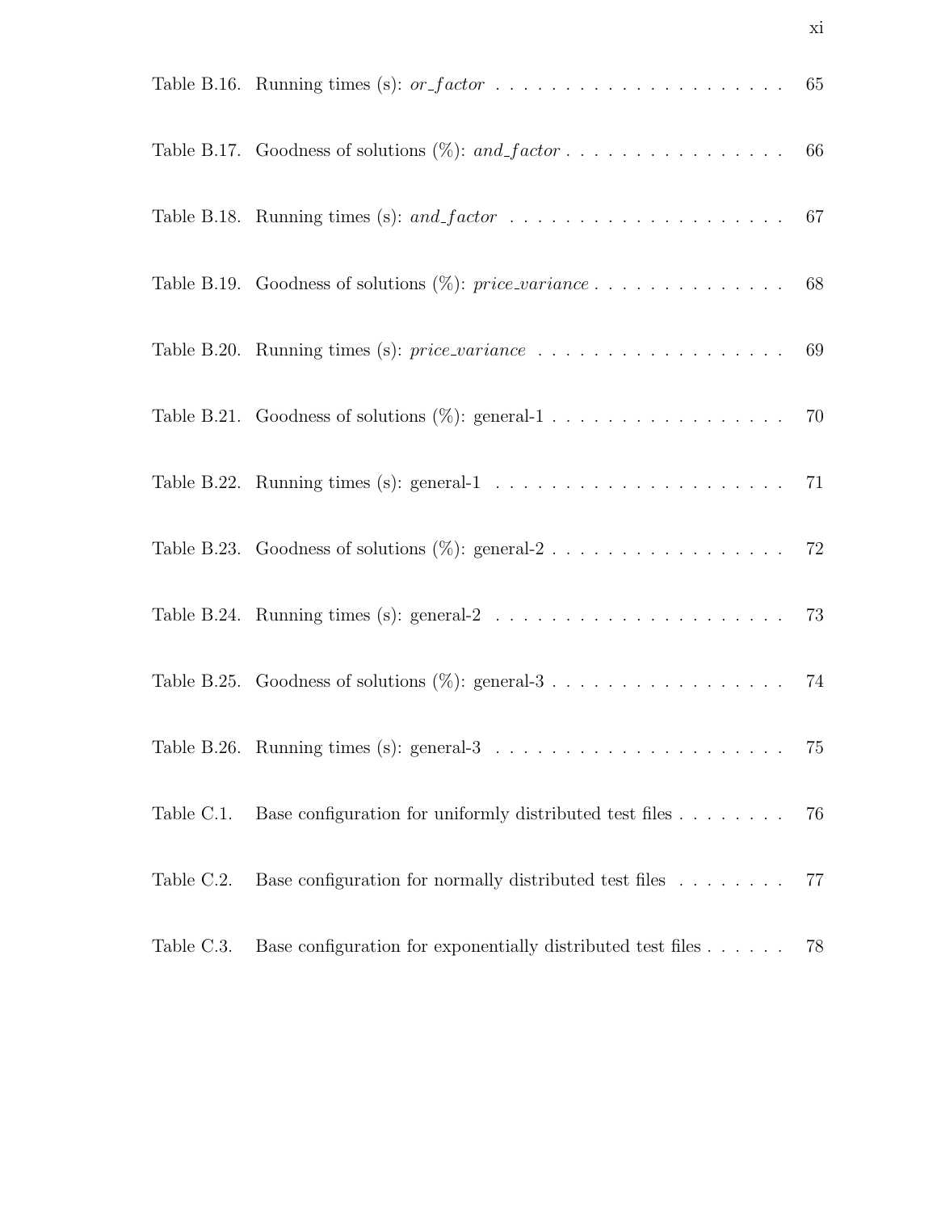Table B.16. Running times (s): *or_factor* . . . . . . . . . . . . . . . . . . . . . . 65

Table B.17. Goodness of solutions (%): *and_factor* . . . . . . . . . . . . . . . . . 66

Table B.18. Running times (s): *and_factor* . . . . . . . . . . . . . . . . . . . . . 67

Table B.19. Goodness of solutions (%): *price_variance* . . . . . . . . . . . . . . 68

Table B.20. Running times (s): *price_variance* . . . . . . . . . . . . . . . . . . 69

Table B.21. Goodness of solutions (%): general-1 . . . . . . . . . . . . . . . . . . 70

Table B.22. Running times (s): general-1 . . . . . . . . . . . . . . . . . . . . . . 71

Table B.23. Goodness of solutions (%): general-2 . . . . . . . . . . . . . . . . . . 72

Table B.24. Running times (s): general-2 . . . . . . . . . . . . . . . . . . . . . . 73

Table B.25. Goodness of solutions (%): general-3 . . . . . . . . . . . . . . . . . . 74

Table B.26. Running times (s): general-3 . . . . . . . . . . . . . . . . . . . . . . 75

Table C.1. Base configuration for uniformly distributed test files . . . . . . . . 76

Table C.2. Base configuration for normally distributed test files . . . . . . . . 77

Table C.3. Base configuration for exponentially distributed test files . . . . . . 78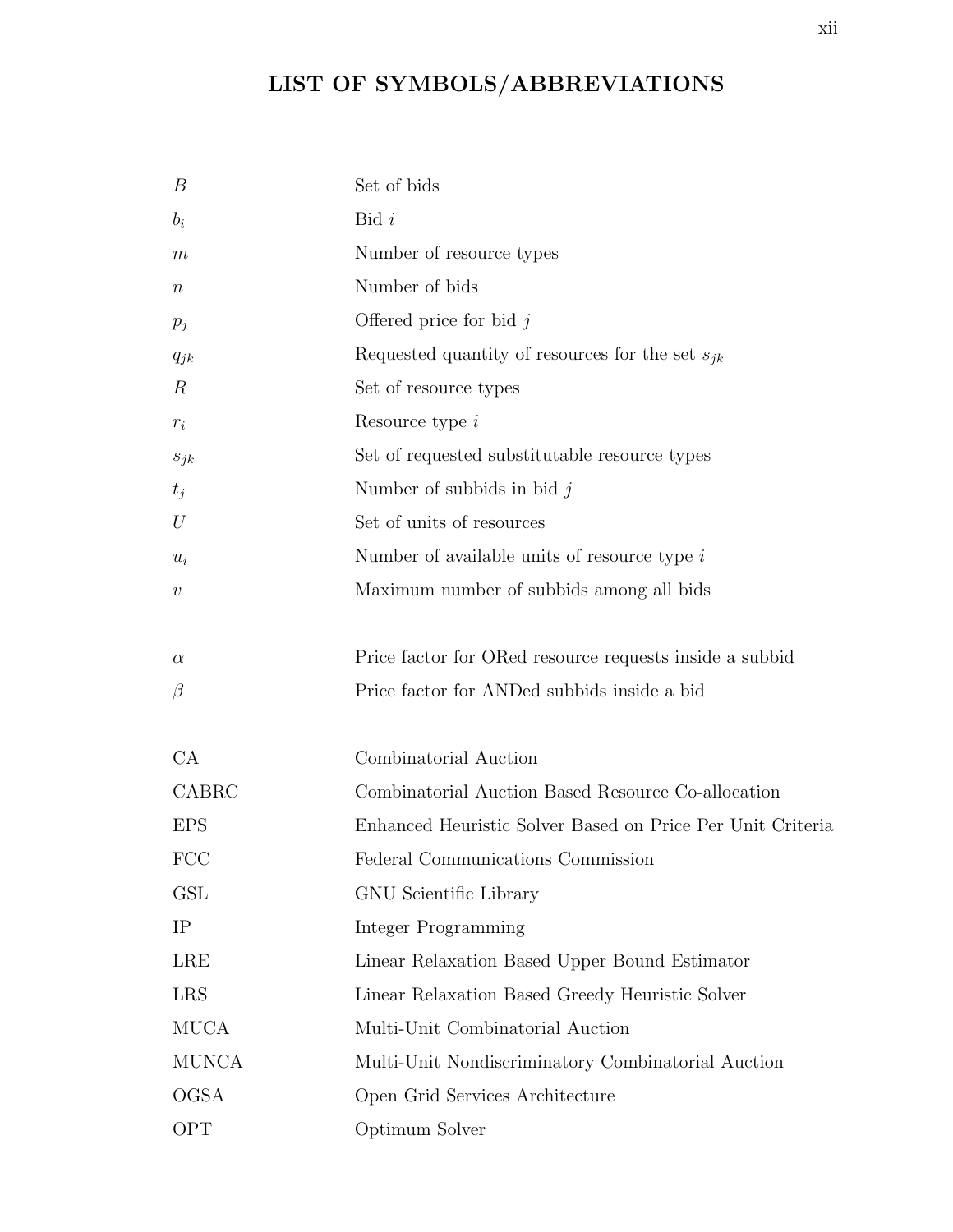# LIST OF SYMBOLS/ABBREVIATIONS

| | |
|---|---|
| $B$ | Set of bids |
| $b_i$ | Bid $i$ |
| $m$ | Number of resource types |
| $n$ | Number of bids |
| $p_j$ | Offered price for bid $j$ |
| $q_{jk}$ | Requested quantity of resources for the set $s_{jk}$ |
| $R$ | Set of resource types |
| $r_i$ | Resource type $i$ |
| $s_{jk}$ | Set of requested substitutable resource types |
| $t_j$ | Number of subbids in bid $j$ |
| $U$ | Set of units of resources |
| $u_i$ | Number of available units of resource type $i$ |
| $v$ | Maximum number of subbids among all bids |
| | |
| $\alpha$ | Price factor for ORed resource requests inside a subbid |
| $\beta$ | Price factor for ANDed subbids inside a bid |
| | |
| CA | Combinatorial Auction |
| CABRC | Combinatorial Auction Based Resource Co-allocation |
| EPS | Enhanced Heuristic Solver Based on Price Per Unit Criteria |
| FCC | Federal Communications Commission |
| GSL | GNU Scientific Library |
| IP | Integer Programming |
| LRE | Linear Relaxation Based Upper Bound Estimator |
| LRS | Linear Relaxation Based Greedy Heuristic Solver |
| MUCA | Multi-Unit Combinatorial Auction |
| MUNCA | Multi-Unit Nondiscriminatory Combinatorial Auction |
| OGSA | Open Grid Services Architecture |
| OPT | Optimum Solver |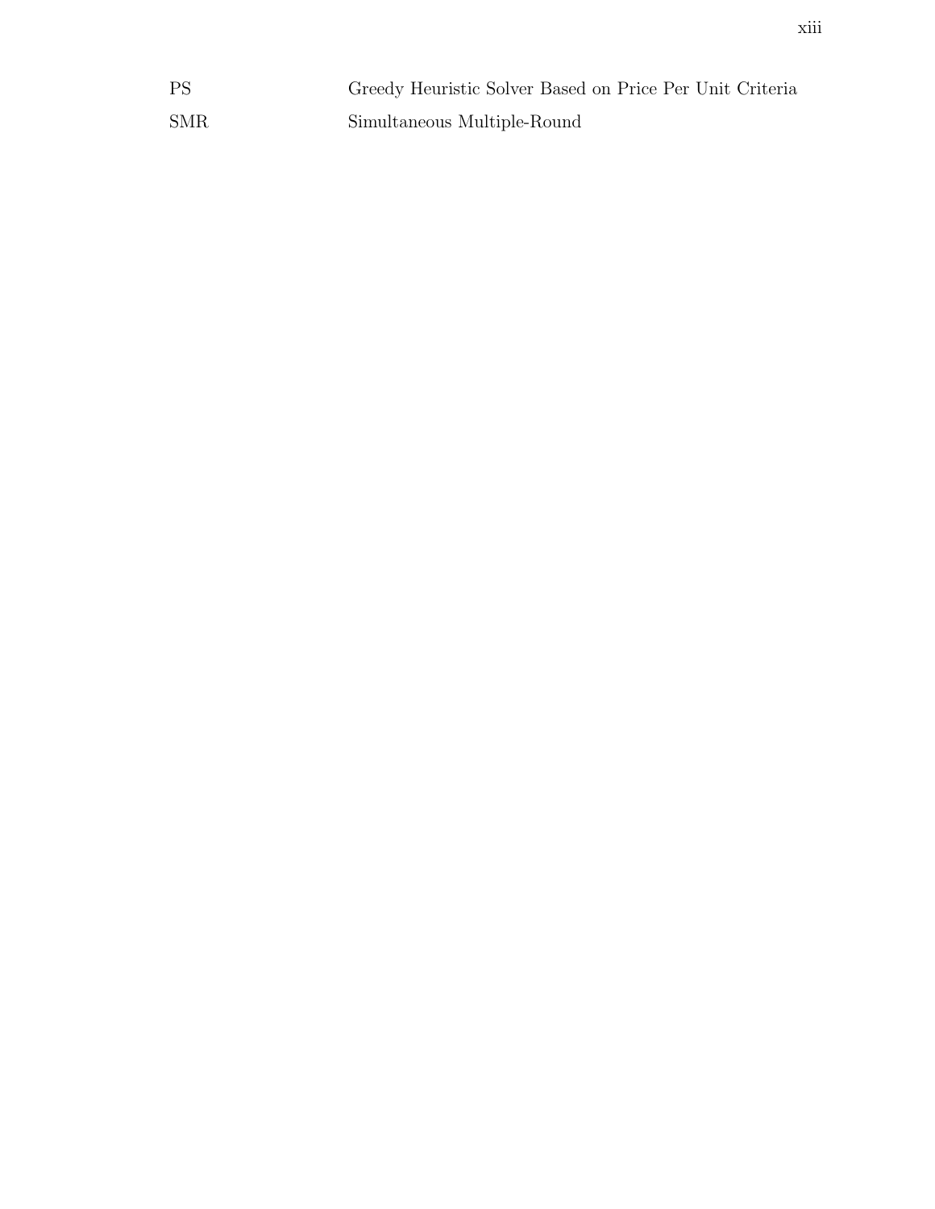| | |
|---|---|
| PS | Greedy Heuristic Solver Based on Price Per Unit Criteria |
| SMR | Simultaneous Multiple-Round |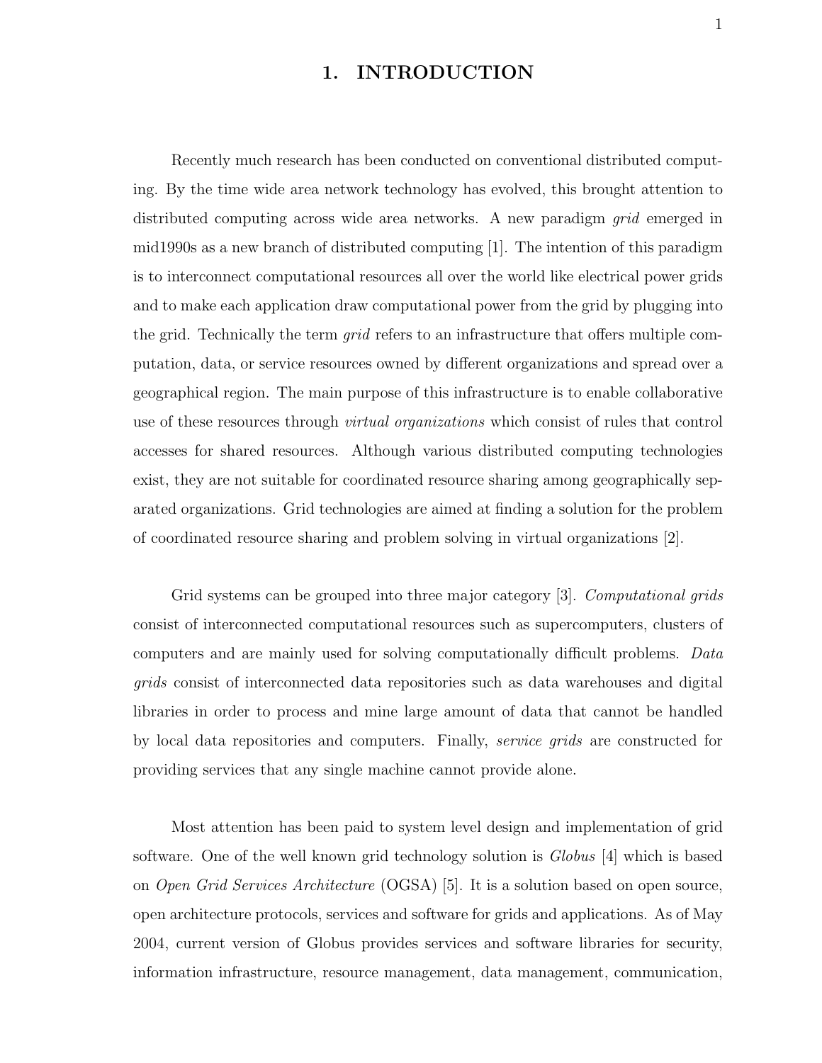# 1. INTRODUCTION

Recently much research has been conducted on conventional distributed computing. By the time wide area network technology has evolved, this brought attention to distributed computing across wide area networks. A new paradigm *grid* emerged in mid1990s as a new branch of distributed computing [1]. The intention of this paradigm is to interconnect computational resources all over the world like electrical power grids and to make each application draw computational power from the grid by plugging into the grid. Technically the term *grid* refers to an infrastructure that offers multiple computation, data, or service resources owned by different organizations and spread over a geographical region. The main purpose of this infrastructure is to enable collaborative use of these resources through *virtual organizations* which consist of rules that control accesses for shared resources. Although various distributed computing technologies exist, they are not suitable for coordinated resource sharing among geographically separated organizations. Grid technologies are aimed at finding a solution for the problem of coordinated resource sharing and problem solving in virtual organizations [2].

Grid systems can be grouped into three major category [3]. *Computational grids* consist of interconnected computational resources such as supercomputers, clusters of computers and are mainly used for solving computationally difficult problems. *Data grids* consist of interconnected data repositories such as data warehouses and digital libraries in order to process and mine large amount of data that cannot be handled by local data repositories and computers. Finally, *service grids* are constructed for providing services that any single machine cannot provide alone.

Most attention has been paid to system level design and implementation of grid software. One of the well known grid technology solution is *Globus* [4] which is based on *Open Grid Services Architecture* (OGSA) [5]. It is a solution based on open source, open architecture protocols, services and software for grids and applications. As of May 2004, current version of Globus provides services and software libraries for security, information infrastructure, resource management, data management, communication,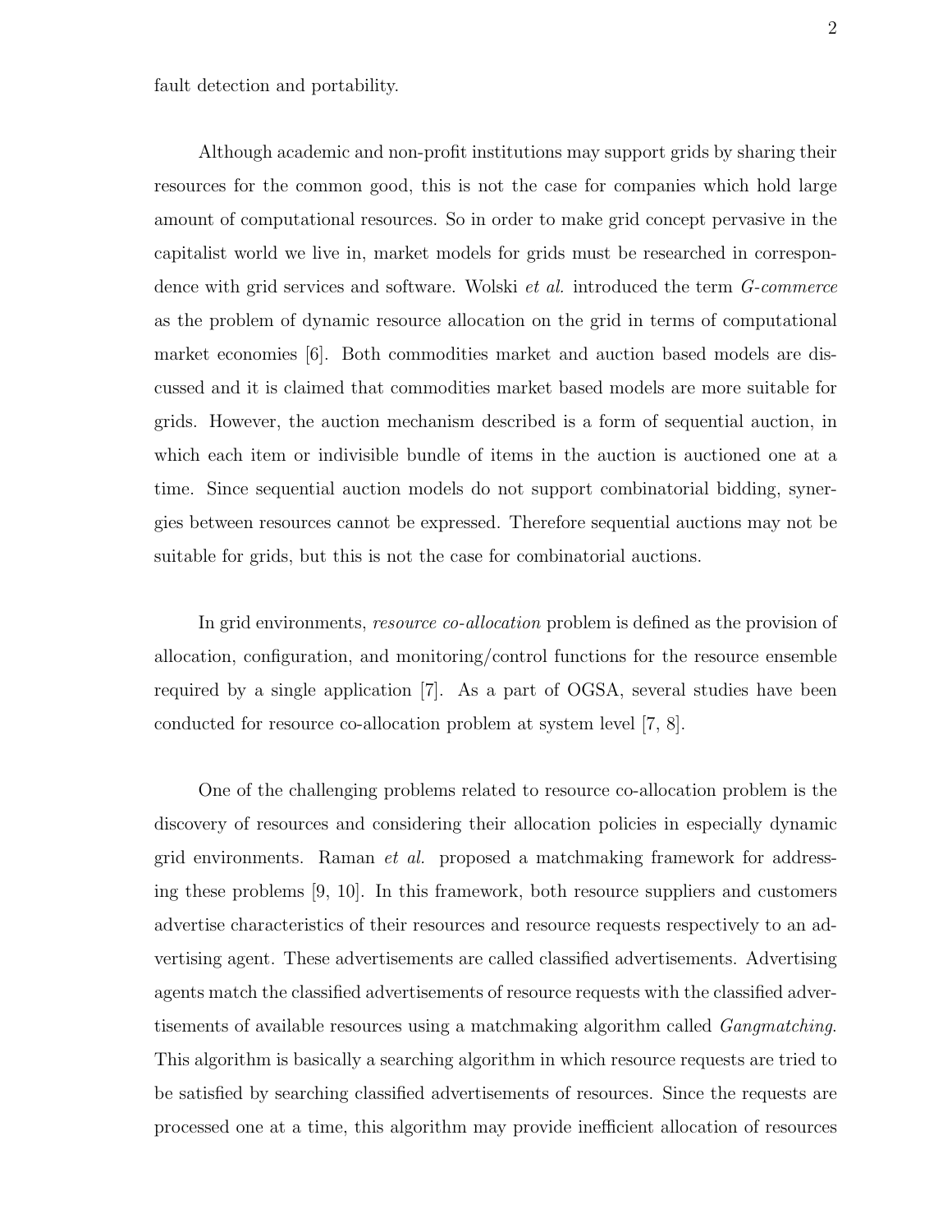fault detection and portability.

Although academic and non-profit institutions may support grids by sharing their resources for the common good, this is not the case for companies which hold large amount of computational resources. So in order to make grid concept pervasive in the capitalist world we live in, market models for grids must be researched in correspondence with grid services and software. Wolski *et al.* introduced the term *G-commerce* as the problem of dynamic resource allocation on the grid in terms of computational market economies [6]. Both commodities market and auction based models are discussed and it is claimed that commodities market based models are more suitable for grids. However, the auction mechanism described is a form of sequential auction, in which each item or indivisible bundle of items in the auction is auctioned one at a time. Since sequential auction models do not support combinatorial bidding, synergies between resources cannot be expressed. Therefore sequential auctions may not be suitable for grids, but this is not the case for combinatorial auctions.

In grid environments, *resource co-allocation* problem is defined as the provision of allocation, configuration, and monitoring/control functions for the resource ensemble required by a single application [7]. As a part of OGSA, several studies have been conducted for resource co-allocation problem at system level [7, 8].

One of the challenging problems related to resource co-allocation problem is the discovery of resources and considering their allocation policies in especially dynamic grid environments. Raman *et al.* proposed a matchmaking framework for addressing these problems [9, 10]. In this framework, both resource suppliers and customers advertise characteristics of their resources and resource requests respectively to an advertising agent. These advertisements are called classified advertisements. Advertising agents match the classified advertisements of resource requests with the classified advertisements of available resources using a matchmaking algorithm called *Gangmatching*. This algorithm is basically a searching algorithm in which resource requests are tried to be satisfied by searching classified advertisements of resources. Since the requests are processed one at a time, this algorithm may provide inefficient allocation of resources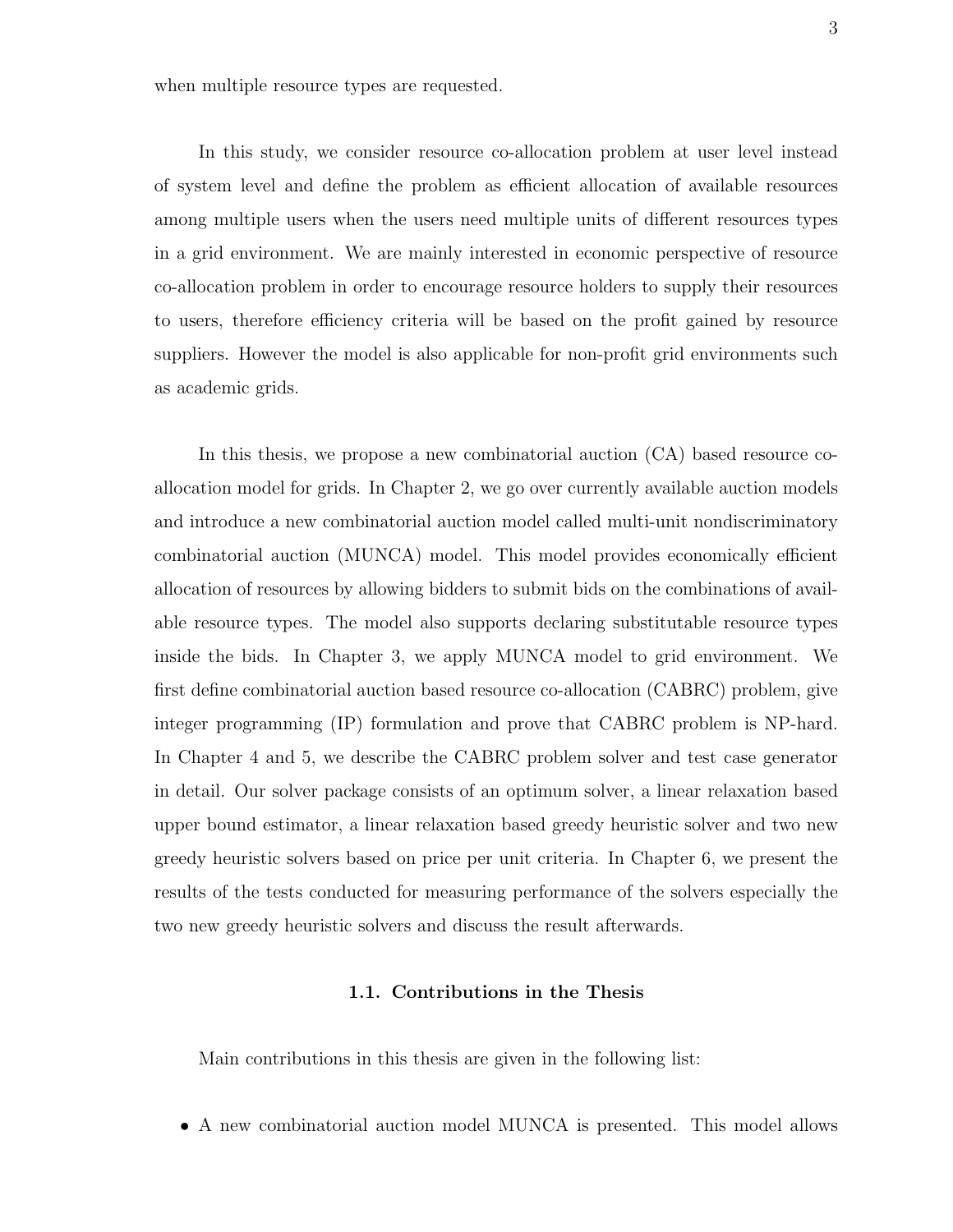when multiple resource types are requested.

In this study, we consider resource co-allocation problem at user level instead of system level and define the problem as efficient allocation of available resources among multiple users when the users need multiple units of different resources types in a grid environment. We are mainly interested in economic perspective of resource co-allocation problem in order to encourage resource holders to supply their resources to users, therefore efficiency criteria will be based on the profit gained by resource suppliers. However the model is also applicable for non-profit grid environments such as academic grids.

In this thesis, we propose a new combinatorial auction (CA) based resource co-allocation model for grids. In Chapter 2, we go over currently available auction models and introduce a new combinatorial auction model called multi-unit nondiscriminatory combinatorial auction (MUNCA) model. This model provides economically efficient allocation of resources by allowing bidders to submit bids on the combinations of available resource types. The model also supports declaring substitutable resource types inside the bids. In Chapter 3, we apply MUNCA model to grid environment. We first define combinatorial auction based resource co-allocation (CABRC) problem, give integer programming (IP) formulation and prove that CABRC problem is NP-hard. In Chapter 4 and 5, we describe the CABRC problem solver and test case generator in detail. Our solver package consists of an optimum solver, a linear relaxation based upper bound estimator, a linear relaxation based greedy heuristic solver and two new greedy heuristic solvers based on price per unit criteria. In Chapter 6, we present the results of the tests conducted for measuring performance of the solvers especially the two new greedy heuristic solvers and discuss the result afterwards.

### 1.1. Contributions in the Thesis

Main contributions in this thesis are given in the following list:

- A new combinatorial auction model MUNCA is presented. This model allows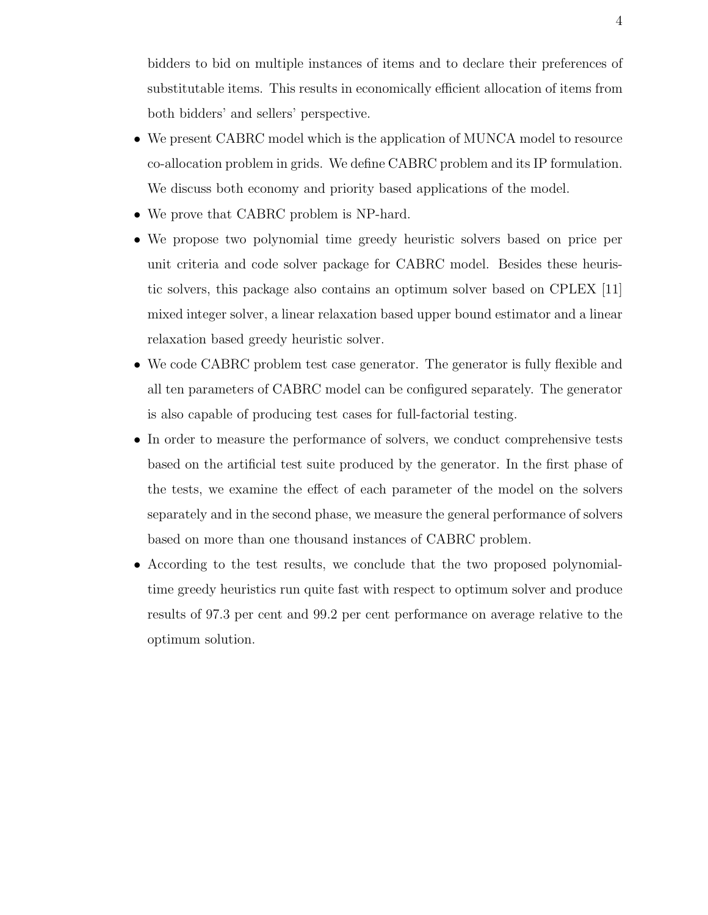bidders to bid on multiple instances of items and to declare their preferences of substitutable items. This results in economically efficient allocation of items from both bidders' and sellers' perspective.

- We present CABRC model which is the application of MUNCA model to resource co-allocation problem in grids. We define CABRC problem and its IP formulation. We discuss both economy and priority based applications of the model.
- We prove that CABRC problem is NP-hard.
- We propose two polynomial time greedy heuristic solvers based on price per unit criteria and code solver package for CABRC model. Besides these heuristic solvers, this package also contains an optimum solver based on CPLEX [11] mixed integer solver, a linear relaxation based upper bound estimator and a linear relaxation based greedy heuristic solver.
- We code CABRC problem test case generator. The generator is fully flexible and all ten parameters of CABRC model can be configured separately. The generator is also capable of producing test cases for full-factorial testing.
- In order to measure the performance of solvers, we conduct comprehensive tests based on the artificial test suite produced by the generator. In the first phase of the tests, we examine the effect of each parameter of the model on the solvers separately and in the second phase, we measure the general performance of solvers based on more than one thousand instances of CABRC problem.
- According to the test results, we conclude that the two proposed polynomial-time greedy heuristics run quite fast with respect to optimum solver and produce results of 97.3 per cent and 99.2 per cent performance on average relative to the optimum solution.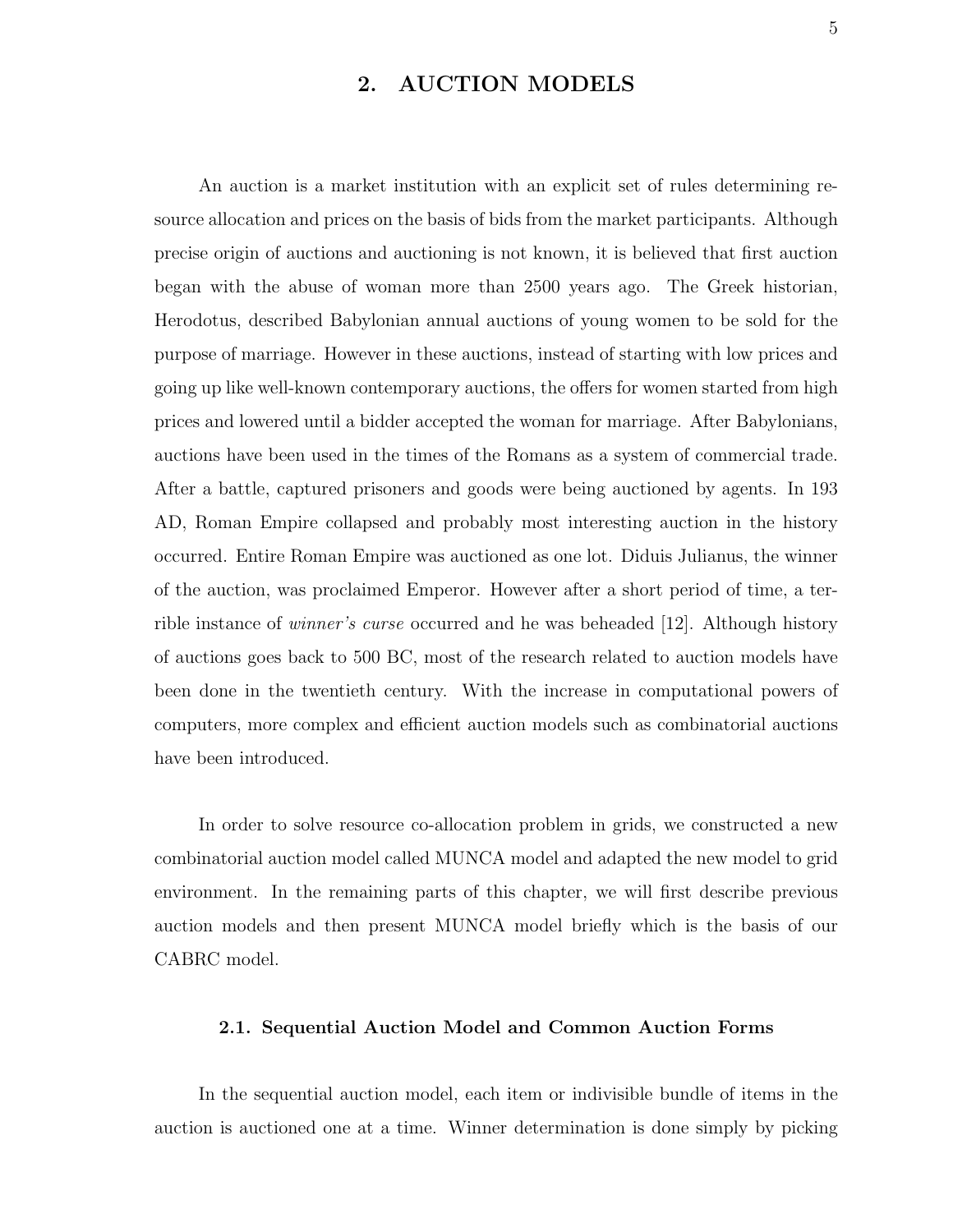# 2. AUCTION MODELS

An auction is a market institution with an explicit set of rules determining resource allocation and prices on the basis of bids from the market participants. Although precise origin of auctions and auctioning is not known, it is believed that first auction began with the abuse of woman more than 2500 years ago. The Greek historian, Herodotus, described Babylonian annual auctions of young women to be sold for the purpose of marriage. However in these auctions, instead of starting with low prices and going up like well-known contemporary auctions, the offers for women started from high prices and lowered until a bidder accepted the woman for marriage. After Babylonians, auctions have been used in the times of the Romans as a system of commercial trade. After a battle, captured prisoners and goods were being auctioned by agents. In 193 AD, Roman Empire collapsed and probably most interesting auction in the history occurred. Entire Roman Empire was auctioned as one lot. Diduis Julianus, the winner of the auction, was proclaimed Emperor. However after a short period of time, a terrible instance of *winner's curse* occurred and he was beheaded [12]. Although history of auctions goes back to 500 BC, most of the research related to auction models have been done in the twentieth century. With the increase in computational powers of computers, more complex and efficient auction models such as combinatorial auctions have been introduced.

In order to solve resource co-allocation problem in grids, we constructed a new combinatorial auction model called MUNCA model and adapted the new model to grid environment. In the remaining parts of this chapter, we will first describe previous auction models and then present MUNCA model briefly which is the basis of our CABRC model.

## 2.1. Sequential Auction Model and Common Auction Forms

In the sequential auction model, each item or indivisible bundle of items in the auction is auctioned one at a time. Winner determination is done simply by picking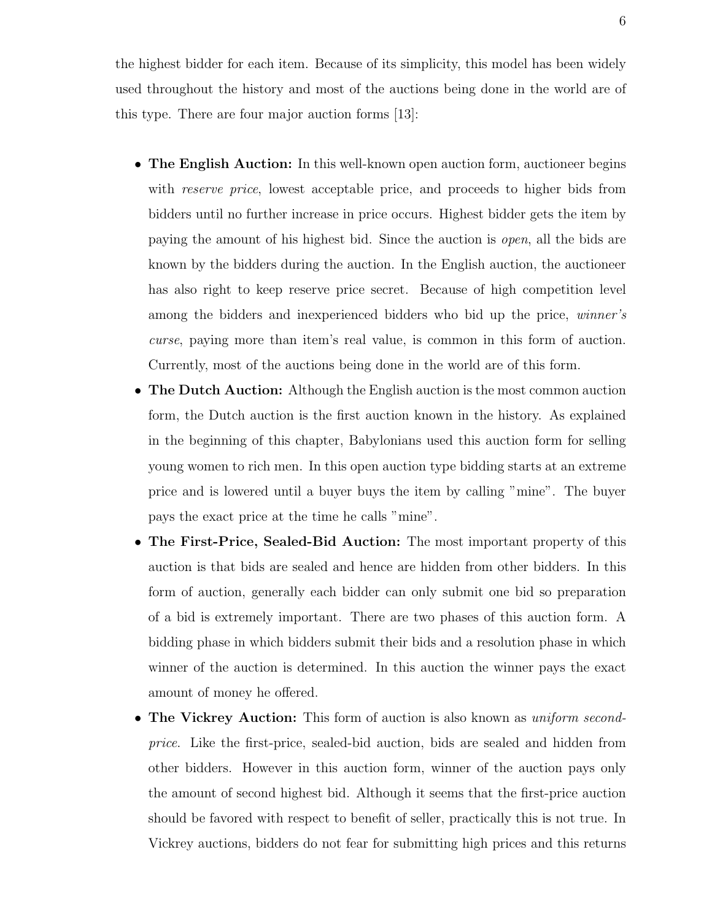the highest bidder for each item. Because of its simplicity, this model has been widely used throughout the history and most of the auctions being done in the world are of this type. There are four major auction forms [13]:

- **The English Auction:** In this well-known open auction form, auctioneer begins with *reserve price*, lowest acceptable price, and proceeds to higher bids from bidders until no further increase in price occurs. Highest bidder gets the item by paying the amount of his highest bid. Since the auction is *open*, all the bids are known by the bidders during the auction. In the English auction, the auctioneer has also right to keep reserve price secret. Because of high competition level among the bidders and inexperienced bidders who bid up the price, *winner's curse*, paying more than item's real value, is common in this form of auction. Currently, most of the auctions being done in the world are of this form.
- **The Dutch Auction:** Although the English auction is the most common auction form, the Dutch auction is the first auction known in the history. As explained in the beginning of this chapter, Babylonians used this auction form for selling young women to rich men. In this open auction type bidding starts at an extreme price and is lowered until a buyer buys the item by calling "mine". The buyer pays the exact price at the time he calls "mine".
- **The First-Price, Sealed-Bid Auction:** The most important property of this auction is that bids are sealed and hence are hidden from other bidders. In this form of auction, generally each bidder can only submit one bid so preparation of a bid is extremely important. There are two phases of this auction form. A bidding phase in which bidders submit their bids and a resolution phase in which winner of the auction is determined. In this auction the winner pays the exact amount of money he offered.
- **The Vickrey Auction:** This form of auction is also known as *uniform second-price*. Like the first-price, sealed-bid auction, bids are sealed and hidden from other bidders. However in this auction form, winner of the auction pays only the amount of second highest bid. Although it seems that the first-price auction should be favored with respect to benefit of seller, practically this is not true. In Vickrey auctions, bidders do not fear for submitting high prices and this returns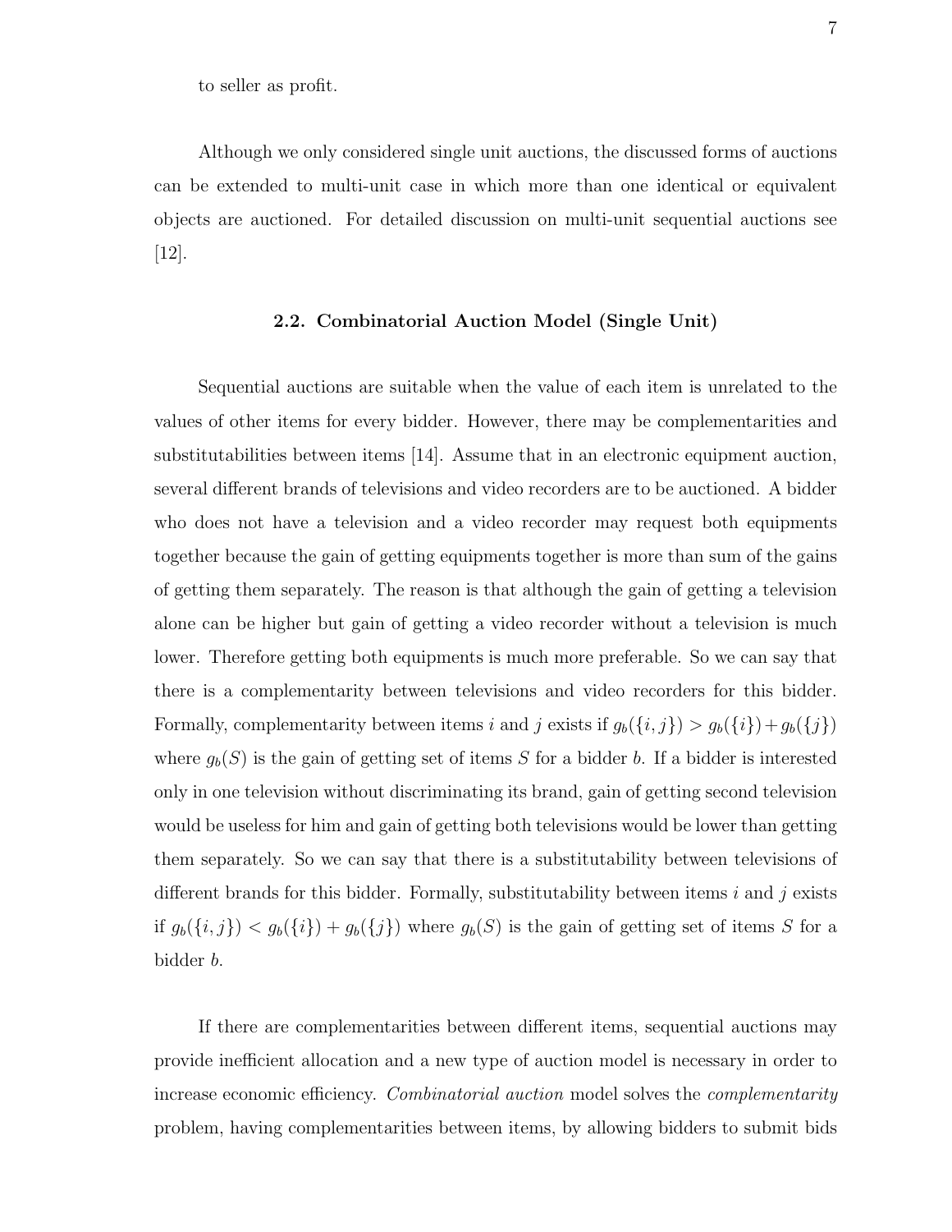to seller as profit.

Although we only considered single unit auctions, the discussed forms of auctions can be extended to multi-unit case in which more than one identical or equivalent objects are auctioned. For detailed discussion on multi-unit sequential auctions see [12].

### 2.2. Combinatorial Auction Model (Single Unit)

Sequential auctions are suitable when the value of each item is unrelated to the values of other items for every bidder. However, there may be complementarities and substitutabilities between items [14]. Assume that in an electronic equipment auction, several different brands of televisions and video recorders are to be auctioned. A bidder who does not have a television and a video recorder may request both equipments together because the gain of getting equipments together is more than sum of the gains of getting them separately. The reason is that although the gain of getting a television alone can be higher but gain of getting a video recorder without a television is much lower. Therefore getting both equipments is much more preferable. So we can say that there is a complementarity between televisions and video recorders for this bidder. Formally, complementarity between items $i$ and $j$ exists if $g_b(\{i, j\}) > g_b(\{i\}) + g_b(\{j\})$ where $g_b(S)$ is the gain of getting set of items $S$ for a bidder $b$. If a bidder is interested only in one television without discriminating its brand, gain of getting second television would be useless for him and gain of getting both televisions would be lower than getting them separately. So we can say that there is a substitutability between televisions of different brands for this bidder. Formally, substitutability between items $i$ and $j$ exists if $g_b(\{i, j\}) < g_b(\{i\}) + g_b(\{j\})$ where $g_b(S)$ is the gain of getting set of items $S$ for a bidder $b$.

If there are complementarities between different items, sequential auctions may provide inefficient allocation and a new type of auction model is necessary in order to increase economic efficiency. *Combinatorial auction* model solves the *complementarity* problem, having complementarities between items, by allowing bidders to submit bids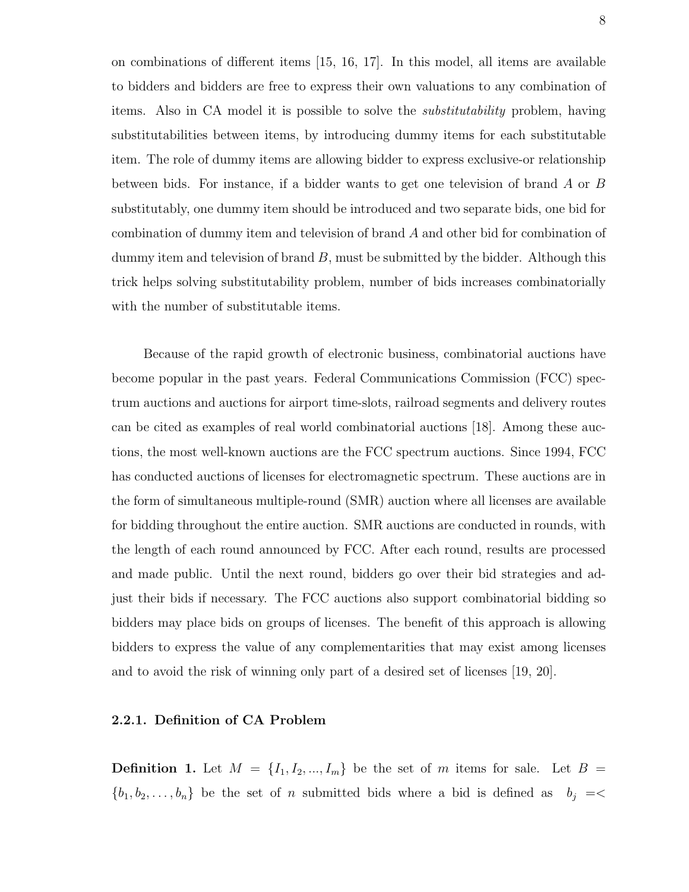on combinations of different items [15, 16, 17]. In this model, all items are available to bidders and bidders are free to express their own valuations to any combination of items. Also in CA model it is possible to solve the *substitutability* problem, having substitutabilities between items, by introducing dummy items for each substitutable item. The role of dummy items are allowing bidder to express exclusive-or relationship between bids. For instance, if a bidder wants to get one television of brand $A$ or $B$ substitutably, one dummy item should be introduced and two separate bids, one bid for combination of dummy item and television of brand $A$ and other bid for combination of dummy item and television of brand $B$, must be submitted by the bidder. Although this trick helps solving substitutability problem, number of bids increases combinatorially with the number of substitutable items.

Because of the rapid growth of electronic business, combinatorial auctions have become popular in the past years. Federal Communications Commission (FCC) spectrum auctions and auctions for airport time-slots, railroad segments and delivery routes can be cited as examples of real world combinatorial auctions [18]. Among these auctions, the most well-known auctions are the FCC spectrum auctions. Since 1994, FCC has conducted auctions of licenses for electromagnetic spectrum. These auctions are in the form of simultaneous multiple-round (SMR) auction where all licenses are available for bidding throughout the entire auction. SMR auctions are conducted in rounds, with the length of each round announced by FCC. After each round, results are processed and made public. Until the next round, bidders go over their bid strategies and adjust their bids if necessary. The FCC auctions also support combinatorial bidding so bidders may place bids on groups of licenses. The benefit of this approach is allowing bidders to express the value of any complementarities that may exist among licenses and to avoid the risk of winning only part of a desired set of licenses [19, 20].

### 2.2.1. Definition of CA Problem

**Definition 1.** Let $M = \{I_1, I_2, ..., I_m\}$ be the set of $m$ items for sale. Let $B = \{b_1, b_2, \ldots, b_n\}$ be the set of $n$ submitted bids where a bid is defined as $b_j =<$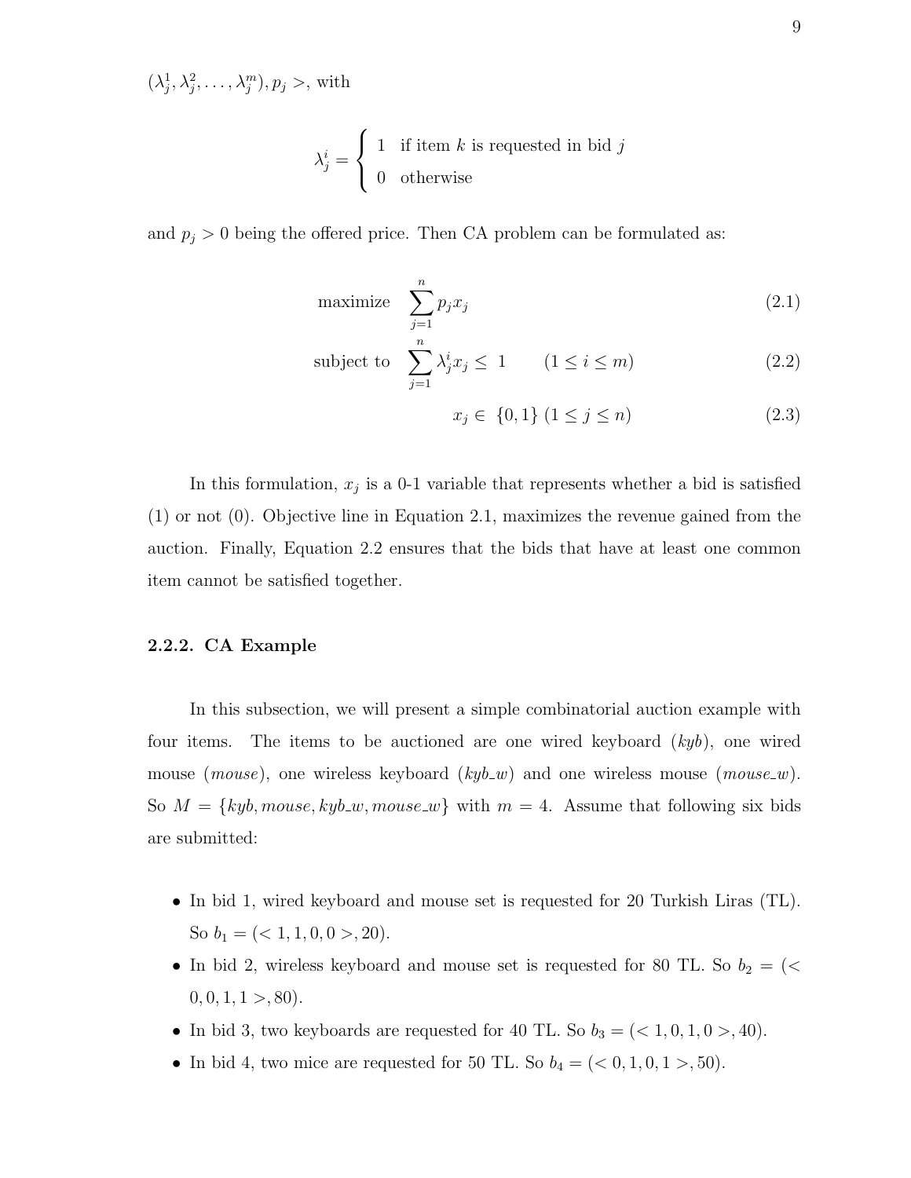$(\lambda_j^1, \lambda_j^2, \ldots, \lambda_j^m), p_j >$, with

$$\lambda_j^i = \begin{cases} 1 & \text{if item } k \text{ is requested in bid } j \\ 0 & \text{otherwise} \end{cases}$$

and $p_j > 0$ being the offered price. Then CA problem can be formulated as:

$$\text{maximize} \quad \sum_{j=1}^{n} p_j x_j \tag{2.1}$$

$$\text{subject to} \quad \sum_{j=1}^{n} \lambda_j^i x_j \leq \; 1 \qquad (1 \leq i \leq m) \tag{2.2}$$

$$x_j \in \; \{0, 1\} \; (1 \leq j \leq n) \tag{2.3}$$

In this formulation, $x_j$ is a 0-1 variable that represents whether a bid is satisfied (1) or not (0). Objective line in Equation 2.1, maximizes the revenue gained from the auction. Finally, Equation 2.2 ensures that the bids that have at least one common item cannot be satisfied together.

### 2.2.2. CA Example

In this subsection, we will present a simple combinatorial auction example with four items. The items to be auctioned are one wired keyboard (*kyb*), one wired mouse (*mouse*), one wireless keyboard (*kyb_w*) and one wireless mouse (*mouse_w*). So $M = \{kyb, mouse, kyb\_w, mouse\_w\}$ with $m = 4$. Assume that following six bids are submitted:

- In bid 1, wired keyboard and mouse set is requested for 20 Turkish Liras (TL). So $b_1 = (< 1, 1, 0, 0 >, 20)$.
- In bid 2, wireless keyboard and mouse set is requested for 80 TL. So $b_2 = (< 0, 0, 1, 1 >, 80)$.
- In bid 3, two keyboards are requested for 40 TL. So $b_3 = (< 1, 0, 1, 0 >, 40)$.
- In bid 4, two mice are requested for 50 TL. So $b_4 = (< 0, 1, 0, 1 >, 50)$.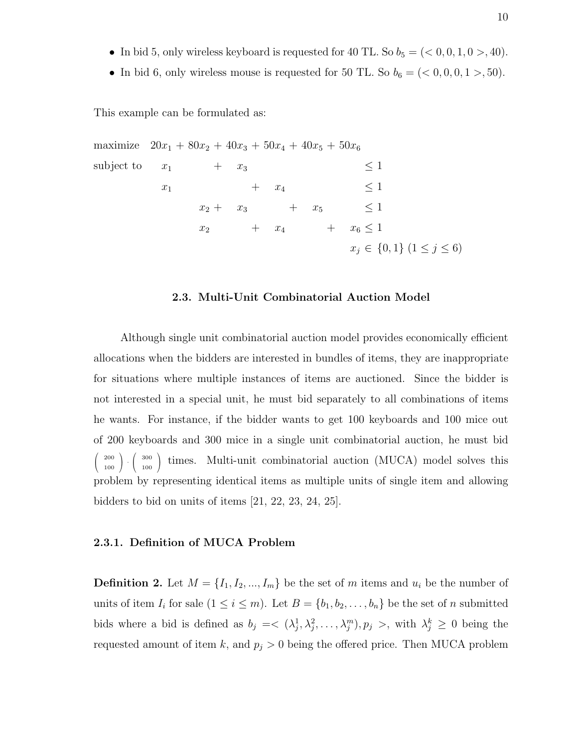- In bid 5, only wireless keyboard is requested for 40 TL. So $b_5 = (< 0, 0, 1, 0 >, 40)$.
- In bid 6, only wireless mouse is requested for 50 TL. So $b_6 = (< 0, 0, 0, 1 >, 50)$.

This example can be formulated as:

$$
\begin{array}{llllllll}
\text{maximize} & 20x_1 + & 80x_2 + & 40x_3 + & 50x_4 + & 40x_5 + & 50x_6 & \\
\text{subject to} & x_1 & & + \; x_3 & & & & \leq 1 \\
 & x_1 & & & + \; x_4 & & & \leq 1 \\
 & & x_2 \; + & x_3 & & + \; x_5 & & \leq 1 \\
 & & x_2 & & + \; x_4 & & + \; x_6 & \leq 1 \\
 & & & & & & & x_j \in \{0,1\} \; (1 \leq j \leq 6)
\end{array}
$$

### 2.3. Multi-Unit Combinatorial Auction Model

Although single unit combinatorial auction model provides economically efficient allocations when the bidders are interested in bundles of items, they are inappropriate for situations where multiple instances of items are auctioned. Since the bidder is not interested in a special unit, he must bid separately to all combinations of items he wants. For instance, if the bidder wants to get 100 keyboards and 100 mice out of 200 keyboards and 300 mice in a single unit combinatorial auction, he must bid $\binom{200}{100} \cdot \binom{300}{100}$ times. Multi-unit combinatorial auction (MUCA) model solves this problem by representing identical items as multiple units of single item and allowing bidders to bid on units of items [21, 22, 23, 24, 25].

#### 2.3.1. Definition of MUCA Problem

**Definition 2.** Let $M = \{I_1, I_2, ..., I_m\}$ be the set of $m$ items and $u_i$ be the number of units of item $I_i$ for sale $(1 \leq i \leq m)$. Let $B = \{b_1, b_2, \ldots, b_n\}$ be the set of $n$ submitted bids where a bid is defined as $b_j =< (\lambda_j^1, \lambda_j^2, \ldots, \lambda_j^m), p_j >$, with $\lambda_j^k \geq 0$ being the requested amount of item $k$, and $p_j > 0$ being the offered price. Then MUCA problem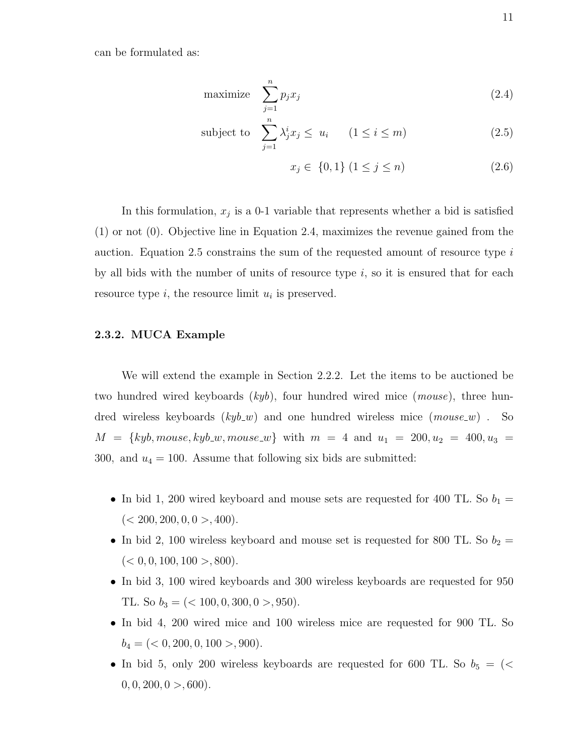can be formulated as:

$$\text{maximize} \quad \sum_{j=1}^{n} p_j x_j \tag{2.4}$$

$$\text{subject to} \quad \sum_{j=1}^{n} \lambda_j^i x_j \leq \; u_i \qquad (1 \leq i \leq m) \tag{2.5}$$

$$x_j \in \; \{0, 1\} \; (1 \leq j \leq n) \tag{2.6}$$

In this formulation, $x_j$ is a 0-1 variable that represents whether a bid is satisfied (1) or not (0). Objective line in Equation 2.4, maximizes the revenue gained from the auction. Equation 2.5 constrains the sum of the requested amount of resource type $i$ by all bids with the number of units of resource type $i$, so it is ensured that for each resource type $i$, the resource limit $u_i$ is preserved.

### 2.3.2. MUCA Example

We will extend the example in Section 2.2.2. Let the items to be auctioned be two hundred wired keyboards (*kyb*), four hundred wired mice (*mouse*), three hundred wireless keyboards (*kyb_w*) and one hundred wireless mice (*mouse_w*) . So $M = \{kyb, mouse, kyb\_w, mouse\_w\}$ with $m = 4$ and $u_1 = 200, u_2 = 400, u_3 = 300,$ and $u_4 = 100$. Assume that following six bids are submitted:

- In bid 1, 200 wired keyboard and mouse sets are requested for 400 TL. So $b_1 = (< 200, 200, 0, 0 >, 400)$.
- In bid 2, 100 wireless keyboard and mouse set is requested for 800 TL. So $b_2 = (< 0, 0, 100, 100 >, 800)$.
- In bid 3, 100 wired keyboards and 300 wireless keyboards are requested for 950 TL. So $b_3 = (< 100, 0, 300, 0 >, 950)$.
- In bid 4, 200 wired mice and 100 wireless mice are requested for 900 TL. So $b_4 = (< 0, 200, 0, 100 >, 900)$.
- In bid 5, only 200 wireless keyboards are requested for 600 TL. So $b_5 = (< 0, 0, 200, 0 >, 600)$.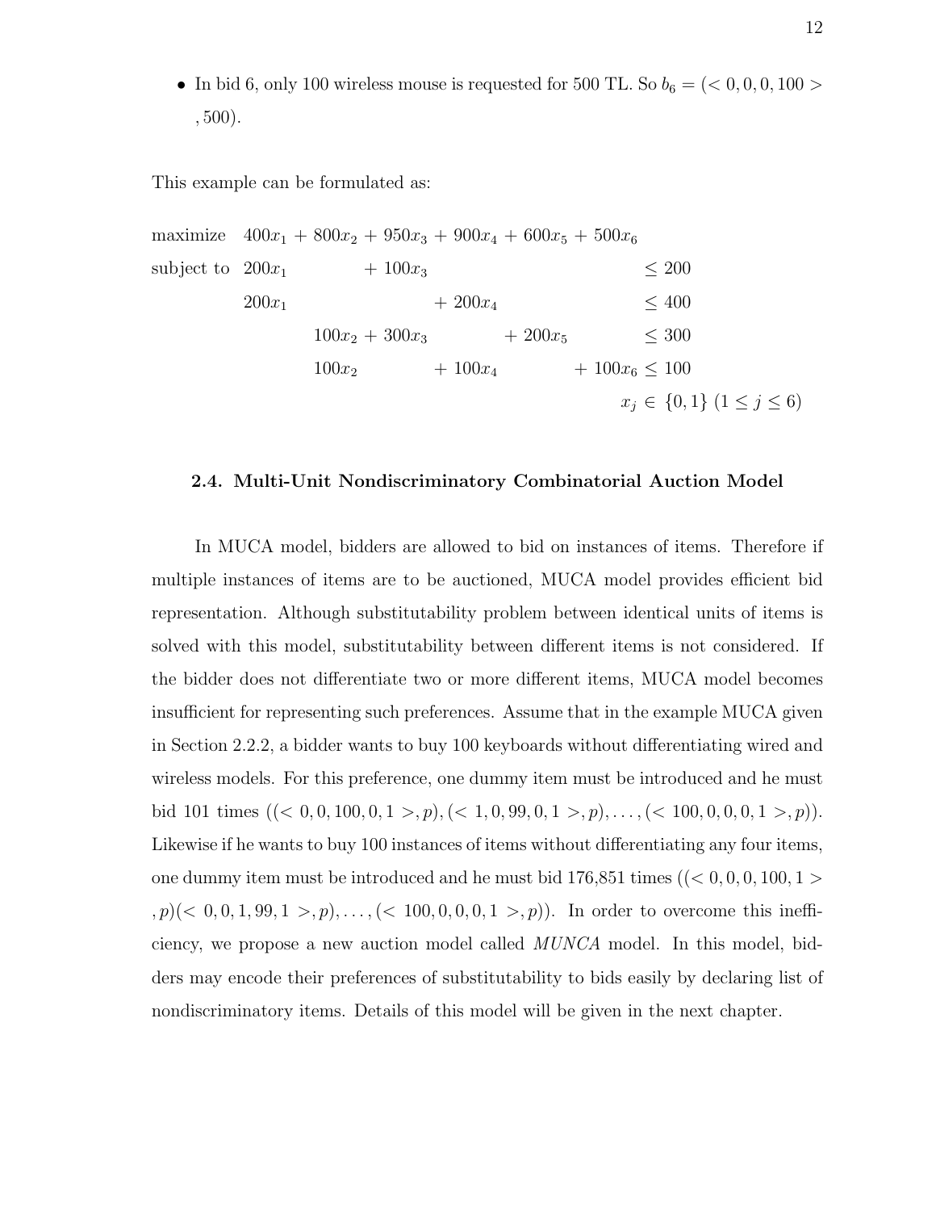- In bid 6, only 100 wireless mouse is requested for 500 TL. So $b_6 = (< 0, 0, 0, 100 >, 500)$.

This example can be formulated as:

$$
\begin{array}{llcl}
\text{maximize} & 400x_1 + 800x_2 + 950x_3 + 900x_4 + 600x_5 + 500x_6 & & \\
\text{subject to} & 200x_1 + 100x_3 & \leq & 200 \\
 & 200x_1 + 200x_4 & \leq & 400 \\
 & 100x_2 + 300x_3 + 200x_5 & \leq & 300 \\
 & 100x_2 + 100x_4 + 100x_6 & \leq & 100 \\
 & & & x_j \in \{0, 1\} \ (1 \leq j \leq 6)
\end{array}
$$

### 2.4. Multi-Unit Nondiscriminatory Combinatorial Auction Model

In MUCA model, bidders are allowed to bid on instances of items. Therefore if multiple instances of items are to be auctioned, MUCA model provides efficient bid representation. Although substitutability problem between identical units of items is solved with this model, substitutability between different items is not considered. If the bidder does not differentiate two or more different items, MUCA model becomes insufficient for representing such preferences. Assume that in the example MUCA given in Section 2.2.2, a bidder wants to buy 100 keyboards without differentiating wired and wireless models. For this preference, one dummy item must be introduced and he must bid 101 times $((< 0, 0, 100, 0, 1 >, p), (< 1, 0, 99, 0, 1 >, p), \ldots, (< 100, 0, 0, 0, 1 >, p))$. Likewise if he wants to buy 100 instances of items without differentiating any four items, one dummy item must be introduced and he must bid 176,851 times $((< 0, 0, 0, 100, 1 >, p)(< 0, 0, 1, 99, 1 >, p), \ldots, (< 100, 0, 0, 0, 1 >, p))$. In order to overcome this inefficiency, we propose a new auction model called *MUNCA* model. In this model, bidders may encode their preferences of substitutability to bids easily by declaring list of nondiscriminatory items. Details of this model will be given in the next chapter.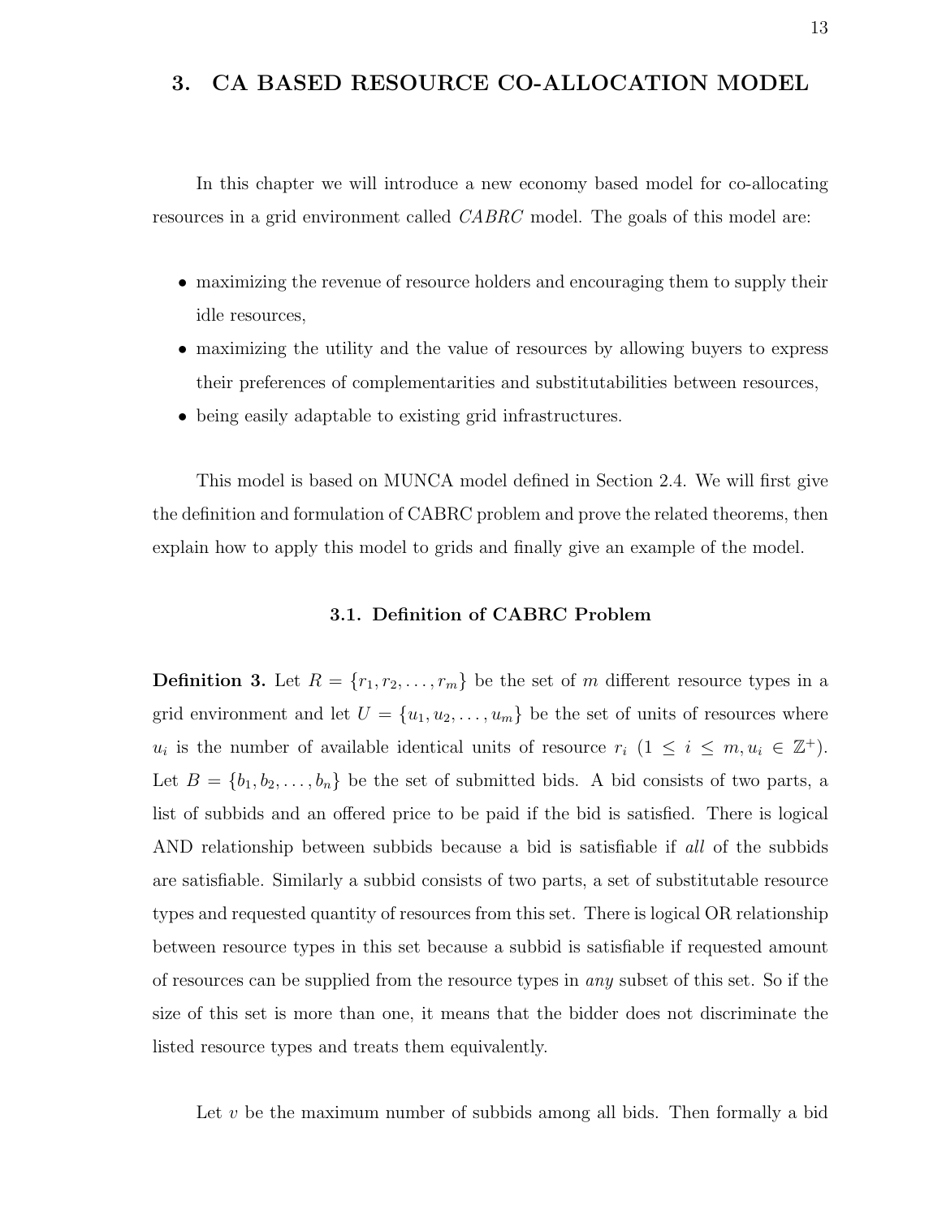# 3. CA BASED RESOURCE CO-ALLOCATION MODEL

In this chapter we will introduce a new economy based model for co-allocating resources in a grid environment called *CABRC* model. The goals of this model are:

- maximizing the revenue of resource holders and encouraging them to supply their idle resources,
- maximizing the utility and the value of resources by allowing buyers to express their preferences of complementarities and substitutabilities between resources,
- being easily adaptable to existing grid infrastructures.

This model is based on MUNCA model defined in Section 2.4. We will first give the definition and formulation of CABRC problem and prove the related theorems, then explain how to apply this model to grids and finally give an example of the model.

## 3.1. Definition of CABRC Problem

**Definition 3.** Let $R = \{r_1, r_2, \ldots, r_m\}$ be the set of $m$ different resource types in a grid environment and let $U = \{u_1, u_2, \ldots, u_m\}$ be the set of units of resources where $u_i$ is the number of available identical units of resource $r_i$ ($1 \leq i \leq m, u_i \in \mathbb{Z}^+$). Let $B = \{b_1, b_2, \ldots, b_n\}$ be the set of submitted bids. A bid consists of two parts, a list of subbids and an offered price to be paid if the bid is satisfied. There is logical AND relationship between subbids because a bid is satisfiable if *all* of the subbids are satisfiable. Similarly a subbid consists of two parts, a set of substitutable resource types and requested quantity of resources from this set. There is logical OR relationship between resource types in this set because a subbid is satisfiable if requested amount of resources can be supplied from the resource types in *any* subset of this set. So if the size of this set is more than one, it means that the bidder does not discriminate the listed resource types and treats them equivalently.

Let $v$ be the maximum number of subbids among all bids. Then formally a bid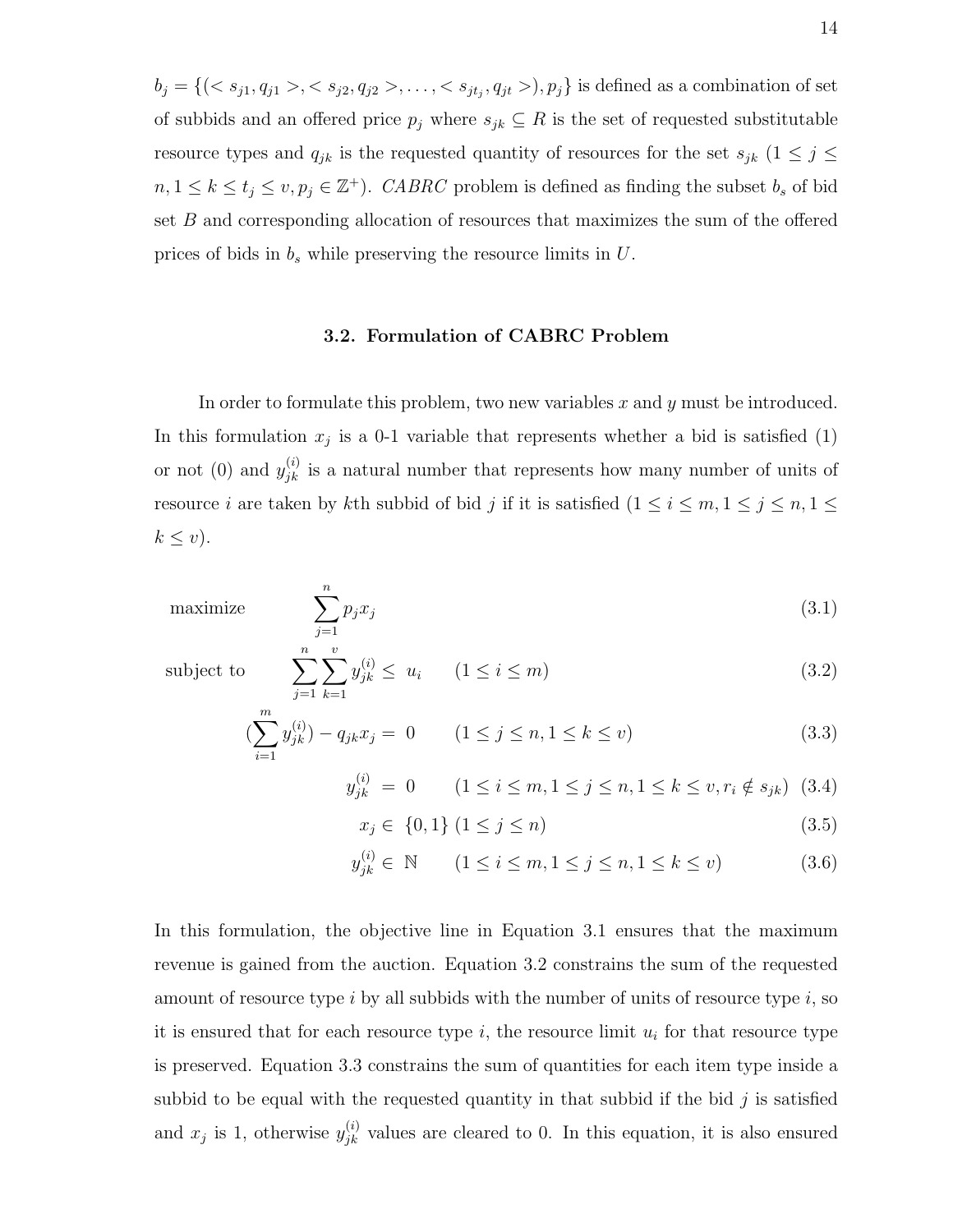$b_j = \{(< s_{j1}, q_{j1} >, < s_{j2}, q_{j2} >, \ldots, < s_{jt_j}, q_{jt} >), p_j\}$ is defined as a combination of set of subbids and an offered price $p_j$ where $s_{jk} \subseteq R$ is the set of requested substitutable resource types and $q_{jk}$ is the requested quantity of resources for the set $s_{jk}$ $(1 \leq j \leq n, 1 \leq k \leq t_j \leq v, p_j \in \mathbb{Z}^+)$. *CABRC* problem is defined as finding the subset $b_s$ of bid set $B$ and corresponding allocation of resources that maximizes the sum of the offered prices of bids in $b_s$ while preserving the resource limits in $U$.

### 3.2. Formulation of CABRC Problem

In order to formulate this problem, two new variables $x$ and $y$ must be introduced. In this formulation $x_j$ is a 0-1 variable that represents whether a bid is satisfied (1) or not (0) and $y_{jk}^{(i)}$ is a natural number that represents how many number of units of resource $i$ are taken by $k$th subbid of bid $j$ if it is satisfied $(1 \leq i \leq m, 1 \leq j \leq n, 1 \leq k \leq v)$.

$$\text{maximize} \qquad \sum_{j=1}^{n} p_j x_j \tag{3.1}$$

$$\text{subject to} \qquad \sum_{j=1}^{n} \sum_{k=1}^{v} y_{jk}^{(i)} \leq u_i \qquad (1 \leq i \leq m) \tag{3.2}$$

$$\left(\sum_{i=1}^{m} y_{jk}^{(i)}\right) - q_{jk} x_j = 0 \qquad (1 \leq j \leq n, 1 \leq k \leq v) \tag{3.3}$$

$$y_{jk}^{(i)} = 0 \qquad (1 \leq i \leq m, 1 \leq j \leq n, 1 \leq k \leq v, r_i \notin s_{jk}) \tag{3.4}$$

$$x_j \in \{0, 1\} \; (1 \leq j \leq n) \tag{3.5}$$

$$y_{jk}^{(i)} \in \mathbb{N} \qquad (1 \leq i \leq m, 1 \leq j \leq n, 1 \leq k \leq v) \tag{3.6}$$

In this formulation, the objective line in Equation 3.1 ensures that the maximum revenue is gained from the auction. Equation 3.2 constrains the sum of the requested amount of resource type $i$ by all subbids with the number of units of resource type $i$, so it is ensured that for each resource type $i$, the resource limit $u_i$ for that resource type is preserved. Equation 3.3 constrains the sum of quantities for each item type inside a subbid to be equal with the requested quantity in that subbid if the bid $j$ is satisfied and $x_j$ is 1, otherwise $y_{jk}^{(i)}$ values are cleared to 0. In this equation, it is also ensured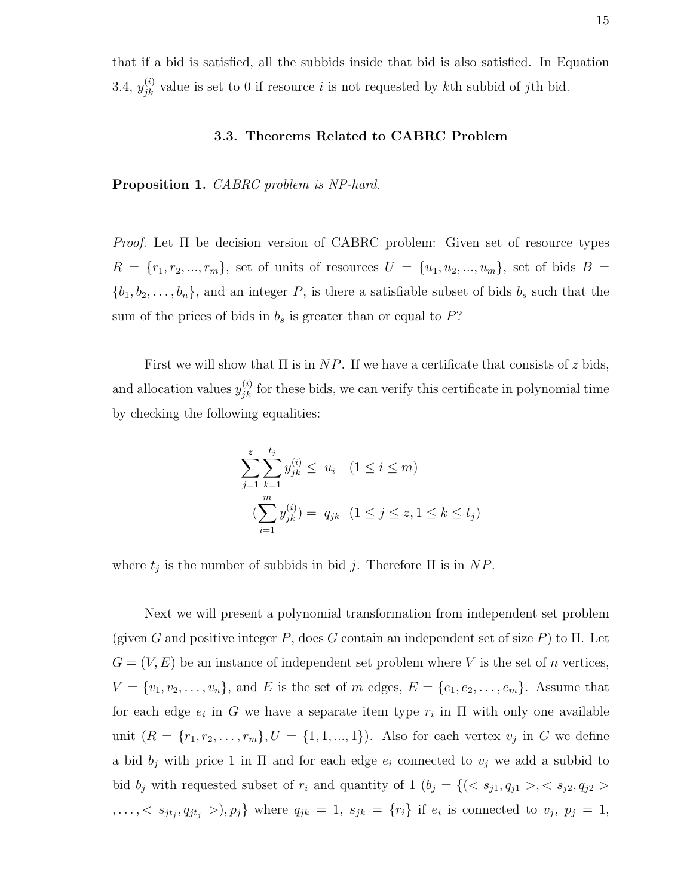that if a bid is satisfied, all the subbids inside that bid is also satisfied. In Equation 3.4, $y_{jk}^{(i)}$ value is set to 0 if resource $i$ is not requested by $k$th subbid of $j$th bid.

### 3.3. Theorems Related to CABRC Problem

**Proposition 1.** *CABRC problem is NP-hard.*

*Proof.* Let $\Pi$ be decision version of CABRC problem: Given set of resource types $R = \{r_1, r_2, ..., r_m\}$, set of units of resources $U = \{u_1, u_2, ..., u_m\}$, set of bids $B = \{b_1, b_2, \ldots, b_n\}$, and an integer $P$, is there a satisfiable subset of bids $b_s$ such that the sum of the prices of bids in $b_s$ is greater than or equal to $P$?

First we will show that $\Pi$ is in $NP$. If we have a certificate that consists of $z$ bids, and allocation values $y_{jk}^{(i)}$ for these bids, we can verify this certificate in polynomial time by checking the following equalities:

$$\sum_{j=1}^{z} \sum_{k=1}^{t_j} y_{jk}^{(i)} \leq u_i \quad (1 \leq i \leq m)$$

$$(\sum_{i=1}^{m} y_{jk}^{(i)}) = q_{jk} \quad (1 \leq j \leq z, 1 \leq k \leq t_j)$$

where $t_j$ is the number of subbids in bid $j$. Therefore $\Pi$ is in $NP$.

Next we will present a polynomial transformation from independent set problem (given $G$ and positive integer $P$, does $G$ contain an independent set of size $P$) to $\Pi$. Let $G = (V, E)$ be an instance of independent set problem where $V$ is the set of $n$ vertices, $V = \{v_1, v_2, \ldots, v_n\}$, and $E$ is the set of $m$ edges, $E = \{e_1, e_2, \ldots, e_m\}$. Assume that for each edge $e_i$ in $G$ we have a separate item type $r_i$ in $\Pi$ with only one available unit ($R = \{r_1, r_2, \ldots, r_m\}, U = \{1, 1, ..., 1\}$). Also for each vertex $v_j$ in $G$ we define a bid $b_j$ with price 1 in $\Pi$ and for each edge $e_i$ connected to $v_j$ we add a subbid to bid $b_j$ with requested subset of $r_i$ and quantity of 1 ($b_j = \{(< s_{j1}, q_{j1} >, < s_{j2}, q_{j2} >, \ldots, < s_{jt_j}, q_{jt_j} >), p_j\}$ where $q_{jk} = 1$, $s_{jk} = \{r_i\}$ if $e_i$ is connected to $v_j$, $p_j = 1$,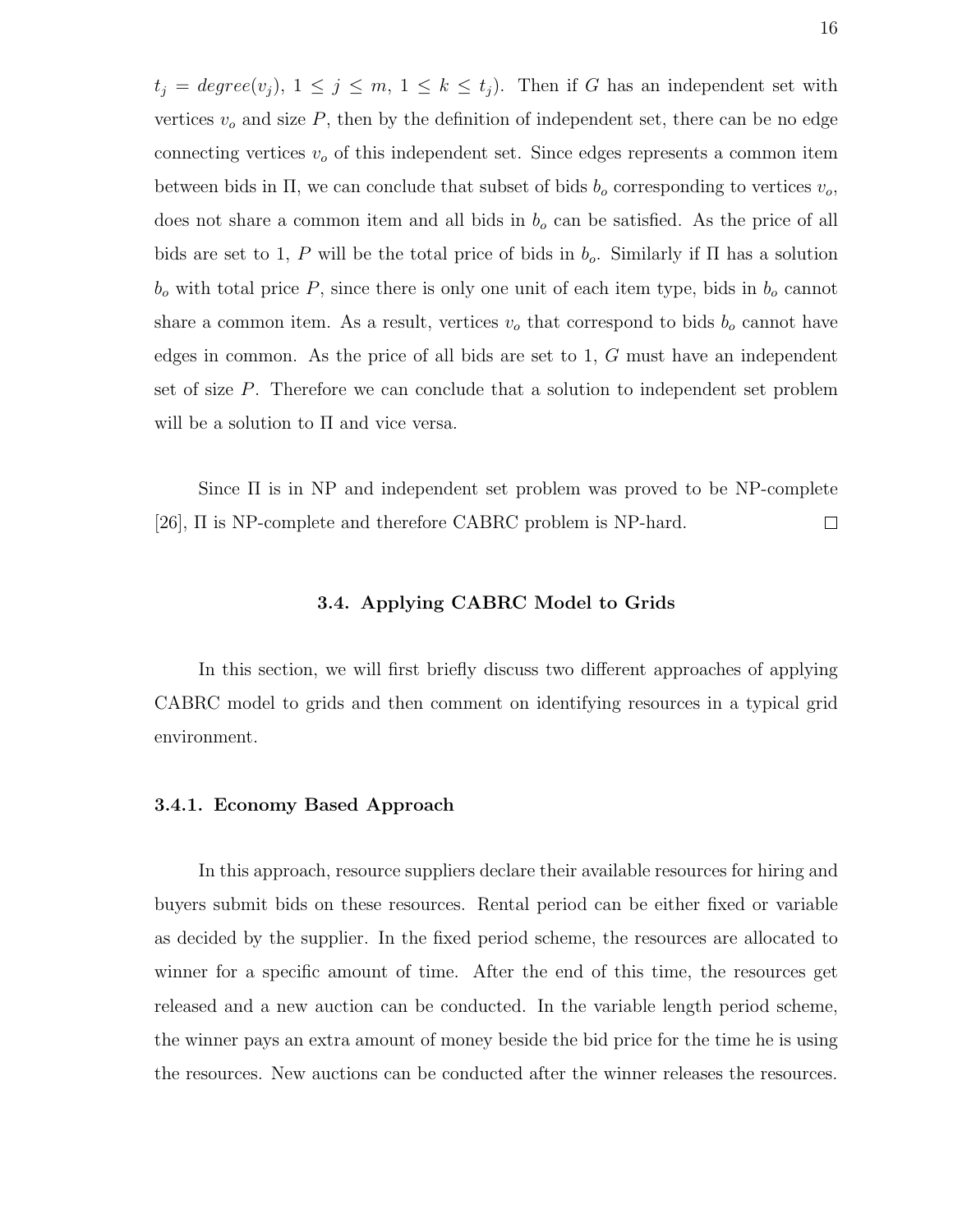$t_j = degree(v_j)$, $1 \leq j \leq m$, $1 \leq k \leq t_j$). Then if $G$ has an independent set with vertices $v_o$ and size $P$, then by the definition of independent set, there can be no edge connecting vertices $v_o$ of this independent set. Since edges represents a common item between bids in $\Pi$, we can conclude that subset of bids $b_o$ corresponding to vertices $v_o$, does not share a common item and all bids in $b_o$ can be satisfied. As the price of all bids are set to 1, $P$ will be the total price of bids in $b_o$. Similarly if $\Pi$ has a solution $b_o$ with total price $P$, since there is only one unit of each item type, bids in $b_o$ cannot share a common item. As a result, vertices $v_o$ that correspond to bids $b_o$ cannot have edges in common. As the price of all bids are set to 1, $G$ must have an independent set of size $P$. Therefore we can conclude that a solution to independent set problem will be a solution to $\Pi$ and vice versa.

Since $\Pi$ is in NP and independent set problem was proved to be NP-complete [26], $\Pi$ is NP-complete and therefore CABRC problem is NP-hard. □

## 3.4. Applying CABRC Model to Grids

In this section, we will first briefly discuss two different approaches of applying CABRC model to grids and then comment on identifying resources in a typical grid environment.

### 3.4.1. Economy Based Approach

In this approach, resource suppliers declare their available resources for hiring and buyers submit bids on these resources. Rental period can be either fixed or variable as decided by the supplier. In the fixed period scheme, the resources are allocated to winner for a specific amount of time. After the end of this time, the resources get released and a new auction can be conducted. In the variable length period scheme, the winner pays an extra amount of money beside the bid price for the time he is using the resources. New auctions can be conducted after the winner releases the resources.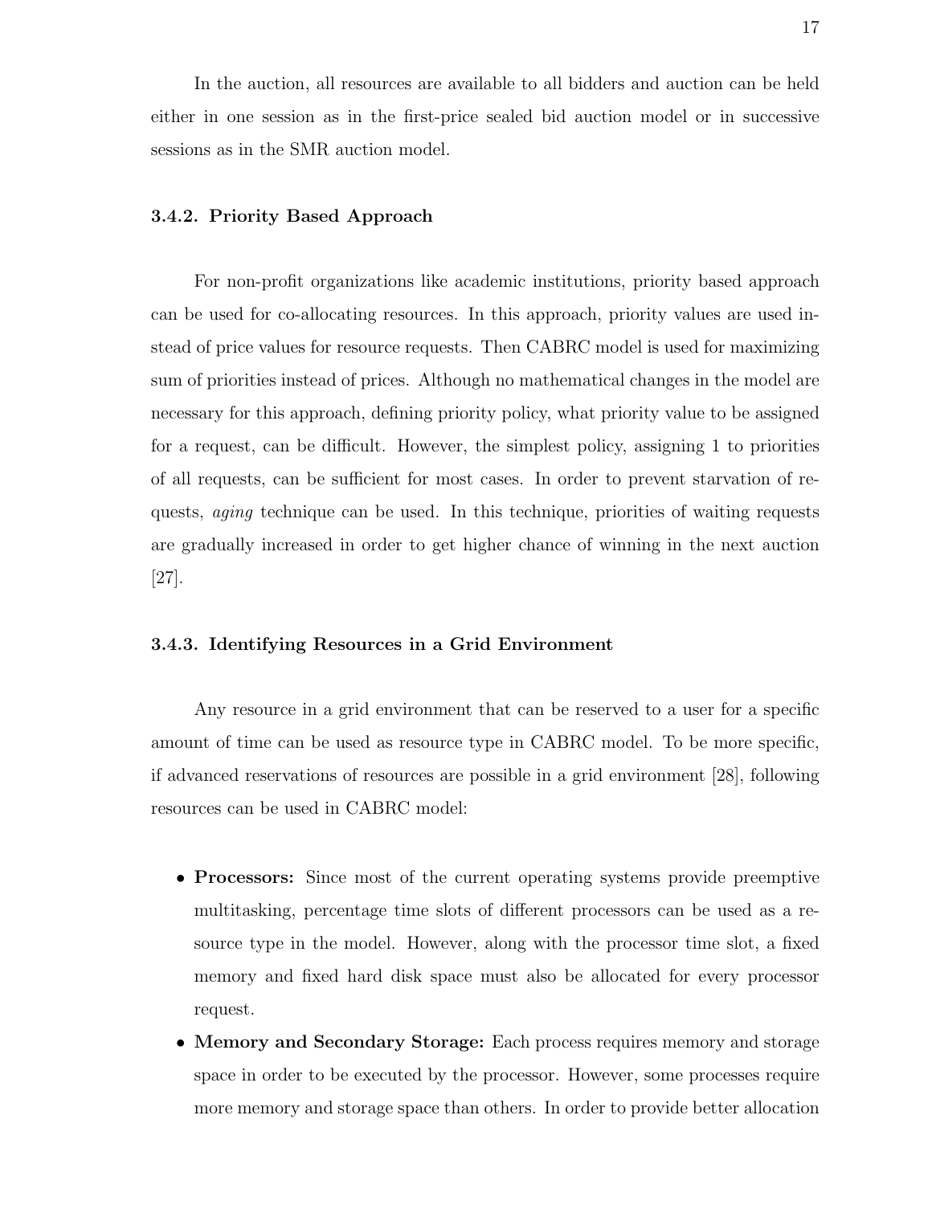In the auction, all resources are available to all bidders and auction can be held either in one session as in the first-price sealed bid auction model or in successive sessions as in the SMR auction model.

### 3.4.2. Priority Based Approach

For non-profit organizations like academic institutions, priority based approach can be used for co-allocating resources. In this approach, priority values are used instead of price values for resource requests. Then CABRC model is used for maximizing sum of priorities instead of prices. Although no mathematical changes in the model are necessary for this approach, defining priority policy, what priority value to be assigned for a request, can be difficult. However, the simplest policy, assigning 1 to priorities of all requests, can be sufficient for most cases. In order to prevent starvation of requests, *aging* technique can be used. In this technique, priorities of waiting requests are gradually increased in order to get higher chance of winning in the next auction [27].

### 3.4.3. Identifying Resources in a Grid Environment

Any resource in a grid environment that can be reserved to a user for a specific amount of time can be used as resource type in CABRC model. To be more specific, if advanced reservations of resources are possible in a grid environment [28], following resources can be used in CABRC model:

- **Processors:** Since most of the current operating systems provide preemptive multitasking, percentage time slots of different processors can be used as a resource type in the model. However, along with the processor time slot, a fixed memory and fixed hard disk space must also be allocated for every processor request.
- **Memory and Secondary Storage:** Each process requires memory and storage space in order to be executed by the processor. However, some processes require more memory and storage space than others. In order to provide better allocation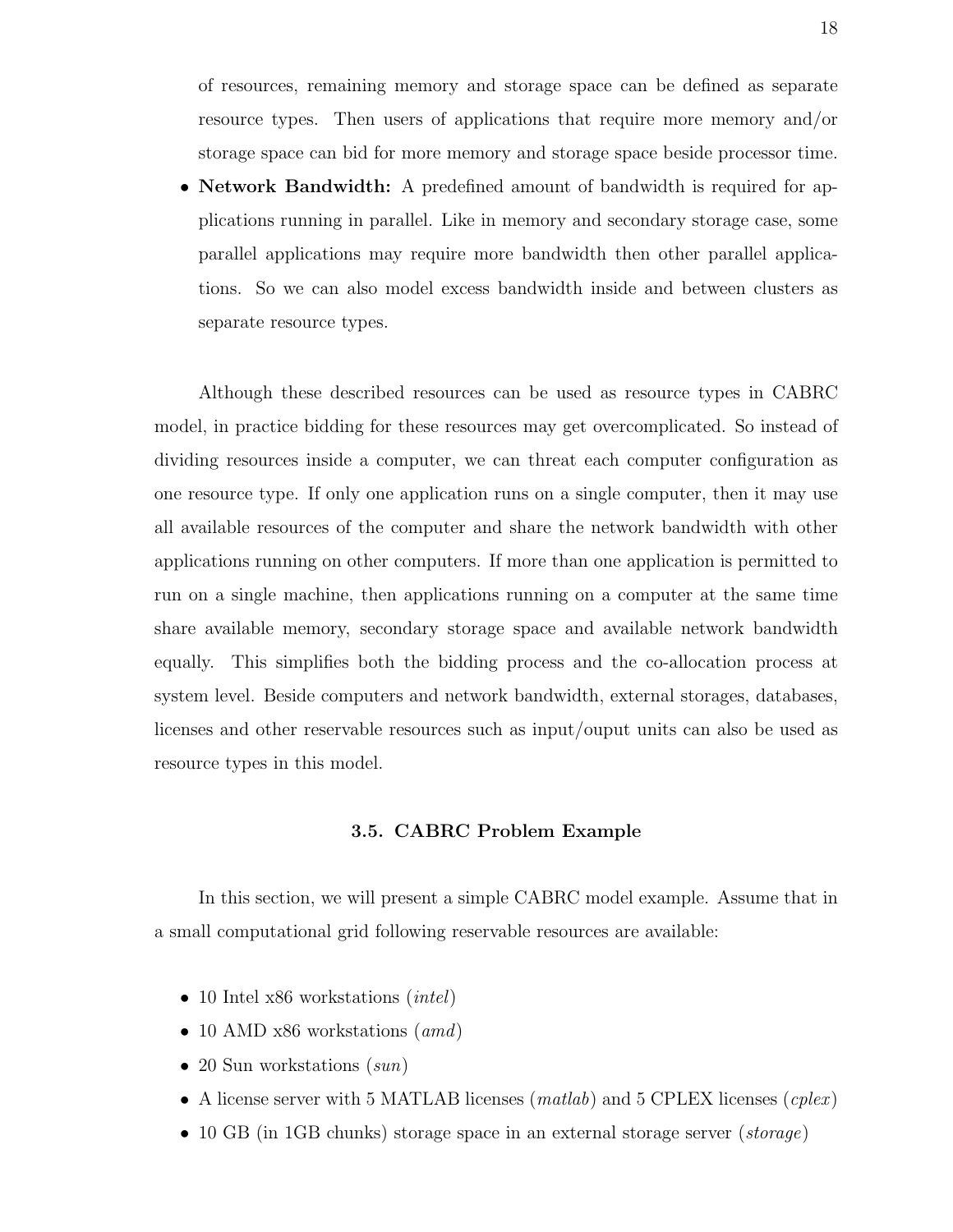of resources, remaining memory and storage space can be defined as separate resource types. Then users of applications that require more memory and/or storage space can bid for more memory and storage space beside processor time.

- **Network Bandwidth:** A predefined amount of bandwidth is required for applications running in parallel. Like in memory and secondary storage case, some parallel applications may require more bandwidth then other parallel applications. So we can also model excess bandwidth inside and between clusters as separate resource types.

Although these described resources can be used as resource types in CABRC model, in practice bidding for these resources may get overcomplicated. So instead of dividing resources inside a computer, we can threat each computer configuration as one resource type. If only one application runs on a single computer, then it may use all available resources of the computer and share the network bandwidth with other applications running on other computers. If more than one application is permitted to run on a single machine, then applications running on a computer at the same time share available memory, secondary storage space and available network bandwidth equally. This simplifies both the bidding process and the co-allocation process at system level. Beside computers and network bandwidth, external storages, databases, licenses and other reservable resources such as input/ouput units can also be used as resource types in this model.

### 3.5. CABRC Problem Example

In this section, we will present a simple CABRC model example. Assume that in a small computational grid following reservable resources are available:

- 10 Intel x86 workstations (*intel*)
- 10 AMD x86 workstations (*amd*)
- 20 Sun workstations (*sun*)
- A license server with 5 MATLAB licenses (*matlab*) and 5 CPLEX licenses (*cplex*)
- 10 GB (in 1GB chunks) storage space in an external storage server (*storage*)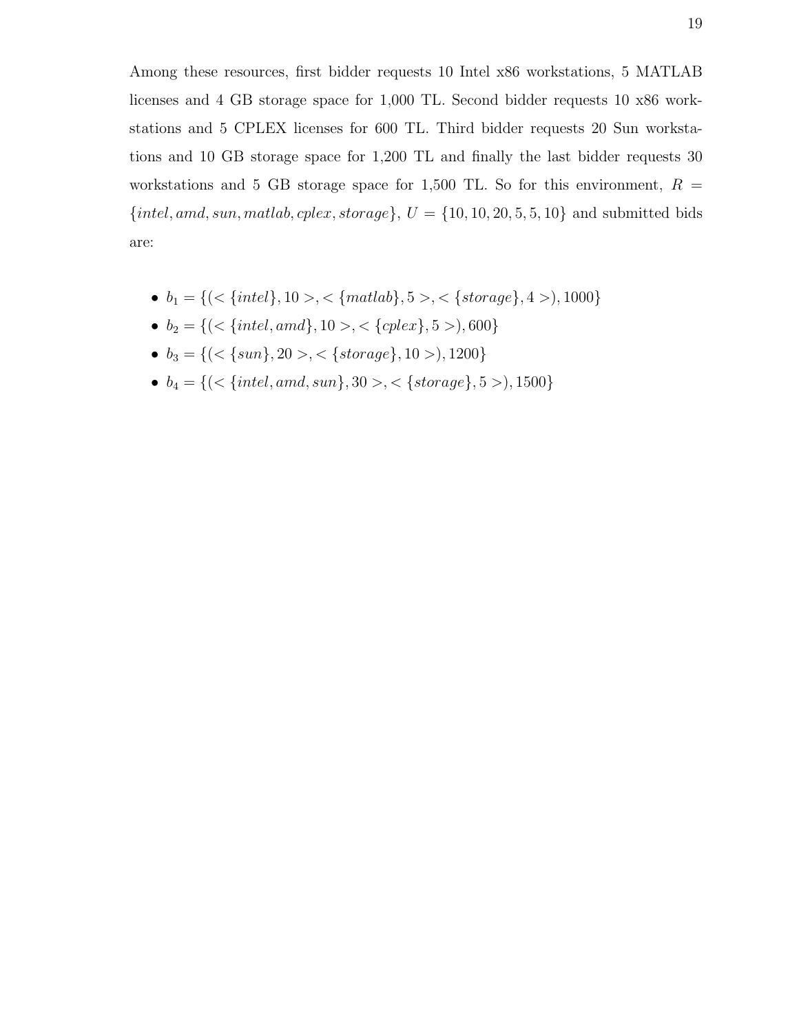Among these resources, first bidder requests 10 Intel x86 workstations, 5 MATLAB licenses and 4 GB storage space for 1,000 TL. Second bidder requests 10 x86 workstations and 5 CPLEX licenses for 600 TL. Third bidder requests 20 Sun workstations and 10 GB storage space for 1,200 TL and finally the last bidder requests 30 workstations and 5 GB storage space for 1,500 TL. So for this environment, $R = \{intel, amd, sun, matlab, cplex, storage\}$, $U = \{10, 10, 20, 5, 5, 10\}$ and submitted bids are:

- $b_1 = \{(<\{intel\}, 10>, <\{matlab\}, 5>, <\{storage\}, 4>), 1000\}$
- $b_2 = \{(<\{intel, amd\}, 10>, <\{cplex\}, 5>), 600\}$
- $b_3 = \{(<\{sun\}, 20>, <\{storage\}, 10>), 1200\}$
- $b_4 = \{(<\{intel, amd, sun\}, 30>, <\{storage\}, 5>), 1500\}$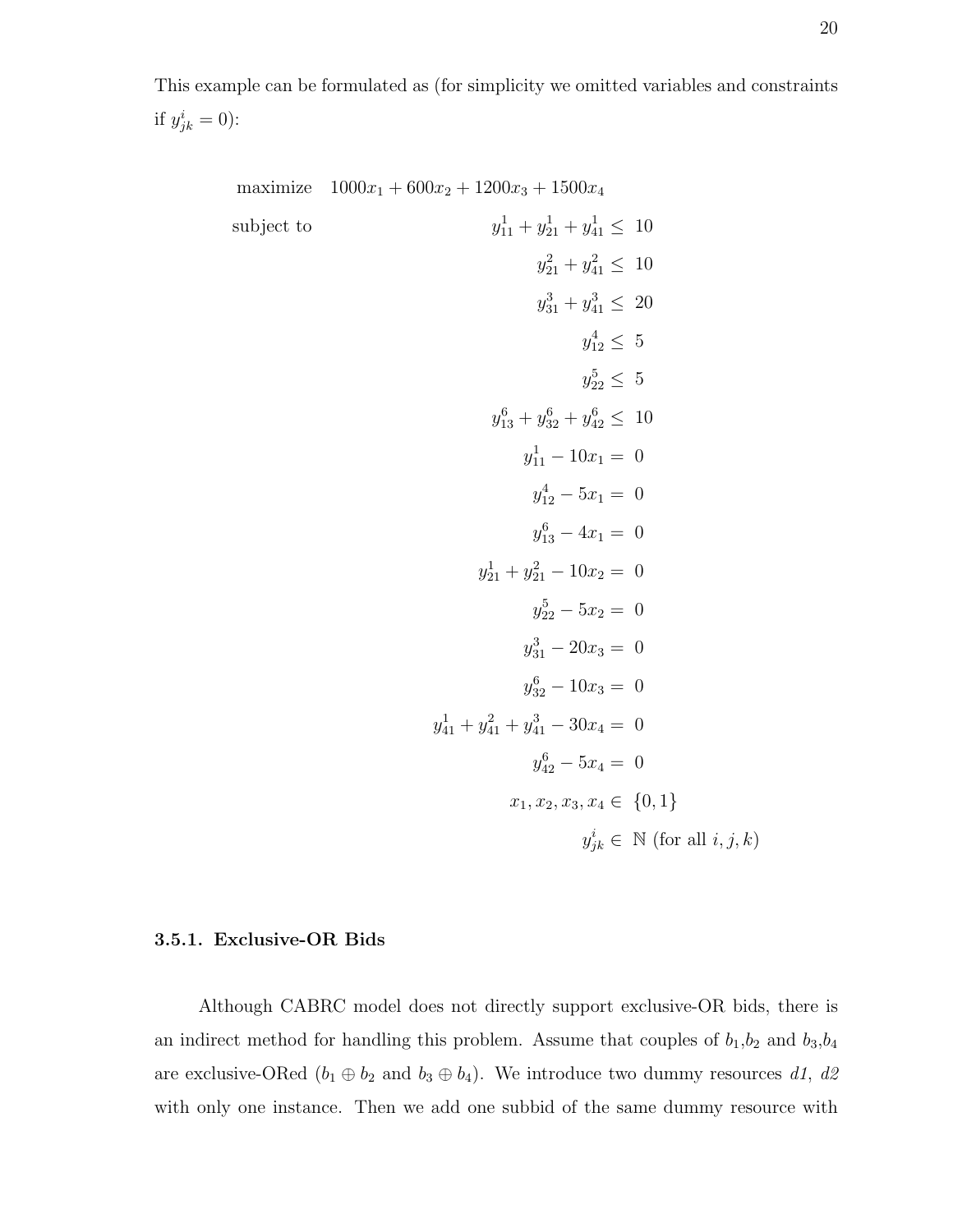This example can be formulated as (for simplicity we omitted variables and constraints if $y^i_{jk} = 0$):

$$
\begin{aligned}
\text{maximize} \quad & 1000x_1 + 600x_2 + 1200x_3 + 1500x_4 \\
\text{subject to} \quad & y^1_{11} + y^1_{21} + y^1_{41} \leq 10 \\
& y^2_{21} + y^2_{41} \leq 10 \\
& y^3_{31} + y^3_{41} \leq 20 \\
& y^4_{12} \leq 5 \\
& y^5_{22} \leq 5 \\
& y^6_{13} + y^6_{32} + y^6_{42} \leq 10 \\
& y^1_{11} - 10x_1 = 0 \\
& y^4_{12} - 5x_1 = 0 \\
& y^6_{13} - 4x_1 = 0 \\
& y^1_{21} + y^2_{21} - 10x_2 = 0 \\
& y^5_{22} - 5x_2 = 0 \\
& y^3_{31} - 20x_3 = 0 \\
& y^6_{32} - 10x_3 = 0 \\
& y^1_{41} + y^2_{41} + y^3_{41} - 30x_4 = 0 \\
& y^6_{42} - 5x_4 = 0 \\
& x_1, x_2, x_3, x_4 \in \{0, 1\} \\
& y^i_{jk} \in \mathbb{N} \text{ (for all } i, j, k)
\end{aligned}
$$

### 3.5.1. Exclusive-OR Bids

Although CABRC model does not directly support exclusive-OR bids, there is an indirect method for handling this problem. Assume that couples of $b_1$,$b_2$ and $b_3$,$b_4$ are exclusive-ORed ($b_1 \oplus b_2$ and $b_3 \oplus b_4$). We introduce two dummy resources *d1*, *d2* with only one instance. Then we add one subbid of the same dummy resource with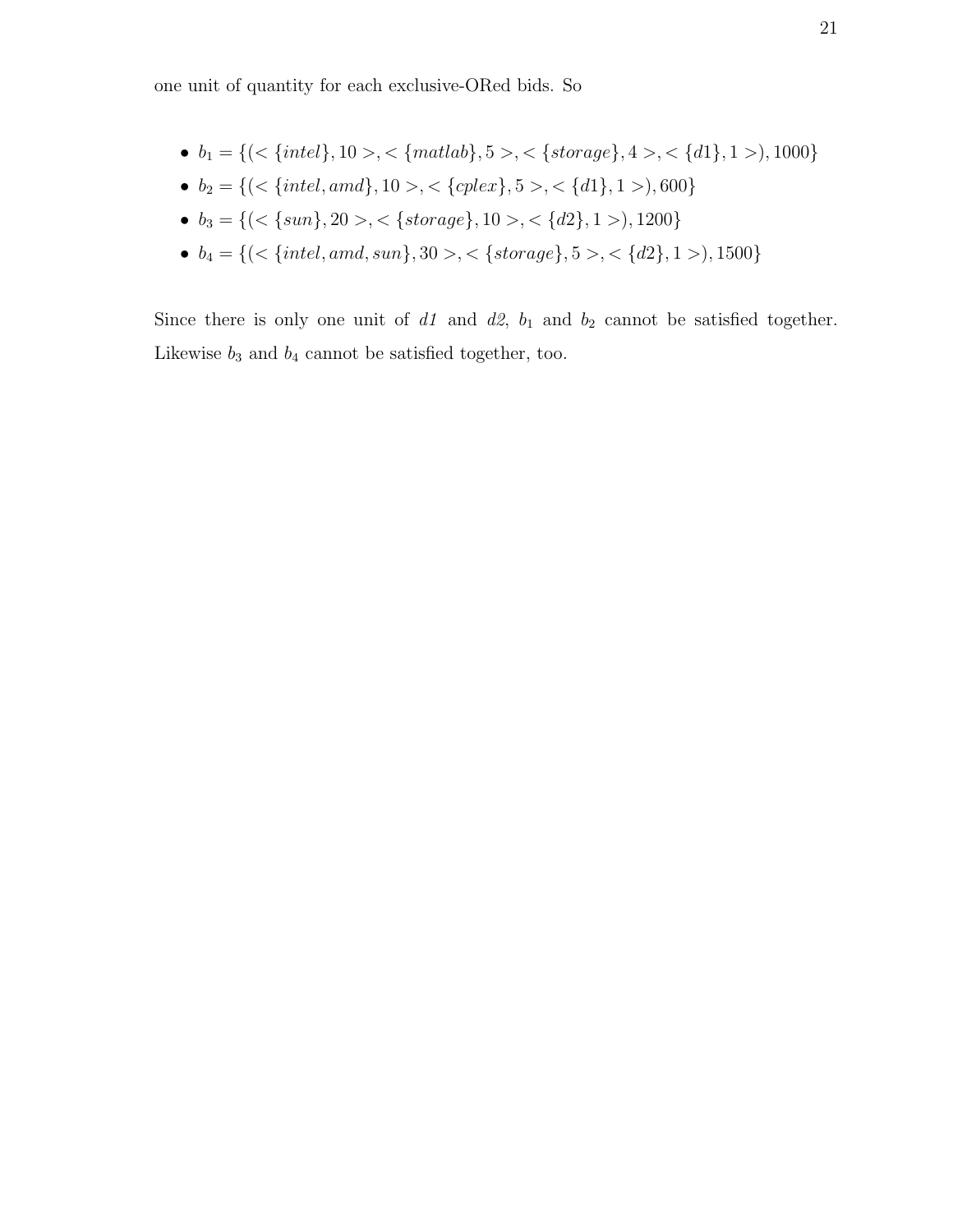one unit of quantity for each exclusive-ORed bids. So

- $b_1 = \{(<\{intel\}, 10>, <\{matlab\}, 5>, <\{storage\}, 4>, <\{d1\}, 1>), 1000\}$
- $b_2 = \{(<\{intel, amd\}, 10>, <\{cplex\}, 5>, <\{d1\}, 1>), 600\}$
- $b_3 = \{(<\{sun\}, 20>, <\{storage\}, 10>, <\{d2\}, 1>), 1200\}$
- $b_4 = \{(<\{intel, amd, sun\}, 30>, <\{storage\}, 5>, <\{d2\}, 1>), 1500\}$

Since there is only one unit of *d1* and *d2*, $b_1$ and $b_2$ cannot be satisfied together. Likewise $b_3$ and $b_4$ cannot be satisfied together, too.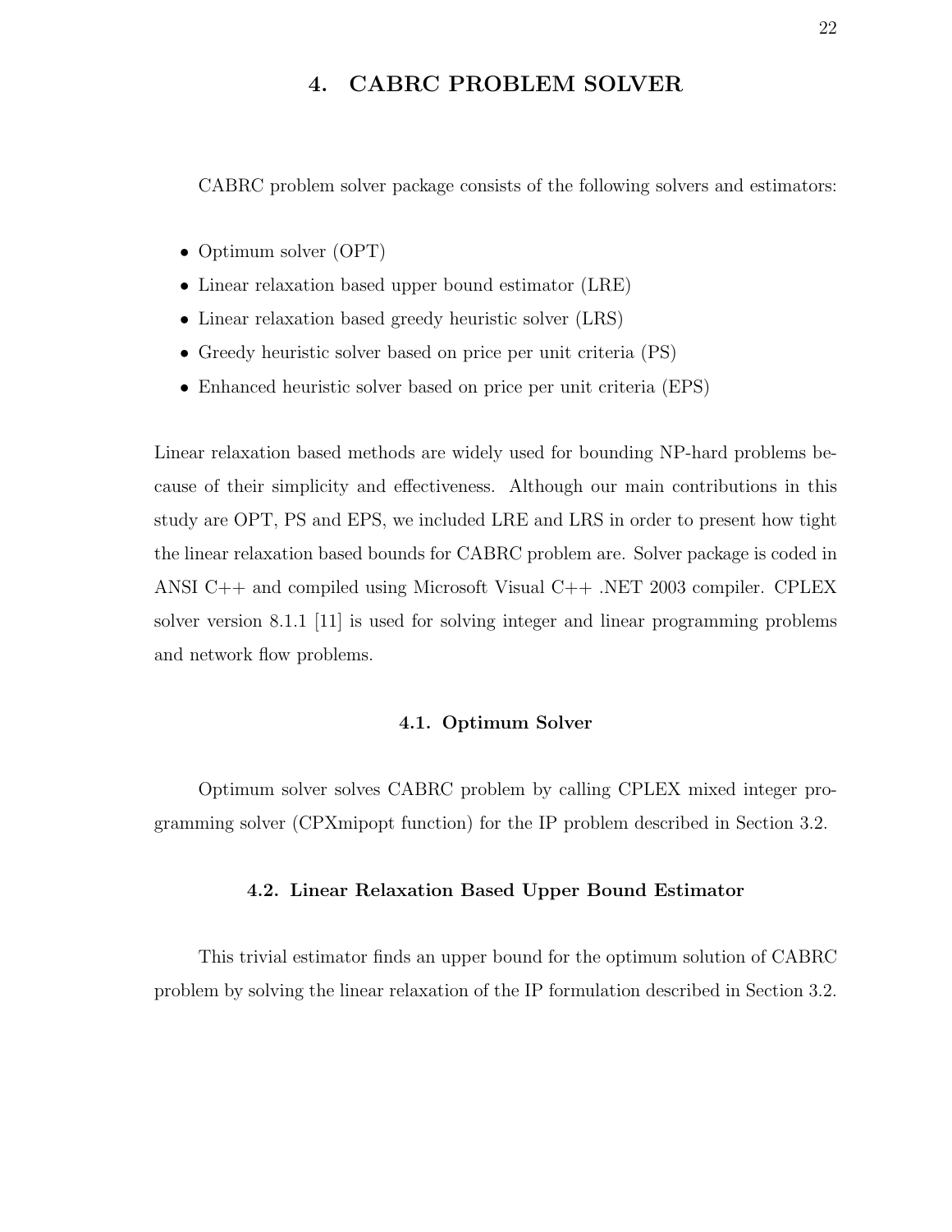# 4. CABRC PROBLEM SOLVER

CABRC problem solver package consists of the following solvers and estimators:

- Optimum solver (OPT)
- Linear relaxation based upper bound estimator (LRE)
- Linear relaxation based greedy heuristic solver (LRS)
- Greedy heuristic solver based on price per unit criteria (PS)
- Enhanced heuristic solver based on price per unit criteria (EPS)

Linear relaxation based methods are widely used for bounding NP-hard problems because of their simplicity and effectiveness. Although our main contributions in this study are OPT, PS and EPS, we included LRE and LRS in order to present how tight the linear relaxation based bounds for CABRC problem are. Solver package is coded in ANSI C++ and compiled using Microsoft Visual C++ .NET 2003 compiler. CPLEX solver version 8.1.1 [11] is used for solving integer and linear programming problems and network flow problems.

## 4.1. Optimum Solver

Optimum solver solves CABRC problem by calling CPLEX mixed integer programming solver (CPXmipopt function) for the IP problem described in Section 3.2.

## 4.2. Linear Relaxation Based Upper Bound Estimator

This trivial estimator finds an upper bound for the optimum solution of CABRC problem by solving the linear relaxation of the IP formulation described in Section 3.2.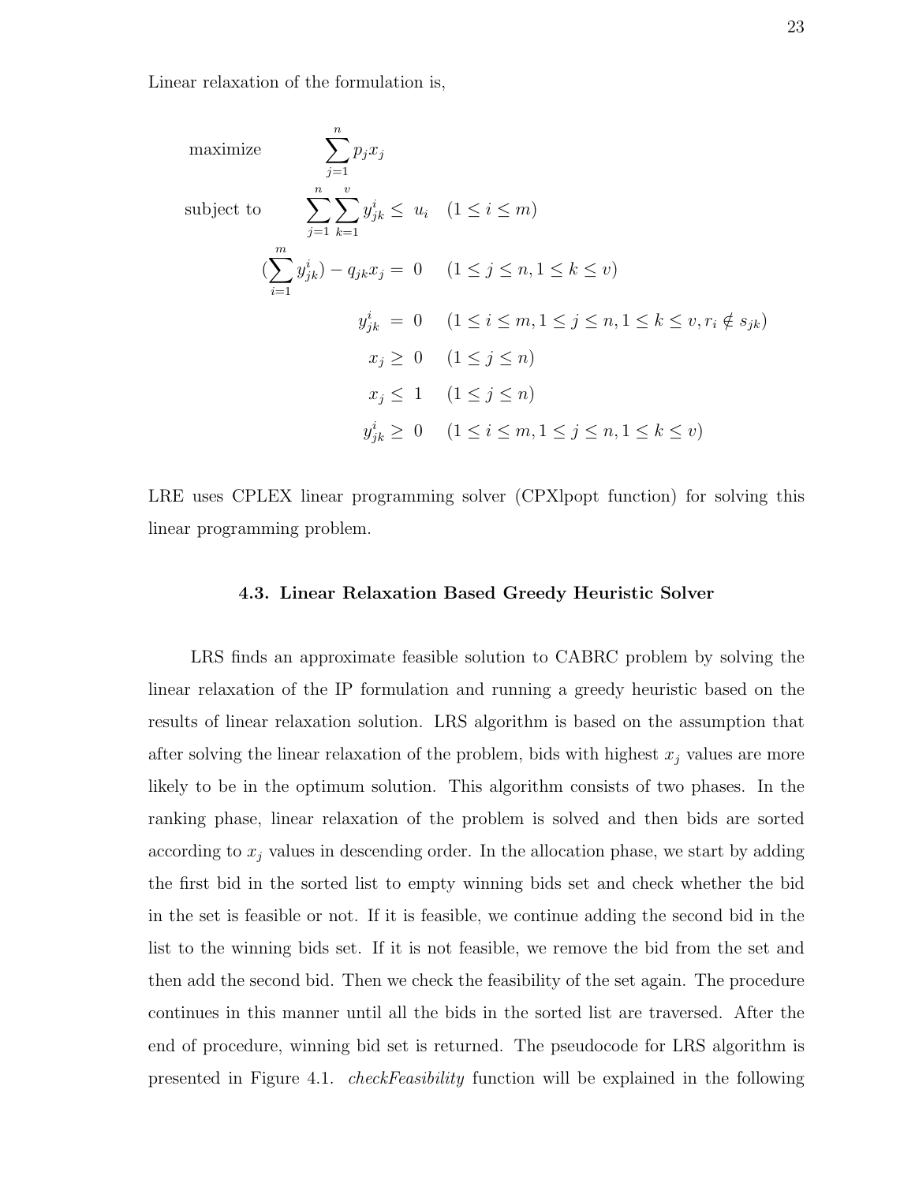Linear relaxation of the formulation is,

$$
\begin{aligned}
\text{maximize} \quad & \sum_{j=1}^{n} p_j x_j \\
\text{subject to} \quad & \sum_{j=1}^{n} \sum_{k=1}^{v} y_{jk}^{i} \leq \; u_i \quad (1 \leq i \leq m) \\
& (\sum_{i=1}^{m} y_{jk}^{i}) - q_{jk} x_j = \; 0 \quad (1 \leq j \leq n, 1 \leq k \leq v) \\
& y_{jk}^{i} \; = \; 0 \quad (1 \leq i \leq m, 1 \leq j \leq n, 1 \leq k \leq v, r_i \notin s_{jk}) \\
& x_j \geq \; 0 \quad (1 \leq j \leq n) \\
& x_j \leq \; 1 \quad (1 \leq j \leq n) \\
& y_{jk}^{i} \geq \; 0 \quad (1 \leq i \leq m, 1 \leq j \leq n, 1 \leq k \leq v)
\end{aligned}
$$

LRE uses CPLEX linear programming solver (CPXlpopt function) for solving this linear programming problem.

### 4.3. Linear Relaxation Based Greedy Heuristic Solver

LRS finds an approximate feasible solution to CABRC problem by solving the linear relaxation of the IP formulation and running a greedy heuristic based on the results of linear relaxation solution. LRS algorithm is based on the assumption that after solving the linear relaxation of the problem, bids with highest $x_j$ values are more likely to be in the optimum solution. This algorithm consists of two phases. In the ranking phase, linear relaxation of the problem is solved and then bids are sorted according to $x_j$ values in descending order. In the allocation phase, we start by adding the first bid in the sorted list to empty winning bids set and check whether the bid in the set is feasible or not. If it is feasible, we continue adding the second bid in the list to the winning bids set. If it is not feasible, we remove the bid from the set and then add the second bid. Then we check the feasibility of the set again. The procedure continues in this manner until all the bids in the sorted list are traversed. After the end of procedure, winning bid set is returned. The pseudocode for LRS algorithm is presented in Figure 4.1. *checkFeasibility* function will be explained in the following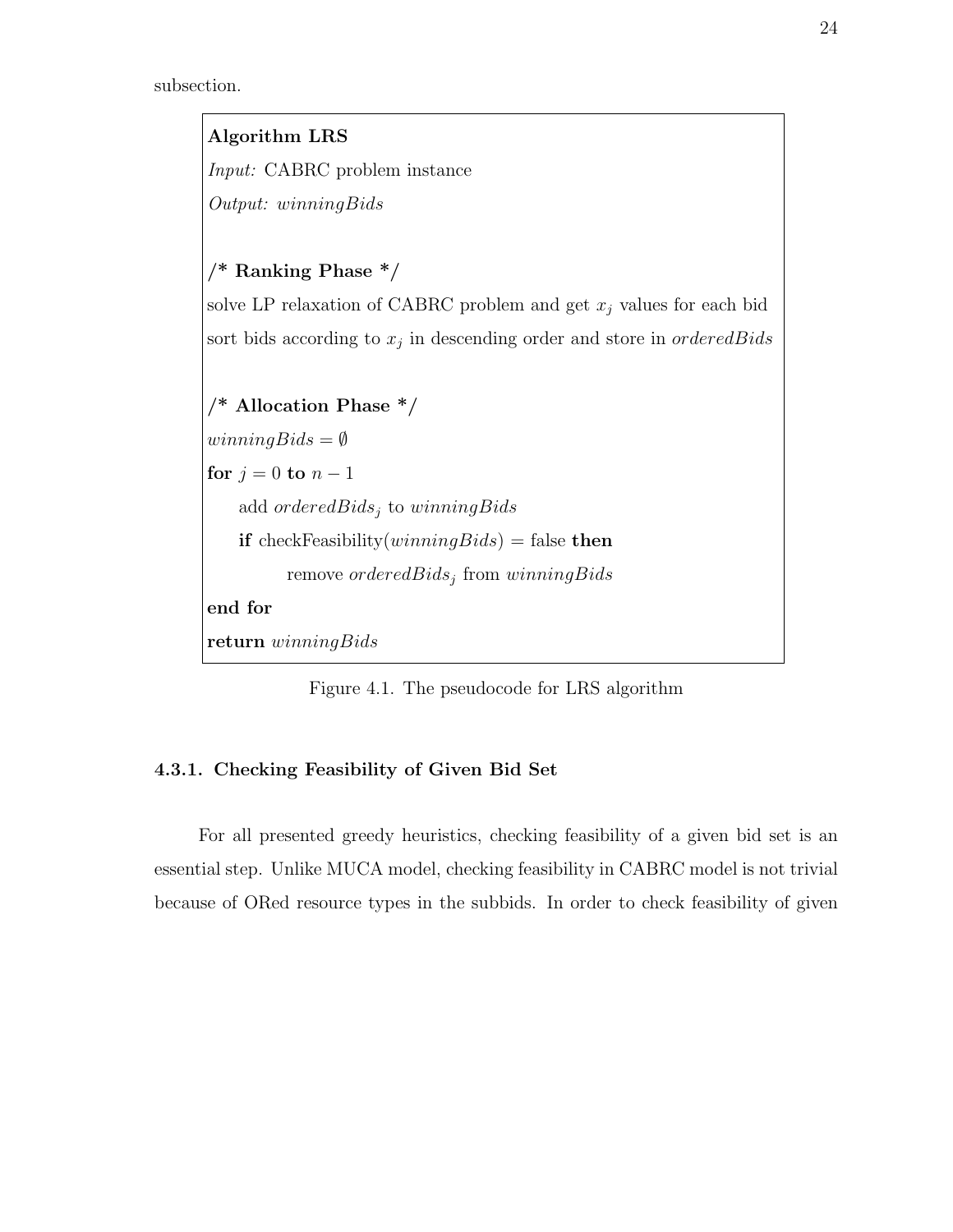subsection.

**Algorithm LRS**

*Input:* CABRC problem instance

*Output:* $winningBids$

**/* Ranking Phase */**

solve LP relaxation of CABRC problem and get $x_j$ values for each bid

sort bids according to $x_j$ in descending order and store in $orderedBids$

**/* Allocation Phase */**

$winningBids = \emptyset$

**for** $j = 0$ **to** $n - 1$

  add $orderedBids_j$ to $winningBids$

  **if** checkFeasibility($winningBids$) = false **then**

    remove $orderedBids_j$ from $winningBids$

**end for**

**return** $winningBids$

Figure 4.1. The pseudocode for LRS algorithm

### 4.3.1. Checking Feasibility of Given Bid Set

For all presented greedy heuristics, checking feasibility of a given bid set is an essential step. Unlike MUCA model, checking feasibility in CABRC model is not trivial because of ORed resource types in the subbids. In order to check feasibility of given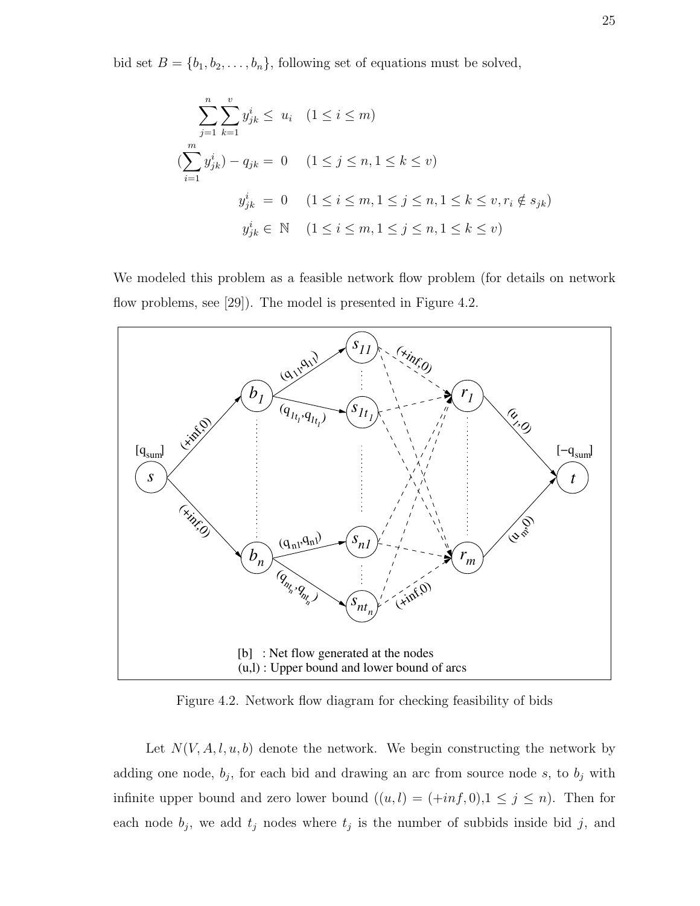bid set $B = \{b_1, b_2, \ldots, b_n\}$, following set of equations must be solved,

$$
\begin{aligned}
\sum_{j=1}^{n}\sum_{k=1}^{v} y_{jk}^{i} &\leq u_i \quad (1 \leq i \leq m) \\
\left(\sum_{i=1}^{m} y_{jk}^{i}\right) - q_{jk} &= 0 \quad (1 \leq j \leq n, 1 \leq k \leq v) \\
y_{jk}^{i} &= 0 \quad (1 \leq i \leq m, 1 \leq j \leq n, 1 \leq k \leq v, r_i \notin s_{jk}) \\
y_{jk}^{i} &\in \mathbb{N} \quad (1 \leq i \leq m, 1 \leq j \leq n, 1 \leq k \leq v)
\end{aligned}
$$

We modeled this problem as a feasible network flow problem (for details on network flow problems, see [29]). The model is presented in Figure 4.2.

Figure 4.2. Network flow diagram for checking feasibility of bids

Let $N(V, A, l, u, b)$ denote the network. We begin constructing the network by adding one node, $b_j$, for each bid and drawing an arc from source node $s$, to $b_j$ with infinite upper bound and zero lower bound ($(u, l) = (+inf, 0)$,$1 \leq j \leq n$). Then for each node $b_j$, we add $t_j$ nodes where $t_j$ is the number of subbids inside bid $j$, and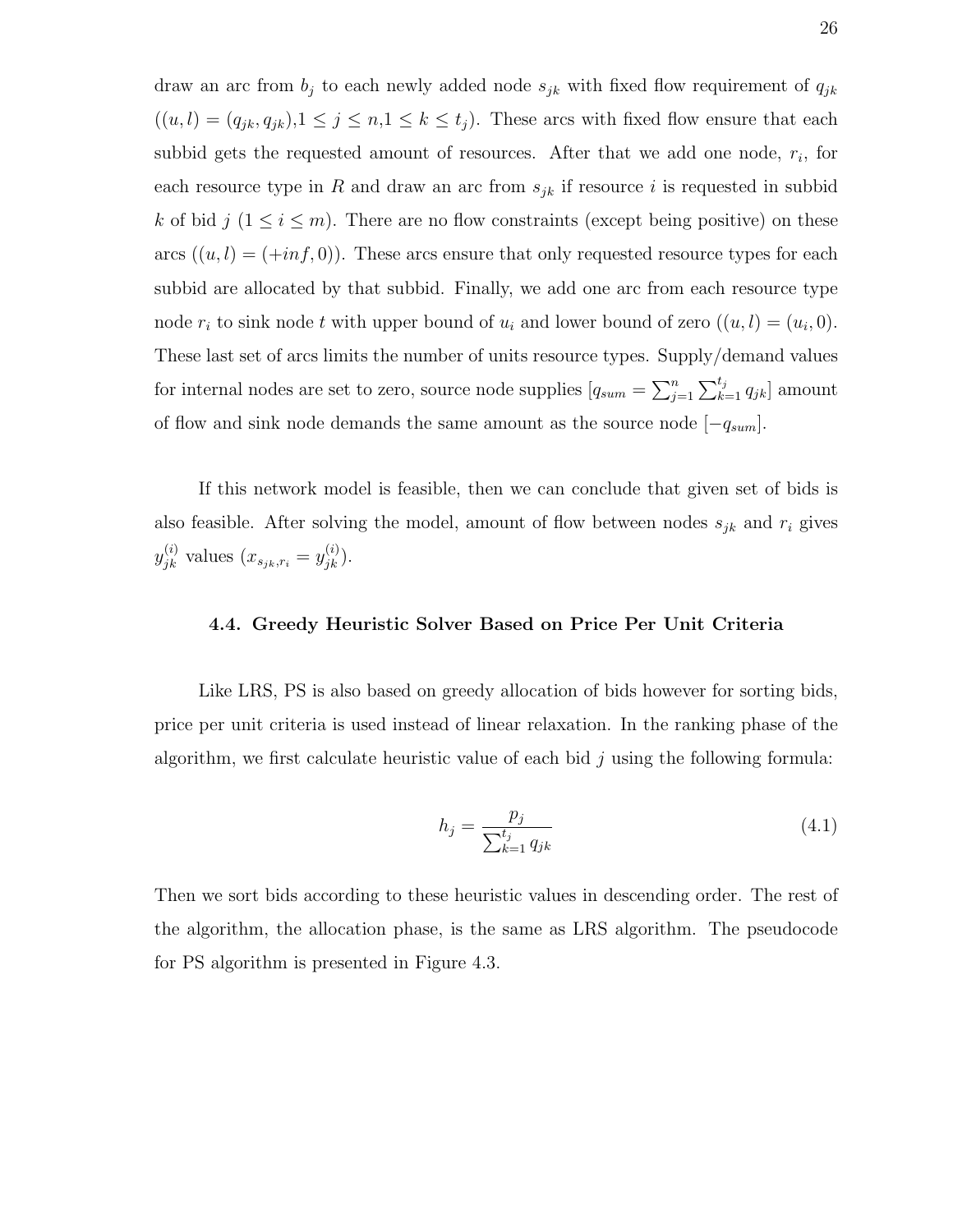draw an arc from $b_j$ to each newly added node $s_{jk}$ with fixed flow requirement of $q_{jk}$ ($(u, l) = (q_{jk}, q_{jk})$,$1 \leq j \leq n$,$1 \leq k \leq t_j$). These arcs with fixed flow ensure that each subbid gets the requested amount of resources. After that we add one node, $r_i$, for each resource type in $R$ and draw an arc from $s_{jk}$ if resource $i$ is requested in subbid $k$ of bid $j$ ($1 \leq i \leq m$). There are no flow constraints (except being positive) on these arcs ($(u, l) = (+inf, 0)$). These arcs ensure that only requested resource types for each subbid are allocated by that subbid. Finally, we add one arc from each resource type node $r_i$ to sink node $t$ with upper bound of $u_i$ and lower bound of zero ($(u, l) = (u_i, 0)$. These last set of arcs limits the number of units resource types. Supply/demand values for internal nodes are set to zero, source node supplies [$q_{sum} = \sum_{j=1}^{n} \sum_{k=1}^{t_j} q_{jk}$] amount of flow and sink node demands the same amount as the source node [$-q_{sum}$].

If this network model is feasible, then we can conclude that given set of bids is also feasible. After solving the model, amount of flow between nodes $s_{jk}$ and $r_i$ gives $y_{jk}^{(i)}$ values ($x_{s_{jk},r_i} = y_{jk}^{(i)}$).

### 4.4. Greedy Heuristic Solver Based on Price Per Unit Criteria

Like LRS, PS is also based on greedy allocation of bids however for sorting bids, price per unit criteria is used instead of linear relaxation. In the ranking phase of the algorithm, we first calculate heuristic value of each bid $j$ using the following formula:

$$h_j = \frac{p_j}{\sum_{k=1}^{t_j} q_{jk}} \tag{4.1}$$

Then we sort bids according to these heuristic values in descending order. The rest of the algorithm, the allocation phase, is the same as LRS algorithm. The pseudocode for PS algorithm is presented in Figure 4.3.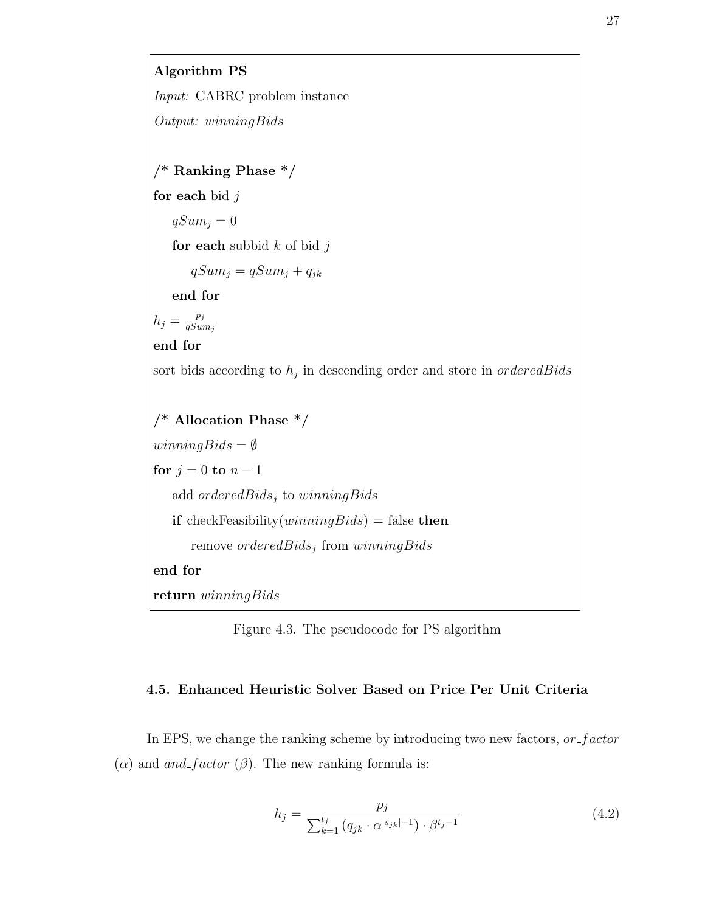```
Algorithm PS
Input: CABRC problem instance
Output: winningBids

/* Ranking Phase */
for each bid j
    qSum_j = 0
    for each subbid k of bid j
        qSum_j = qSum_j + q_jk
    end for
h_j = p_j / qSum_j
end for
sort bids according to h_j in descending order and store in orderedBids

/* Allocation Phase */
winningBids = ∅
for j = 0 to n − 1
    add orderedBids_j to winningBids
    if checkFeasibility(winningBids) = false then
        remove orderedBids_j from winningBids
end for
return winningBids
```

Figure 4.3. The pseudocode for PS algorithm

### 4.5. Enhanced Heuristic Solver Based on Price Per Unit Criteria

In EPS, we change the ranking scheme by introducing two new factors, *or_factor* ($\alpha$) and *and_factor* ($\beta$). The new ranking formula is:

$$h_j = \frac{p_j}{\sum_{k=1}^{t_j} \left(q_{jk} \cdot \alpha^{|s_{jk}|-1}\right) \cdot \beta^{t_j - 1}} \tag{4.2}$$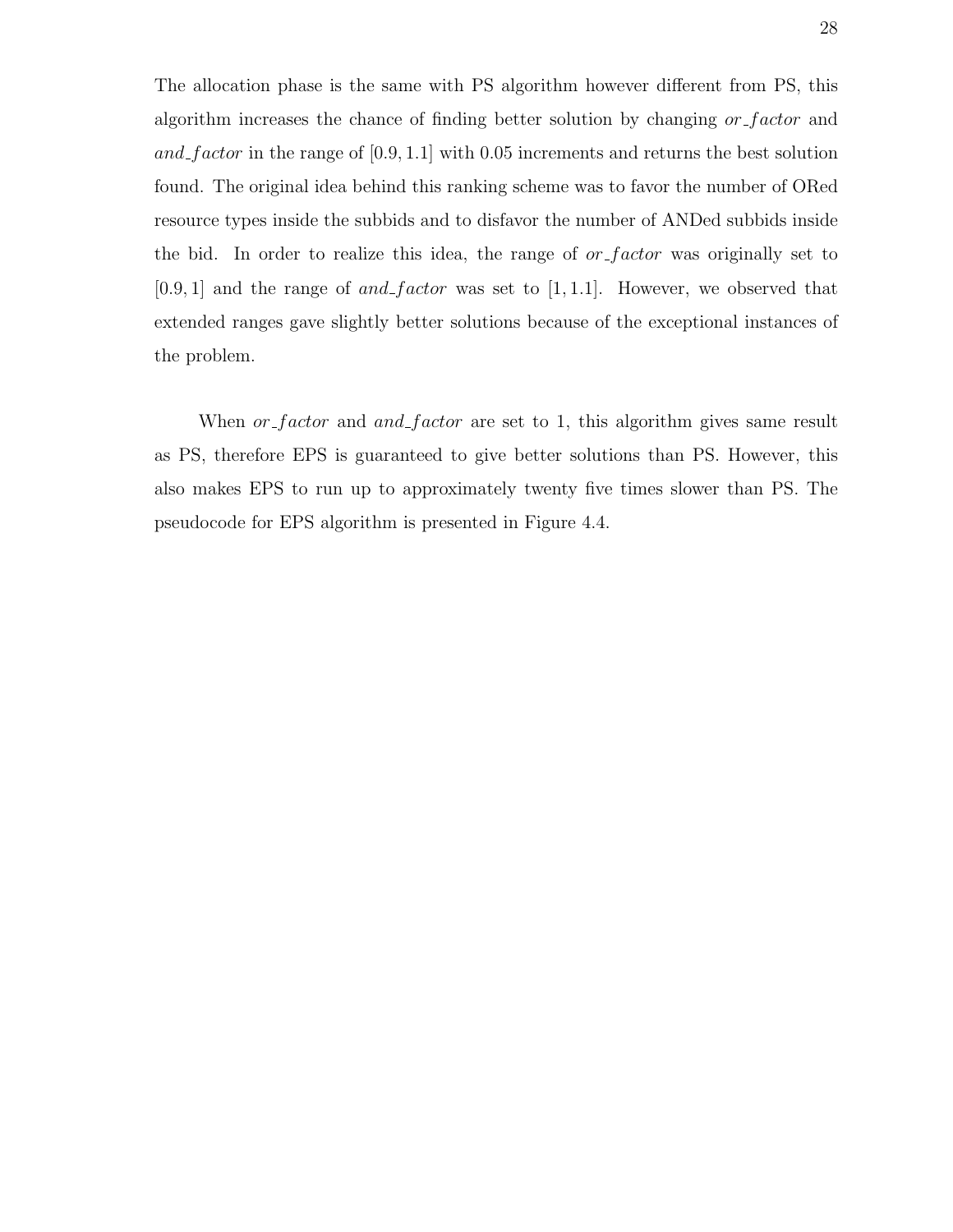The allocation phase is the same with PS algorithm however different from PS, this algorithm increases the chance of finding better solution by changing $or\_factor$ and $and\_factor$ in the range of $[0.9, 1.1]$ with 0.05 increments and returns the best solution found. The original idea behind this ranking scheme was to favor the number of ORed resource types inside the subbids and to disfavor the number of ANDed subbids inside the bid. In order to realize this idea, the range of $or\_factor$ was originally set to $[0.9, 1]$ and the range of $and\_factor$ was set to $[1, 1.1]$. However, we observed that extended ranges gave slightly better solutions because of the exceptional instances of the problem.

When $or\_factor$ and $and\_factor$ are set to 1, this algorithm gives same result as PS, therefore EPS is guaranteed to give better solutions than PS. However, this also makes EPS to run up to approximately twenty five times slower than PS. The pseudocode for EPS algorithm is presented in Figure 4.4.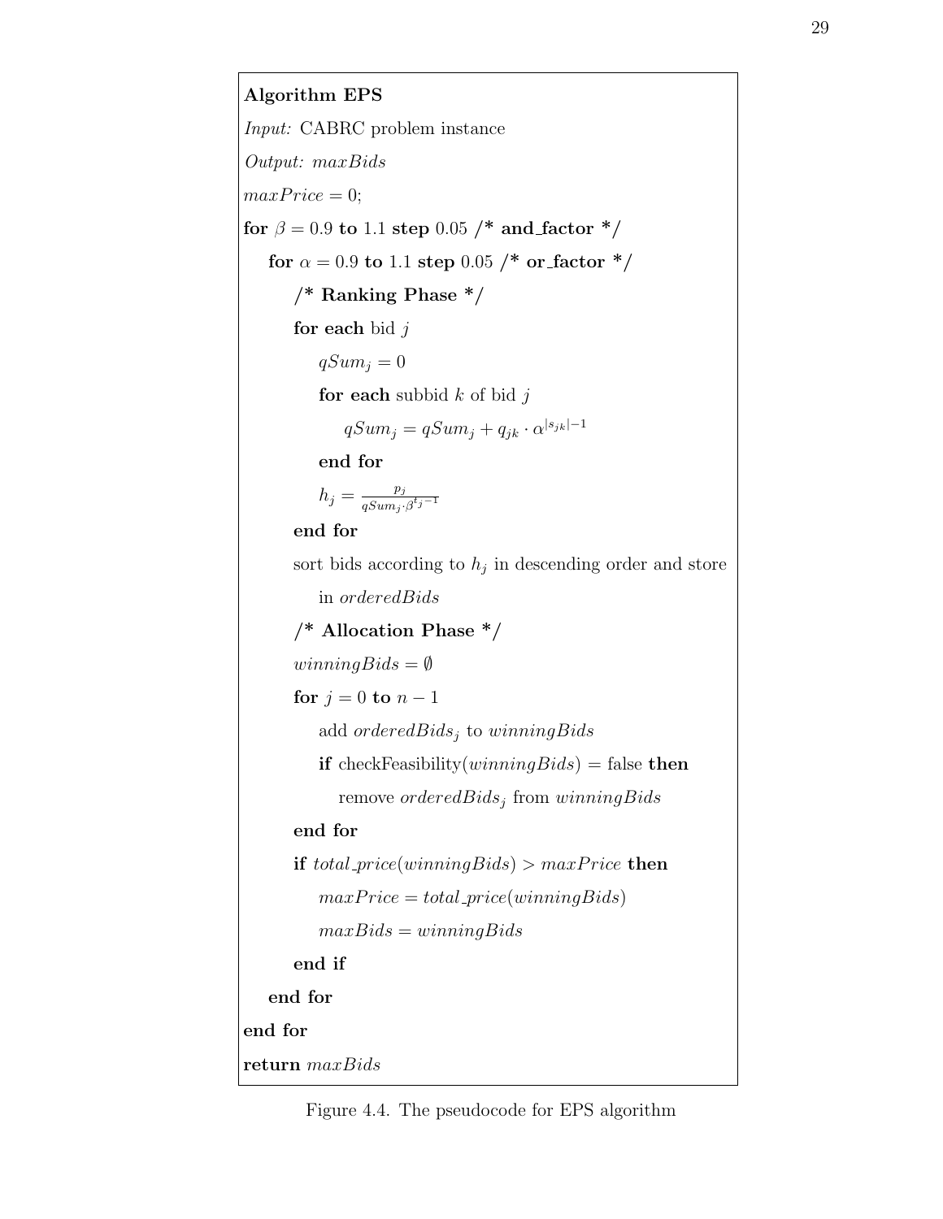**Algorithm EPS**

*Input:* CABRC problem instance

*Output:* $maxBids$

$maxPrice = 0$;

**for** $\beta = 0.9$ **to** $1.1$ **step** $0.05$ **/\* and_factor \*/**

  **for** $\alpha = 0.9$ **to** $1.1$ **step** $0.05$ **/\* or_factor \*/**

    **/\* Ranking Phase \*/**

    **for each** bid $j$

      $qSum_j = 0$

      **for each** subbid $k$ of bid $j$

        $qSum_j = qSum_j + q_{jk} \cdot \alpha^{|s_{jk}|-1}$

      **end for**

      $h_j = \frac{p_j}{qSum_j \cdot \beta^{t_j - 1}}$

    **end for**

    sort bids according to $h_j$ in descending order and store in $orderedBids$

    **/\* Allocation Phase \*/**

    $winningBids = \emptyset$

    **for** $j = 0$ **to** $n - 1$

      add $orderedBids_j$ to $winningBids$

      **if** checkFeasibility($winningBids$) = false **then**

        remove $orderedBids_j$ from $winningBids$

    **end for**

    **if** $total\_price(winningBids) > maxPrice$ **then**

      $maxPrice = total\_price(winningBids)$

      $maxBids = winningBids$

    **end if**

  **end for**

**end for**

**return** $maxBids$

Figure 4.4. The pseudocode for EPS algorithm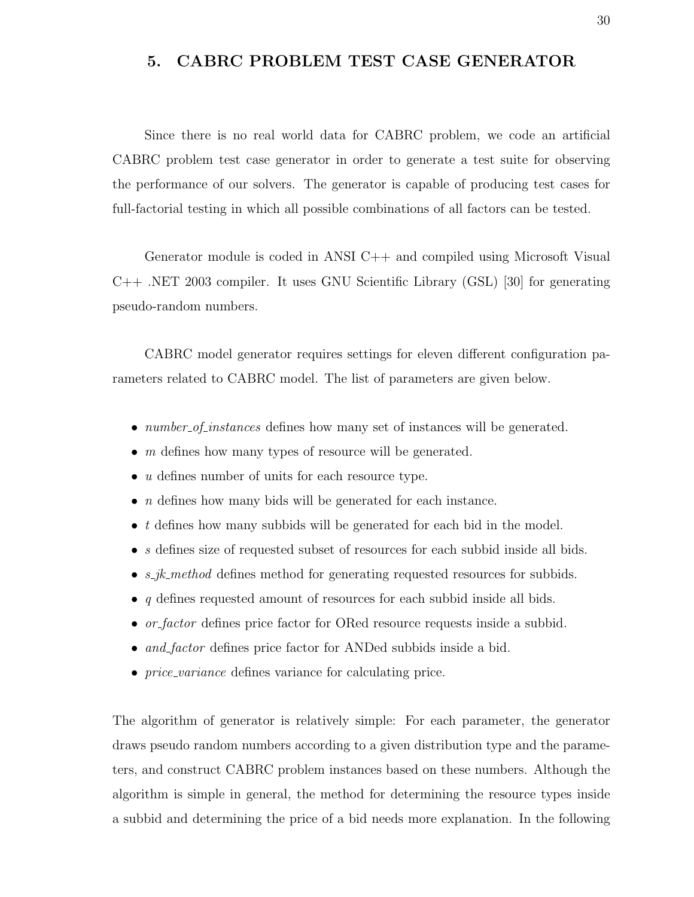# 5. CABRC PROBLEM TEST CASE GENERATOR

Since there is no real world data for CABRC problem, we code an artificial CABRC problem test case generator in order to generate a test suite for observing the performance of our solvers. The generator is capable of producing test cases for full-factorial testing in which all possible combinations of all factors can be tested.

Generator module is coded in ANSI C++ and compiled using Microsoft Visual C++ .NET 2003 compiler. It uses GNU Scientific Library (GSL) [30] for generating pseudo-random numbers.

CABRC model generator requires settings for eleven different configuration parameters related to CABRC model. The list of parameters are given below.

- *number_of_instances* defines how many set of instances will be generated.
- $m$ defines how many types of resource will be generated.
- $u$ defines number of units for each resource type.
- $n$ defines how many bids will be generated for each instance.
- $t$ defines how many subbids will be generated for each bid in the model.
- $s$ defines size of requested subset of resources for each subbid inside all bids.
- *s_jk_method* defines method for generating requested resources for subbids.
- $q$ defines requested amount of resources for each subbid inside all bids.
- *or_factor* defines price factor for ORed resource requests inside a subbid.
- *and_factor* defines price factor for ANDed subbids inside a bid.
- *price_variance* defines variance for calculating price.

The algorithm of generator is relatively simple: For each parameter, the generator draws pseudo random numbers according to a given distribution type and the parameters, and construct CABRC problem instances based on these numbers. Although the algorithm is simple in general, the method for determining the resource types inside a subbid and determining the price of a bid needs more explanation. In the following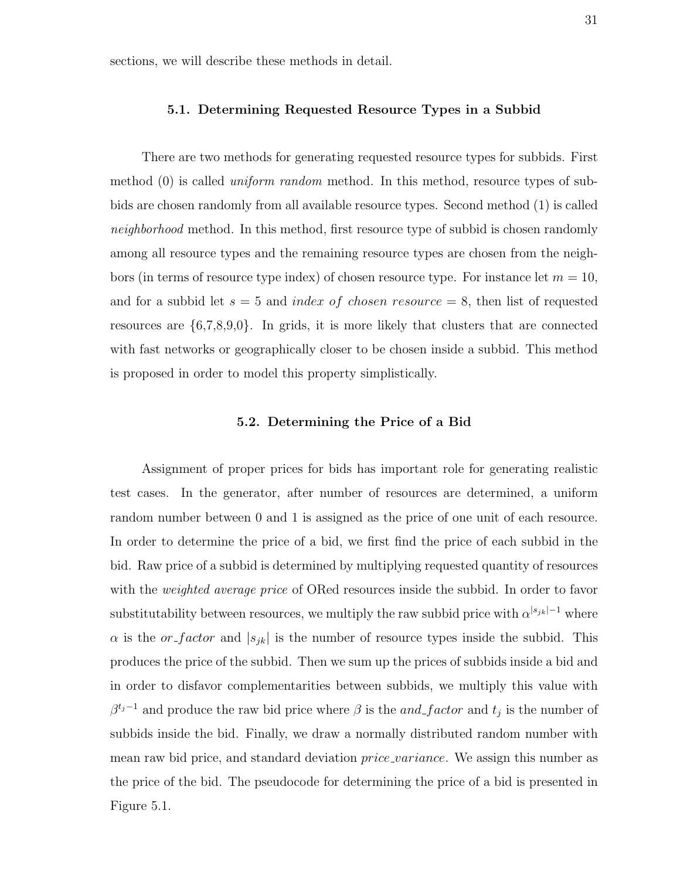sections, we will describe these methods in detail.

## 5.1. Determining Requested Resource Types in a Subbid

There are two methods for generating requested resource types for subbids. First method (0) is called *uniform random* method. In this method, resource types of subbids are chosen randomly from all available resource types. Second method (1) is called *neighborhood* method. In this method, first resource type of subbid is chosen randomly among all resource types and the remaining resource types are chosen from the neighbors (in terms of resource type index) of chosen resource type. For instance let $m = 10$, and for a subbid let $s = 5$ and $index\ of\ chosen\ resource = 8$, then list of requested resources are {6,7,8,9,0}. In grids, it is more likely that clusters that are connected with fast networks or geographically closer to be chosen inside a subbid. This method is proposed in order to model this property simplistically.

## 5.2. Determining the Price of a Bid

Assignment of proper prices for bids has important role for generating realistic test cases. In the generator, after number of resources are determined, a uniform random number between 0 and 1 is assigned as the price of one unit of each resource. In order to determine the price of a bid, we first find the price of each subbid in the bid. Raw price of a subbid is determined by multiplying requested quantity of resources with the *weighted average price* of ORed resources inside the subbid. In order to favor substitutability between resources, we multiply the raw subbid price with $\alpha^{|s_{jk}|-1}$ where $\alpha$ is the $or\_factor$ and $|s_{jk}|$ is the number of resource types inside the subbid. This produces the price of the subbid. Then we sum up the prices of subbids inside a bid and in order to disfavor complementarities between subbids, we multiply this value with $\beta^{t_j-1}$ and produce the raw bid price where $\beta$ is the $and\_factor$ and $t_j$ is the number of subbids inside the bid. Finally, we draw a normally distributed random number with mean raw bid price, and standard deviation $price\_variance$. We assign this number as the price of the bid. The pseudocode for determining the price of a bid is presented in Figure 5.1.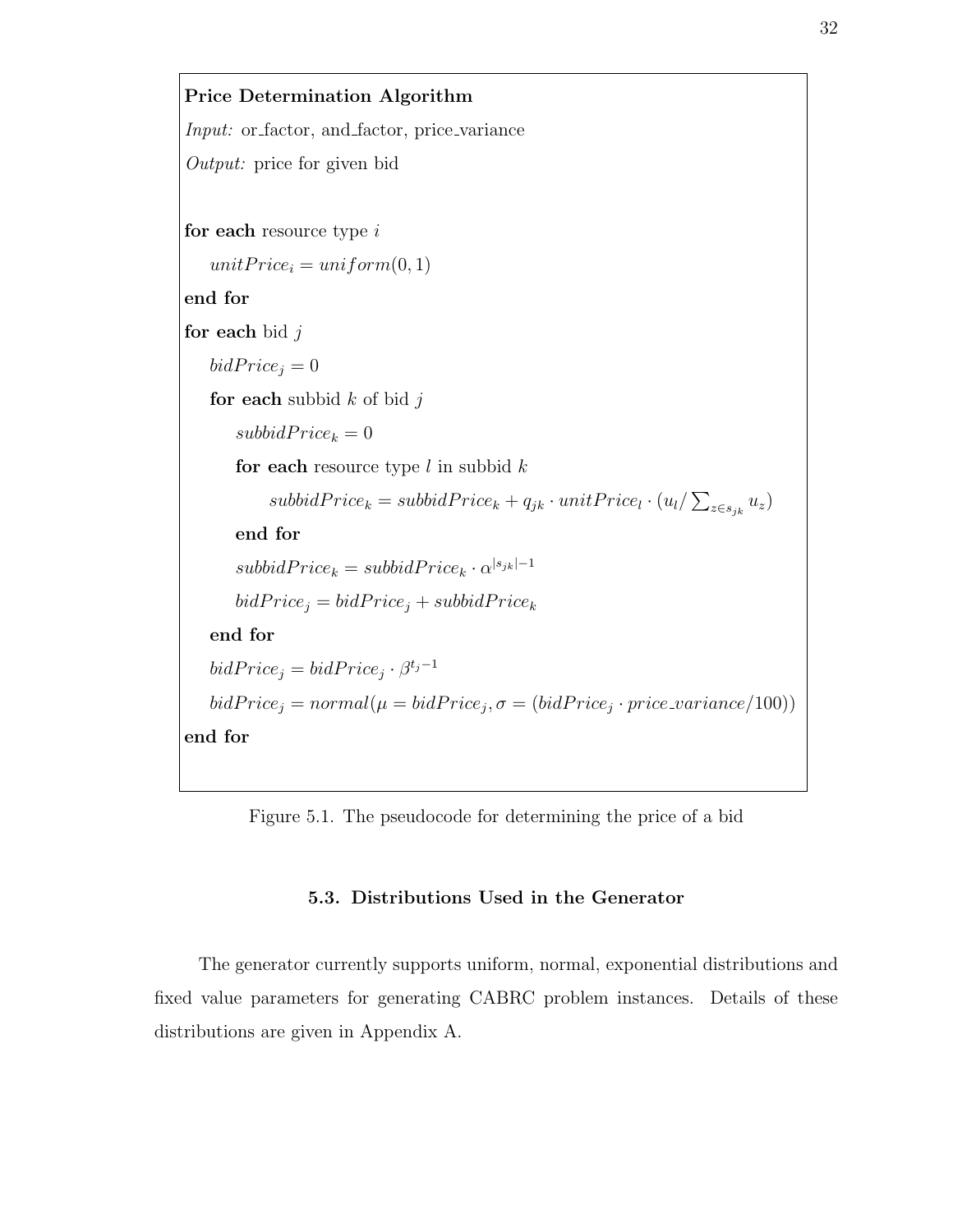**Price Determination Algorithm**

*Input:* or_factor, and_factor, price_variance

*Output:* price for given bid

**for each** resource type $i$

&nbsp;&nbsp;&nbsp;&nbsp;$unitPrice_i = uniform(0, 1)$

**end for**

**for each** bid $j$

&nbsp;&nbsp;&nbsp;&nbsp;$bidPrice_j = 0$

&nbsp;&nbsp;&nbsp;&nbsp;**for each** subbid $k$ of bid $j$

&nbsp;&nbsp;&nbsp;&nbsp;&nbsp;&nbsp;&nbsp;&nbsp;$subbidPrice_k = 0$

&nbsp;&nbsp;&nbsp;&nbsp;&nbsp;&nbsp;&nbsp;&nbsp;**for each** resource type $l$ in subbid $k$

&nbsp;&nbsp;&nbsp;&nbsp;&nbsp;&nbsp;&nbsp;&nbsp;&nbsp;&nbsp;&nbsp;&nbsp;$subbidPrice_k = subbidPrice_k + q_{jk} \cdot unitPrice_l \cdot (u_l / \sum_{z \in s_{jk}} u_z)$

&nbsp;&nbsp;&nbsp;&nbsp;&nbsp;&nbsp;&nbsp;&nbsp;**end for**

&nbsp;&nbsp;&nbsp;&nbsp;&nbsp;&nbsp;&nbsp;&nbsp;$subbidPrice_k = subbidPrice_k \cdot \alpha^{|s_{jk}|-1}$

&nbsp;&nbsp;&nbsp;&nbsp;&nbsp;&nbsp;&nbsp;&nbsp;$bidPrice_j = bidPrice_j + subbidPrice_k$

&nbsp;&nbsp;&nbsp;&nbsp;**end for**

&nbsp;&nbsp;&nbsp;&nbsp;$bidPrice_j = bidPrice_j \cdot \beta^{t_j - 1}$

&nbsp;&nbsp;&nbsp;&nbsp;$bidPrice_j = normal(\mu = bidPrice_j, \sigma = (bidPrice_j \cdot price\_variance/100))$

**end for**

Figure 5.1. The pseudocode for determining the price of a bid

### 5.3. Distributions Used in the Generator

The generator currently supports uniform, normal, exponential distributions and fixed value parameters for generating CABRC problem instances. Details of these distributions are given in Appendix A.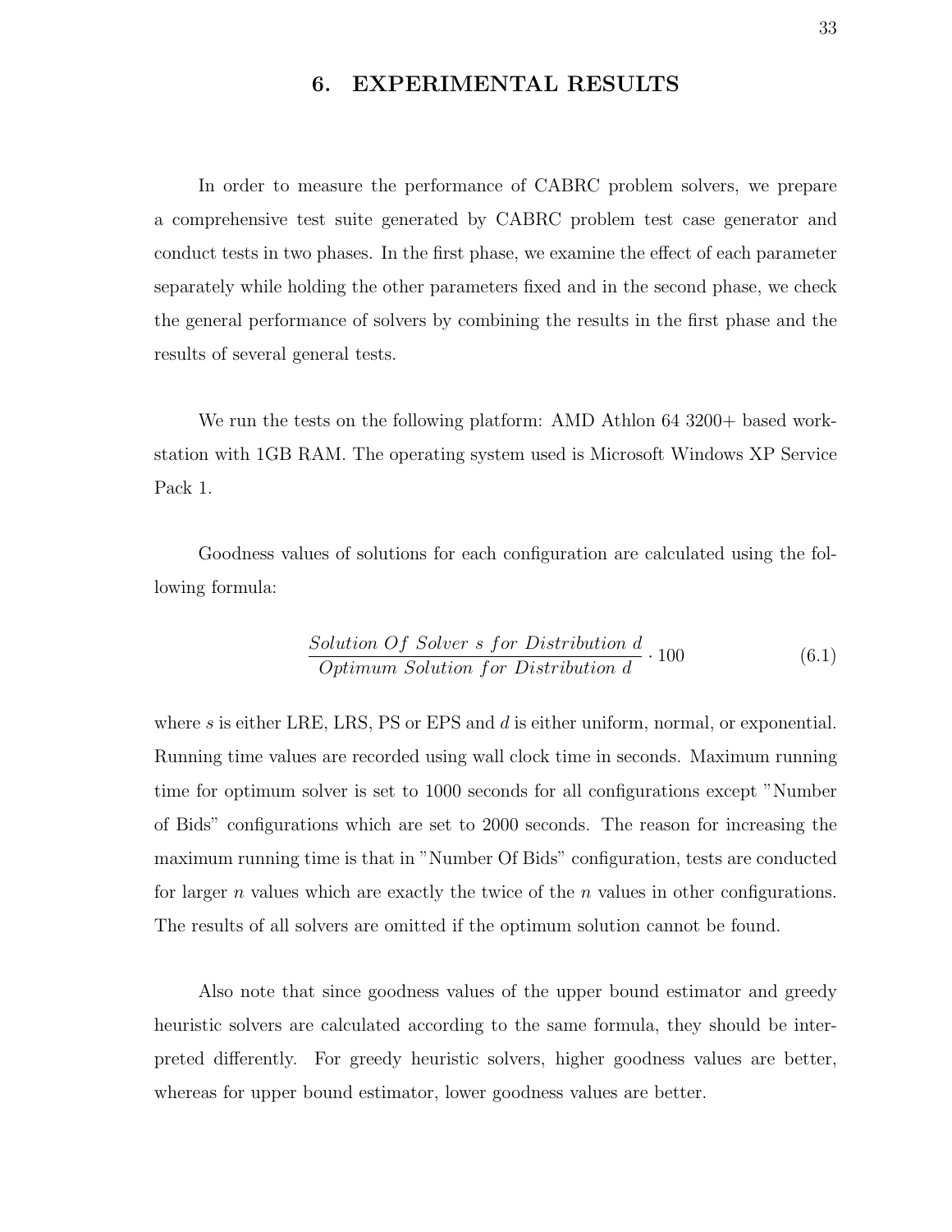# 6. EXPERIMENTAL RESULTS

In order to measure the performance of CABRC problem solvers, we prepare a comprehensive test suite generated by CABRC problem test case generator and conduct tests in two phases. In the first phase, we examine the effect of each parameter separately while holding the other parameters fixed and in the second phase, we check the general performance of solvers by combining the results in the first phase and the results of several general tests.

We run the tests on the following platform: AMD Athlon 64 3200+ based workstation with 1GB RAM. The operating system used is Microsoft Windows XP Service Pack 1.

Goodness values of solutions for each configuration are calculated using the following formula:

$$\frac{Solution\ Of\ Solver\ s\ for\ Distribution\ d}{Optimum\ Solution\ for\ Distribution\ d} \cdot 100 \tag{6.1}$$

where $s$ is either LRE, LRS, PS or EPS and $d$ is either uniform, normal, or exponential. Running time values are recorded using wall clock time in seconds. Maximum running time for optimum solver is set to 1000 seconds for all configurations except "Number of Bids" configurations which are set to 2000 seconds. The reason for increasing the maximum running time is that in "Number Of Bids" configuration, tests are conducted for larger $n$ values which are exactly the twice of the $n$ values in other configurations. The results of all solvers are omitted if the optimum solution cannot be found.

Also note that since goodness values of the upper bound estimator and greedy heuristic solvers are calculated according to the same formula, they should be interpreted differently. For greedy heuristic solvers, higher goodness values are better, whereas for upper bound estimator, lower goodness values are better.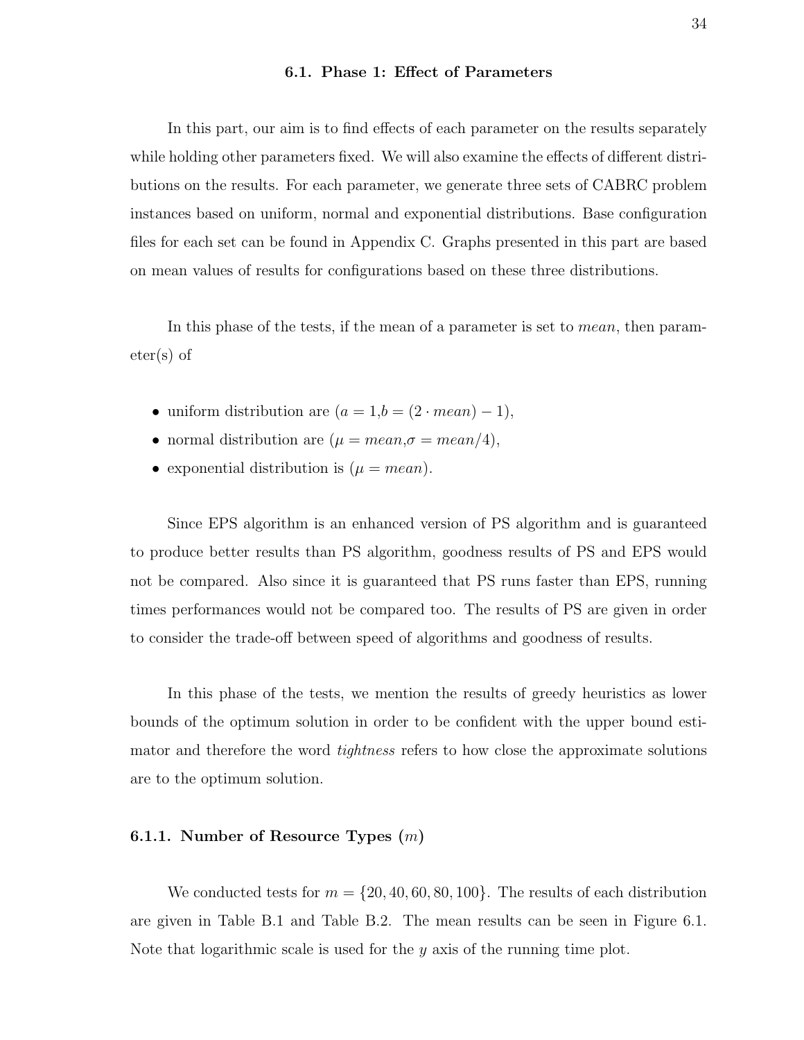### 6.1. Phase 1: Effect of Parameters

In this part, our aim is to find effects of each parameter on the results separately while holding other parameters fixed. We will also examine the effects of different distributions on the results. For each parameter, we generate three sets of CABRC problem instances based on uniform, normal and exponential distributions. Base configuration files for each set can be found in Appendix C. Graphs presented in this part are based on mean values of results for configurations based on these three distributions.

In this phase of the tests, if the mean of a parameter is set to *mean*, then parameter(s) of

- uniform distribution are ($a = 1$,$b = (2 \cdot mean) - 1$),
- normal distribution are ($\mu = mean$,$\sigma = mean/4$),
- exponential distribution is ($\mu = mean$).

Since EPS algorithm is an enhanced version of PS algorithm and is guaranteed to produce better results than PS algorithm, goodness results of PS and EPS would not be compared. Also since it is guaranteed that PS runs faster than EPS, running times performances would not be compared too. The results of PS are given in order to consider the trade-off between speed of algorithms and goodness of results.

In this phase of the tests, we mention the results of greedy heuristics as lower bounds of the optimum solution in order to be confident with the upper bound estimator and therefore the word *tightness* refers to how close the approximate solutions are to the optimum solution.

#### 6.1.1. Number of Resource Types ($m$)

We conducted tests for $m = \{20, 40, 60, 80, 100\}$. The results of each distribution are given in Table B.1 and Table B.2. The mean results can be seen in Figure 6.1. Note that logarithmic scale is used for the $y$ axis of the running time plot.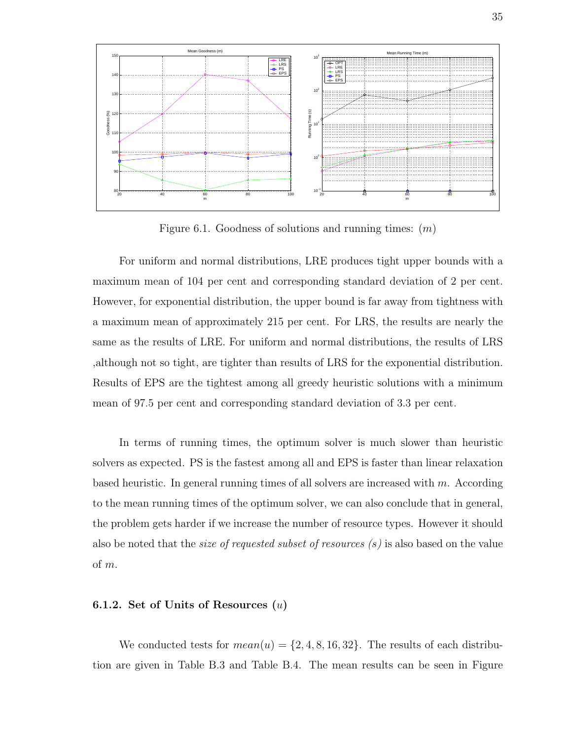Figure 6.1. Goodness of solutions and running times: $(m)$

For uniform and normal distributions, LRE produces tight upper bounds with a maximum mean of 104 per cent and corresponding standard deviation of 2 per cent. However, for exponential distribution, the upper bound is far away from tightness with a maximum mean of approximately 215 per cent. For LRS, the results are nearly the same as the results of LRE. For uniform and normal distributions, the results of LRS ,although not so tight, are tighter than results of LRS for the exponential distribution. Results of EPS are the tightest among all greedy heuristic solutions with a minimum mean of 97.5 per cent and corresponding standard deviation of 3.3 per cent.

In terms of running times, the optimum solver is much slower than heuristic solvers as expected. PS is the fastest among all and EPS is faster than linear relaxation based heuristic. In general running times of all solvers are increased with $m$. According to the mean running times of the optimum solver, we can also conclude that in general, the problem gets harder if we increase the number of resource types. However it should also be noted that the *size of requested subset of resources (s)* is also based on the value of $m$.

### 6.1.2. Set of Units of Resources $(u)$

We conducted tests for $mean(u) = \{2, 4, 8, 16, 32\}$. The results of each distribution are given in Table B.3 and Table B.4. The mean results can be seen in Figure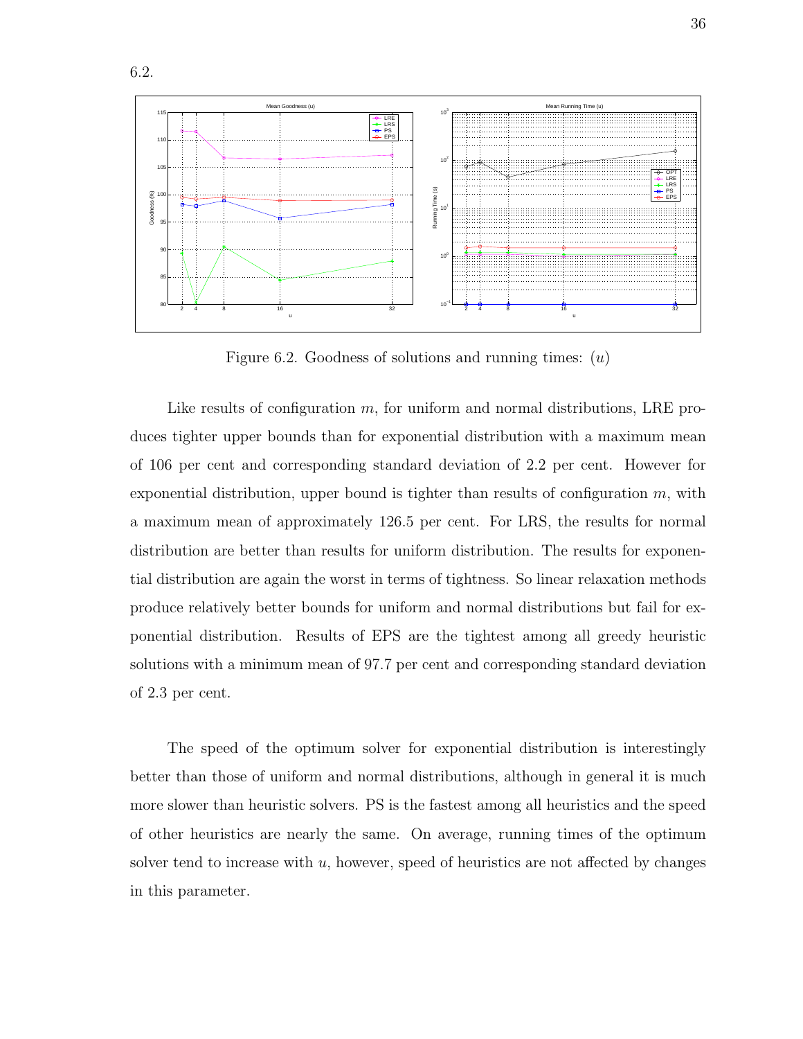6.2.

Figure 6.2. Goodness of solutions and running times: $(u)$

Like results of configuration $m$, for uniform and normal distributions, LRE produces tighter upper bounds than for exponential distribution with a maximum mean of 106 per cent and corresponding standard deviation of 2.2 per cent. However for exponential distribution, upper bound is tighter than results of configuration $m$, with a maximum mean of approximately 126.5 per cent. For LRS, the results for normal distribution are better than results for uniform distribution. The results for exponential distribution are again the worst in terms of tightness. So linear relaxation methods produce relatively better bounds for uniform and normal distributions but fail for exponential distribution. Results of EPS are the tightest among all greedy heuristic solutions with a minimum mean of 97.7 per cent and corresponding standard deviation of 2.3 per cent.

The speed of the optimum solver for exponential distribution is interestingly better than those of uniform and normal distributions, although in general it is much more slower than heuristic solvers. PS is the fastest among all heuristics and the speed of other heuristics are nearly the same. On average, running times of the optimum solver tend to increase with $u$, however, speed of heuristics are not affected by changes in this parameter.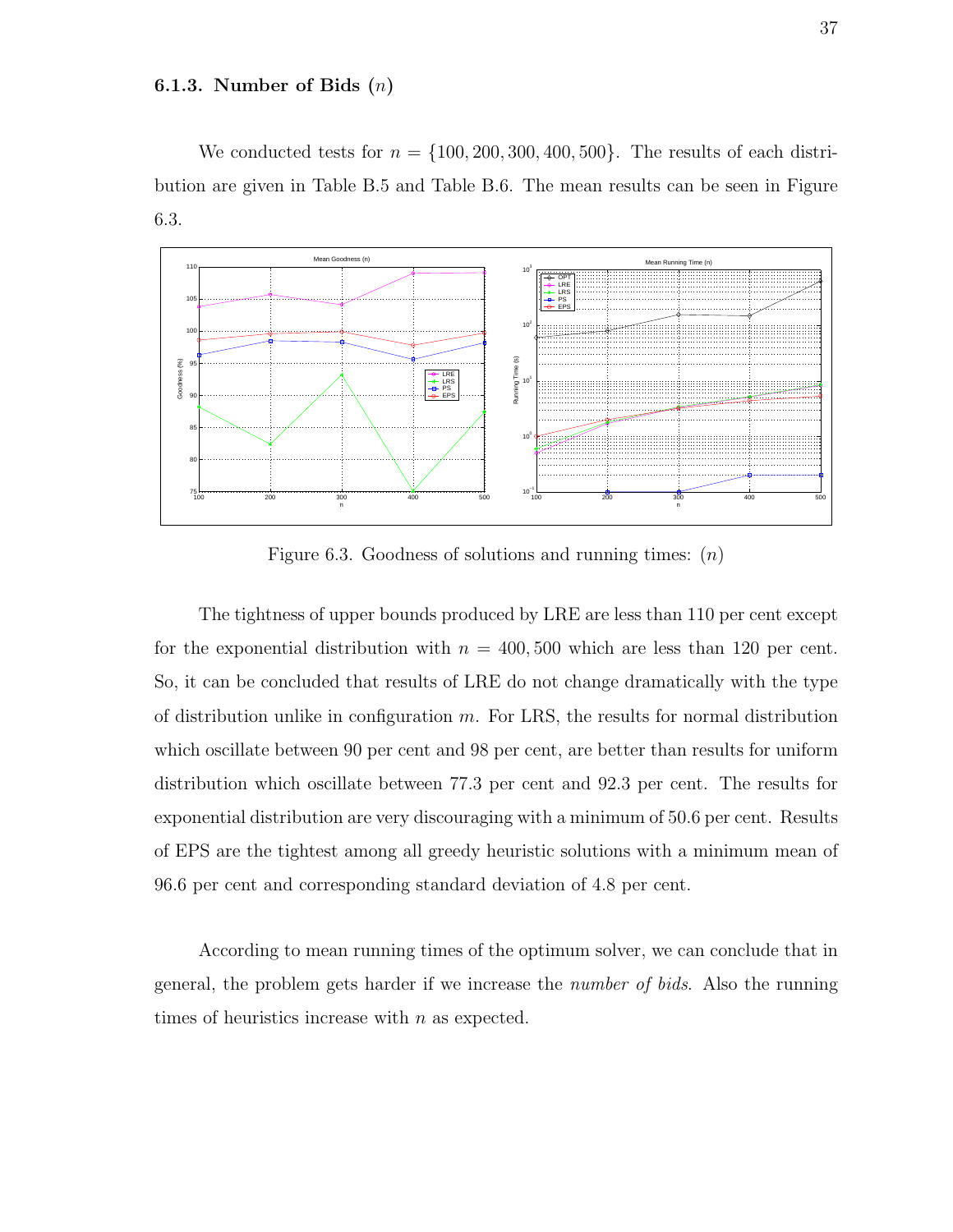### 6.1.3. Number of Bids ($n$)

We conducted tests for $n = \{100, 200, 300, 400, 500\}$. The results of each distribution are given in Table B.5 and Table B.6. The mean results can be seen in Figure 6.3.

Figure 6.3. Goodness of solutions and running times: ($n$)

The tightness of upper bounds produced by LRE are less than 110 per cent except for the exponential distribution with $n = 400, 500$ which are less than 120 per cent. So, it can be concluded that results of LRE do not change dramatically with the type of distribution unlike in configuration $m$. For LRS, the results for normal distribution which oscillate between 90 per cent and 98 per cent, are better than results for uniform distribution which oscillate between 77.3 per cent and 92.3 per cent. The results for exponential distribution are very discouraging with a minimum of 50.6 per cent. Results of EPS are the tightest among all greedy heuristic solutions with a minimum mean of 96.6 per cent and corresponding standard deviation of 4.8 per cent.

According to mean running times of the optimum solver, we can conclude that in general, the problem gets harder if we increase the *number of bids*. Also the running times of heuristics increase with $n$ as expected.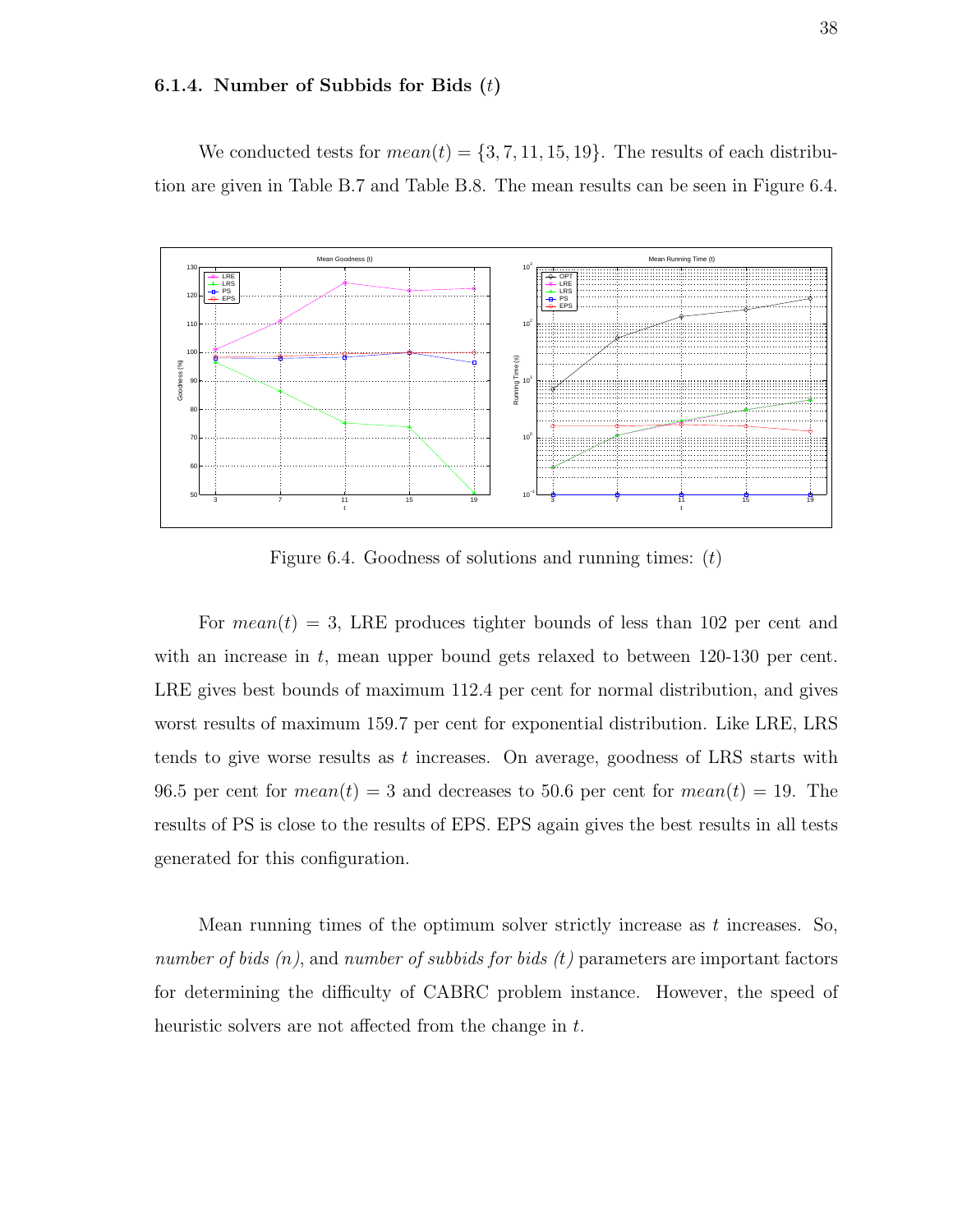### 6.1.4. Number of Subbids for Bids ($t$)

We conducted tests for $mean(t) = \{3, 7, 11, 15, 19\}$. The results of each distribution are given in Table B.7 and Table B.8. The mean results can be seen in Figure 6.4.

Figure 6.4. Goodness of solutions and running times: ($t$)

For $mean(t) = 3$, LRE produces tighter bounds of less than 102 per cent and with an increase in $t$, mean upper bound gets relaxed to between 120-130 per cent. LRE gives best bounds of maximum 112.4 per cent for normal distribution, and gives worst results of maximum 159.7 per cent for exponential distribution. Like LRE, LRS tends to give worse results as $t$ increases. On average, goodness of LRS starts with 96.5 per cent for $mean(t) = 3$ and decreases to 50.6 per cent for $mean(t) = 19$. The results of PS is close to the results of EPS. EPS again gives the best results in all tests generated for this configuration.

Mean running times of the optimum solver strictly increase as $t$ increases. So, *number of bids (n)*, and *number of subbids for bids (t)* parameters are important factors for determining the difficulty of CABRC problem instance. However, the speed of heuristic solvers are not affected from the change in $t$.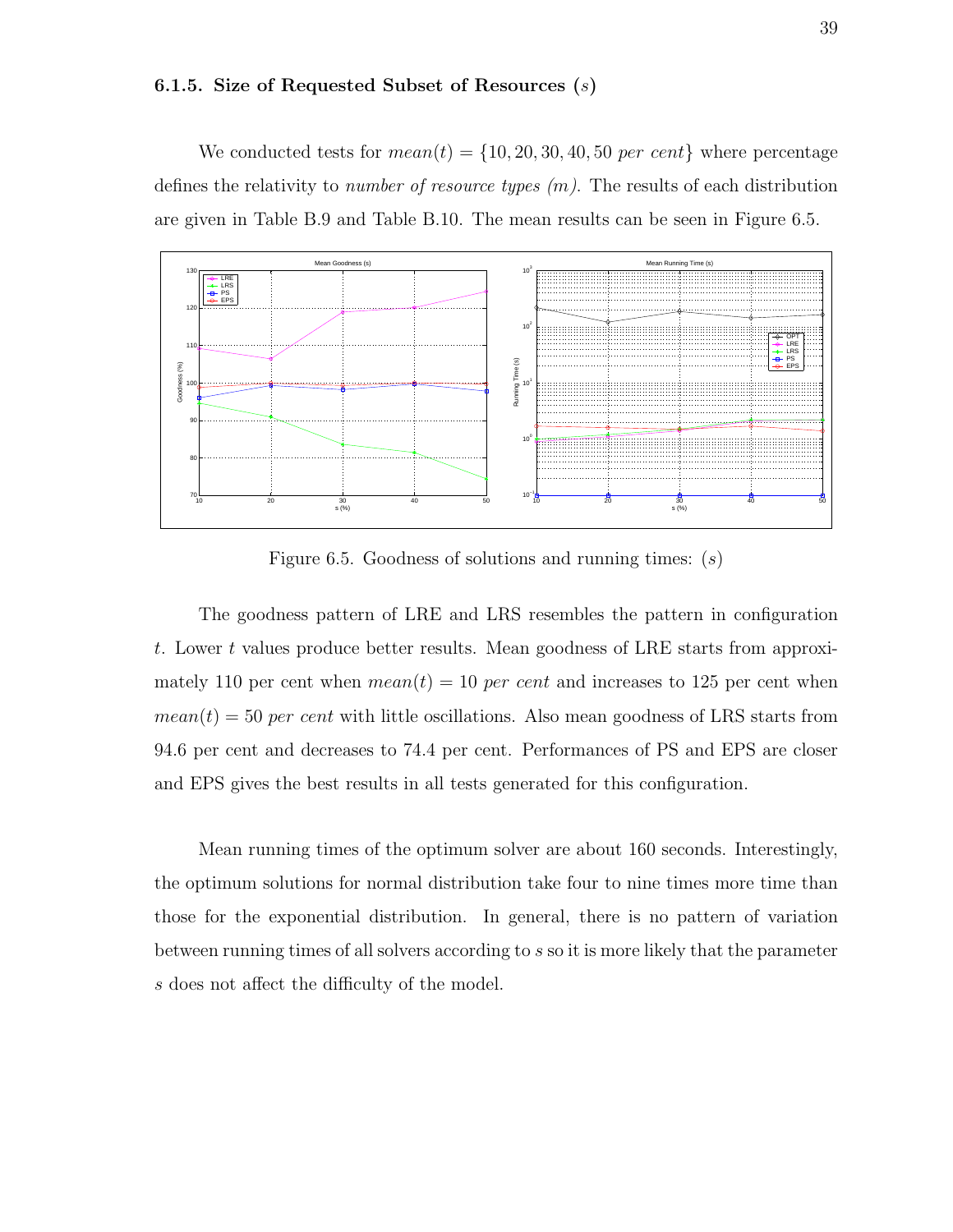### 6.1.5. Size of Requested Subset of Resources ($s$)

We conducted tests for $mean(t) = \{10, 20, 30, 40, 50 \textit{ per cent}\}$ where percentage defines the relativity to *number of resource types (m)*. The results of each distribution are given in Table B.9 and Table B.10. The mean results can be seen in Figure 6.5.

Figure 6.5. Goodness of solutions and running times: ($s$)

The goodness pattern of LRE and LRS resembles the pattern in configuration $t$. Lower $t$ values produce better results. Mean goodness of LRE starts from approximately 110 per cent when $mean(t) = 10$ *per cent* and increases to 125 per cent when $mean(t) = 50$ *per cent* with little oscillations. Also mean goodness of LRS starts from 94.6 per cent and decreases to 74.4 per cent. Performances of PS and EPS are closer and EPS gives the best results in all tests generated for this configuration.

Mean running times of the optimum solver are about 160 seconds. Interestingly, the optimum solutions for normal distribution take four to nine times more time than those for the exponential distribution. In general, there is no pattern of variation between running times of all solvers according to $s$ so it is more likely that the parameter $s$ does not affect the difficulty of the model.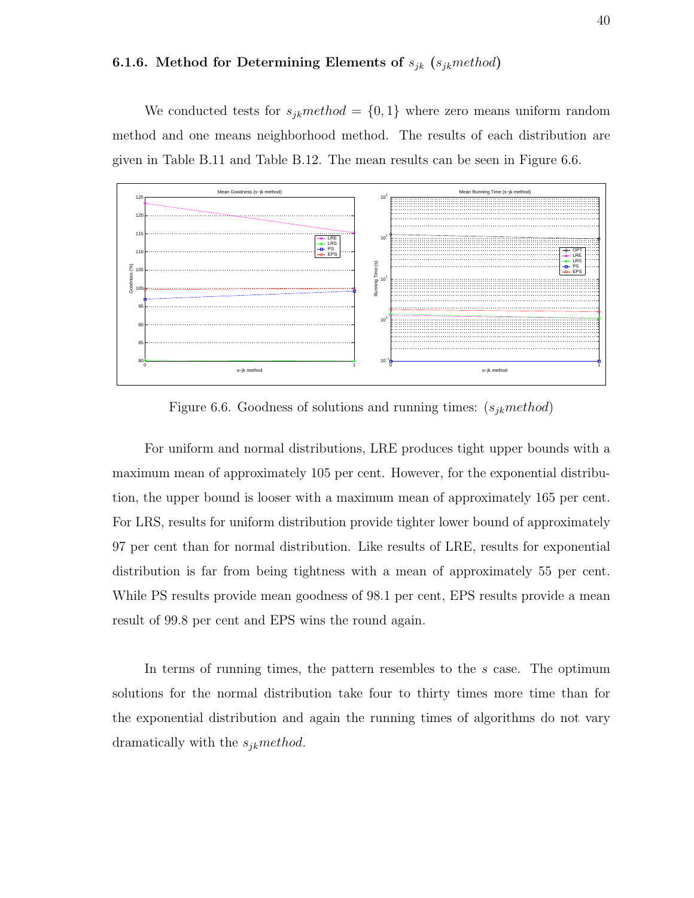### 6.1.6. Method for Determining Elements of $s_{jk}$ ($s_{jk}method$)

We conducted tests for $s_{jk}method = \{0, 1\}$ where zero means uniform random method and one means neighborhood method. The results of each distribution are given in Table B.11 and Table B.12. The mean results can be seen in Figure 6.6.

Figure 6.6. Goodness of solutions and running times: ($s_{jk}method$)

For uniform and normal distributions, LRE produces tight upper bounds with a maximum mean of approximately 105 per cent. However, for the exponential distribution, the upper bound is looser with a maximum mean of approximately 165 per cent. For LRS, results for uniform distribution provide tighter lower bound of approximately 97 per cent than for normal distribution. Like results of LRE, results for exponential distribution is far from being tightness with a mean of approximately 55 per cent. While PS results provide mean goodness of 98.1 per cent, EPS results provide a mean result of 99.8 per cent and EPS wins the round again.

In terms of running times, the pattern resembles to the $s$ case. The optimum solutions for the normal distribution take four to thirty times more time than for the exponential distribution and again the running times of algorithms do not vary dramatically with the $s_{jk}method$.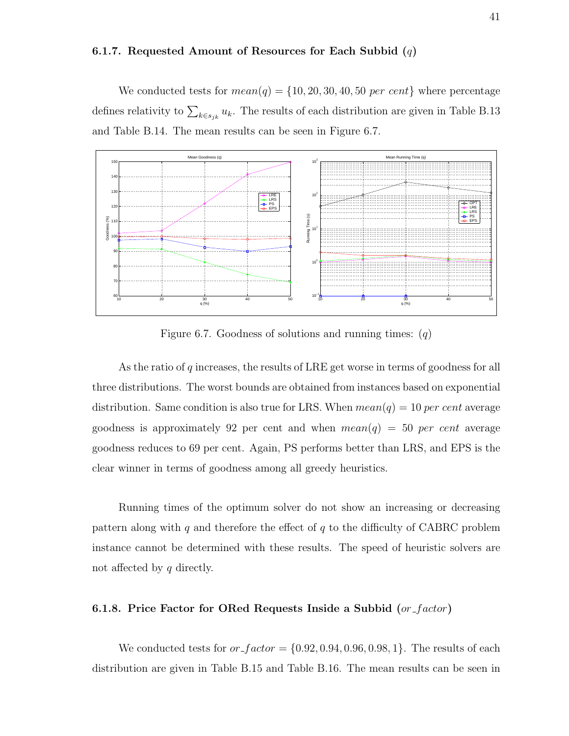### 6.1.7. Requested Amount of Resources for Each Subbid ($q$)

We conducted tests for $mean(q) = \{10, 20, 30, 40, 50 \textit{ per cent}\}$ where percentage defines relativity to $\sum_{k \in s_{jk}} u_k$. The results of each distribution are given in Table B.13 and Table B.14. The mean results can be seen in Figure 6.7.

Figure 6.7. Goodness of solutions and running times: ($q$)

As the ratio of $q$ increases, the results of LRE get worse in terms of goodness for all three distributions. The worst bounds are obtained from instances based on exponential distribution. Same condition is also true for LRS. When $mean(q) = 10$ *per cent* average goodness is approximately 92 per cent and when $mean(q) = 50$ *per cent* average goodness reduces to 69 per cent. Again, PS performs better than LRS, and EPS is the clear winner in terms of goodness among all greedy heuristics.

Running times of the optimum solver do not show an increasing or decreasing pattern along with $q$ and therefore the effect of $q$ to the difficulty of CABRC problem instance cannot be determined with these results. The speed of heuristic solvers are not affected by $q$ directly.

### 6.1.8. Price Factor for ORed Requests Inside a Subbid ($or\_factor$)

We conducted tests for $or\_factor = \{0.92, 0.94, 0.96, 0.98, 1\}$. The results of each distribution are given in Table B.15 and Table B.16. The mean results can be seen in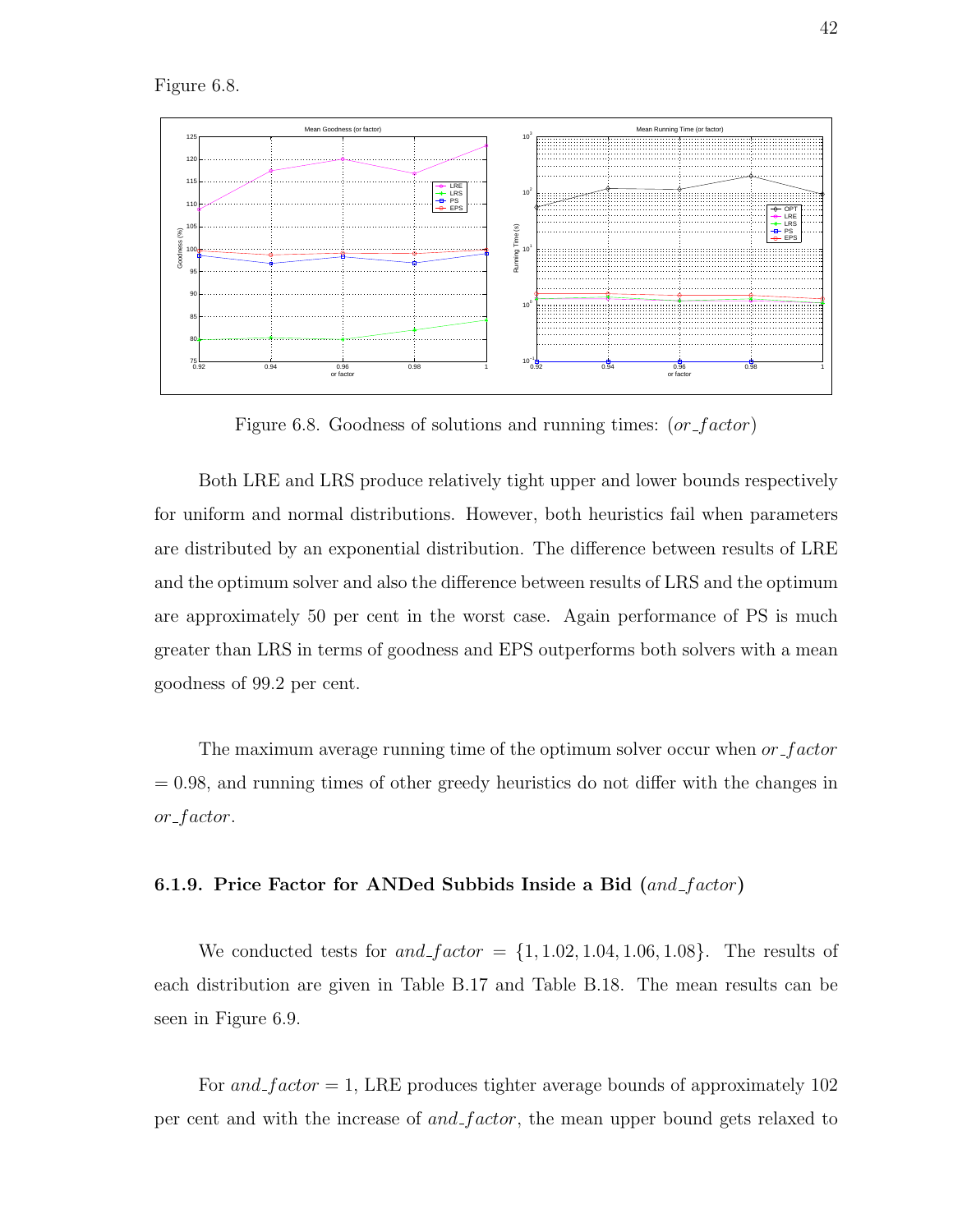Figure 6.8.

Figure 6.8. Goodness of solutions and running times: ($or\_factor$)

Both LRE and LRS produce relatively tight upper and lower bounds respectively for uniform and normal distributions. However, both heuristics fail when parameters are distributed by an exponential distribution. The difference between results of LRE and the optimum solver and also the difference between results of LRS and the optimum are approximately 50 per cent in the worst case. Again performance of PS is much greater than LRS in terms of goodness and EPS outperforms both solvers with a mean goodness of 99.2 per cent.

The maximum average running time of the optimum solver occur when $or\_factor$ = 0.98, and running times of other greedy heuristics do not differ with the changes in $or\_factor$.

### 6.1.9. Price Factor for ANDed Subbids Inside a Bid ($and\_factor$)

We conducted tests for $and\_factor = \{1, 1.02, 1.04, 1.06, 1.08\}$. The results of each distribution are given in Table B.17 and Table B.18. The mean results can be seen in Figure 6.9.

For $and\_factor = 1$, LRE produces tighter average bounds of approximately 102 per cent and with the increase of $and\_factor$, the mean upper bound gets relaxed to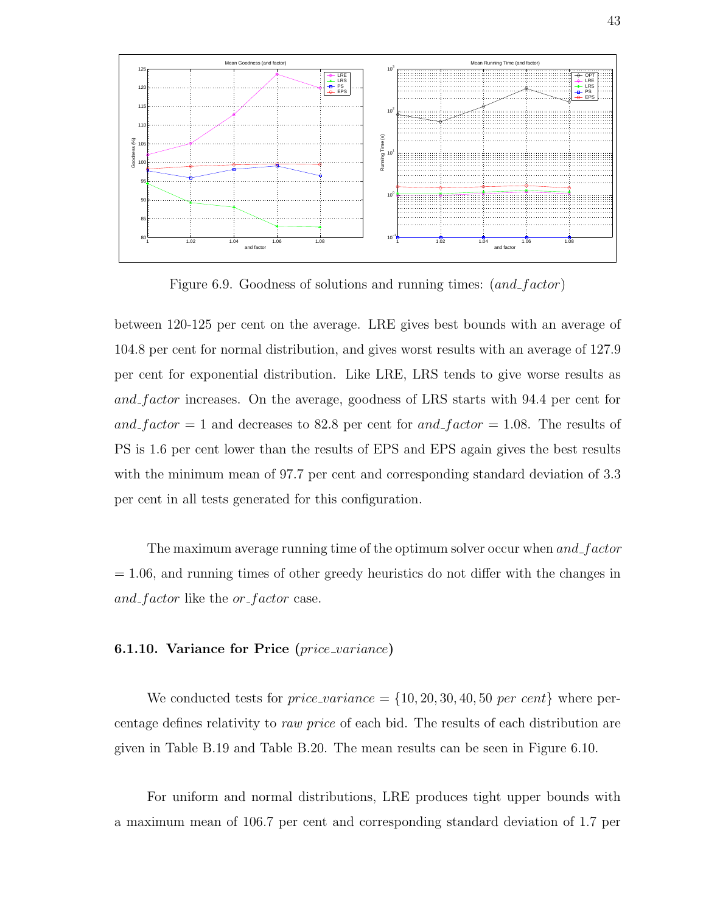Figure 6.9. Goodness of solutions and running times: (*and_factor*)

between 120-125 per cent on the average. LRE gives best bounds with an average of 104.8 per cent for normal distribution, and gives worst results with an average of 127.9 per cent for exponential distribution. Like LRE, LRS tends to give worse results as *and_factor* increases. On the average, goodness of LRS starts with 94.4 per cent for *and_factor* = 1 and decreases to 82.8 per cent for *and_factor* = 1.08. The results of PS is 1.6 per cent lower than the results of EPS and EPS again gives the best results with the minimum mean of 97.7 per cent and corresponding standard deviation of 3.3 per cent in all tests generated for this configuration.

The maximum average running time of the optimum solver occur when *and_factor* = 1.06, and running times of other greedy heuristics do not differ with the changes in *and_factor* like the *or_factor* case.

### 6.1.10. Variance for Price (*price_variance*)

We conducted tests for *price_variance* = {10, 20, 30, 40, 50 *per cent*} where percentage defines relativity to *raw price* of each bid. The results of each distribution are given in Table B.19 and Table B.20. The mean results can be seen in Figure 6.10.

For uniform and normal distributions, LRE produces tight upper bounds with a maximum mean of 106.7 per cent and corresponding standard deviation of 1.7 per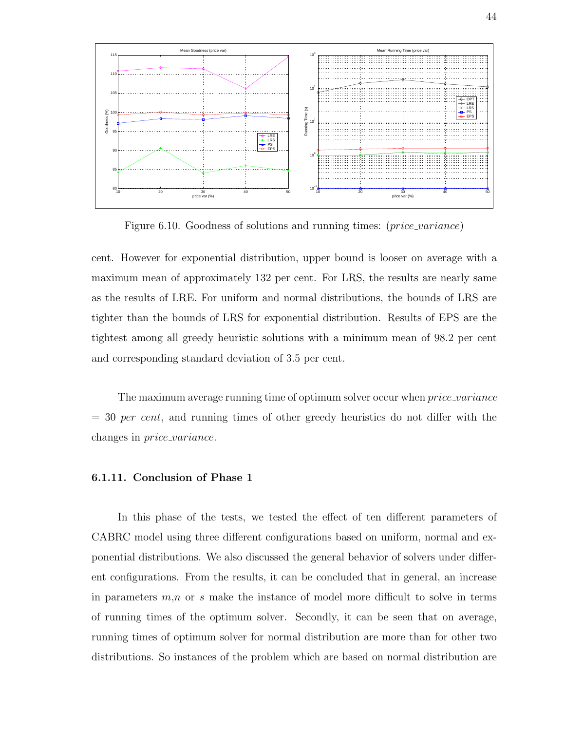Figure 6.10. Goodness of solutions and running times: (*price_variance*)

cent. However for exponential distribution, upper bound is looser on average with a maximum mean of approximately 132 per cent. For LRS, the results are nearly same as the results of LRE. For uniform and normal distributions, the bounds of LRS are tighter than the bounds of LRS for exponential distribution. Results of EPS are the tightest among all greedy heuristic solutions with a minimum mean of 98.2 per cent and corresponding standard deviation of 3.5 per cent.

The maximum average running time of optimum solver occur when *price_variance* = 30 *per cent*, and running times of other greedy heuristics do not differ with the changes in *price_variance*.

### 6.1.11. Conclusion of Phase 1

In this phase of the tests, we tested the effect of ten different parameters of CABRC model using three different configurations based on uniform, normal and exponential distributions. We also discussed the general behavior of solvers under different configurations. From the results, it can be concluded that in general, an increase in parameters $m$,$n$ or $s$ make the instance of model more difficult to solve in terms of running times of the optimum solver. Secondly, it can be seen that on average, running times of optimum solver for normal distribution are more than for other two distributions. So instances of the problem which are based on normal distribution are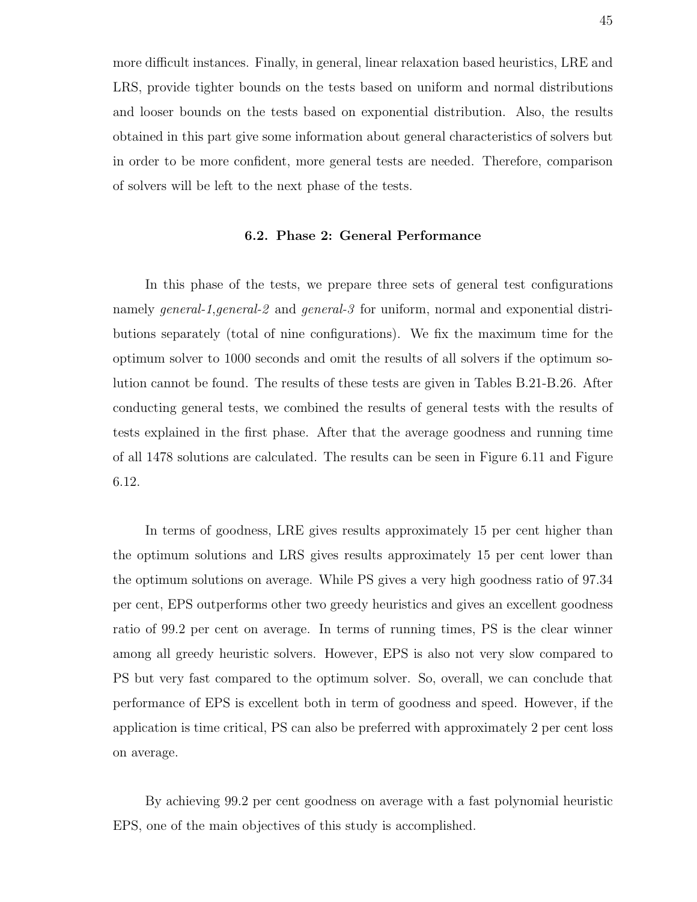more difficult instances. Finally, in general, linear relaxation based heuristics, LRE and LRS, provide tighter bounds on the tests based on uniform and normal distributions and looser bounds on the tests based on exponential distribution. Also, the results obtained in this part give some information about general characteristics of solvers but in order to be more confident, more general tests are needed. Therefore, comparison of solvers will be left to the next phase of the tests.

### 6.2. Phase 2: General Performance

In this phase of the tests, we prepare three sets of general test configurations namely *general-1*,*general-2* and *general-3* for uniform, normal and exponential distributions separately (total of nine configurations). We fix the maximum time for the optimum solver to 1000 seconds and omit the results of all solvers if the optimum solution cannot be found. The results of these tests are given in Tables B.21-B.26. After conducting general tests, we combined the results of general tests with the results of tests explained in the first phase. After that the average goodness and running time of all 1478 solutions are calculated. The results can be seen in Figure 6.11 and Figure 6.12.

In terms of goodness, LRE gives results approximately 15 per cent higher than the optimum solutions and LRS gives results approximately 15 per cent lower than the optimum solutions on average. While PS gives a very high goodness ratio of 97.34 per cent, EPS outperforms other two greedy heuristics and gives an excellent goodness ratio of 99.2 per cent on average. In terms of running times, PS is the clear winner among all greedy heuristic solvers. However, EPS is also not very slow compared to PS but very fast compared to the optimum solver. So, overall, we can conclude that performance of EPS is excellent both in term of goodness and speed. However, if the application is time critical, PS can also be preferred with approximately 2 per cent loss on average.

By achieving 99.2 per cent goodness on average with a fast polynomial heuristic EPS, one of the main objectives of this study is accomplished.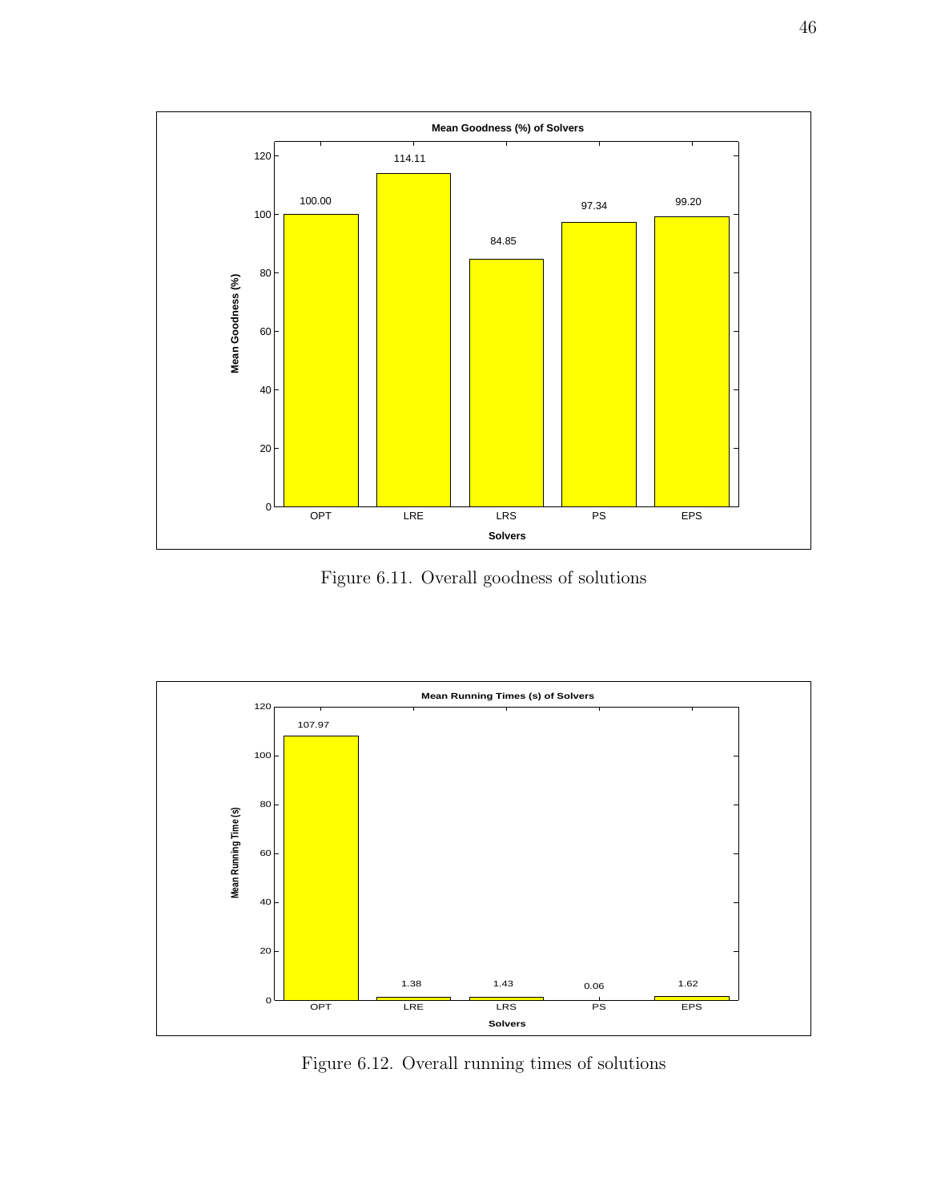Figure 6.11. Overall goodness of solutions

Figure 6.12. Overall running times of solutions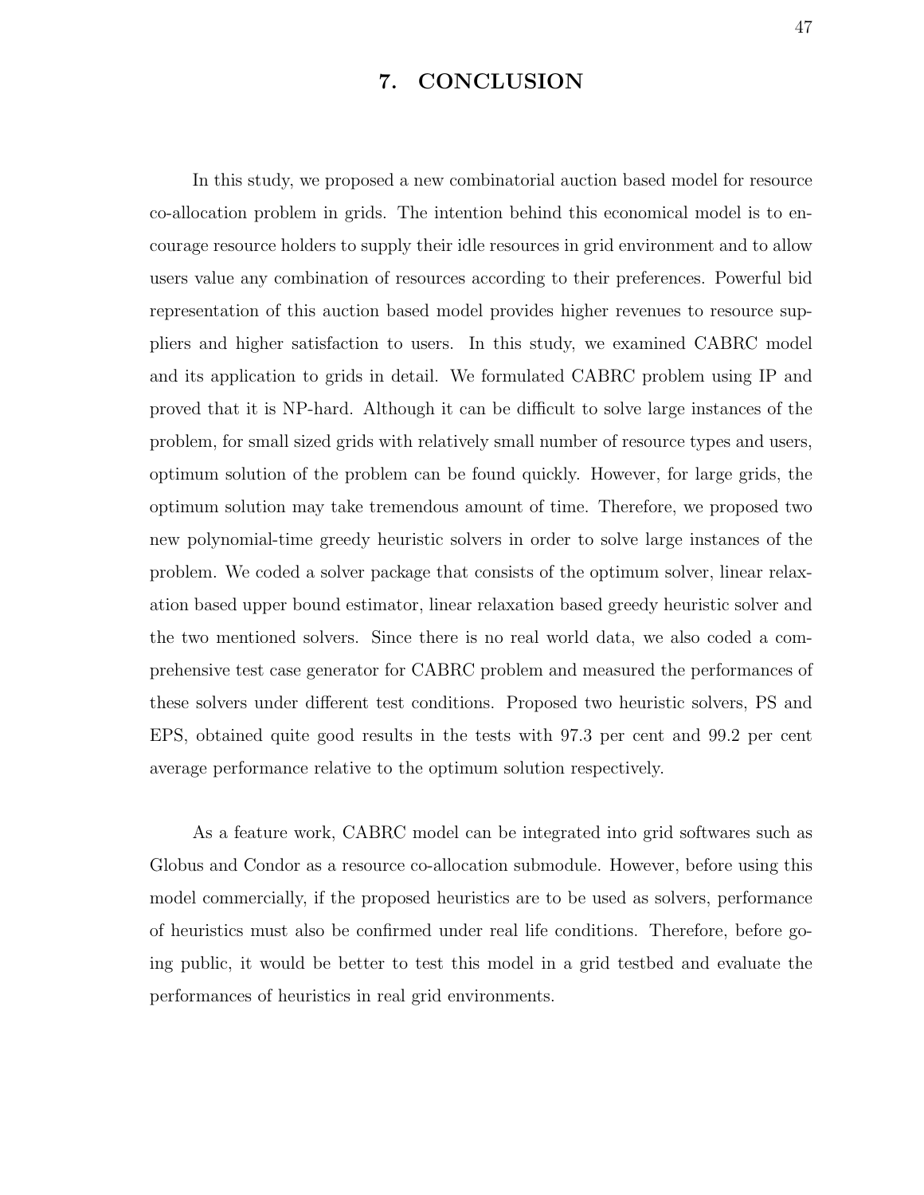# 7. CONCLUSION

In this study, we proposed a new combinatorial auction based model for resource co-allocation problem in grids. The intention behind this economical model is to encourage resource holders to supply their idle resources in grid environment and to allow users value any combination of resources according to their preferences. Powerful bid representation of this auction based model provides higher revenues to resource suppliers and higher satisfaction to users. In this study, we examined CABRC model and its application to grids in detail. We formulated CABRC problem using IP and proved that it is NP-hard. Although it can be difficult to solve large instances of the problem, for small sized grids with relatively small number of resource types and users, optimum solution of the problem can be found quickly. However, for large grids, the optimum solution may take tremendous amount of time. Therefore, we proposed two new polynomial-time greedy heuristic solvers in order to solve large instances of the problem. We coded a solver package that consists of the optimum solver, linear relaxation based upper bound estimator, linear relaxation based greedy heuristic solver and the two mentioned solvers. Since there is no real world data, we also coded a comprehensive test case generator for CABRC problem and measured the performances of these solvers under different test conditions. Proposed two heuristic solvers, PS and EPS, obtained quite good results in the tests with 97.3 per cent and 99.2 per cent average performance relative to the optimum solution respectively.

As a feature work, CABRC model can be integrated into grid softwares such as Globus and Condor as a resource co-allocation submodule. However, before using this model commercially, if the proposed heuristics are to be used as solvers, performance of heuristics must also be confirmed under real life conditions. Therefore, before going public, it would be better to test this model in a grid testbed and evaluate the performances of heuristics in real grid environments.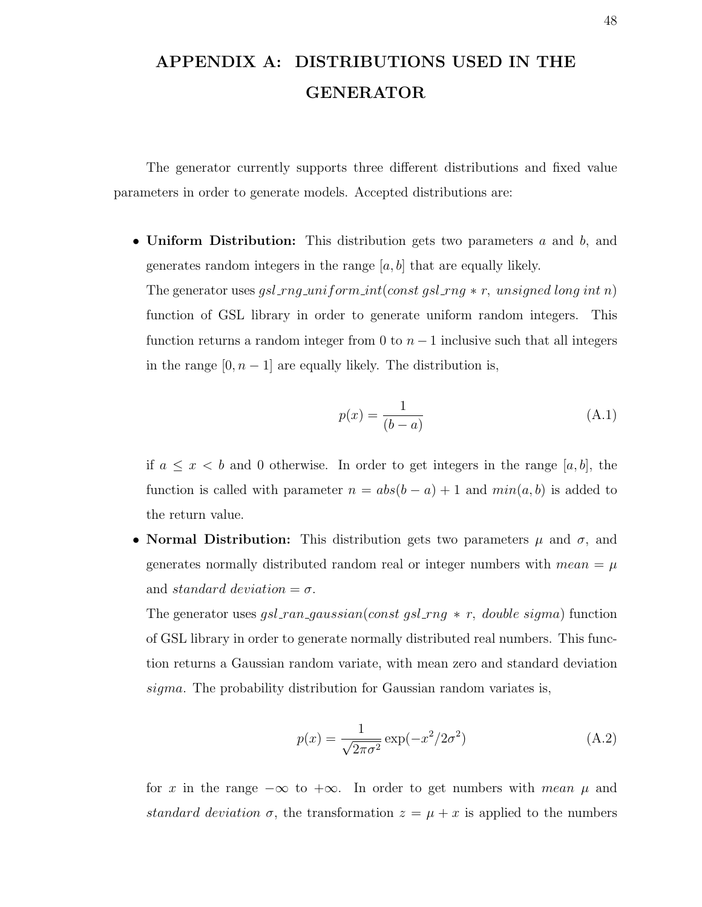# APPENDIX A: DISTRIBUTIONS USED IN THE GENERATOR

The generator currently supports three different distributions and fixed value parameters in order to generate models. Accepted distributions are:

- **Uniform Distribution:** This distribution gets two parameters $a$ and $b$, and generates random integers in the range $[a, b]$ that are equally likely.
  The generator uses $gsl\_rng\_uniform\_int(const\ gsl\_rng * r,\ unsigned\ long\ int\ n)$ function of GSL library in order to generate uniform random integers. This function returns a random integer from 0 to $n-1$ inclusive such that all integers in the range $[0, n-1]$ are equally likely. The distribution is,

$$p(x) = \frac{1}{(b-a)} \tag{A.1}$$

  if $a \leq x < b$ and 0 otherwise. In order to get integers in the range $[a, b]$, the function is called with parameter $n = abs(b-a) + 1$ and $min(a, b)$ is added to the return value.

- **Normal Distribution:** This distribution gets two parameters $\mu$ and $\sigma$, and generates normally distributed random real or integer numbers with $mean = \mu$ and $standard\ deviation = \sigma$.
  The generator uses $gsl\_ran\_gaussian(const\ gsl\_rng * r,\ double\ sigma)$ function of GSL library in order to generate normally distributed real numbers. This function returns a Gaussian random variate, with mean zero and standard deviation *sigma*. The probability distribution for Gaussian random variates is,

$$p(x) = \frac{1}{\sqrt{2\pi\sigma^2}} \exp(-x^2/2\sigma^2) \tag{A.2}$$

  for $x$ in the range $-\infty$ to $+\infty$. In order to get numbers with *mean* $\mu$ and *standard deviation* $\sigma$, the transformation $z = \mu + x$ is applied to the numbers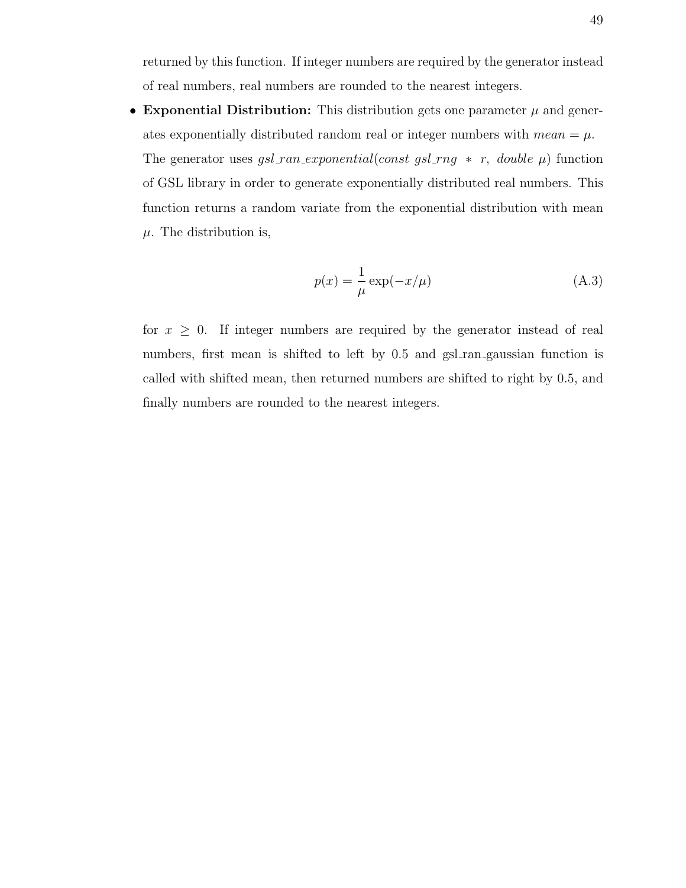returned by this function. If integer numbers are required by the generator instead of real numbers, real numbers are rounded to the nearest integers.

- **Exponential Distribution:** This distribution gets one parameter $\mu$ and generates exponentially distributed random real or integer numbers with $mean = \mu$. The generator uses $gsl\_ran\_exponential(const\ gsl\_rng\ *\ r,\ double\ \mu)$ function of GSL library in order to generate exponentially distributed real numbers. This function returns a random variate from the exponential distribution with mean $\mu$. The distribution is,

$$p(x) = \frac{1}{\mu} \exp(-x/\mu) \tag{A.3}$$

for $x \geq 0$. If integer numbers are required by the generator instead of real numbers, first mean is shifted to left by 0.5 and gsl_ran_gaussian function is called with shifted mean, then returned numbers are shifted to right by 0.5, and finally numbers are rounded to the nearest integers.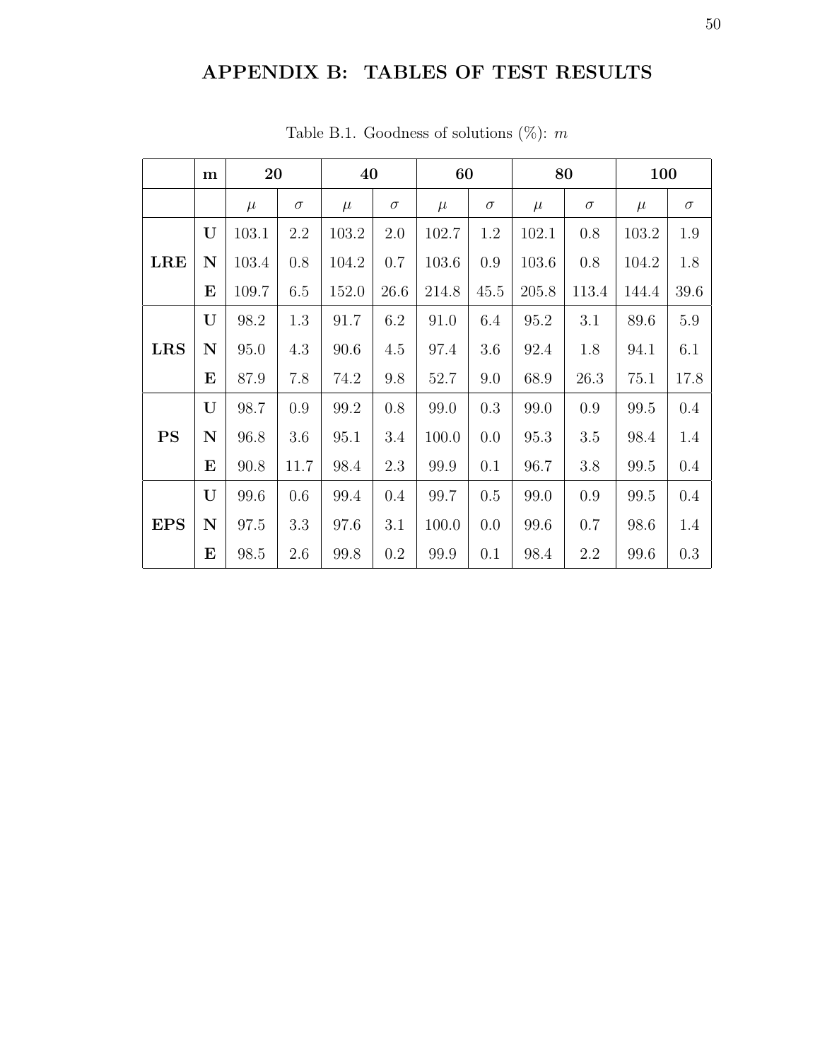# APPENDIX B: TABLES OF TEST RESULTS

Table B.1. Goodness of solutions (%): $m$

| | **m** | **20** | | **40** | | **60** | | **80** | | **100** | |
|---|---|---|---|---|---|---|---|---|---|---|---|
| | | $\mu$ | $\sigma$ | $\mu$ | $\sigma$ | $\mu$ | $\sigma$ | $\mu$ | $\sigma$ | $\mu$ | $\sigma$ |
| **LRE** | **U** | 103.1 | 2.2 | 103.2 | 2.0 | 102.7 | 1.2 | 102.1 | 0.8 | 103.2 | 1.9 |
| | **N** | 103.4 | 0.8 | 104.2 | 0.7 | 103.6 | 0.9 | 103.6 | 0.8 | 104.2 | 1.8 |
| | **E** | 109.7 | 6.5 | 152.0 | 26.6 | 214.8 | 45.5 | 205.8 | 113.4 | 144.4 | 39.6 |
| **LRS** | **U** | 98.2 | 1.3 | 91.7 | 6.2 | 91.0 | 6.4 | 95.2 | 3.1 | 89.6 | 5.9 |
| | **N** | 95.0 | 4.3 | 90.6 | 4.5 | 97.4 | 3.6 | 92.4 | 1.8 | 94.1 | 6.1 |
| | **E** | 87.9 | 7.8 | 74.2 | 9.8 | 52.7 | 9.0 | 68.9 | 26.3 | 75.1 | 17.8 |
| **PS** | **U** | 98.7 | 0.9 | 99.2 | 0.8 | 99.0 | 0.3 | 99.0 | 0.9 | 99.5 | 0.4 |
| | **N** | 96.8 | 3.6 | 95.1 | 3.4 | 100.0 | 0.0 | 95.3 | 3.5 | 98.4 | 1.4 |
| | **E** | 90.8 | 11.7 | 98.4 | 2.3 | 99.9 | 0.1 | 96.7 | 3.8 | 99.5 | 0.4 |
| **EPS** | **U** | 99.6 | 0.6 | 99.4 | 0.4 | 99.7 | 0.5 | 99.0 | 0.9 | 99.5 | 0.4 |
| | **N** | 97.5 | 3.3 | 97.6 | 3.1 | 100.0 | 0.0 | 99.6 | 0.7 | 98.6 | 1.4 |
| | **E** | 98.5 | 2.6 | 99.8 | 0.2 | 99.9 | 0.1 | 98.4 | 2.2 | 99.6 | 0.3 |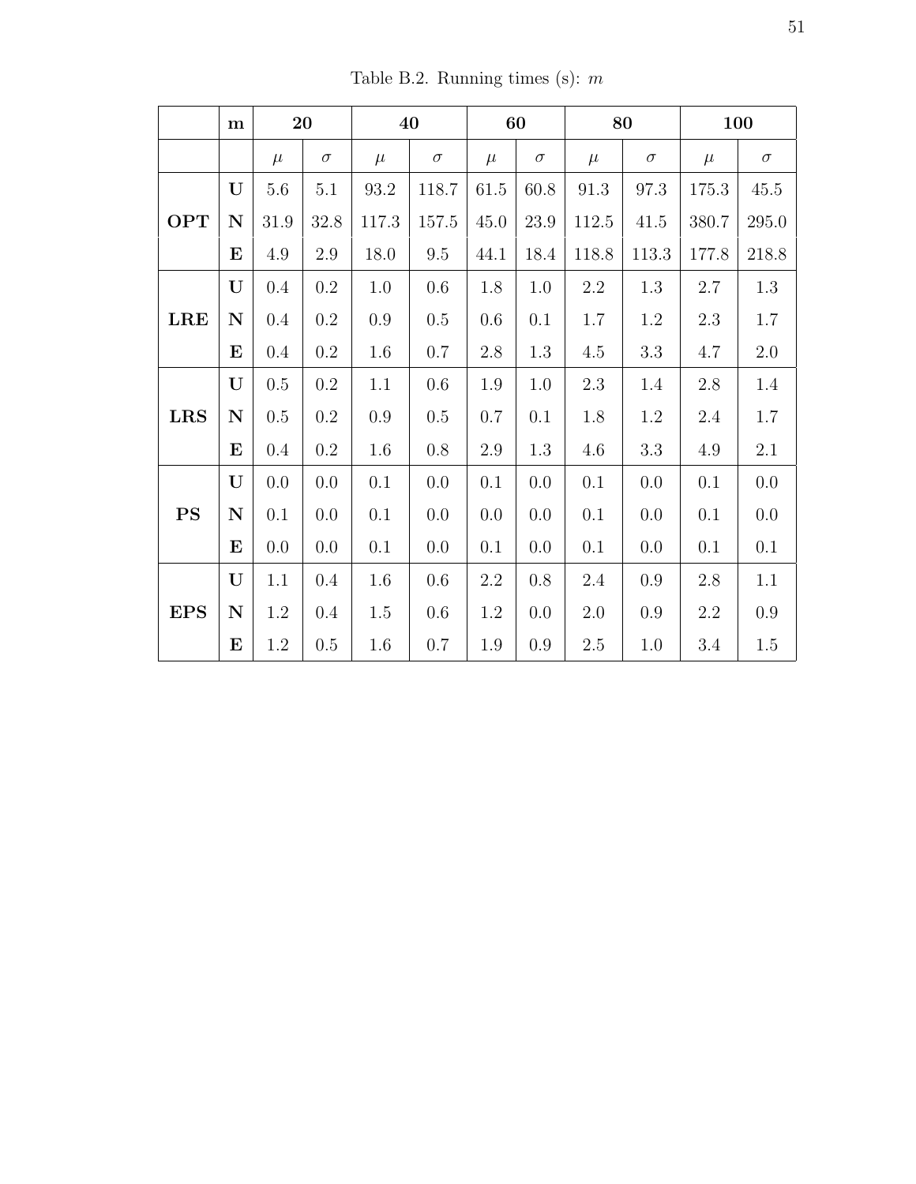Table B.2. Running times (s): $m$

| | **m** | **20** | | **40** | | **60** | | **80** | | **100** | |
|---|---|---|---|---|---|---|---|---|---|---|---|
| | | $\mu$ | $\sigma$ | $\mu$ | $\sigma$ | $\mu$ | $\sigma$ | $\mu$ | $\sigma$ | $\mu$ | $\sigma$ |
| **OPT** | **U** | 5.6 | 5.1 | 93.2 | 118.7 | 61.5 | 60.8 | 91.3 | 97.3 | 175.3 | 45.5 |
| | **N** | 31.9 | 32.8 | 117.3 | 157.5 | 45.0 | 23.9 | 112.5 | 41.5 | 380.7 | 295.0 |
| | **E** | 4.9 | 2.9 | 18.0 | 9.5 | 44.1 | 18.4 | 118.8 | 113.3 | 177.8 | 218.8 |
| **LRE** | **U** | 0.4 | 0.2 | 1.0 | 0.6 | 1.8 | 1.0 | 2.2 | 1.3 | 2.7 | 1.3 |
| | **N** | 0.4 | 0.2 | 0.9 | 0.5 | 0.6 | 0.1 | 1.7 | 1.2 | 2.3 | 1.7 |
| | **E** | 0.4 | 0.2 | 1.6 | 0.7 | 2.8 | 1.3 | 4.5 | 3.3 | 4.7 | 2.0 |
| **LRS** | **U** | 0.5 | 0.2 | 1.1 | 0.6 | 1.9 | 1.0 | 2.3 | 1.4 | 2.8 | 1.4 |
| | **N** | 0.5 | 0.2 | 0.9 | 0.5 | 0.7 | 0.1 | 1.8 | 1.2 | 2.4 | 1.7 |
| | **E** | 0.4 | 0.2 | 1.6 | 0.8 | 2.9 | 1.3 | 4.6 | 3.3 | 4.9 | 2.1 |
| **PS** | **U** | 0.0 | 0.0 | 0.1 | 0.0 | 0.1 | 0.0 | 0.1 | 0.0 | 0.1 | 0.0 |
| | **N** | 0.1 | 0.0 | 0.1 | 0.0 | 0.0 | 0.0 | 0.1 | 0.0 | 0.1 | 0.0 |
| | **E** | 0.0 | 0.0 | 0.1 | 0.0 | 0.1 | 0.0 | 0.1 | 0.0 | 0.1 | 0.1 |
| **EPS** | **U** | 1.1 | 0.4 | 1.6 | 0.6 | 2.2 | 0.8 | 2.4 | 0.9 | 2.8 | 1.1 |
| | **N** | 1.2 | 0.4 | 1.5 | 0.6 | 1.2 | 0.0 | 2.0 | 0.9 | 2.2 | 0.9 |
| | **E** | 1.2 | 0.5 | 1.6 | 0.7 | 1.9 | 0.9 | 2.5 | 1.0 | 3.4 | 1.5 |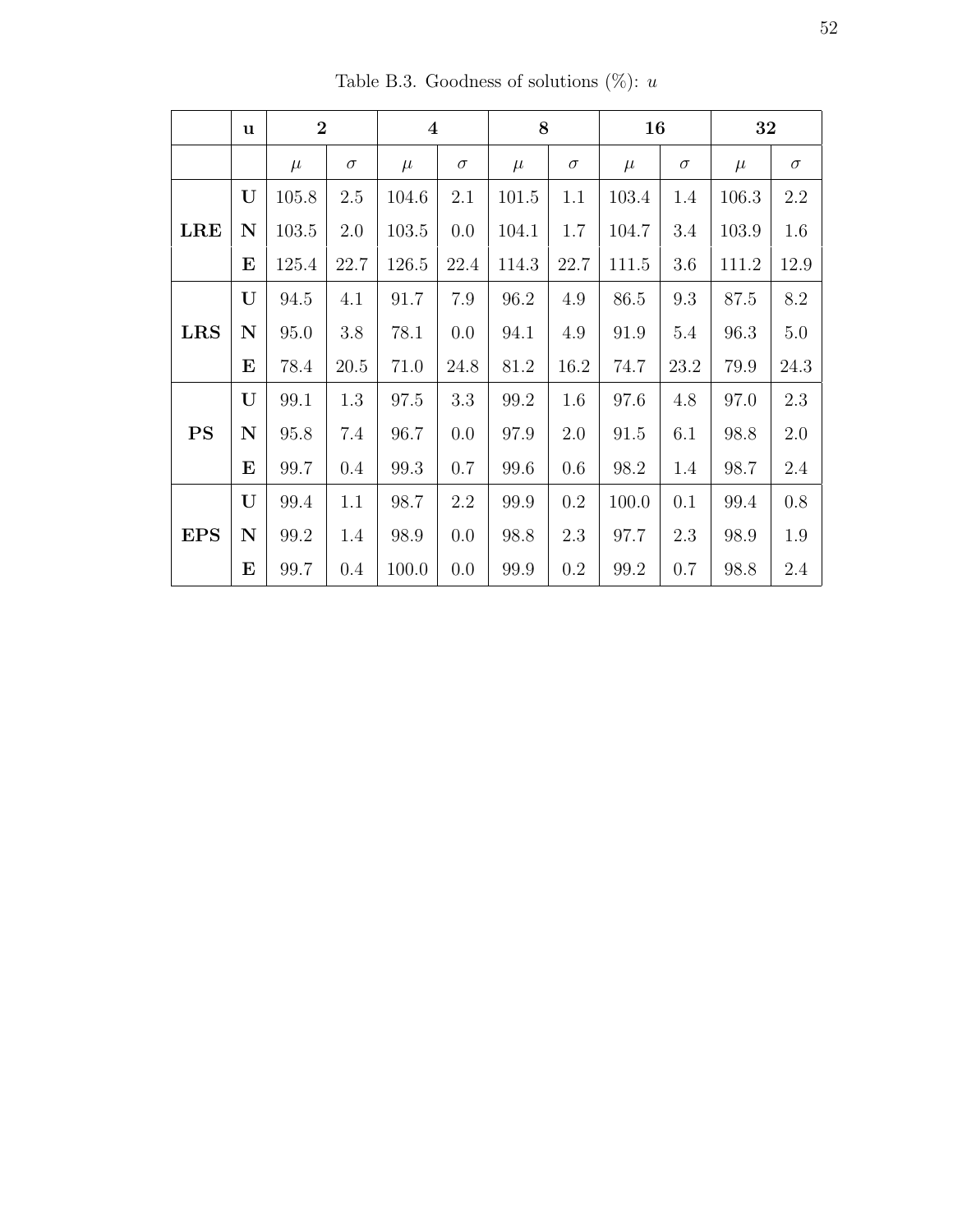Table B.3. Goodness of solutions (%): $u$

| | **u** | **2** | | **4** | | **8** | | **16** | | **32** | |
|---|---|---|---|---|---|---|---|---|---|---|---|
| | | $\mu$ | $\sigma$ | $\mu$ | $\sigma$ | $\mu$ | $\sigma$ | $\mu$ | $\sigma$ | $\mu$ | $\sigma$ |
| **LRE** | **U** | 105.8 | 2.5 | 104.6 | 2.1 | 101.5 | 1.1 | 103.4 | 1.4 | 106.3 | 2.2 |
| | **N** | 103.5 | 2.0 | 103.5 | 0.0 | 104.1 | 1.7 | 104.7 | 3.4 | 103.9 | 1.6 |
| | **E** | 125.4 | 22.7 | 126.5 | 22.4 | 114.3 | 22.7 | 111.5 | 3.6 | 111.2 | 12.9 |
| **LRS** | **U** | 94.5 | 4.1 | 91.7 | 7.9 | 96.2 | 4.9 | 86.5 | 9.3 | 87.5 | 8.2 |
| | **N** | 95.0 | 3.8 | 78.1 | 0.0 | 94.1 | 4.9 | 91.9 | 5.4 | 96.3 | 5.0 |
| | **E** | 78.4 | 20.5 | 71.0 | 24.8 | 81.2 | 16.2 | 74.7 | 23.2 | 79.9 | 24.3 |
| **PS** | **U** | 99.1 | 1.3 | 97.5 | 3.3 | 99.2 | 1.6 | 97.6 | 4.8 | 97.0 | 2.3 |
| | **N** | 95.8 | 7.4 | 96.7 | 0.0 | 97.9 | 2.0 | 91.5 | 6.1 | 98.8 | 2.0 |
| | **E** | 99.7 | 0.4 | 99.3 | 0.7 | 99.6 | 0.6 | 98.2 | 1.4 | 98.7 | 2.4 |
| **EPS** | **U** | 99.4 | 1.1 | 98.7 | 2.2 | 99.9 | 0.2 | 100.0 | 0.1 | 99.4 | 0.8 |
| | **N** | 99.2 | 1.4 | 98.9 | 0.0 | 98.8 | 2.3 | 97.7 | 2.3 | 98.9 | 1.9 |
| | **E** | 99.7 | 0.4 | 100.0 | 0.0 | 99.9 | 0.2 | 99.2 | 0.7 | 98.8 | 2.4 |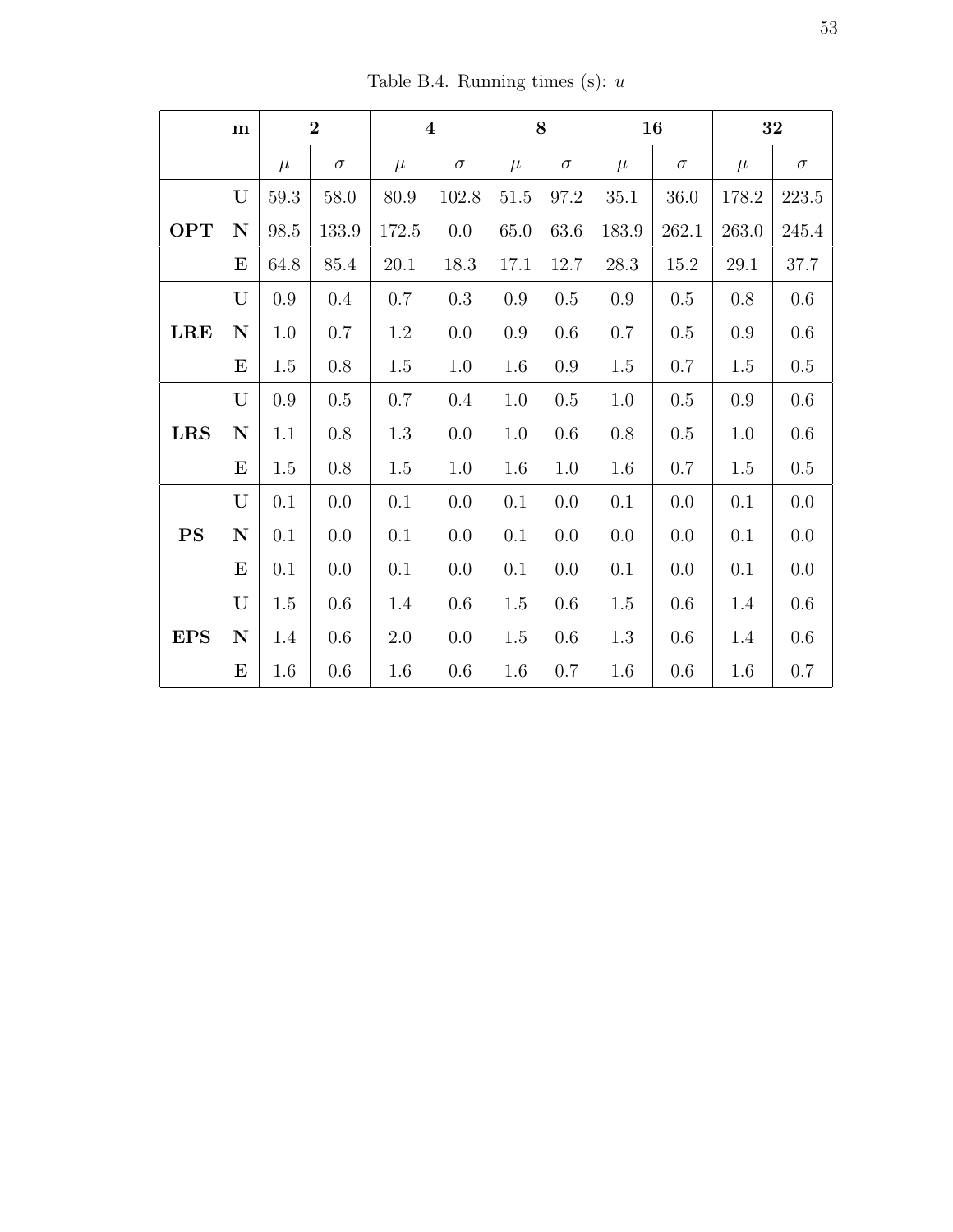Table B.4. Running times (s): $u$

| | **m** | **2** | | **4** | | **8** | | **16** | | **32** | |
|---|---|---|---|---|---|---|---|---|---|---|---|
| | | $\mu$ | $\sigma$ | $\mu$ | $\sigma$ | $\mu$ | $\sigma$ | $\mu$ | $\sigma$ | $\mu$ | $\sigma$ |
| **OPT** | **U** | 59.3 | 58.0 | 80.9 | 102.8 | 51.5 | 97.2 | 35.1 | 36.0 | 178.2 | 223.5 |
| | **N** | 98.5 | 133.9 | 172.5 | 0.0 | 65.0 | 63.6 | 183.9 | 262.1 | 263.0 | 245.4 |
| | **E** | 64.8 | 85.4 | 20.1 | 18.3 | 17.1 | 12.7 | 28.3 | 15.2 | 29.1 | 37.7 |
| **LRE** | **U** | 0.9 | 0.4 | 0.7 | 0.3 | 0.9 | 0.5 | 0.9 | 0.5 | 0.8 | 0.6 |
| | **N** | 1.0 | 0.7 | 1.2 | 0.0 | 0.9 | 0.6 | 0.7 | 0.5 | 0.9 | 0.6 |
| | **E** | 1.5 | 0.8 | 1.5 | 1.0 | 1.6 | 0.9 | 1.5 | 0.7 | 1.5 | 0.5 |
| **LRS** | **U** | 0.9 | 0.5 | 0.7 | 0.4 | 1.0 | 0.5 | 1.0 | 0.5 | 0.9 | 0.6 |
| | **N** | 1.1 | 0.8 | 1.3 | 0.0 | 1.0 | 0.6 | 0.8 | 0.5 | 1.0 | 0.6 |
| | **E** | 1.5 | 0.8 | 1.5 | 1.0 | 1.6 | 1.0 | 1.6 | 0.7 | 1.5 | 0.5 |
| **PS** | **U** | 0.1 | 0.0 | 0.1 | 0.0 | 0.1 | 0.0 | 0.1 | 0.0 | 0.1 | 0.0 |
| | **N** | 0.1 | 0.0 | 0.1 | 0.0 | 0.1 | 0.0 | 0.0 | 0.0 | 0.1 | 0.0 |
| | **E** | 0.1 | 0.0 | 0.1 | 0.0 | 0.1 | 0.0 | 0.1 | 0.0 | 0.1 | 0.0 |
| **EPS** | **U** | 1.5 | 0.6 | 1.4 | 0.6 | 1.5 | 0.6 | 1.5 | 0.6 | 1.4 | 0.6 |
| | **N** | 1.4 | 0.6 | 2.0 | 0.0 | 1.5 | 0.6 | 1.3 | 0.6 | 1.4 | 0.6 |
| | **E** | 1.6 | 0.6 | 1.6 | 0.6 | 1.6 | 0.7 | 1.6 | 0.6 | 1.6 | 0.7 |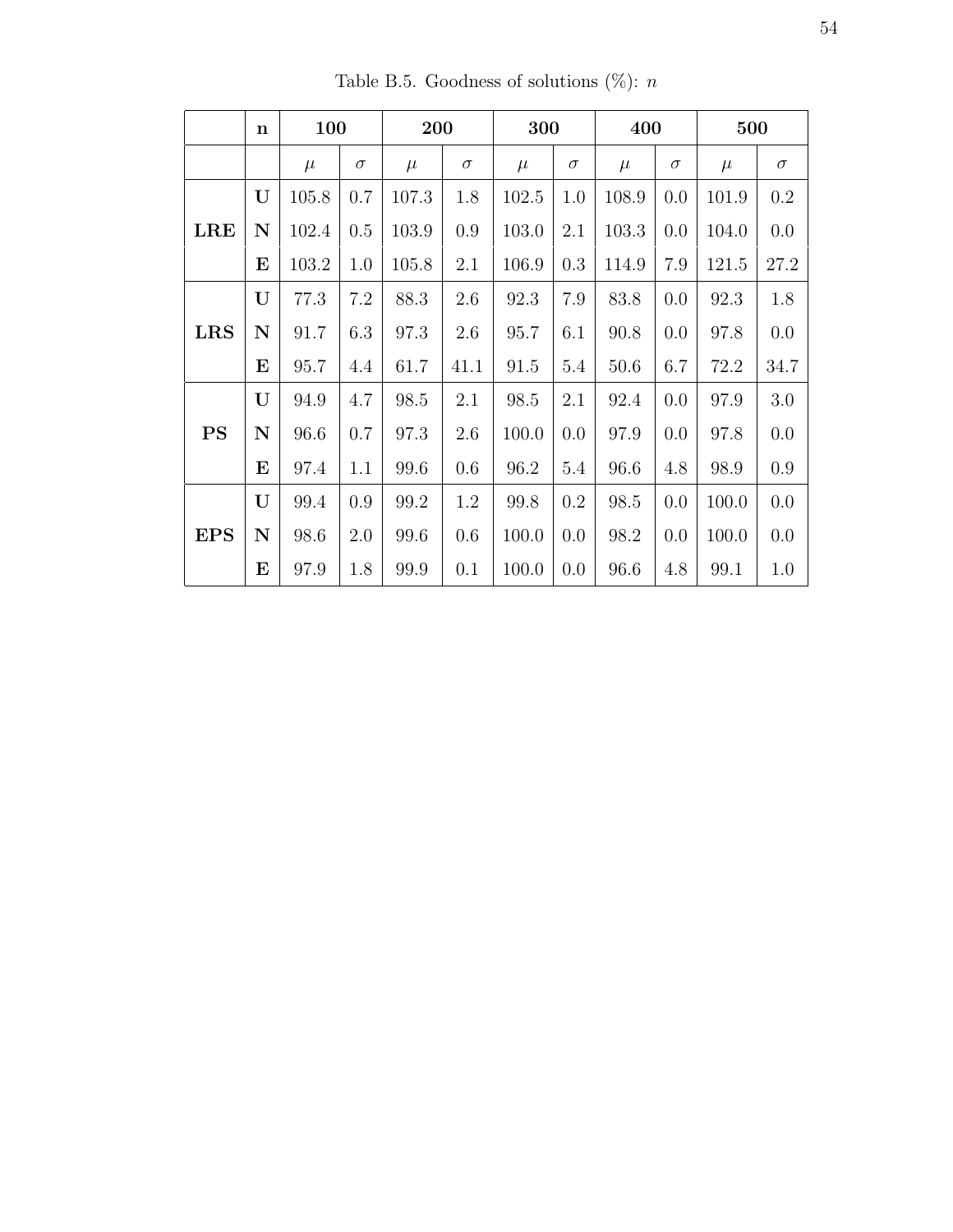Table B.5. Goodness of solutions (%): $n$

| | n | 100 | | 200 | | 300 | | 400 | | 500 | |
|---|---|---|---|---|---|---|---|---|---|---|---|
| | | $\mu$ | $\sigma$ | $\mu$ | $\sigma$ | $\mu$ | $\sigma$ | $\mu$ | $\sigma$ | $\mu$ | $\sigma$ |
| **LRE** | **U** | 105.8 | 0.7 | 107.3 | 1.8 | 102.5 | 1.0 | 108.9 | 0.0 | 101.9 | 0.2 |
| | **N** | 102.4 | 0.5 | 103.9 | 0.9 | 103.0 | 2.1 | 103.3 | 0.0 | 104.0 | 0.0 |
| | **E** | 103.2 | 1.0 | 105.8 | 2.1 | 106.9 | 0.3 | 114.9 | 7.9 | 121.5 | 27.2 |
| **LRS** | **U** | 77.3 | 7.2 | 88.3 | 2.6 | 92.3 | 7.9 | 83.8 | 0.0 | 92.3 | 1.8 |
| | **N** | 91.7 | 6.3 | 97.3 | 2.6 | 95.7 | 6.1 | 90.8 | 0.0 | 97.8 | 0.0 |
| | **E** | 95.7 | 4.4 | 61.7 | 41.1 | 91.5 | 5.4 | 50.6 | 6.7 | 72.2 | 34.7 |
| **PS** | **U** | 94.9 | 4.7 | 98.5 | 2.1 | 98.5 | 2.1 | 92.4 | 0.0 | 97.9 | 3.0 |
| | **N** | 96.6 | 0.7 | 97.3 | 2.6 | 100.0 | 0.0 | 97.9 | 0.0 | 97.8 | 0.0 |
| | **E** | 97.4 | 1.1 | 99.6 | 0.6 | 96.2 | 5.4 | 96.6 | 4.8 | 98.9 | 0.9 |
| **EPS** | **U** | 99.4 | 0.9 | 99.2 | 1.2 | 99.8 | 0.2 | 98.5 | 0.0 | 100.0 | 0.0 |
| | **N** | 98.6 | 2.0 | 99.6 | 0.6 | 100.0 | 0.0 | 98.2 | 0.0 | 100.0 | 0.0 |
| | **E** | 97.9 | 1.8 | 99.9 | 0.1 | 100.0 | 0.0 | 96.6 | 4.8 | 99.1 | 1.0 |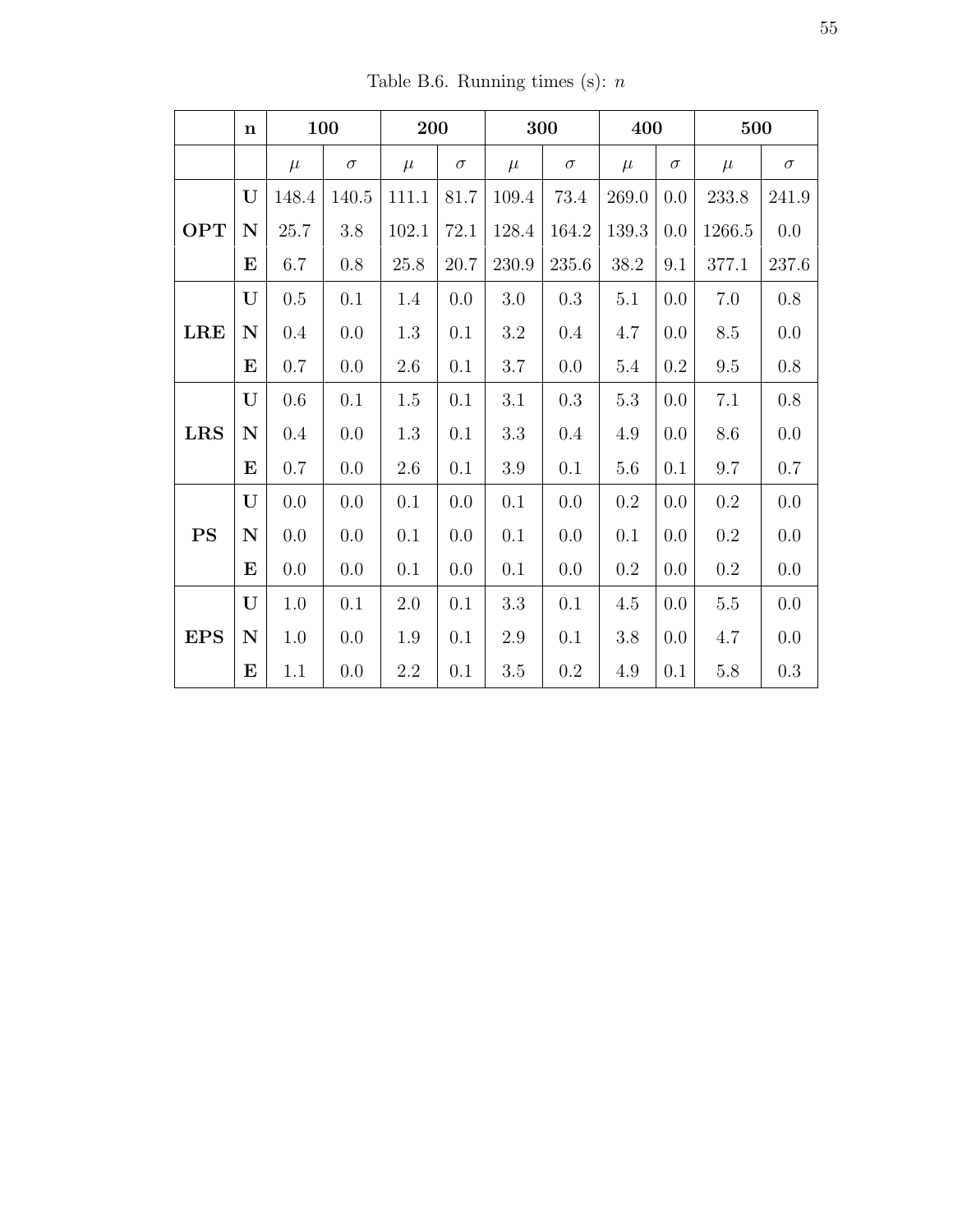Table B.6. Running times (s): $n$

| | n | 100 | | 200 | | 300 | | 400 | | 500 | |
|---|---|---|---|---|---|---|---|---|---|---|---|
| | | $\mu$ | $\sigma$ | $\mu$ | $\sigma$ | $\mu$ | $\sigma$ | $\mu$ | $\sigma$ | $\mu$ | $\sigma$ |
| **OPT** | **U** | 148.4 | 140.5 | 111.1 | 81.7 | 109.4 | 73.4 | 269.0 | 0.0 | 233.8 | 241.9 |
| | **N** | 25.7 | 3.8 | 102.1 | 72.1 | 128.4 | 164.2 | 139.3 | 0.0 | 1266.5 | 0.0 |
| | **E** | 6.7 | 0.8 | 25.8 | 20.7 | 230.9 | 235.6 | 38.2 | 9.1 | 377.1 | 237.6 |
| **LRE** | **U** | 0.5 | 0.1 | 1.4 | 0.0 | 3.0 | 0.3 | 5.1 | 0.0 | 7.0 | 0.8 |
| | **N** | 0.4 | 0.0 | 1.3 | 0.1 | 3.2 | 0.4 | 4.7 | 0.0 | 8.5 | 0.0 |
| | **E** | 0.7 | 0.0 | 2.6 | 0.1 | 3.7 | 0.0 | 5.4 | 0.2 | 9.5 | 0.8 |
| **LRS** | **U** | 0.6 | 0.1 | 1.5 | 0.1 | 3.1 | 0.3 | 5.3 | 0.0 | 7.1 | 0.8 |
| | **N** | 0.4 | 0.0 | 1.3 | 0.1 | 3.3 | 0.4 | 4.9 | 0.0 | 8.6 | 0.0 |
| | **E** | 0.7 | 0.0 | 2.6 | 0.1 | 3.9 | 0.1 | 5.6 | 0.1 | 9.7 | 0.7 |
| **PS** | **U** | 0.0 | 0.0 | 0.1 | 0.0 | 0.1 | 0.0 | 0.2 | 0.0 | 0.2 | 0.0 |
| | **N** | 0.0 | 0.0 | 0.1 | 0.0 | 0.1 | 0.0 | 0.1 | 0.0 | 0.2 | 0.0 |
| | **E** | 0.0 | 0.0 | 0.1 | 0.0 | 0.1 | 0.0 | 0.2 | 0.0 | 0.2 | 0.0 |
| **EPS** | **U** | 1.0 | 0.1 | 2.0 | 0.1 | 3.3 | 0.1 | 4.5 | 0.0 | 5.5 | 0.0 |
| | **N** | 1.0 | 0.0 | 1.9 | 0.1 | 2.9 | 0.1 | 3.8 | 0.0 | 4.7 | 0.0 |
| | **E** | 1.1 | 0.0 | 2.2 | 0.1 | 3.5 | 0.2 | 4.9 | 0.1 | 5.8 | 0.3 |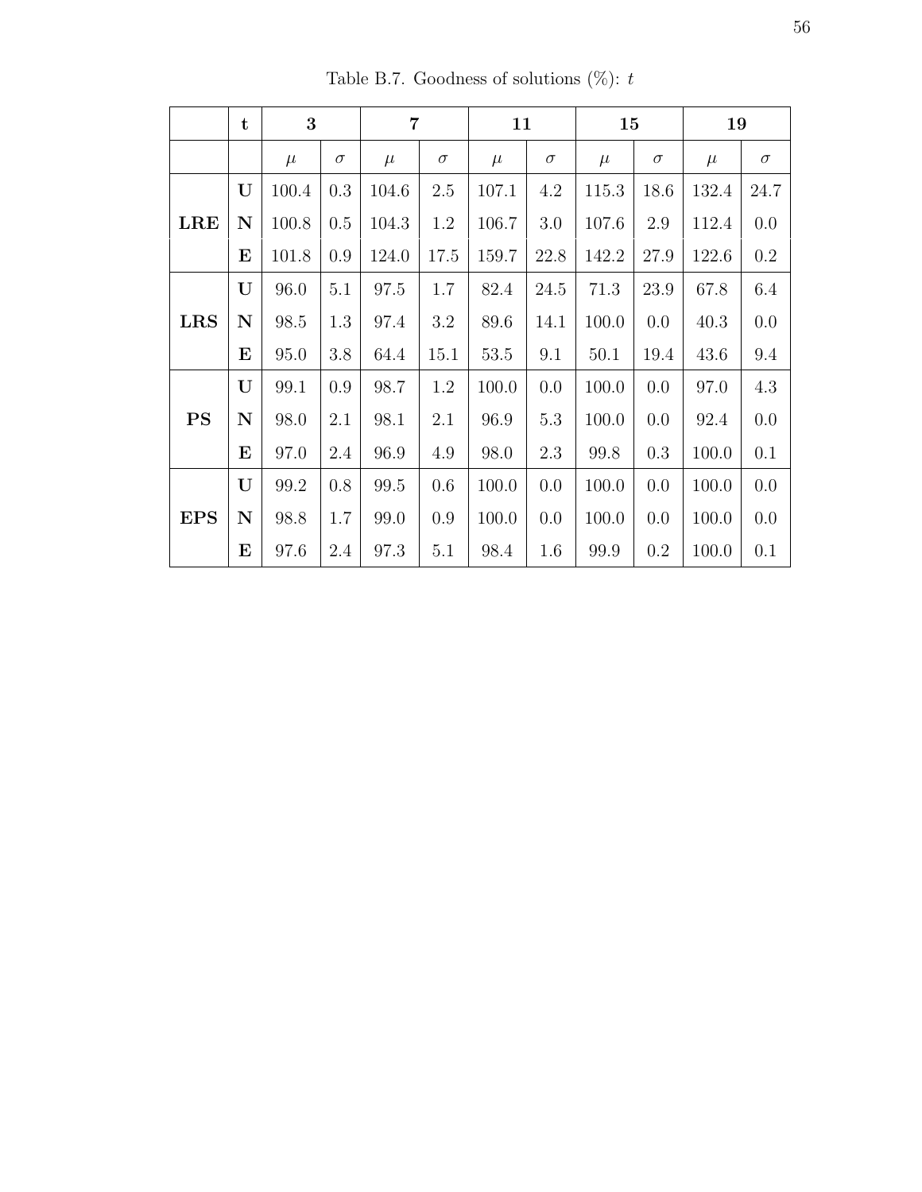Table B.7. Goodness of solutions (%): $t$

| | t | 3 | | 7 | | 11 | | 15 | | 19 | |
|---|---|---|---|---|---|---|---|---|---|---|---|
| | | $\mu$ | $\sigma$ | $\mu$ | $\sigma$ | $\mu$ | $\sigma$ | $\mu$ | $\sigma$ | $\mu$ | $\sigma$ |
| **LRE** | **U** | 100.4 | 0.3 | 104.6 | 2.5 | 107.1 | 4.2 | 115.3 | 18.6 | 132.4 | 24.7 |
| | **N** | 100.8 | 0.5 | 104.3 | 1.2 | 106.7 | 3.0 | 107.6 | 2.9 | 112.4 | 0.0 |
| | **E** | 101.8 | 0.9 | 124.0 | 17.5 | 159.7 | 22.8 | 142.2 | 27.9 | 122.6 | 0.2 |
| **LRS** | **U** | 96.0 | 5.1 | 97.5 | 1.7 | 82.4 | 24.5 | 71.3 | 23.9 | 67.8 | 6.4 |
| | **N** | 98.5 | 1.3 | 97.4 | 3.2 | 89.6 | 14.1 | 100.0 | 0.0 | 40.3 | 0.0 |
| | **E** | 95.0 | 3.8 | 64.4 | 15.1 | 53.5 | 9.1 | 50.1 | 19.4 | 43.6 | 9.4 |
| **PS** | **U** | 99.1 | 0.9 | 98.7 | 1.2 | 100.0 | 0.0 | 100.0 | 0.0 | 97.0 | 4.3 |
| | **N** | 98.0 | 2.1 | 98.1 | 2.1 | 96.9 | 5.3 | 100.0 | 0.0 | 92.4 | 0.0 |
| | **E** | 97.0 | 2.4 | 96.9 | 4.9 | 98.0 | 2.3 | 99.8 | 0.3 | 100.0 | 0.1 |
| **EPS** | **U** | 99.2 | 0.8 | 99.5 | 0.6 | 100.0 | 0.0 | 100.0 | 0.0 | 100.0 | 0.0 |
| | **N** | 98.8 | 1.7 | 99.0 | 0.9 | 100.0 | 0.0 | 100.0 | 0.0 | 100.0 | 0.0 |
| | **E** | 97.6 | 2.4 | 97.3 | 5.1 | 98.4 | 1.6 | 99.9 | 0.2 | 100.0 | 0.1 |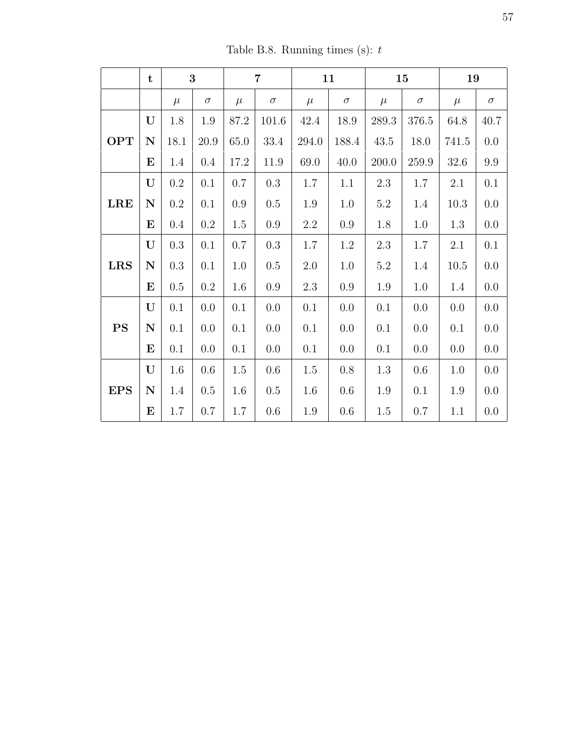Table B.8. Running times (s): $t$

| | t | 3 | | 7 | | 11 | | 15 | | 19 | |
|---|---|---|---|---|---|---|---|---|---|---|---|
| | | $\mu$ | $\sigma$ | $\mu$ | $\sigma$ | $\mu$ | $\sigma$ | $\mu$ | $\sigma$ | $\mu$ | $\sigma$ |
| **OPT** | **U** | 1.8 | 1.9 | 87.2 | 101.6 | 42.4 | 18.9 | 289.3 | 376.5 | 64.8 | 40.7 |
| | **N** | 18.1 | 20.9 | 65.0 | 33.4 | 294.0 | 188.4 | 43.5 | 18.0 | 741.5 | 0.0 |
| | **E** | 1.4 | 0.4 | 17.2 | 11.9 | 69.0 | 40.0 | 200.0 | 259.9 | 32.6 | 9.9 |
| **LRE** | **U** | 0.2 | 0.1 | 0.7 | 0.3 | 1.7 | 1.1 | 2.3 | 1.7 | 2.1 | 0.1 |
| | **N** | 0.2 | 0.1 | 0.9 | 0.5 | 1.9 | 1.0 | 5.2 | 1.4 | 10.3 | 0.0 |
| | **E** | 0.4 | 0.2 | 1.5 | 0.9 | 2.2 | 0.9 | 1.8 | 1.0 | 1.3 | 0.0 |
| **LRS** | **U** | 0.3 | 0.1 | 0.7 | 0.3 | 1.7 | 1.2 | 2.3 | 1.7 | 2.1 | 0.1 |
| | **N** | 0.3 | 0.1 | 1.0 | 0.5 | 2.0 | 1.0 | 5.2 | 1.4 | 10.5 | 0.0 |
| | **E** | 0.5 | 0.2 | 1.6 | 0.9 | 2.3 | 0.9 | 1.9 | 1.0 | 1.4 | 0.0 |
| **PS** | **U** | 0.1 | 0.0 | 0.1 | 0.0 | 0.1 | 0.0 | 0.1 | 0.0 | 0.0 | 0.0 |
| | **N** | 0.1 | 0.0 | 0.1 | 0.0 | 0.1 | 0.0 | 0.1 | 0.0 | 0.1 | 0.0 |
| | **E** | 0.1 | 0.0 | 0.1 | 0.0 | 0.1 | 0.0 | 0.1 | 0.0 | 0.0 | 0.0 |
| **EPS** | **U** | 1.6 | 0.6 | 1.5 | 0.6 | 1.5 | 0.8 | 1.3 | 0.6 | 1.0 | 0.0 |
| | **N** | 1.4 | 0.5 | 1.6 | 0.5 | 1.6 | 0.6 | 1.9 | 0.1 | 1.9 | 0.0 |
| | **E** | 1.7 | 0.7 | 1.7 | 0.6 | 1.9 | 0.6 | 1.5 | 0.7 | 1.1 | 0.0 |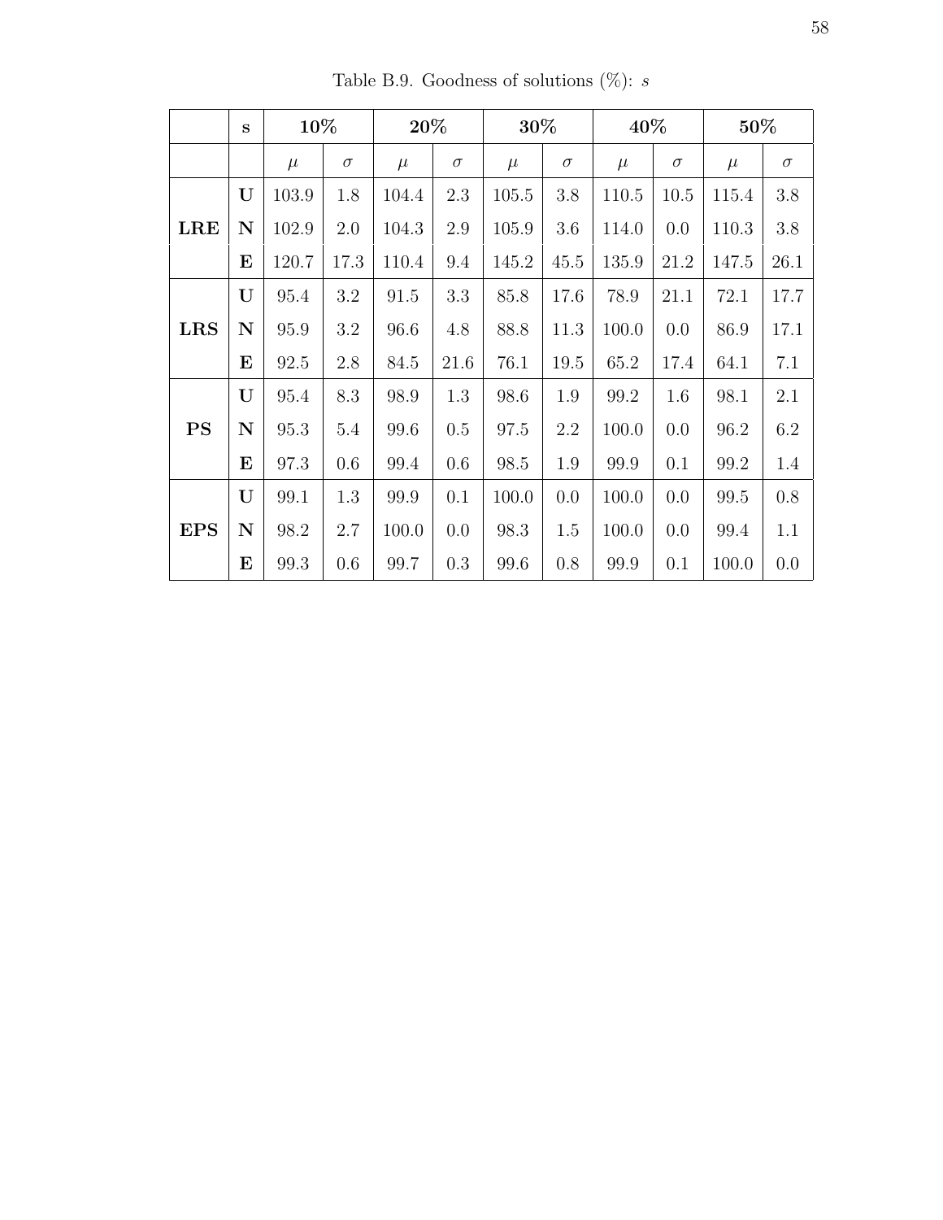Table B.9. Goodness of solutions (%): $s$

| | s | 10% | | 20% | | 30% | | 40% | | 50% | |
|---|---|---|---|---|---|---|---|---|---|---|---|
| | | $\mu$ | $\sigma$ | $\mu$ | $\sigma$ | $\mu$ | $\sigma$ | $\mu$ | $\sigma$ | $\mu$ | $\sigma$ |
| **LRE** | **U** | 103.9 | 1.8 | 104.4 | 2.3 | 105.5 | 3.8 | 110.5 | 10.5 | 115.4 | 3.8 |
| | **N** | 102.9 | 2.0 | 104.3 | 2.9 | 105.9 | 3.6 | 114.0 | 0.0 | 110.3 | 3.8 |
| | **E** | 120.7 | 17.3 | 110.4 | 9.4 | 145.2 | 45.5 | 135.9 | 21.2 | 147.5 | 26.1 |
| **LRS** | **U** | 95.4 | 3.2 | 91.5 | 3.3 | 85.8 | 17.6 | 78.9 | 21.1 | 72.1 | 17.7 |
| | **N** | 95.9 | 3.2 | 96.6 | 4.8 | 88.8 | 11.3 | 100.0 | 0.0 | 86.9 | 17.1 |
| | **E** | 92.5 | 2.8 | 84.5 | 21.6 | 76.1 | 19.5 | 65.2 | 17.4 | 64.1 | 7.1 |
| **PS** | **U** | 95.4 | 8.3 | 98.9 | 1.3 | 98.6 | 1.9 | 99.2 | 1.6 | 98.1 | 2.1 |
| | **N** | 95.3 | 5.4 | 99.6 | 0.5 | 97.5 | 2.2 | 100.0 | 0.0 | 96.2 | 6.2 |
| | **E** | 97.3 | 0.6 | 99.4 | 0.6 | 98.5 | 1.9 | 99.9 | 0.1 | 99.2 | 1.4 |
| **EPS** | **U** | 99.1 | 1.3 | 99.9 | 0.1 | 100.0 | 0.0 | 100.0 | 0.0 | 99.5 | 0.8 |
| | **N** | 98.2 | 2.7 | 100.0 | 0.0 | 98.3 | 1.5 | 100.0 | 0.0 | 99.4 | 1.1 |
| | **E** | 99.3 | 0.6 | 99.7 | 0.3 | 99.6 | 0.8 | 99.9 | 0.1 | 100.0 | 0.0 |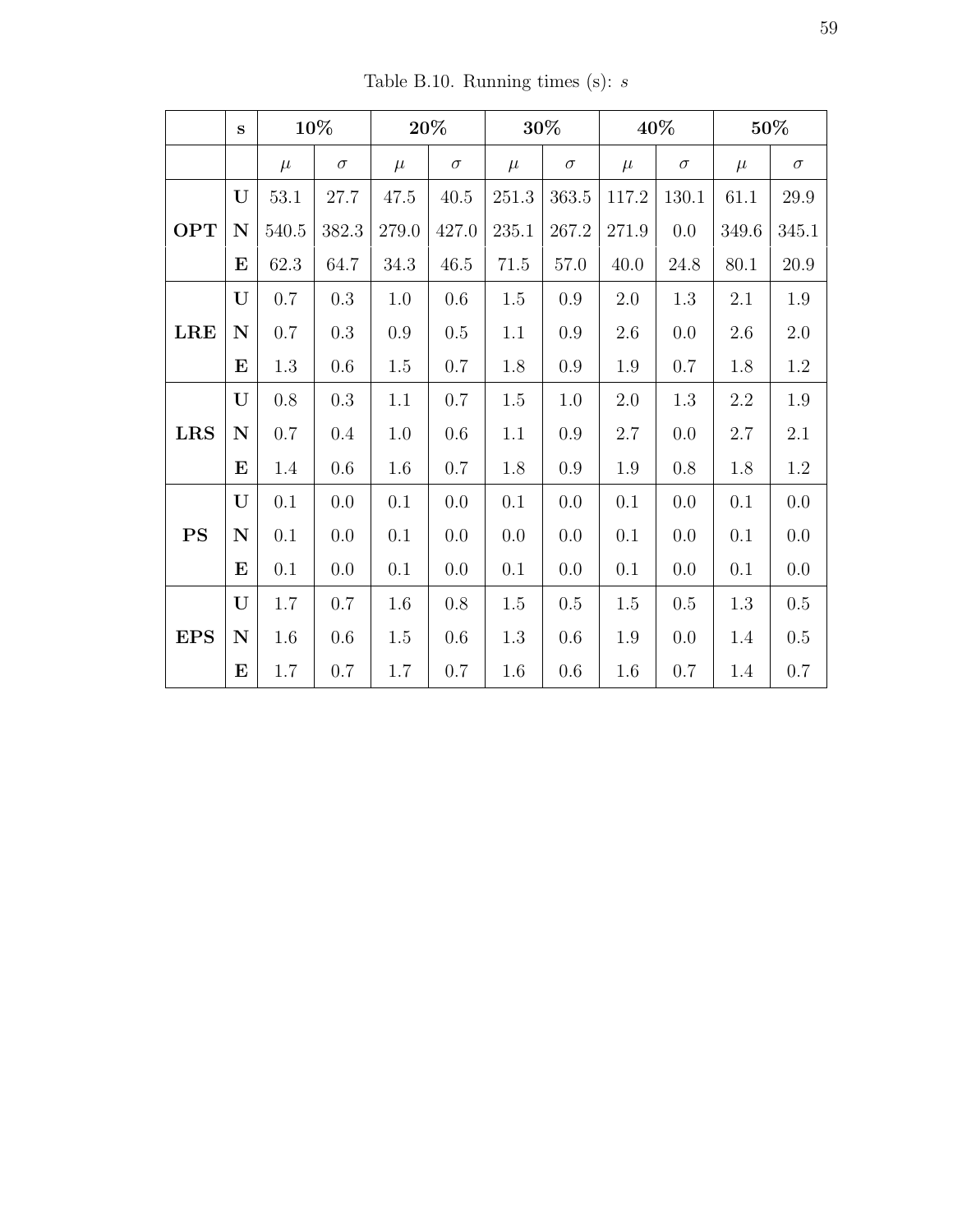Table B.10. Running times (s): $s$

| | s | 10% | | 20% | | 30% | | 40% | | 50% | |
|---|---|---|---|---|---|---|---|---|---|---|---|
| | | $\mu$ | $\sigma$ | $\mu$ | $\sigma$ | $\mu$ | $\sigma$ | $\mu$ | $\sigma$ | $\mu$ | $\sigma$ |
| **OPT** | **U** | 53.1 | 27.7 | 47.5 | 40.5 | 251.3 | 363.5 | 117.2 | 130.1 | 61.1 | 29.9 |
| | **N** | 540.5 | 382.3 | 279.0 | 427.0 | 235.1 | 267.2 | 271.9 | 0.0 | 349.6 | 345.1 |
| | **E** | 62.3 | 64.7 | 34.3 | 46.5 | 71.5 | 57.0 | 40.0 | 24.8 | 80.1 | 20.9 |
| **LRE** | **U** | 0.7 | 0.3 | 1.0 | 0.6 | 1.5 | 0.9 | 2.0 | 1.3 | 2.1 | 1.9 |
| | **N** | 0.7 | 0.3 | 0.9 | 0.5 | 1.1 | 0.9 | 2.6 | 0.0 | 2.6 | 2.0 |
| | **E** | 1.3 | 0.6 | 1.5 | 0.7 | 1.8 | 0.9 | 1.9 | 0.7 | 1.8 | 1.2 |
| **LRS** | **U** | 0.8 | 0.3 | 1.1 | 0.7 | 1.5 | 1.0 | 2.0 | 1.3 | 2.2 | 1.9 |
| | **N** | 0.7 | 0.4 | 1.0 | 0.6 | 1.1 | 0.9 | 2.7 | 0.0 | 2.7 | 2.1 |
| | **E** | 1.4 | 0.6 | 1.6 | 0.7 | 1.8 | 0.9 | 1.9 | 0.8 | 1.8 | 1.2 |
| **PS** | **U** | 0.1 | 0.0 | 0.1 | 0.0 | 0.1 | 0.0 | 0.1 | 0.0 | 0.1 | 0.0 |
| | **N** | 0.1 | 0.0 | 0.1 | 0.0 | 0.0 | 0.0 | 0.1 | 0.0 | 0.1 | 0.0 |
| | **E** | 0.1 | 0.0 | 0.1 | 0.0 | 0.1 | 0.0 | 0.1 | 0.0 | 0.1 | 0.0 |
| **EPS** | **U** | 1.7 | 0.7 | 1.6 | 0.8 | 1.5 | 0.5 | 1.5 | 0.5 | 1.3 | 0.5 |
| | **N** | 1.6 | 0.6 | 1.5 | 0.6 | 1.3 | 0.6 | 1.9 | 0.0 | 1.4 | 0.5 |
| | **E** | 1.7 | 0.7 | 1.7 | 0.7 | 1.6 | 0.6 | 1.6 | 0.7 | 1.4 | 0.7 |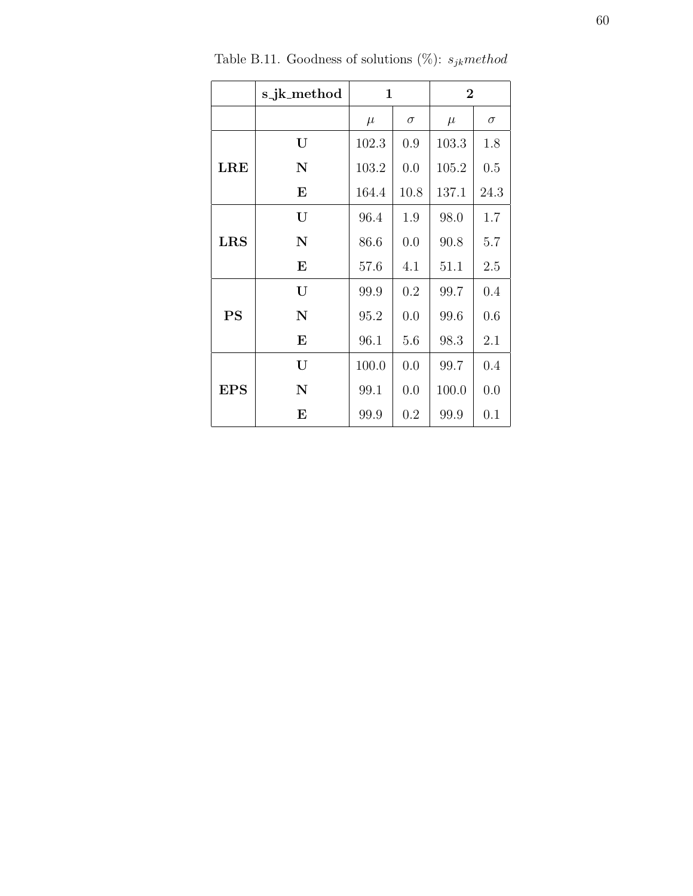Table B.11. Goodness of solutions (%): $s_{jk}method$

| | **s_jk_method** | **1** | | **2** | |
|---|---|---|---|---|---|
| | | $\mu$ | $\sigma$ | $\mu$ | $\sigma$ |
| **LRE** | **U** | 102.3 | 0.9 | 103.3 | 1.8 |
| | **N** | 103.2 | 0.0 | 105.2 | 0.5 |
| | **E** | 164.4 | 10.8 | 137.1 | 24.3 |
| **LRS** | **U** | 96.4 | 1.9 | 98.0 | 1.7 |
| | **N** | 86.6 | 0.0 | 90.8 | 5.7 |
| | **E** | 57.6 | 4.1 | 51.1 | 2.5 |
| **PS** | **U** | 99.9 | 0.2 | 99.7 | 0.4 |
| | **N** | 95.2 | 0.0 | 99.6 | 0.6 |
| | **E** | 96.1 | 5.6 | 98.3 | 2.1 |
| **EPS** | **U** | 100.0 | 0.0 | 99.7 | 0.4 |
| | **N** | 99.1 | 0.0 | 100.0 | 0.0 |
| | **E** | 99.9 | 0.2 | 99.9 | 0.1 |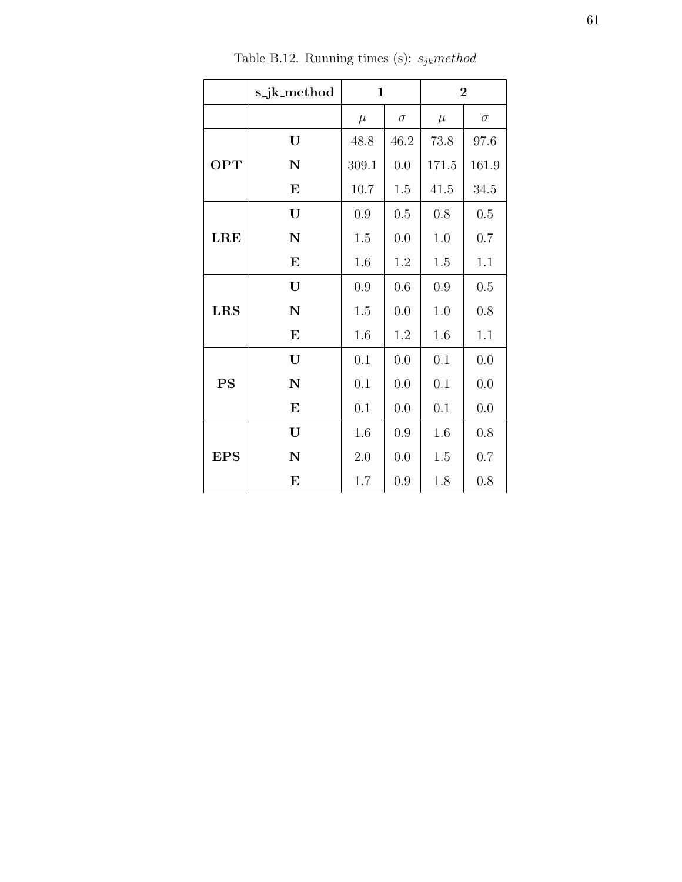Table B.12. Running times (s): $s_{jk} method$

| | s_jk_method | 1 | | 2 | |
|---|---|---|---|---|---|
| | | $\mu$ | $\sigma$ | $\mu$ | $\sigma$ |
| **OPT** | **U** | 48.8 | 46.2 | 73.8 | 97.6 |
| | **N** | 309.1 | 0.0 | 171.5 | 161.9 |
| | **E** | 10.7 | 1.5 | 41.5 | 34.5 |
| **LRE** | **U** | 0.9 | 0.5 | 0.8 | 0.5 |
| | **N** | 1.5 | 0.0 | 1.0 | 0.7 |
| | **E** | 1.6 | 1.2 | 1.5 | 1.1 |
| **LRS** | **U** | 0.9 | 0.6 | 0.9 | 0.5 |
| | **N** | 1.5 | 0.0 | 1.0 | 0.8 |
| | **E** | 1.6 | 1.2 | 1.6 | 1.1 |
| **PS** | **U** | 0.1 | 0.0 | 0.1 | 0.0 |
| | **N** | 0.1 | 0.0 | 0.1 | 0.0 |
| | **E** | 0.1 | 0.0 | 0.1 | 0.0 |
| **EPS** | **U** | 1.6 | 0.9 | 1.6 | 0.8 |
| | **N** | 2.0 | 0.0 | 1.5 | 0.7 |
| | **E** | 1.7 | 0.9 | 1.8 | 0.8 |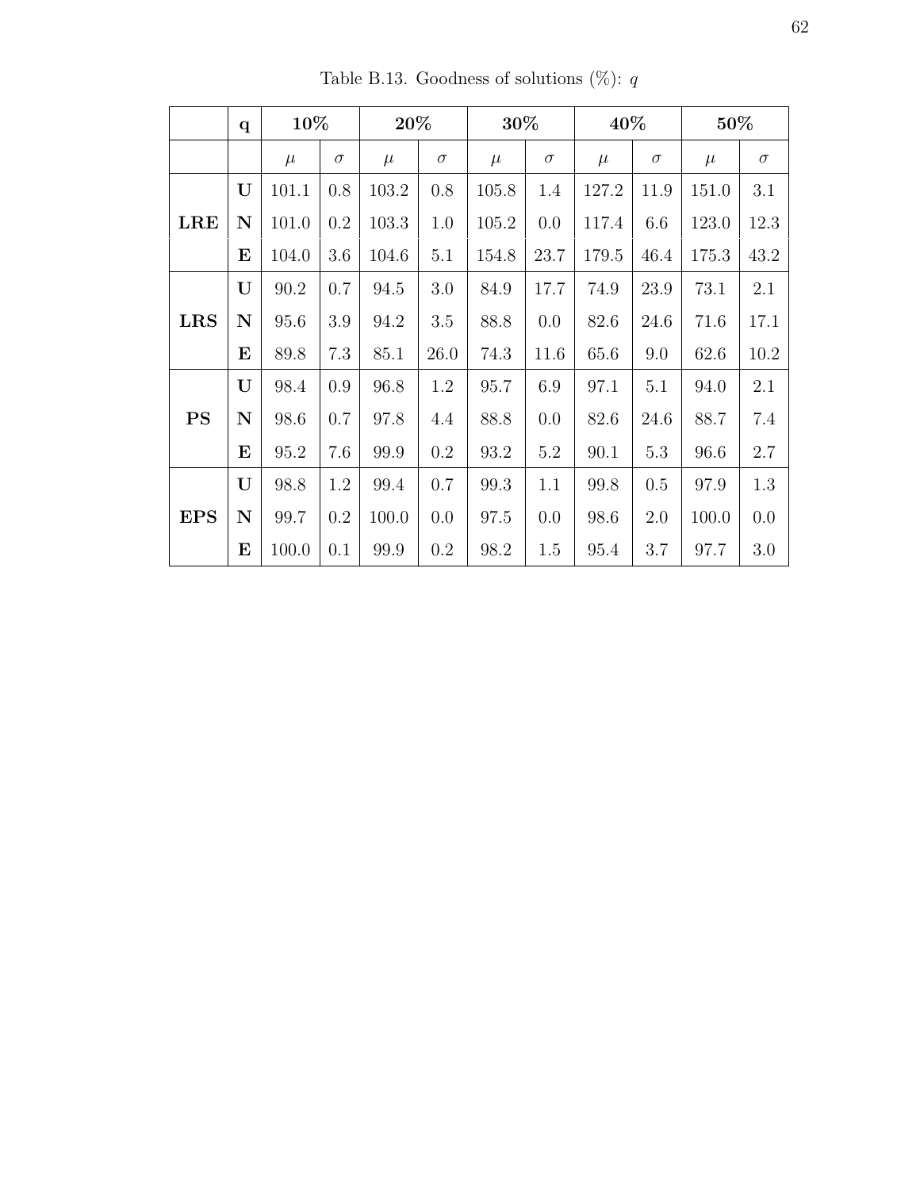Table B.13. Goodness of solutions (%): $q$

| | **q** | **10%** | | **20%** | | **30%** | | **40%** | | **50%** | |
|---|---|---|---|---|---|---|---|---|---|---|---|
| | | $\mu$ | $\sigma$ | $\mu$ | $\sigma$ | $\mu$ | $\sigma$ | $\mu$ | $\sigma$ | $\mu$ | $\sigma$ |
| **LRE** | **U** | 101.1 | 0.8 | 103.2 | 0.8 | 105.8 | 1.4 | 127.2 | 11.9 | 151.0 | 3.1 |
| | **N** | 101.0 | 0.2 | 103.3 | 1.0 | 105.2 | 0.0 | 117.4 | 6.6 | 123.0 | 12.3 |
| | **E** | 104.0 | 3.6 | 104.6 | 5.1 | 154.8 | 23.7 | 179.5 | 46.4 | 175.3 | 43.2 |
| **LRS** | **U** | 90.2 | 0.7 | 94.5 | 3.0 | 84.9 | 17.7 | 74.9 | 23.9 | 73.1 | 2.1 |
| | **N** | 95.6 | 3.9 | 94.2 | 3.5 | 88.8 | 0.0 | 82.6 | 24.6 | 71.6 | 17.1 |
| | **E** | 89.8 | 7.3 | 85.1 | 26.0 | 74.3 | 11.6 | 65.6 | 9.0 | 62.6 | 10.2 |
| **PS** | **U** | 98.4 | 0.9 | 96.8 | 1.2 | 95.7 | 6.9 | 97.1 | 5.1 | 94.0 | 2.1 |
| | **N** | 98.6 | 0.7 | 97.8 | 4.4 | 88.8 | 0.0 | 82.6 | 24.6 | 88.7 | 7.4 |
| | **E** | 95.2 | 7.6 | 99.9 | 0.2 | 93.2 | 5.2 | 90.1 | 5.3 | 96.6 | 2.7 |
| **EPS** | **U** | 98.8 | 1.2 | 99.4 | 0.7 | 99.3 | 1.1 | 99.8 | 0.5 | 97.9 | 1.3 |
| | **N** | 99.7 | 0.2 | 100.0 | 0.0 | 97.5 | 0.0 | 98.6 | 2.0 | 100.0 | 0.0 |
| | **E** | 100.0 | 0.1 | 99.9 | 0.2 | 98.2 | 1.5 | 95.4 | 3.7 | 97.7 | 3.0 |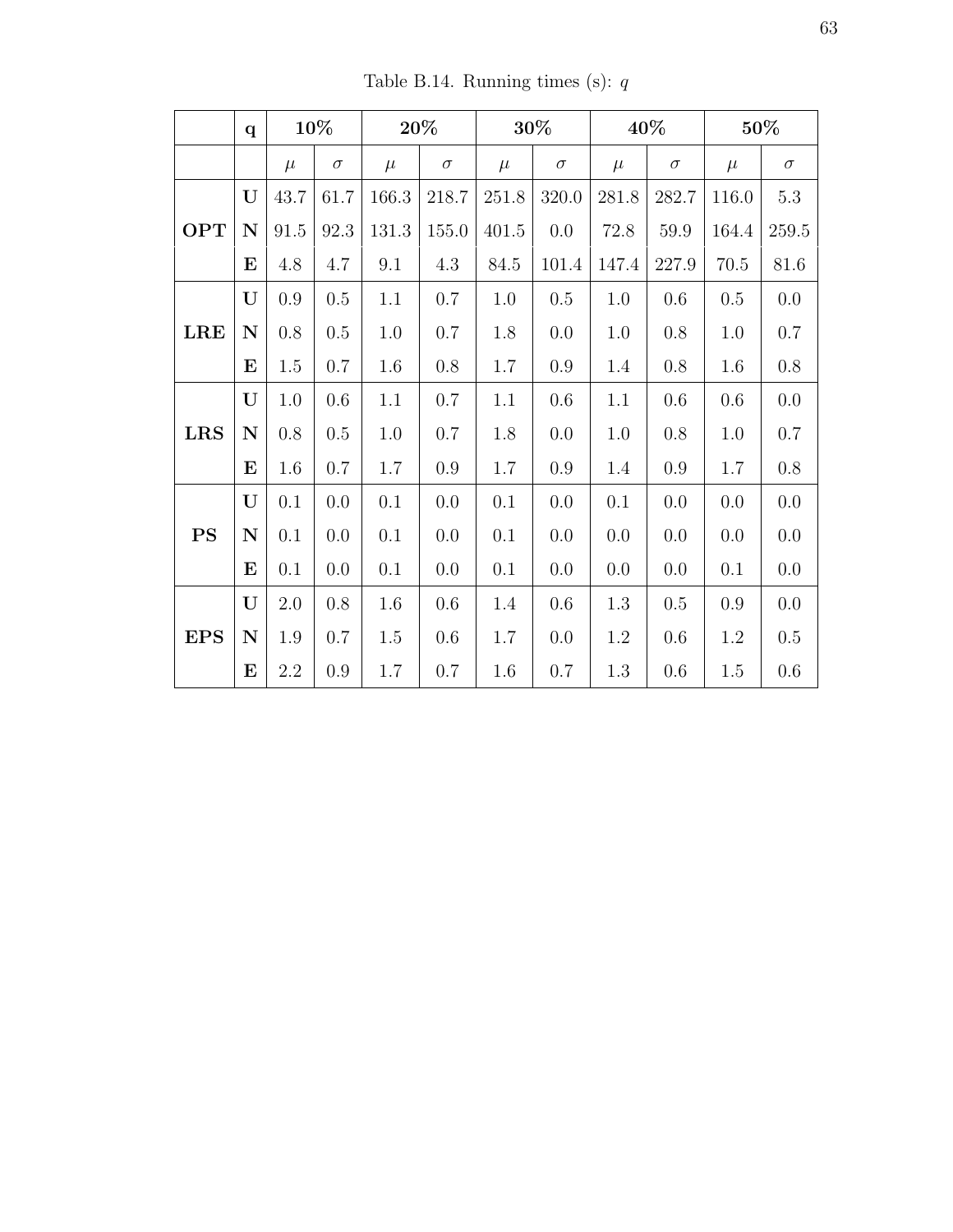Table B.14. Running times (s): $q$

| | **q** | **10%** | | **20%** | | **30%** | | **40%** | | **50%** | |
|---|---|---|---|---|---|---|---|---|---|---|---|
| | | $\mu$ | $\sigma$ | $\mu$ | $\sigma$ | $\mu$ | $\sigma$ | $\mu$ | $\sigma$ | $\mu$ | $\sigma$ |
| **OPT** | **U** | 43.7 | 61.7 | 166.3 | 218.7 | 251.8 | 320.0 | 281.8 | 282.7 | 116.0 | 5.3 |
| | **N** | 91.5 | 92.3 | 131.3 | 155.0 | 401.5 | 0.0 | 72.8 | 59.9 | 164.4 | 259.5 |
| | **E** | 4.8 | 4.7 | 9.1 | 4.3 | 84.5 | 101.4 | 147.4 | 227.9 | 70.5 | 81.6 |
| **LRE** | **U** | 0.9 | 0.5 | 1.1 | 0.7 | 1.0 | 0.5 | 1.0 | 0.6 | 0.5 | 0.0 |
| | **N** | 0.8 | 0.5 | 1.0 | 0.7 | 1.8 | 0.0 | 1.0 | 0.8 | 1.0 | 0.7 |
| | **E** | 1.5 | 0.7 | 1.6 | 0.8 | 1.7 | 0.9 | 1.4 | 0.8 | 1.6 | 0.8 |
| **LRS** | **U** | 1.0 | 0.6 | 1.1 | 0.7 | 1.1 | 0.6 | 1.1 | 0.6 | 0.6 | 0.0 |
| | **N** | 0.8 | 0.5 | 1.0 | 0.7 | 1.8 | 0.0 | 1.0 | 0.8 | 1.0 | 0.7 |
| | **E** | 1.6 | 0.7 | 1.7 | 0.9 | 1.7 | 0.9 | 1.4 | 0.9 | 1.7 | 0.8 |
| **PS** | **U** | 0.1 | 0.0 | 0.1 | 0.0 | 0.1 | 0.0 | 0.1 | 0.0 | 0.0 | 0.0 |
| | **N** | 0.1 | 0.0 | 0.1 | 0.0 | 0.1 | 0.0 | 0.0 | 0.0 | 0.0 | 0.0 |
| | **E** | 0.1 | 0.0 | 0.1 | 0.0 | 0.1 | 0.0 | 0.0 | 0.0 | 0.1 | 0.0 |
| **EPS** | **U** | 2.0 | 0.8 | 1.6 | 0.6 | 1.4 | 0.6 | 1.3 | 0.5 | 0.9 | 0.0 |
| | **N** | 1.9 | 0.7 | 1.5 | 0.6 | 1.7 | 0.0 | 1.2 | 0.6 | 1.2 | 0.5 |
| | **E** | 2.2 | 0.9 | 1.7 | 0.7 | 1.6 | 0.7 | 1.3 | 0.6 | 1.5 | 0.6 |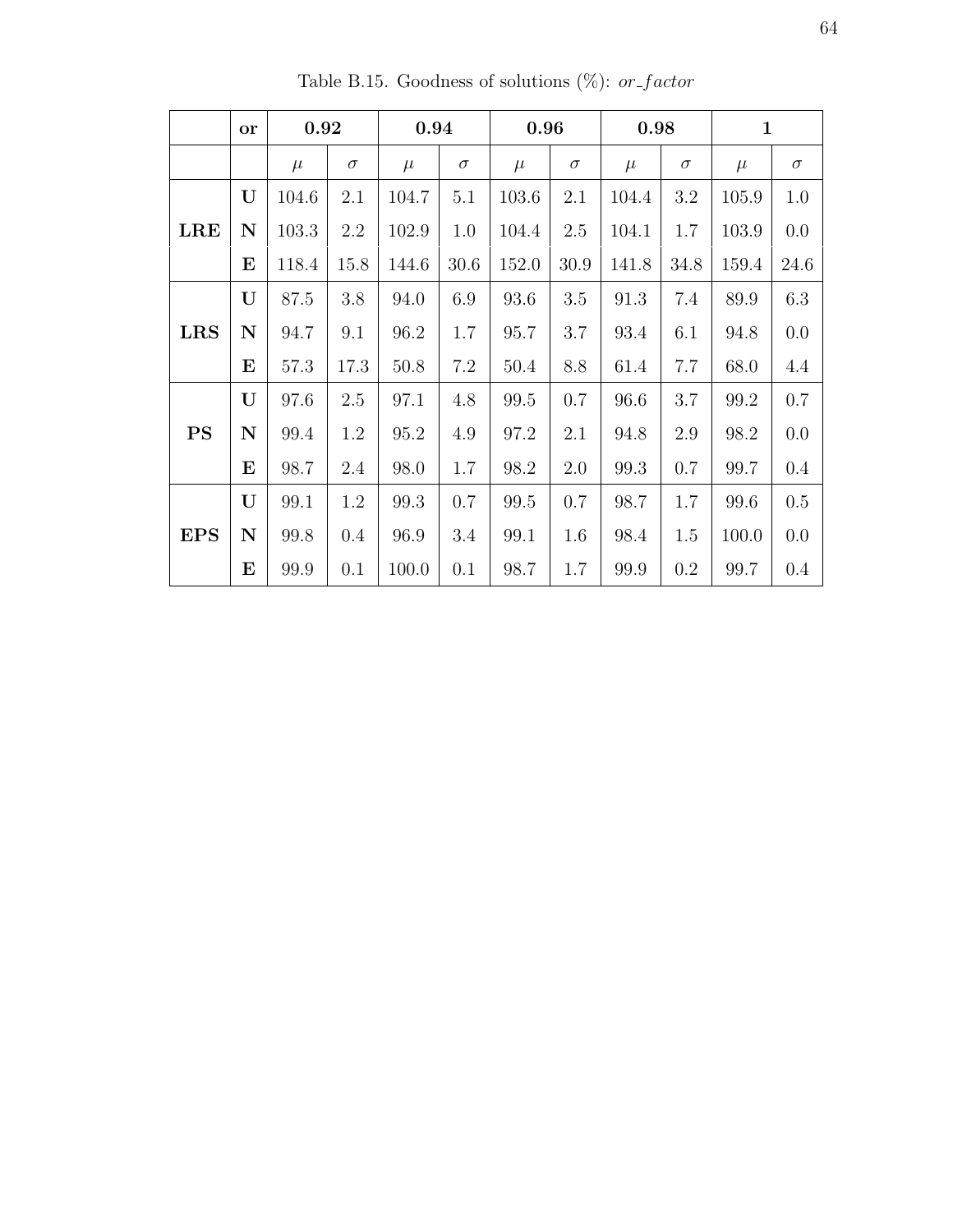Table B.15. Goodness of solutions (%): *or_factor*

| | or | 0.92 | | 0.94 | | 0.96 | | 0.98 | | 1 | |
|---|---|---|---|---|---|---|---|---|---|---|---|
| | | $\mu$ | $\sigma$ | $\mu$ | $\sigma$ | $\mu$ | $\sigma$ | $\mu$ | $\sigma$ | $\mu$ | $\sigma$ |
| **LRE** | **U** | 104.6 | 2.1 | 104.7 | 5.1 | 103.6 | 2.1 | 104.4 | 3.2 | 105.9 | 1.0 |
| | **N** | 103.3 | 2.2 | 102.9 | 1.0 | 104.4 | 2.5 | 104.1 | 1.7 | 103.9 | 0.0 |
| | **E** | 118.4 | 15.8 | 144.6 | 30.6 | 152.0 | 30.9 | 141.8 | 34.8 | 159.4 | 24.6 |
| **LRS** | **U** | 87.5 | 3.8 | 94.0 | 6.9 | 93.6 | 3.5 | 91.3 | 7.4 | 89.9 | 6.3 |
| | **N** | 94.7 | 9.1 | 96.2 | 1.7 | 95.7 | 3.7 | 93.4 | 6.1 | 94.8 | 0.0 |
| | **E** | 57.3 | 17.3 | 50.8 | 7.2 | 50.4 | 8.8 | 61.4 | 7.7 | 68.0 | 4.4 |
| **PS** | **U** | 97.6 | 2.5 | 97.1 | 4.8 | 99.5 | 0.7 | 96.6 | 3.7 | 99.2 | 0.7 |
| | **N** | 99.4 | 1.2 | 95.2 | 4.9 | 97.2 | 2.1 | 94.8 | 2.9 | 98.2 | 0.0 |
| | **E** | 98.7 | 2.4 | 98.0 | 1.7 | 98.2 | 2.0 | 99.3 | 0.7 | 99.7 | 0.4 |
| **EPS** | **U** | 99.1 | 1.2 | 99.3 | 0.7 | 99.5 | 0.7 | 98.7 | 1.7 | 99.6 | 0.5 |
| | **N** | 99.8 | 0.4 | 96.9 | 3.4 | 99.1 | 1.6 | 98.4 | 1.5 | 100.0 | 0.0 |
| | **E** | 99.9 | 0.1 | 100.0 | 0.1 | 98.7 | 1.7 | 99.9 | 0.2 | 99.7 | 0.4 |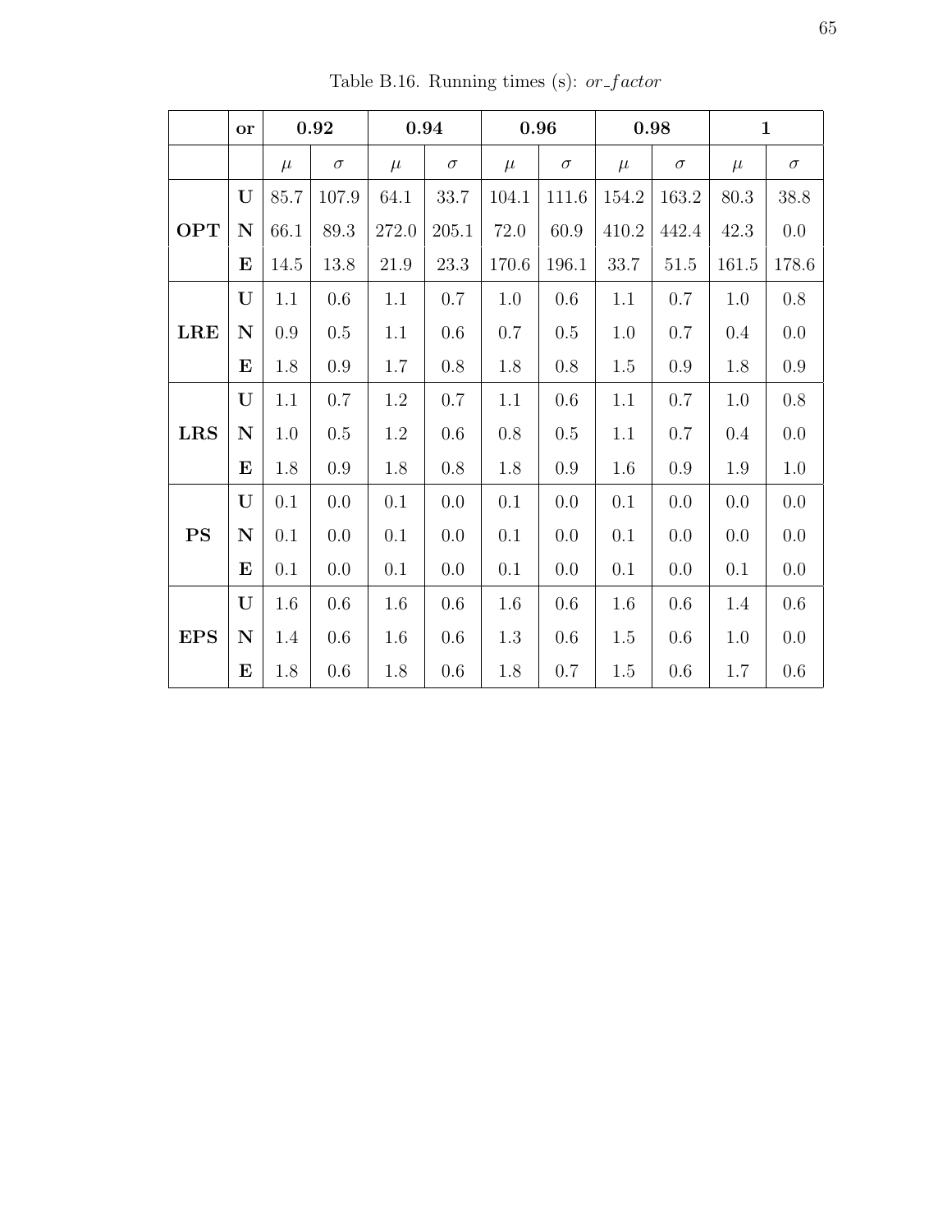Table B.16. Running times (s): $or\_factor$

| | **or** | **0.92** | | **0.94** | | **0.96** | | **0.98** | | **1** | |
|---|---|---|---|---|---|---|---|---|---|---|---|
| | | $\mu$ | $\sigma$ | $\mu$ | $\sigma$ | $\mu$ | $\sigma$ | $\mu$ | $\sigma$ | $\mu$ | $\sigma$ |
| **OPT** | **U** | 85.7 | 107.9 | 64.1 | 33.7 | 104.1 | 111.6 | 154.2 | 163.2 | 80.3 | 38.8 |
| | **N** | 66.1 | 89.3 | 272.0 | 205.1 | 72.0 | 60.9 | 410.2 | 442.4 | 42.3 | 0.0 |
| | **E** | 14.5 | 13.8 | 21.9 | 23.3 | 170.6 | 196.1 | 33.7 | 51.5 | 161.5 | 178.6 |
| **LRE** | **U** | 1.1 | 0.6 | 1.1 | 0.7 | 1.0 | 0.6 | 1.1 | 0.7 | 1.0 | 0.8 |
| | **N** | 0.9 | 0.5 | 1.1 | 0.6 | 0.7 | 0.5 | 1.0 | 0.7 | 0.4 | 0.0 |
| | **E** | 1.8 | 0.9 | 1.7 | 0.8 | 1.8 | 0.8 | 1.5 | 0.9 | 1.8 | 0.9 |
| **LRS** | **U** | 1.1 | 0.7 | 1.2 | 0.7 | 1.1 | 0.6 | 1.1 | 0.7 | 1.0 | 0.8 |
| | **N** | 1.0 | 0.5 | 1.2 | 0.6 | 0.8 | 0.5 | 1.1 | 0.7 | 0.4 | 0.0 |
| | **E** | 1.8 | 0.9 | 1.8 | 0.8 | 1.8 | 0.9 | 1.6 | 0.9 | 1.9 | 1.0 |
| **PS** | **U** | 0.1 | 0.0 | 0.1 | 0.0 | 0.1 | 0.0 | 0.1 | 0.0 | 0.0 | 0.0 |
| | **N** | 0.1 | 0.0 | 0.1 | 0.0 | 0.1 | 0.0 | 0.1 | 0.0 | 0.0 | 0.0 |
| | **E** | 0.1 | 0.0 | 0.1 | 0.0 | 0.1 | 0.0 | 0.1 | 0.0 | 0.1 | 0.0 |
| **EPS** | **U** | 1.6 | 0.6 | 1.6 | 0.6 | 1.6 | 0.6 | 1.6 | 0.6 | 1.4 | 0.6 |
| | **N** | 1.4 | 0.6 | 1.6 | 0.6 | 1.3 | 0.6 | 1.5 | 0.6 | 1.0 | 0.0 |
| | **E** | 1.8 | 0.6 | 1.8 | 0.6 | 1.8 | 0.7 | 1.5 | 0.6 | 1.7 | 0.6 |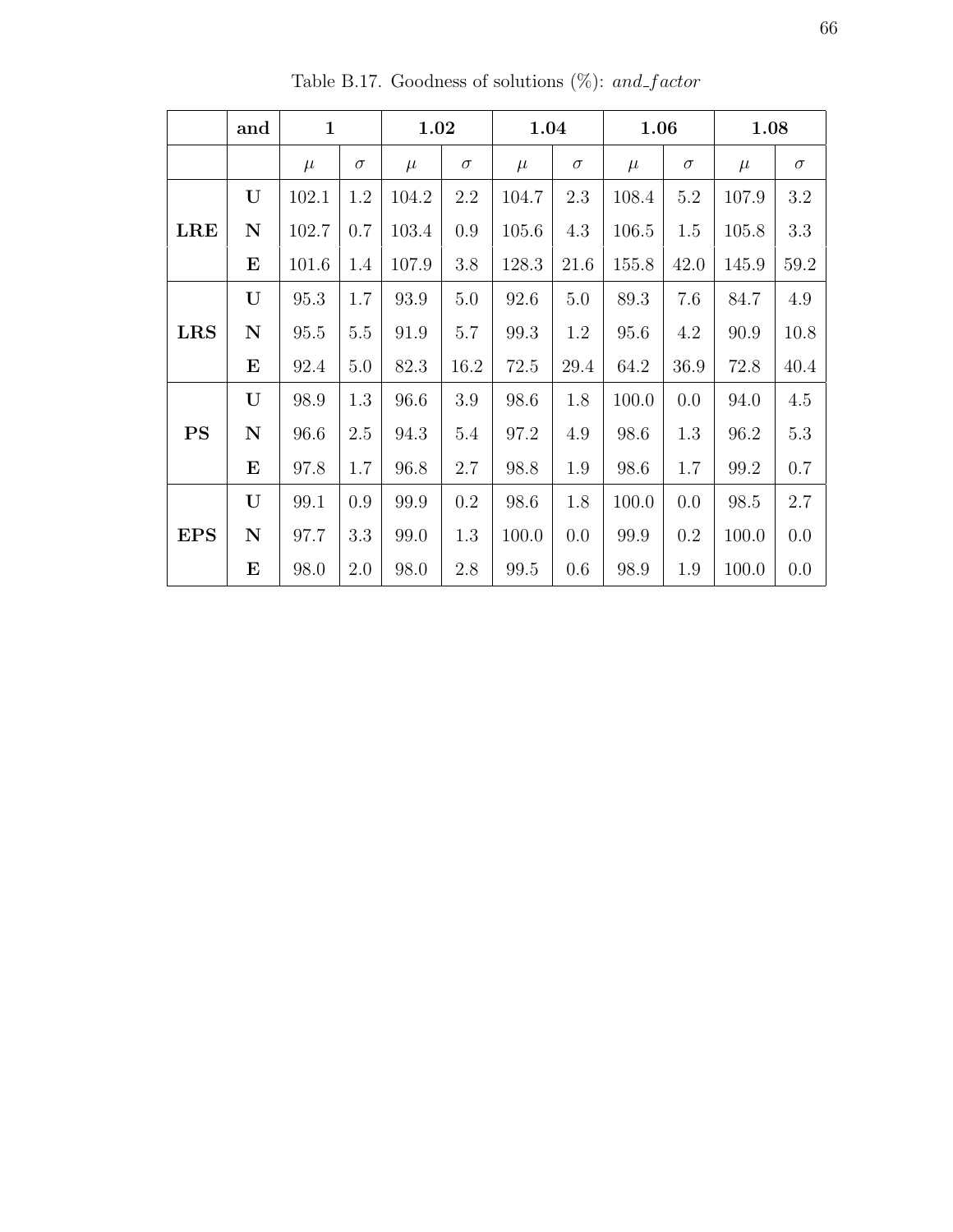Table B.17. Goodness of solutions (%): *and_factor*

| | **and** | **1** | | **1.02** | | **1.04** | | **1.06** | | **1.08** | |
|---|---|---|---|---|---|---|---|---|---|---|---|
| | | $\mu$ | $\sigma$ | $\mu$ | $\sigma$ | $\mu$ | $\sigma$ | $\mu$ | $\sigma$ | $\mu$ | $\sigma$ |
| **LRE** | **U** | 102.1 | 1.2 | 104.2 | 2.2 | 104.7 | 2.3 | 108.4 | 5.2 | 107.9 | 3.2 |
| | **N** | 102.7 | 0.7 | 103.4 | 0.9 | 105.6 | 4.3 | 106.5 | 1.5 | 105.8 | 3.3 |
| | **E** | 101.6 | 1.4 | 107.9 | 3.8 | 128.3 | 21.6 | 155.8 | 42.0 | 145.9 | 59.2 |
| **LRS** | **U** | 95.3 | 1.7 | 93.9 | 5.0 | 92.6 | 5.0 | 89.3 | 7.6 | 84.7 | 4.9 |
| | **N** | 95.5 | 5.5 | 91.9 | 5.7 | 99.3 | 1.2 | 95.6 | 4.2 | 90.9 | 10.8 |
| | **E** | 92.4 | 5.0 | 82.3 | 16.2 | 72.5 | 29.4 | 64.2 | 36.9 | 72.8 | 40.4 |
| **PS** | **U** | 98.9 | 1.3 | 96.6 | 3.9 | 98.6 | 1.8 | 100.0 | 0.0 | 94.0 | 4.5 |
| | **N** | 96.6 | 2.5 | 94.3 | 5.4 | 97.2 | 4.9 | 98.6 | 1.3 | 96.2 | 5.3 |
| | **E** | 97.8 | 1.7 | 96.8 | 2.7 | 98.8 | 1.9 | 98.6 | 1.7 | 99.2 | 0.7 |
| **EPS** | **U** | 99.1 | 0.9 | 99.9 | 0.2 | 98.6 | 1.8 | 100.0 | 0.0 | 98.5 | 2.7 |
| | **N** | 97.7 | 3.3 | 99.0 | 1.3 | 100.0 | 0.0 | 99.9 | 0.2 | 100.0 | 0.0 |
| | **E** | 98.0 | 2.0 | 98.0 | 2.8 | 99.5 | 0.6 | 98.9 | 1.9 | 100.0 | 0.0 |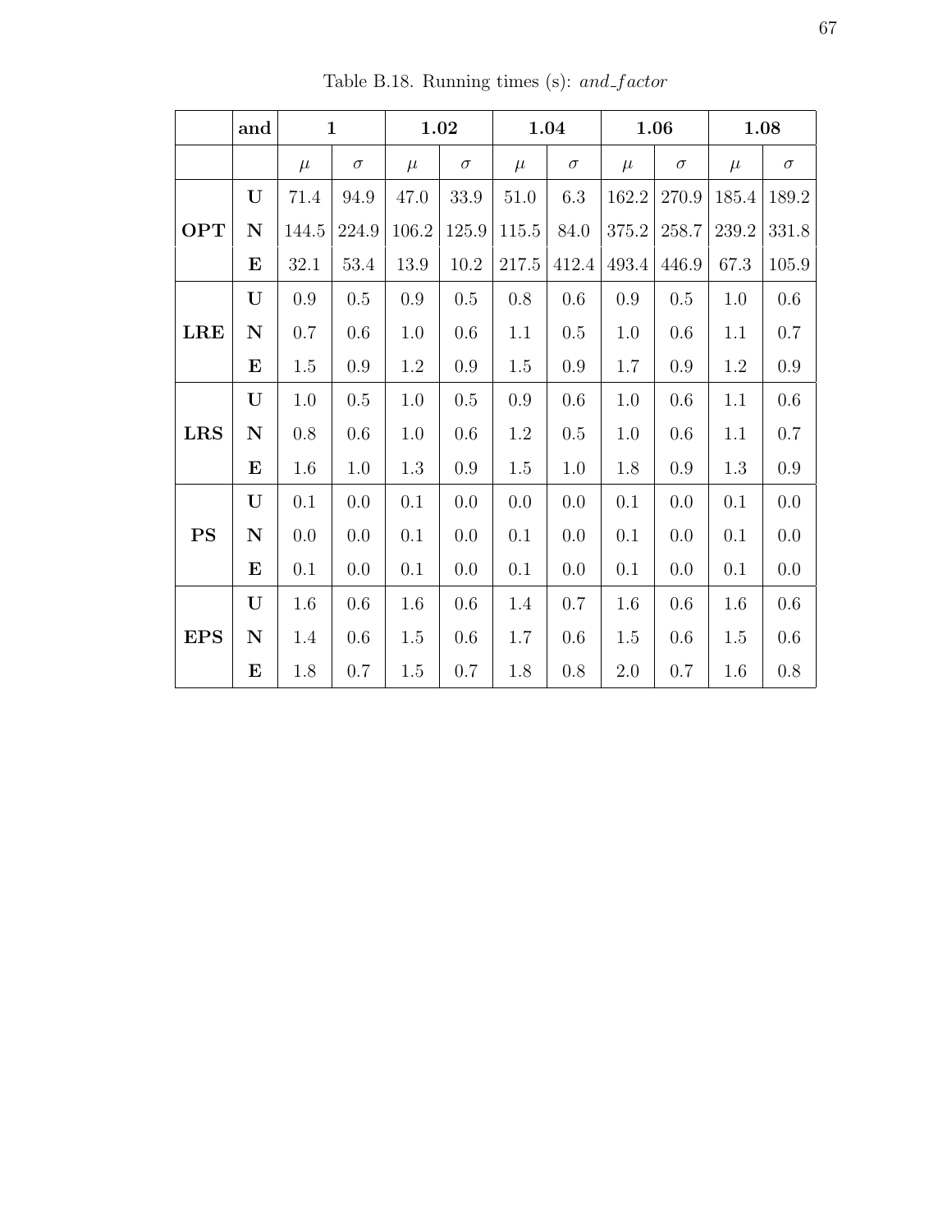Table B.18. Running times (s): $and\_factor$

| | **and** | **1** | | **1.02** | | **1.04** | | **1.06** | | **1.08** | |
|---|---|---|---|---|---|---|---|---|---|---|---|
| | | $\mu$ | $\sigma$ | $\mu$ | $\sigma$ | $\mu$ | $\sigma$ | $\mu$ | $\sigma$ | $\mu$ | $\sigma$ |
| **OPT** | **U** | 71.4 | 94.9 | 47.0 | 33.9 | 51.0 | 6.3 | 162.2 | 270.9 | 185.4 | 189.2 |
| | **N** | 144.5 | 224.9 | 106.2 | 125.9 | 115.5 | 84.0 | 375.2 | 258.7 | 239.2 | 331.8 |
| | **E** | 32.1 | 53.4 | 13.9 | 10.2 | 217.5 | 412.4 | 493.4 | 446.9 | 67.3 | 105.9 |
| **LRE** | **U** | 0.9 | 0.5 | 0.9 | 0.5 | 0.8 | 0.6 | 0.9 | 0.5 | 1.0 | 0.6 |
| | **N** | 0.7 | 0.6 | 1.0 | 0.6 | 1.1 | 0.5 | 1.0 | 0.6 | 1.1 | 0.7 |
| | **E** | 1.5 | 0.9 | 1.2 | 0.9 | 1.5 | 0.9 | 1.7 | 0.9 | 1.2 | 0.9 |
| **LRS** | **U** | 1.0 | 0.5 | 1.0 | 0.5 | 0.9 | 0.6 | 1.0 | 0.6 | 1.1 | 0.6 |
| | **N** | 0.8 | 0.6 | 1.0 | 0.6 | 1.2 | 0.5 | 1.0 | 0.6 | 1.1 | 0.7 |
| | **E** | 1.6 | 1.0 | 1.3 | 0.9 | 1.5 | 1.0 | 1.8 | 0.9 | 1.3 | 0.9 |
| **PS** | **U** | 0.1 | 0.0 | 0.1 | 0.0 | 0.0 | 0.0 | 0.1 | 0.0 | 0.1 | 0.0 |
| | **N** | 0.0 | 0.0 | 0.1 | 0.0 | 0.1 | 0.0 | 0.1 | 0.0 | 0.1 | 0.0 |
| | **E** | 0.1 | 0.0 | 0.1 | 0.0 | 0.1 | 0.0 | 0.1 | 0.0 | 0.1 | 0.0 |
| **EPS** | **U** | 1.6 | 0.6 | 1.6 | 0.6 | 1.4 | 0.7 | 1.6 | 0.6 | 1.6 | 0.6 |
| | **N** | 1.4 | 0.6 | 1.5 | 0.6 | 1.7 | 0.6 | 1.5 | 0.6 | 1.5 | 0.6 |
| | **E** | 1.8 | 0.7 | 1.5 | 0.7 | 1.8 | 0.8 | 2.0 | 0.7 | 1.6 | 0.8 |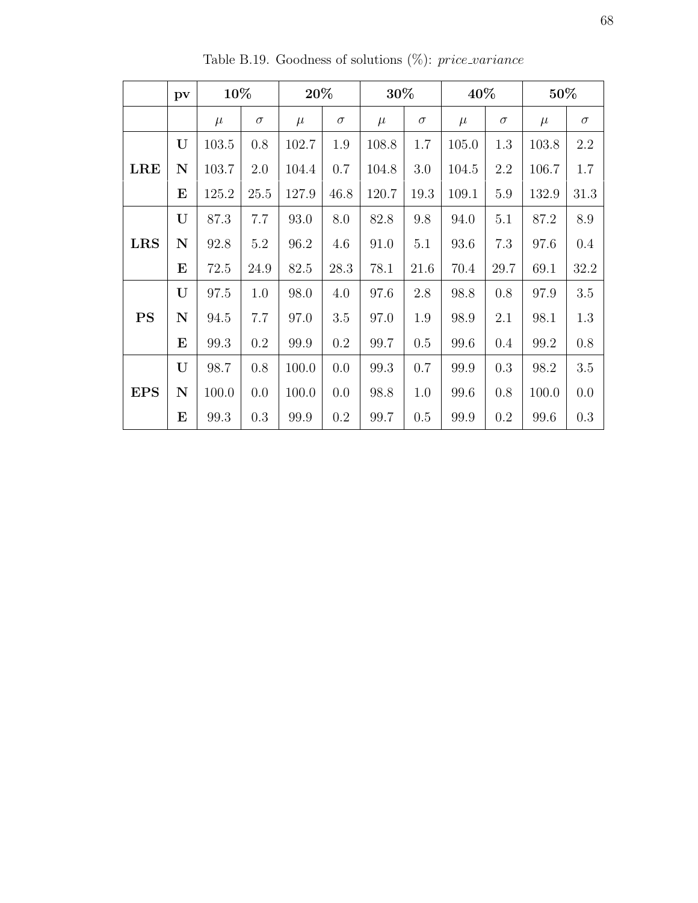Table B.19. Goodness of solutions (%): *price_variance*

| | pv | 10% | | 20% | | 30% | | 40% | | 50% | |
|---|---|---|---|---|---|---|---|---|---|---|---|
| | | $\mu$ | $\sigma$ | $\mu$ | $\sigma$ | $\mu$ | $\sigma$ | $\mu$ | $\sigma$ | $\mu$ | $\sigma$ |
| **LRE** | **U** | 103.5 | 0.8 | 102.7 | 1.9 | 108.8 | 1.7 | 105.0 | 1.3 | 103.8 | 2.2 |
| | **N** | 103.7 | 2.0 | 104.4 | 0.7 | 104.8 | 3.0 | 104.5 | 2.2 | 106.7 | 1.7 |
| | **E** | 125.2 | 25.5 | 127.9 | 46.8 | 120.7 | 19.3 | 109.1 | 5.9 | 132.9 | 31.3 |
| **LRS** | **U** | 87.3 | 7.7 | 93.0 | 8.0 | 82.8 | 9.8 | 94.0 | 5.1 | 87.2 | 8.9 |
| | **N** | 92.8 | 5.2 | 96.2 | 4.6 | 91.0 | 5.1 | 93.6 | 7.3 | 97.6 | 0.4 |
| | **E** | 72.5 | 24.9 | 82.5 | 28.3 | 78.1 | 21.6 | 70.4 | 29.7 | 69.1 | 32.2 |
| **PS** | **U** | 97.5 | 1.0 | 98.0 | 4.0 | 97.6 | 2.8 | 98.8 | 0.8 | 97.9 | 3.5 |
| | **N** | 94.5 | 7.7 | 97.0 | 3.5 | 97.0 | 1.9 | 98.9 | 2.1 | 98.1 | 1.3 |
| | **E** | 99.3 | 0.2 | 99.9 | 0.2 | 99.7 | 0.5 | 99.6 | 0.4 | 99.2 | 0.8 |
| **EPS** | **U** | 98.7 | 0.8 | 100.0 | 0.0 | 99.3 | 0.7 | 99.9 | 0.3 | 98.2 | 3.5 |
| | **N** | 100.0 | 0.0 | 100.0 | 0.0 | 98.8 | 1.0 | 99.6 | 0.8 | 100.0 | 0.0 |
| | **E** | 99.3 | 0.3 | 99.9 | 0.2 | 99.7 | 0.5 | 99.9 | 0.2 | 99.6 | 0.3 |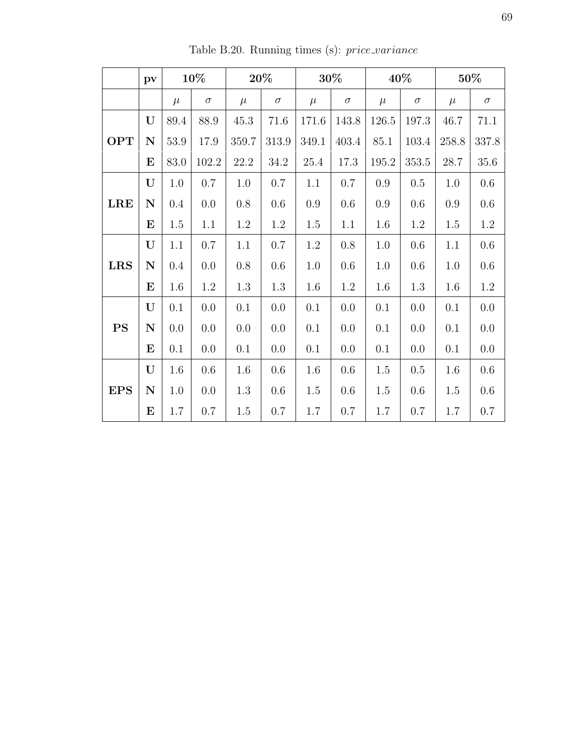Table B.20. Running times (s): *price_variance*

| | pv | 10% | | 20% | | 30% | | 40% | | 50% | |
|---|---|---|---|---|---|---|---|---|---|---|---|
| | | $\mu$ | $\sigma$ | $\mu$ | $\sigma$ | $\mu$ | $\sigma$ | $\mu$ | $\sigma$ | $\mu$ | $\sigma$ |
| **OPT** | **U** | 89.4 | 88.9 | 45.3 | 71.6 | 171.6 | 143.8 | 126.5 | 197.3 | 46.7 | 71.1 |
| | **N** | 53.9 | 17.9 | 359.7 | 313.9 | 349.1 | 403.4 | 85.1 | 103.4 | 258.8 | 337.8 |
| | **E** | 83.0 | 102.2 | 22.2 | 34.2 | 25.4 | 17.3 | 195.2 | 353.5 | 28.7 | 35.6 |
| **LRE** | **U** | 1.0 | 0.7 | 1.0 | 0.7 | 1.1 | 0.7 | 0.9 | 0.5 | 1.0 | 0.6 |
| | **N** | 0.4 | 0.0 | 0.8 | 0.6 | 0.9 | 0.6 | 0.9 | 0.6 | 0.9 | 0.6 |
| | **E** | 1.5 | 1.1 | 1.2 | 1.2 | 1.5 | 1.1 | 1.6 | 1.2 | 1.5 | 1.2 |
| **LRS** | **U** | 1.1 | 0.7 | 1.1 | 0.7 | 1.2 | 0.8 | 1.0 | 0.6 | 1.1 | 0.6 |
| | **N** | 0.4 | 0.0 | 0.8 | 0.6 | 1.0 | 0.6 | 1.0 | 0.6 | 1.0 | 0.6 |
| | **E** | 1.6 | 1.2 | 1.3 | 1.3 | 1.6 | 1.2 | 1.6 | 1.3 | 1.6 | 1.2 |
| **PS** | **U** | 0.1 | 0.0 | 0.1 | 0.0 | 0.1 | 0.0 | 0.1 | 0.0 | 0.1 | 0.0 |
| | **N** | 0.0 | 0.0 | 0.0 | 0.0 | 0.1 | 0.0 | 0.1 | 0.0 | 0.1 | 0.0 |
| | **E** | 0.1 | 0.0 | 0.1 | 0.0 | 0.1 | 0.0 | 0.1 | 0.0 | 0.1 | 0.0 |
| **EPS** | **U** | 1.6 | 0.6 | 1.6 | 0.6 | 1.6 | 0.6 | 1.5 | 0.5 | 1.6 | 0.6 |
| | **N** | 1.0 | 0.0 | 1.3 | 0.6 | 1.5 | 0.6 | 1.5 | 0.6 | 1.5 | 0.6 |
| | **E** | 1.7 | 0.7 | 1.5 | 0.7 | 1.7 | 0.7 | 1.7 | 0.7 | 1.7 | 0.7 |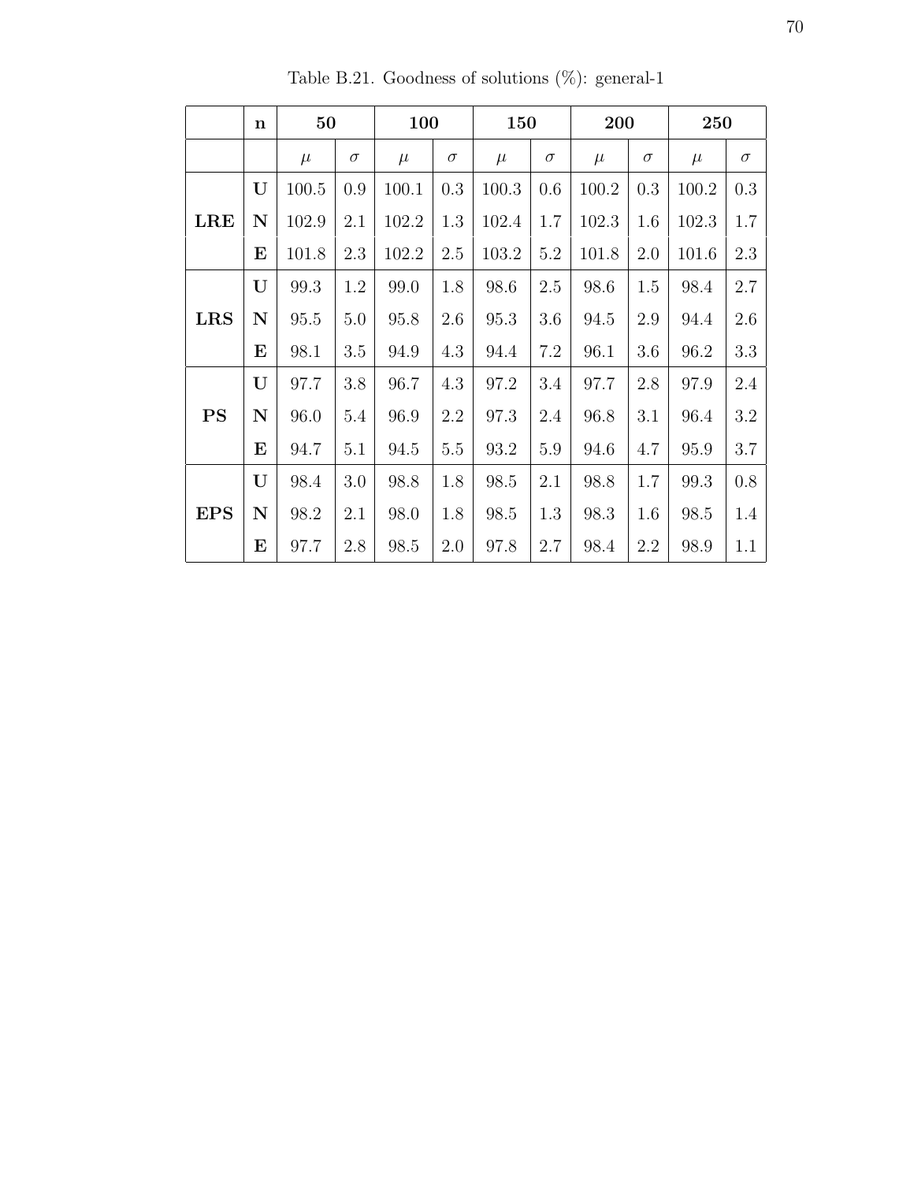Table B.21. Goodness of solutions (%): general-1

| | n | 50 | | 100 | | 150 | | 200 | | 250 | |
|---|---|---|---|---|---|---|---|---|---|---|---|
| | | $\mu$ | $\sigma$ | $\mu$ | $\sigma$ | $\mu$ | $\sigma$ | $\mu$ | $\sigma$ | $\mu$ | $\sigma$ |
| **LRE** | **U** | 100.5 | 0.9 | 100.1 | 0.3 | 100.3 | 0.6 | 100.2 | 0.3 | 100.2 | 0.3 |
| | **N** | 102.9 | 2.1 | 102.2 | 1.3 | 102.4 | 1.7 | 102.3 | 1.6 | 102.3 | 1.7 |
| | **E** | 101.8 | 2.3 | 102.2 | 2.5 | 103.2 | 5.2 | 101.8 | 2.0 | 101.6 | 2.3 |
| **LRS** | **U** | 99.3 | 1.2 | 99.0 | 1.8 | 98.6 | 2.5 | 98.6 | 1.5 | 98.4 | 2.7 |
| | **N** | 95.5 | 5.0 | 95.8 | 2.6 | 95.3 | 3.6 | 94.5 | 2.9 | 94.4 | 2.6 |
| | **E** | 98.1 | 3.5 | 94.9 | 4.3 | 94.4 | 7.2 | 96.1 | 3.6 | 96.2 | 3.3 |
| **PS** | **U** | 97.7 | 3.8 | 96.7 | 4.3 | 97.2 | 3.4 | 97.7 | 2.8 | 97.9 | 2.4 |
| | **N** | 96.0 | 5.4 | 96.9 | 2.2 | 97.3 | 2.4 | 96.8 | 3.1 | 96.4 | 3.2 |
| | **E** | 94.7 | 5.1 | 94.5 | 5.5 | 93.2 | 5.9 | 94.6 | 4.7 | 95.9 | 3.7 |
| **EPS** | **U** | 98.4 | 3.0 | 98.8 | 1.8 | 98.5 | 2.1 | 98.8 | 1.7 | 99.3 | 0.8 |
| | **N** | 98.2 | 2.1 | 98.0 | 1.8 | 98.5 | 1.3 | 98.3 | 1.6 | 98.5 | 1.4 |
| | **E** | 97.7 | 2.8 | 98.5 | 2.0 | 97.8 | 2.7 | 98.4 | 2.2 | 98.9 | 1.1 |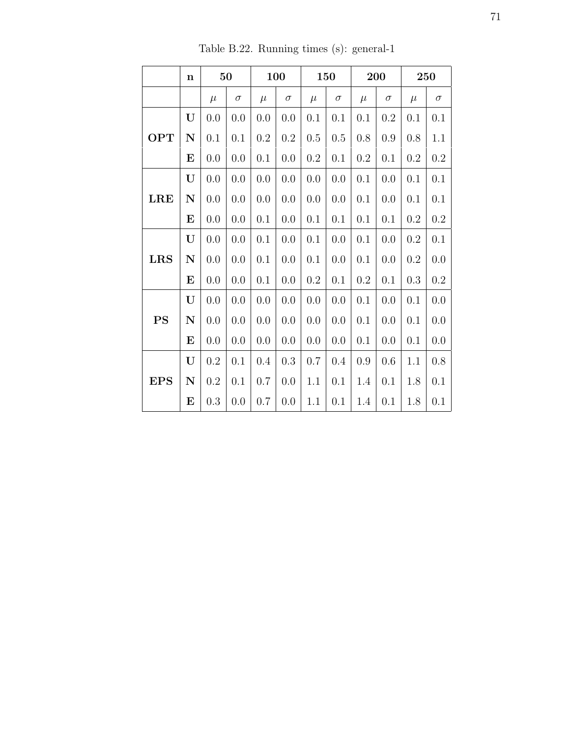Table B.22. Running times (s): general-1

| | **n** | **50** | | **100** | | **150** | | **200** | | **250** | |
|---|---|---|---|---|---|---|---|---|---|---|---|
| | | $\mu$ | $\sigma$ | $\mu$ | $\sigma$ | $\mu$ | $\sigma$ | $\mu$ | $\sigma$ | $\mu$ | $\sigma$ |
| | **U** | 0.0 | 0.0 | 0.0 | 0.0 | 0.1 | 0.1 | 0.1 | 0.2 | 0.1 | 0.1 |
| **OPT** | **N** | 0.1 | 0.1 | 0.2 | 0.2 | 0.5 | 0.5 | 0.8 | 0.9 | 0.8 | 1.1 |
| | **E** | 0.0 | 0.0 | 0.1 | 0.0 | 0.2 | 0.1 | 0.2 | 0.1 | 0.2 | 0.2 |
| | **U** | 0.0 | 0.0 | 0.0 | 0.0 | 0.0 | 0.0 | 0.1 | 0.0 | 0.1 | 0.1 |
| **LRE** | **N** | 0.0 | 0.0 | 0.0 | 0.0 | 0.0 | 0.0 | 0.1 | 0.0 | 0.1 | 0.1 |
| | **E** | 0.0 | 0.0 | 0.1 | 0.0 | 0.1 | 0.1 | 0.1 | 0.1 | 0.2 | 0.2 |
| | **U** | 0.0 | 0.0 | 0.1 | 0.0 | 0.1 | 0.0 | 0.1 | 0.0 | 0.2 | 0.1 |
| **LRS** | **N** | 0.0 | 0.0 | 0.1 | 0.0 | 0.1 | 0.0 | 0.1 | 0.0 | 0.2 | 0.0 |
| | **E** | 0.0 | 0.0 | 0.1 | 0.0 | 0.2 | 0.1 | 0.2 | 0.1 | 0.3 | 0.2 |
| | **U** | 0.0 | 0.0 | 0.0 | 0.0 | 0.0 | 0.0 | 0.1 | 0.0 | 0.1 | 0.0 |
| **PS** | **N** | 0.0 | 0.0 | 0.0 | 0.0 | 0.0 | 0.0 | 0.1 | 0.0 | 0.1 | 0.0 |
| | **E** | 0.0 | 0.0 | 0.0 | 0.0 | 0.0 | 0.0 | 0.1 | 0.0 | 0.1 | 0.0 |
| | **U** | 0.2 | 0.1 | 0.4 | 0.3 | 0.7 | 0.4 | 0.9 | 0.6 | 1.1 | 0.8 |
| **EPS** | **N** | 0.2 | 0.1 | 0.7 | 0.0 | 1.1 | 0.1 | 1.4 | 0.1 | 1.8 | 0.1 |
| | **E** | 0.3 | 0.0 | 0.7 | 0.0 | 1.1 | 0.1 | 1.4 | 0.1 | 1.8 | 0.1 |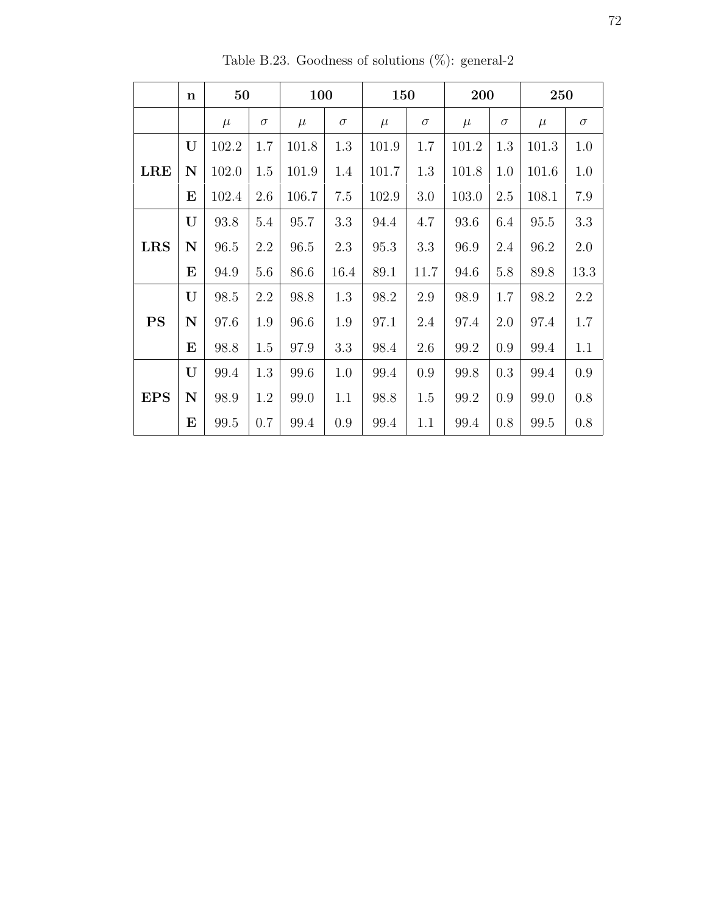Table B.23. Goodness of solutions (%): general-2

| | **n** | **50** | | **100** | | **150** | | **200** | | **250** | |
|---|---|---|---|---|---|---|---|---|---|---|---|
| | | $\mu$ | $\sigma$ | $\mu$ | $\sigma$ | $\mu$ | $\sigma$ | $\mu$ | $\sigma$ | $\mu$ | $\sigma$ |
| **LRE** | **U** | 102.2 | 1.7 | 101.8 | 1.3 | 101.9 | 1.7 | 101.2 | 1.3 | 101.3 | 1.0 |
| | **N** | 102.0 | 1.5 | 101.9 | 1.4 | 101.7 | 1.3 | 101.8 | 1.0 | 101.6 | 1.0 |
| | **E** | 102.4 | 2.6 | 106.7 | 7.5 | 102.9 | 3.0 | 103.0 | 2.5 | 108.1 | 7.9 |
| **LRS** | **U** | 93.8 | 5.4 | 95.7 | 3.3 | 94.4 | 4.7 | 93.6 | 6.4 | 95.5 | 3.3 |
| | **N** | 96.5 | 2.2 | 96.5 | 2.3 | 95.3 | 3.3 | 96.9 | 2.4 | 96.2 | 2.0 |
| | **E** | 94.9 | 5.6 | 86.6 | 16.4 | 89.1 | 11.7 | 94.6 | 5.8 | 89.8 | 13.3 |
| **PS** | **U** | 98.5 | 2.2 | 98.8 | 1.3 | 98.2 | 2.9 | 98.9 | 1.7 | 98.2 | 2.2 |
| | **N** | 97.6 | 1.9 | 96.6 | 1.9 | 97.1 | 2.4 | 97.4 | 2.0 | 97.4 | 1.7 |
| | **E** | 98.8 | 1.5 | 97.9 | 3.3 | 98.4 | 2.6 | 99.2 | 0.9 | 99.4 | 1.1 |
| **EPS** | **U** | 99.4 | 1.3 | 99.6 | 1.0 | 99.4 | 0.9 | 99.8 | 0.3 | 99.4 | 0.9 |
| | **N** | 98.9 | 1.2 | 99.0 | 1.1 | 98.8 | 1.5 | 99.2 | 0.9 | 99.0 | 0.8 |
| | **E** | 99.5 | 0.7 | 99.4 | 0.9 | 99.4 | 1.1 | 99.4 | 0.8 | 99.5 | 0.8 |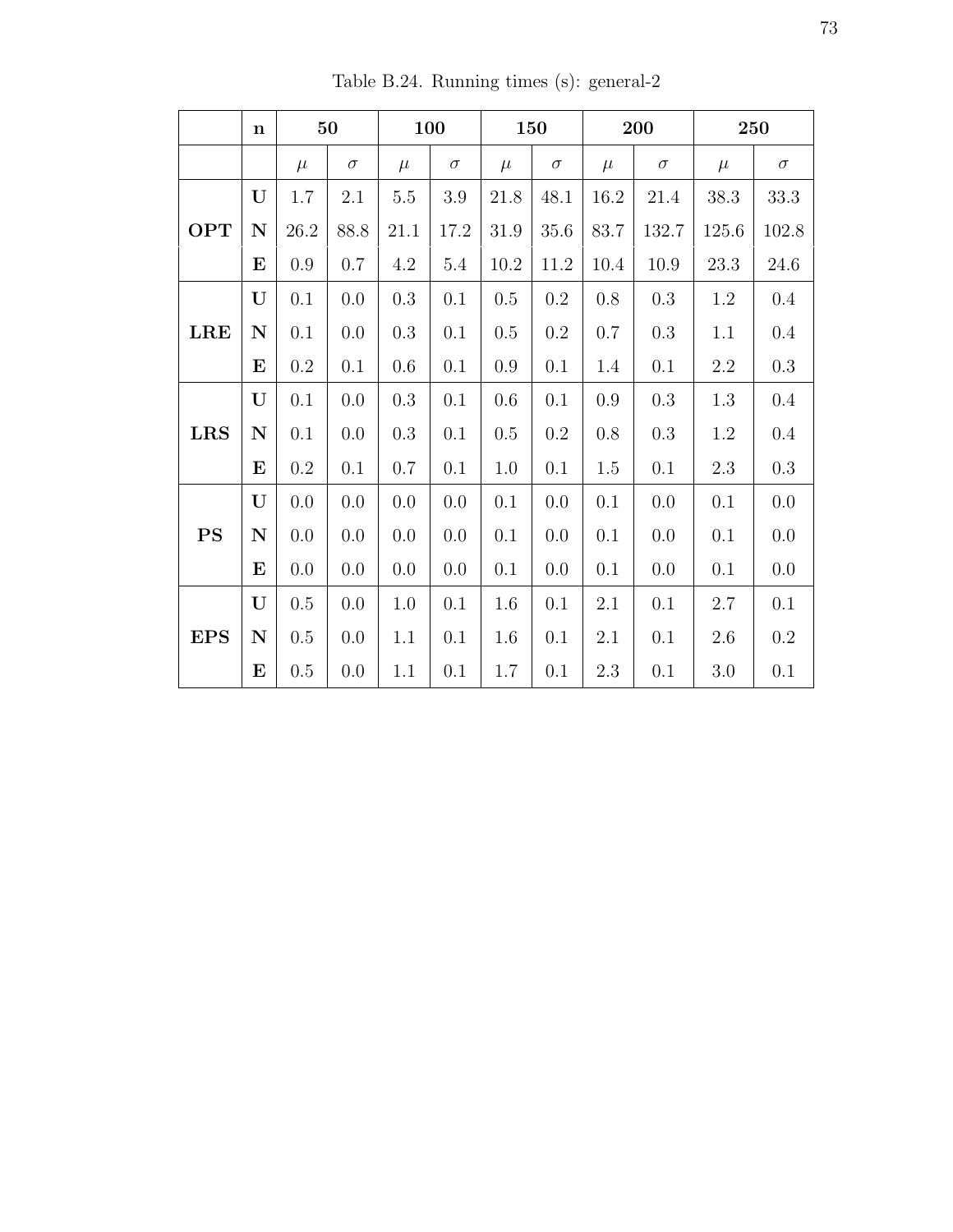Table B.24. Running times (s): general-2

| | n | 50 | | 100 | | 150 | | 200 | | 250 | |
|---|---|---|---|---|---|---|---|---|---|---|---|
| | | $\mu$ | $\sigma$ | $\mu$ | $\sigma$ | $\mu$ | $\sigma$ | $\mu$ | $\sigma$ | $\mu$ | $\sigma$ |
| **OPT** | **U** | 1.7 | 2.1 | 5.5 | 3.9 | 21.8 | 48.1 | 16.2 | 21.4 | 38.3 | 33.3 |
| | **N** | 26.2 | 88.8 | 21.1 | 17.2 | 31.9 | 35.6 | 83.7 | 132.7 | 125.6 | 102.8 |
| | **E** | 0.9 | 0.7 | 4.2 | 5.4 | 10.2 | 11.2 | 10.4 | 10.9 | 23.3 | 24.6 |
| **LRE** | **U** | 0.1 | 0.0 | 0.3 | 0.1 | 0.5 | 0.2 | 0.8 | 0.3 | 1.2 | 0.4 |
| | **N** | 0.1 | 0.0 | 0.3 | 0.1 | 0.5 | 0.2 | 0.7 | 0.3 | 1.1 | 0.4 |
| | **E** | 0.2 | 0.1 | 0.6 | 0.1 | 0.9 | 0.1 | 1.4 | 0.1 | 2.2 | 0.3 |
| **LRS** | **U** | 0.1 | 0.0 | 0.3 | 0.1 | 0.6 | 0.1 | 0.9 | 0.3 | 1.3 | 0.4 |
| | **N** | 0.1 | 0.0 | 0.3 | 0.1 | 0.5 | 0.2 | 0.8 | 0.3 | 1.2 | 0.4 |
| | **E** | 0.2 | 0.1 | 0.7 | 0.1 | 1.0 | 0.1 | 1.5 | 0.1 | 2.3 | 0.3 |
| **PS** | **U** | 0.0 | 0.0 | 0.0 | 0.0 | 0.1 | 0.0 | 0.1 | 0.0 | 0.1 | 0.0 |
| | **N** | 0.0 | 0.0 | 0.0 | 0.0 | 0.1 | 0.0 | 0.1 | 0.0 | 0.1 | 0.0 |
| | **E** | 0.0 | 0.0 | 0.0 | 0.0 | 0.1 | 0.0 | 0.1 | 0.0 | 0.1 | 0.0 |
| **EPS** | **U** | 0.5 | 0.0 | 1.0 | 0.1 | 1.6 | 0.1 | 2.1 | 0.1 | 2.7 | 0.1 |
| | **N** | 0.5 | 0.0 | 1.1 | 0.1 | 1.6 | 0.1 | 2.1 | 0.1 | 2.6 | 0.2 |
| | **E** | 0.5 | 0.0 | 1.1 | 0.1 | 1.7 | 0.1 | 2.3 | 0.1 | 3.0 | 0.1 |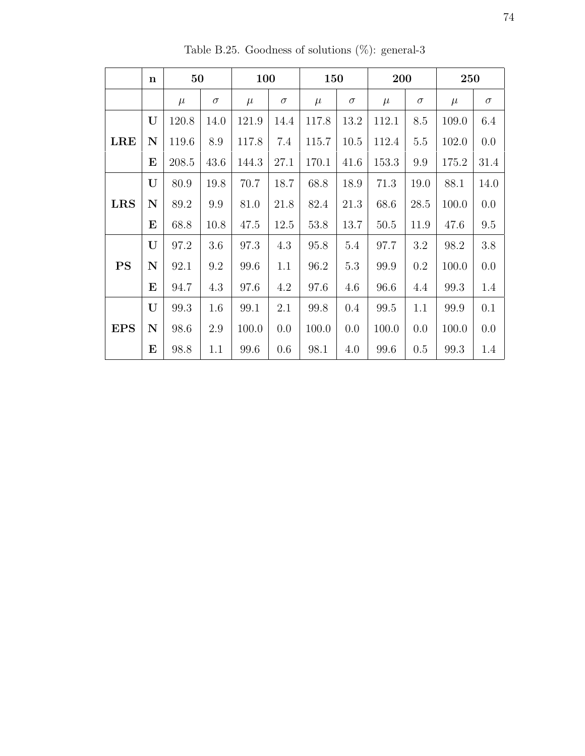Table B.25. Goodness of solutions (%): general-3

| | n | 50 | | 100 | | 150 | | 200 | | 250 | |
|---|---|---|---|---|---|---|---|---|---|---|---|
| | | $\mu$ | $\sigma$ | $\mu$ | $\sigma$ | $\mu$ | $\sigma$ | $\mu$ | $\sigma$ | $\mu$ | $\sigma$ |
| **LRE** | **U** | 120.8 | 14.0 | 121.9 | 14.4 | 117.8 | 13.2 | 112.1 | 8.5 | 109.0 | 6.4 |
| | **N** | 119.6 | 8.9 | 117.8 | 7.4 | 115.7 | 10.5 | 112.4 | 5.5 | 102.0 | 0.0 |
| | **E** | 208.5 | 43.6 | 144.3 | 27.1 | 170.1 | 41.6 | 153.3 | 9.9 | 175.2 | 31.4 |
| **LRS** | **U** | 80.9 | 19.8 | 70.7 | 18.7 | 68.8 | 18.9 | 71.3 | 19.0 | 88.1 | 14.0 |
| | **N** | 89.2 | 9.9 | 81.0 | 21.8 | 82.4 | 21.3 | 68.6 | 28.5 | 100.0 | 0.0 |
| | **E** | 68.8 | 10.8 | 47.5 | 12.5 | 53.8 | 13.7 | 50.5 | 11.9 | 47.6 | 9.5 |
| **PS** | **U** | 97.2 | 3.6 | 97.3 | 4.3 | 95.8 | 5.4 | 97.7 | 3.2 | 98.2 | 3.8 |
| | **N** | 92.1 | 9.2 | 99.6 | 1.1 | 96.2 | 5.3 | 99.9 | 0.2 | 100.0 | 0.0 |
| | **E** | 94.7 | 4.3 | 97.6 | 4.2 | 97.6 | 4.6 | 96.6 | 4.4 | 99.3 | 1.4 |
| **EPS** | **U** | 99.3 | 1.6 | 99.1 | 2.1 | 99.8 | 0.4 | 99.5 | 1.1 | 99.9 | 0.1 |
| | **N** | 98.6 | 2.9 | 100.0 | 0.0 | 100.0 | 0.0 | 100.0 | 0.0 | 100.0 | 0.0 |
| | **E** | 98.8 | 1.1 | 99.6 | 0.6 | 98.1 | 4.0 | 99.6 | 0.5 | 99.3 | 1.4 |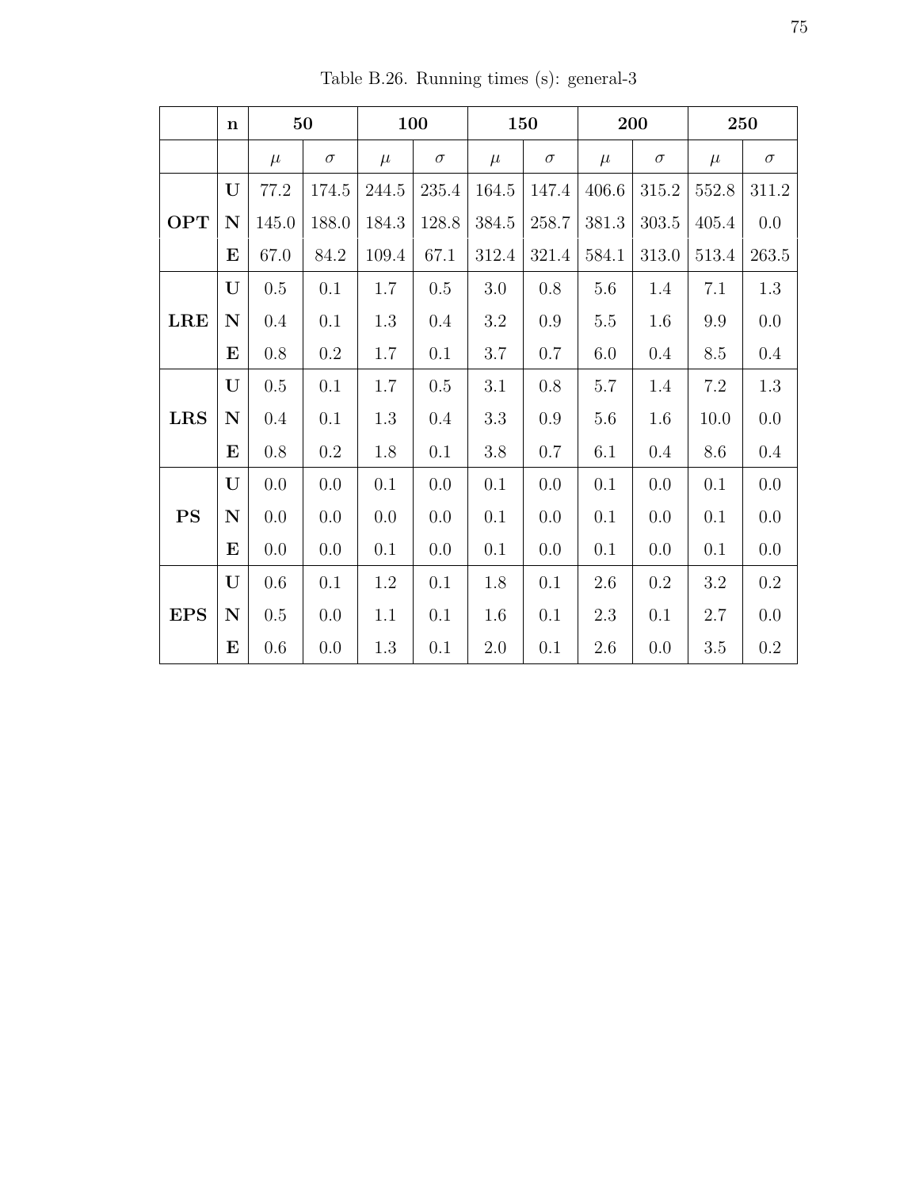Table B.26. Running times (s): general-3

| | n | 50 | | 100 | | 150 | | 200 | | 250 | |
|---|---|---|---|---|---|---|---|---|---|---|---|
| | | $\mu$ | $\sigma$ | $\mu$ | $\sigma$ | $\mu$ | $\sigma$ | $\mu$ | $\sigma$ | $\mu$ | $\sigma$ |
| **OPT** | **U** | 77.2 | 174.5 | 244.5 | 235.4 | 164.5 | 147.4 | 406.6 | 315.2 | 552.8 | 311.2 |
| | **N** | 145.0 | 188.0 | 184.3 | 128.8 | 384.5 | 258.7 | 381.3 | 303.5 | 405.4 | 0.0 |
| | **E** | 67.0 | 84.2 | 109.4 | 67.1 | 312.4 | 321.4 | 584.1 | 313.0 | 513.4 | 263.5 |
| **LRE** | **U** | 0.5 | 0.1 | 1.7 | 0.5 | 3.0 | 0.8 | 5.6 | 1.4 | 7.1 | 1.3 |
| | **N** | 0.4 | 0.1 | 1.3 | 0.4 | 3.2 | 0.9 | 5.5 | 1.6 | 9.9 | 0.0 |
| | **E** | 0.8 | 0.2 | 1.7 | 0.1 | 3.7 | 0.7 | 6.0 | 0.4 | 8.5 | 0.4 |
| **LRS** | **U** | 0.5 | 0.1 | 1.7 | 0.5 | 3.1 | 0.8 | 5.7 | 1.4 | 7.2 | 1.3 |
| | **N** | 0.4 | 0.1 | 1.3 | 0.4 | 3.3 | 0.9 | 5.6 | 1.6 | 10.0 | 0.0 |
| | **E** | 0.8 | 0.2 | 1.8 | 0.1 | 3.8 | 0.7 | 6.1 | 0.4 | 8.6 | 0.4 |
| **PS** | **U** | 0.0 | 0.0 | 0.1 | 0.0 | 0.1 | 0.0 | 0.1 | 0.0 | 0.1 | 0.0 |
| | **N** | 0.0 | 0.0 | 0.0 | 0.0 | 0.1 | 0.0 | 0.1 | 0.0 | 0.1 | 0.0 |
| | **E** | 0.0 | 0.0 | 0.1 | 0.0 | 0.1 | 0.0 | 0.1 | 0.0 | 0.1 | 0.0 |
| **EPS** | **U** | 0.6 | 0.1 | 1.2 | 0.1 | 1.8 | 0.1 | 2.6 | 0.2 | 3.2 | 0.2 |
| | **N** | 0.5 | 0.0 | 1.1 | 0.1 | 1.6 | 0.1 | 2.3 | 0.1 | 2.7 | 0.0 |
| | **E** | 0.6 | 0.0 | 1.3 | 0.1 | 2.0 | 0.1 | 2.6 | 0.0 | 3.5 | 0.2 |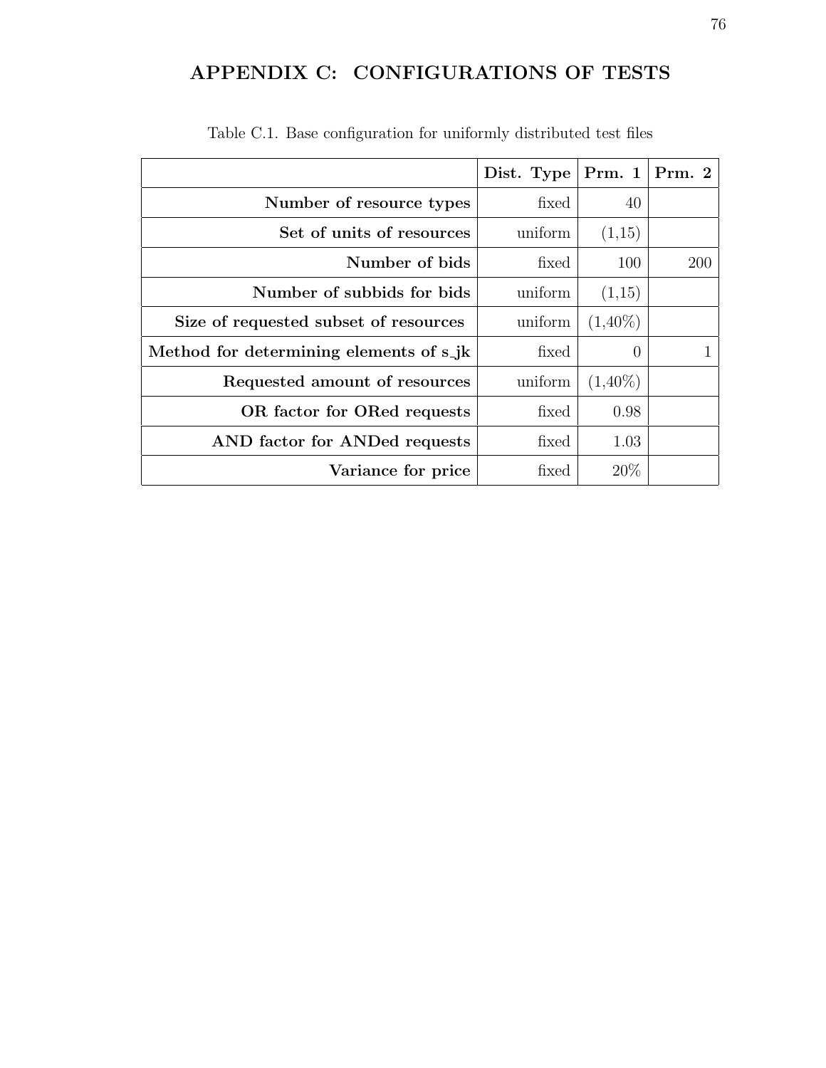# APPENDIX C: CONFIGURATIONS OF TESTS

Table C.1. Base configuration for uniformly distributed test files

| | Dist. Type | Prm. 1 | Prm. 2 |
|---|---|---|---|
| **Number of resource types** | fixed | 40 | |
| **Set of units of resources** | uniform | (1,15) | |
| **Number of bids** | fixed | 100 | 200 |
| **Number of subbids for bids** | uniform | (1,15) | |
| **Size of requested subset of resources** | uniform | (1,40%) | |
| **Method for determining elements of s_jk** | fixed | 0 | 1 |
| **Requested amount of resources** | uniform | (1,40%) | |
| **OR factor for ORed requests** | fixed | 0.98 | |
| **AND factor for ANDed requests** | fixed | 1.03 | |
| **Variance for price** | fixed | 20% | |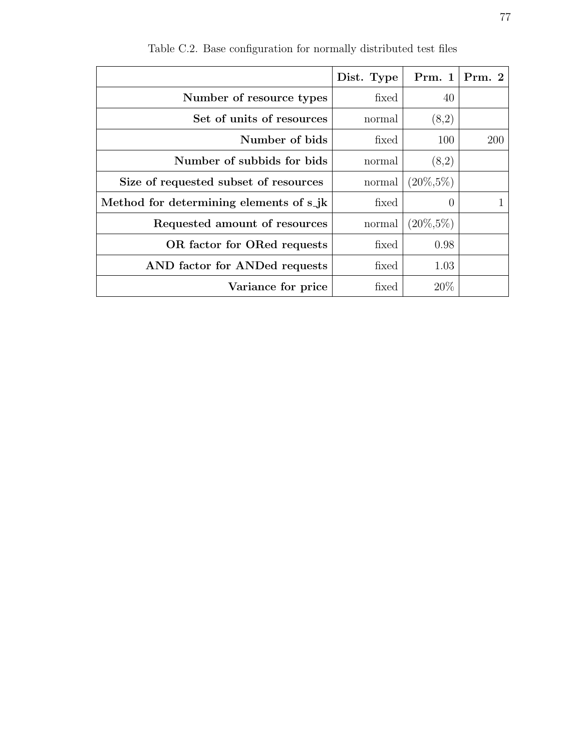Table C.2. Base configuration for normally distributed test files

| | **Dist. Type** | **Prm. 1** | **Prm. 2** |
|---:|---:|---:|---:|
| **Number of resource types** | fixed | 40 | |
| **Set of units of resources** | normal | (8,2) | |
| **Number of bids** | fixed | 100 | 200 |
| **Number of subbids for bids** | normal | (8,2) | |
| **Size of requested subset of resources** | normal | (20%,5%) | |
| **Method for determining elements of s_jk** | fixed | 0 | 1 |
| **Requested amount of resources** | normal | (20%,5%) | |
| **OR factor for ORed requests** | fixed | 0.98 | |
| **AND factor for ANDed requests** | fixed | 1.03 | |
| **Variance for price** | fixed | 20% | |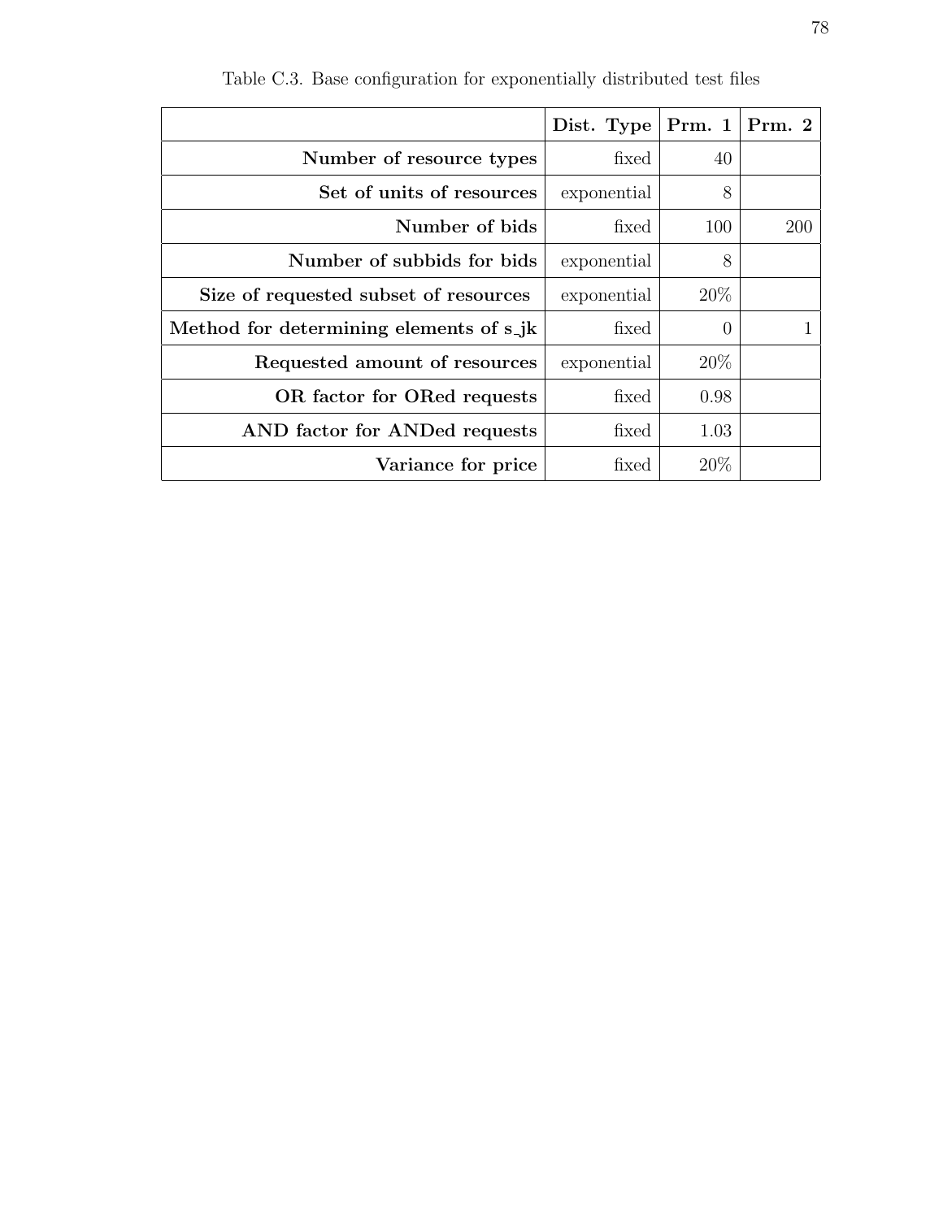Table C.3. Base configuration for exponentially distributed test files

| | Dist. Type | Prm. 1 | Prm. 2 |
|---|---|---|---|
| **Number of resource types** | fixed | 40 | |
| **Set of units of resources** | exponential | 8 | |
| **Number of bids** | fixed | 100 | 200 |
| **Number of subbids for bids** | exponential | 8 | |
| **Size of requested subset of resources** | exponential | 20% | |
| **Method for determining elements of s_jk** | fixed | 0 | 1 |
| **Requested amount of resources** | exponential | 20% | |
| **OR factor for ORed requests** | fixed | 0.98 | |
| **AND factor for ANDed requests** | fixed | 1.03 | |
| **Variance for price** | fixed | 20% | |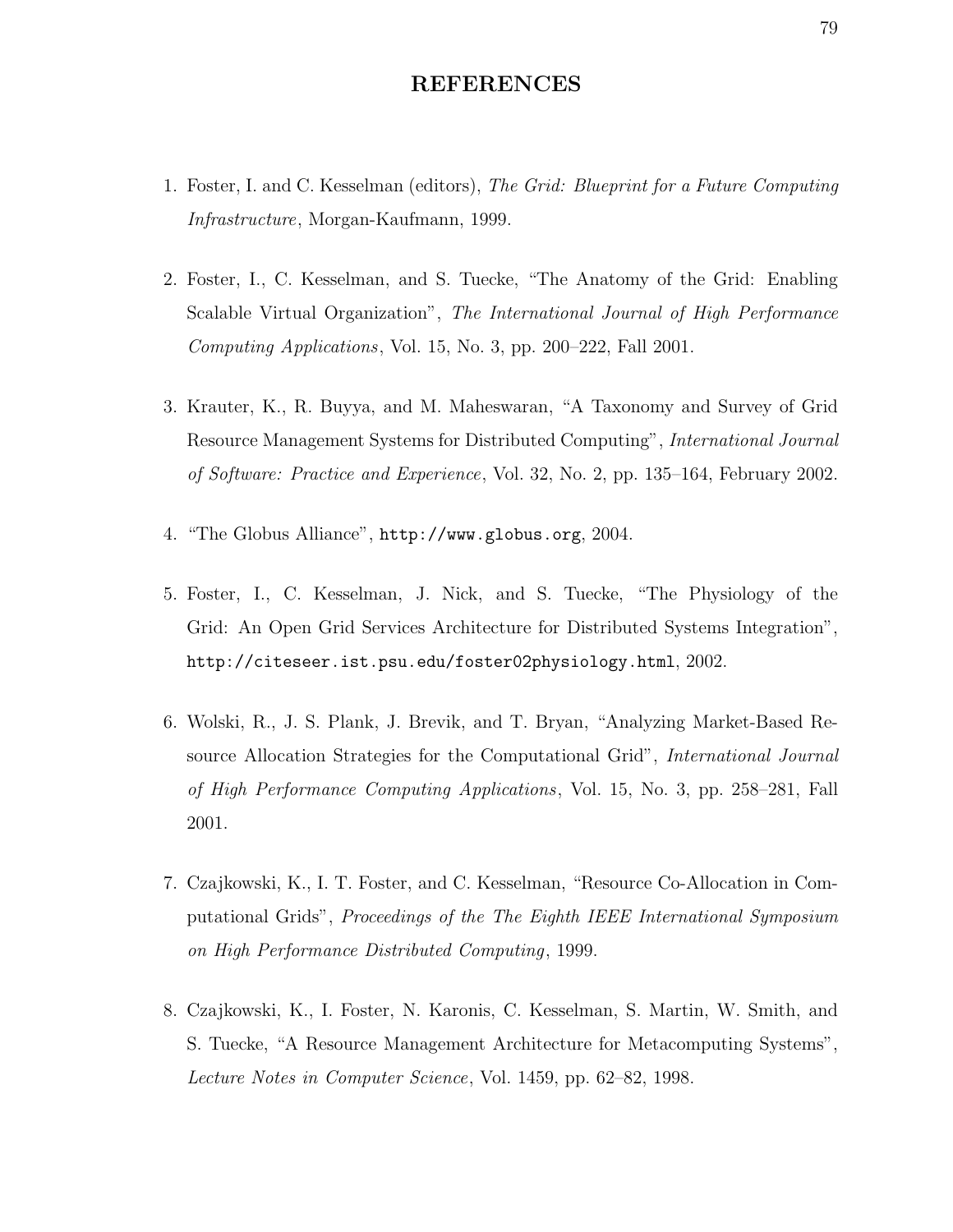# REFERENCES

1. Foster, I. and C. Kesselman (editors), *The Grid: Blueprint for a Future Computing Infrastructure*, Morgan-Kaufmann, 1999.

2. Foster, I., C. Kesselman, and S. Tuecke, "The Anatomy of the Grid: Enabling Scalable Virtual Organization", *The International Journal of High Performance Computing Applications*, Vol. 15, No. 3, pp. 200–222, Fall 2001.

3. Krauter, K., R. Buyya, and M. Maheswaran, "A Taxonomy and Survey of Grid Resource Management Systems for Distributed Computing", *International Journal of Software: Practice and Experience*, Vol. 32, No. 2, pp. 135–164, February 2002.

4. "The Globus Alliance", `http://www.globus.org`, 2004.

5. Foster, I., C. Kesselman, J. Nick, and S. Tuecke, "The Physiology of the Grid: An Open Grid Services Architecture for Distributed Systems Integration", `http://citeseer.ist.psu.edu/foster02physiology.html`, 2002.

6. Wolski, R., J. S. Plank, J. Brevik, and T. Bryan, "Analyzing Market-Based Resource Allocation Strategies for the Computational Grid", *International Journal of High Performance Computing Applications*, Vol. 15, No. 3, pp. 258–281, Fall 2001.

7. Czajkowski, K., I. T. Foster, and C. Kesselman, "Resource Co-Allocation in Computational Grids", *Proceedings of the The Eighth IEEE International Symposium on High Performance Distributed Computing*, 1999.

8. Czajkowski, K., I. Foster, N. Karonis, C. Kesselman, S. Martin, W. Smith, and S. Tuecke, "A Resource Management Architecture for Metacomputing Systems", *Lecture Notes in Computer Science*, Vol. 1459, pp. 62–82, 1998.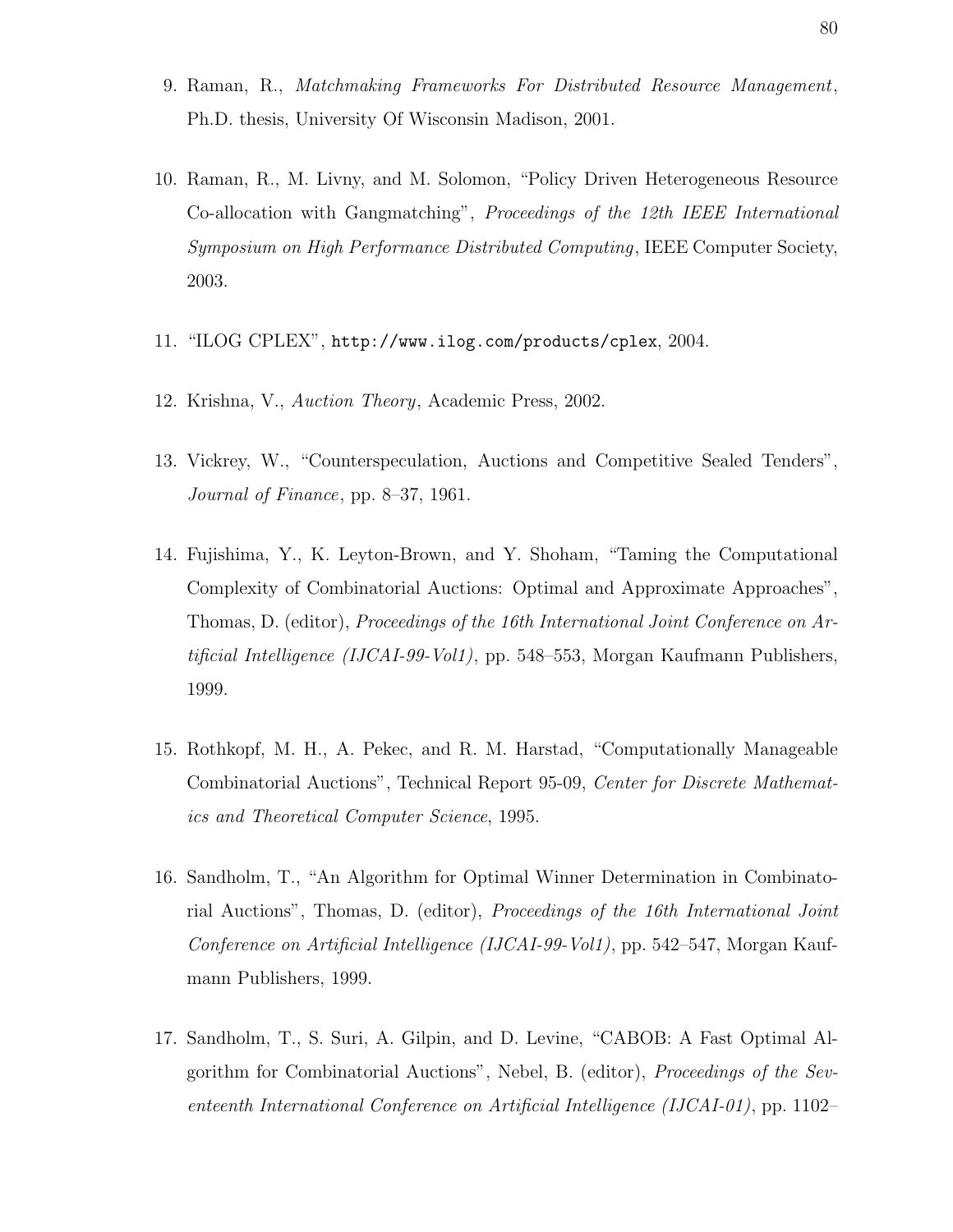9. Raman, R., *Matchmaking Frameworks For Distributed Resource Management*, Ph.D. thesis, University Of Wisconsin Madison, 2001.

10. Raman, R., M. Livny, and M. Solomon, "Policy Driven Heterogeneous Resource Co-allocation with Gangmatching", *Proceedings of the 12th IEEE International Symposium on High Performance Distributed Computing*, IEEE Computer Society, 2003.

11. "ILOG CPLEX", `http://www.ilog.com/products/cplex`, 2004.

12. Krishna, V., *Auction Theory*, Academic Press, 2002.

13. Vickrey, W., "Counterspeculation, Auctions and Competitive Sealed Tenders", *Journal of Finance*, pp. 8–37, 1961.

14. Fujishima, Y., K. Leyton-Brown, and Y. Shoham, "Taming the Computational Complexity of Combinatorial Auctions: Optimal and Approximate Approaches", Thomas, D. (editor), *Proceedings of the 16th International Joint Conference on Artificial Intelligence (IJCAI-99-Vol1)*, pp. 548–553, Morgan Kaufmann Publishers, 1999.

15. Rothkopf, M. H., A. Pekec, and R. M. Harstad, "Computationally Manageable Combinatorial Auctions", Technical Report 95-09, *Center for Discrete Mathematics and Theoretical Computer Science*, 1995.

16. Sandholm, T., "An Algorithm for Optimal Winner Determination in Combinatorial Auctions", Thomas, D. (editor), *Proceedings of the 16th International Joint Conference on Artificial Intelligence (IJCAI-99-Vol1)*, pp. 542–547, Morgan Kaufmann Publishers, 1999.

17. Sandholm, T., S. Suri, A. Gilpin, and D. Levine, "CABOB: A Fast Optimal Algorithm for Combinatorial Auctions", Nebel, B. (editor), *Proceedings of the Seventeenth International Conference on Artificial Intelligence (IJCAI-01)*, pp. 1102–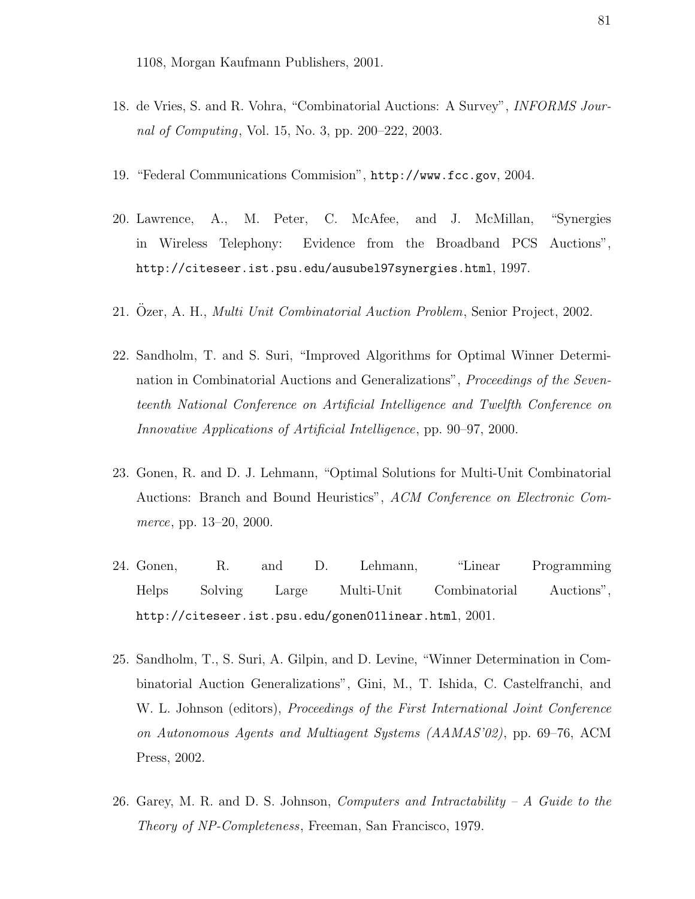1108, Morgan Kaufmann Publishers, 2001.

18. de Vries, S. and R. Vohra, "Combinatorial Auctions: A Survey", *INFORMS Journal of Computing*, Vol. 15, No. 3, pp. 200–222, 2003.

19. "Federal Communications Commision", `http://www.fcc.gov`, 2004.

20. Lawrence, A., M. Peter, C. McAfee, and J. McMillan, "Synergies in Wireless Telephony: Evidence from the Broadband PCS Auctions", `http://citeseer.ist.psu.edu/ausubel97synergies.html`, 1997.

21. Özer, A. H., *Multi Unit Combinatorial Auction Problem*, Senior Project, 2002.

22. Sandholm, T. and S. Suri, "Improved Algorithms for Optimal Winner Determination in Combinatorial Auctions and Generalizations", *Proceedings of the Seventeenth National Conference on Artificial Intelligence and Twelfth Conference on Innovative Applications of Artificial Intelligence*, pp. 90–97, 2000.

23. Gonen, R. and D. J. Lehmann, "Optimal Solutions for Multi-Unit Combinatorial Auctions: Branch and Bound Heuristics", *ACM Conference on Electronic Commerce*, pp. 13–20, 2000.

24. Gonen, R. and D. Lehmann, "Linear Programming Helps Solving Large Multi-Unit Combinatorial Auctions", `http://citeseer.ist.psu.edu/gonen01linear.html`, 2001.

25. Sandholm, T., S. Suri, A. Gilpin, and D. Levine, "Winner Determination in Combinatorial Auction Generalizations", Gini, M., T. Ishida, C. Castelfranchi, and W. L. Johnson (editors), *Proceedings of the First International Joint Conference on Autonomous Agents and Multiagent Systems (AAMAS'02)*, pp. 69–76, ACM Press, 2002.

26. Garey, M. R. and D. S. Johnson, *Computers and Intractability – A Guide to the Theory of NP-Completeness*, Freeman, San Francisco, 1979.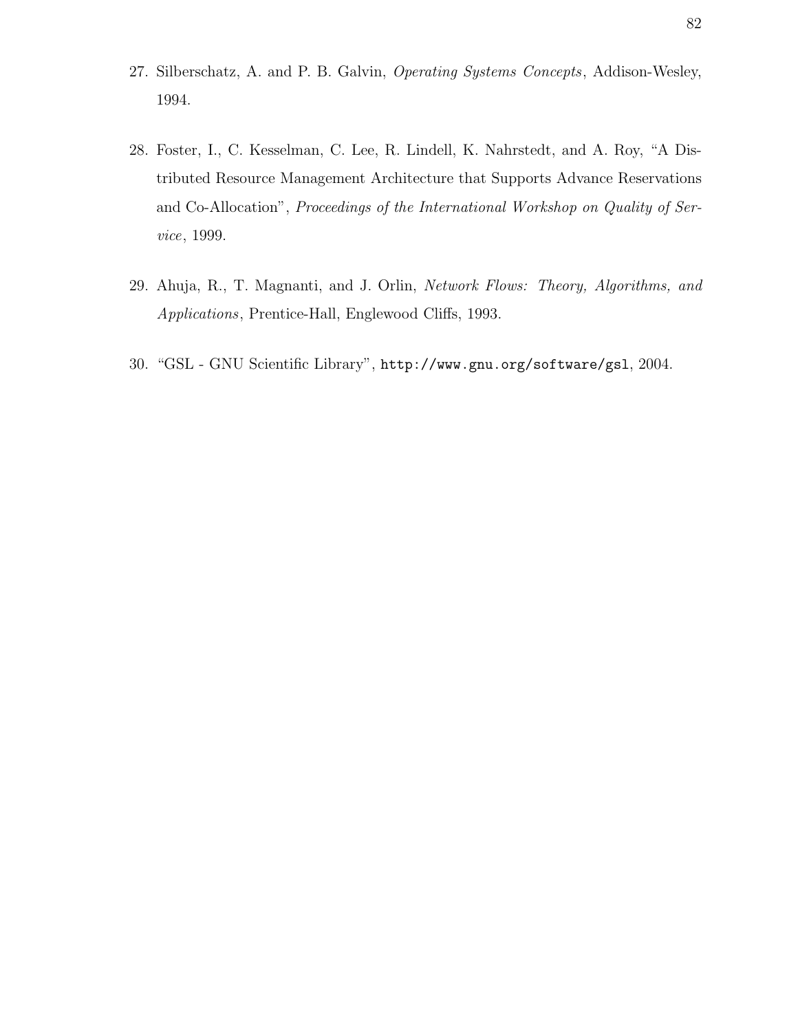27. Silberschatz, A. and P. B. Galvin, *Operating Systems Concepts*, Addison-Wesley, 1994.

28. Foster, I., C. Kesselman, C. Lee, R. Lindell, K. Nahrstedt, and A. Roy, "A Distributed Resource Management Architecture that Supports Advance Reservations and Co-Allocation", *Proceedings of the International Workshop on Quality of Service*, 1999.

29. Ahuja, R., T. Magnanti, and J. Orlin, *Network Flows: Theory, Algorithms, and Applications*, Prentice-Hall, Englewood Cliffs, 1993.

30. "GSL - GNU Scientific Library", `http://www.gnu.org/software/gsl`, 2004.